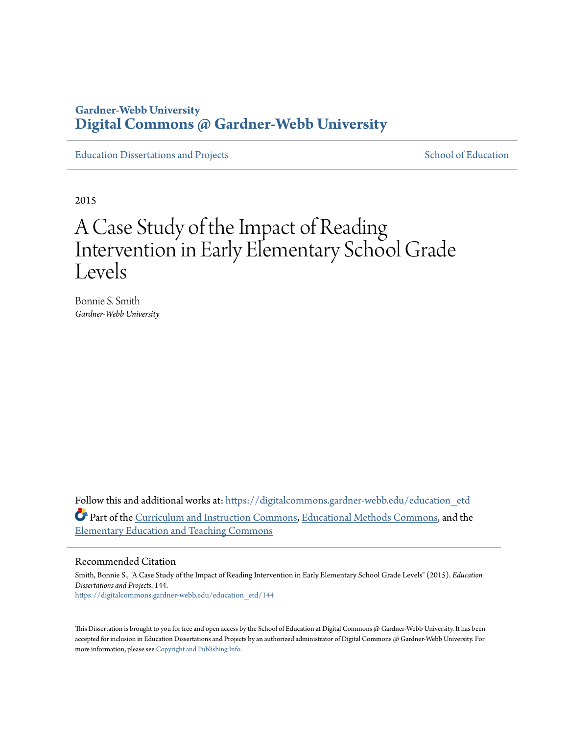Gardner-Webb University
**Digital Commons @ Gardner-Webb University**

Education Dissertations and Projects | School of Education

2015

# A Case Study of the Impact of Reading Intervention in Early Elementary School Grade Levels

Bonnie S. Smith
*Gardner-Webb University*

Follow this and additional works at: https://digitalcommons.gardner-webb.edu/education_etd

Part of the Curriculum and Instruction Commons, Educational Methods Commons, and the Elementary Education and Teaching Commons

## Recommended Citation

Smith, Bonnie S., "A Case Study of the Impact of Reading Intervention in Early Elementary School Grade Levels" (2015). *Education Dissertations and Projects*. 144.
https://digitalcommons.gardner-webb.edu/education_etd/144

This Dissertation is brought to you for free and open access by the School of Education at Digital Commons @ Gardner-Webb University. It has been accepted for inclusion in Education Dissertations and Projects by an authorized administrator of Digital Commons @ Gardner-Webb University. For more information, please see Copyright and Publishing Info.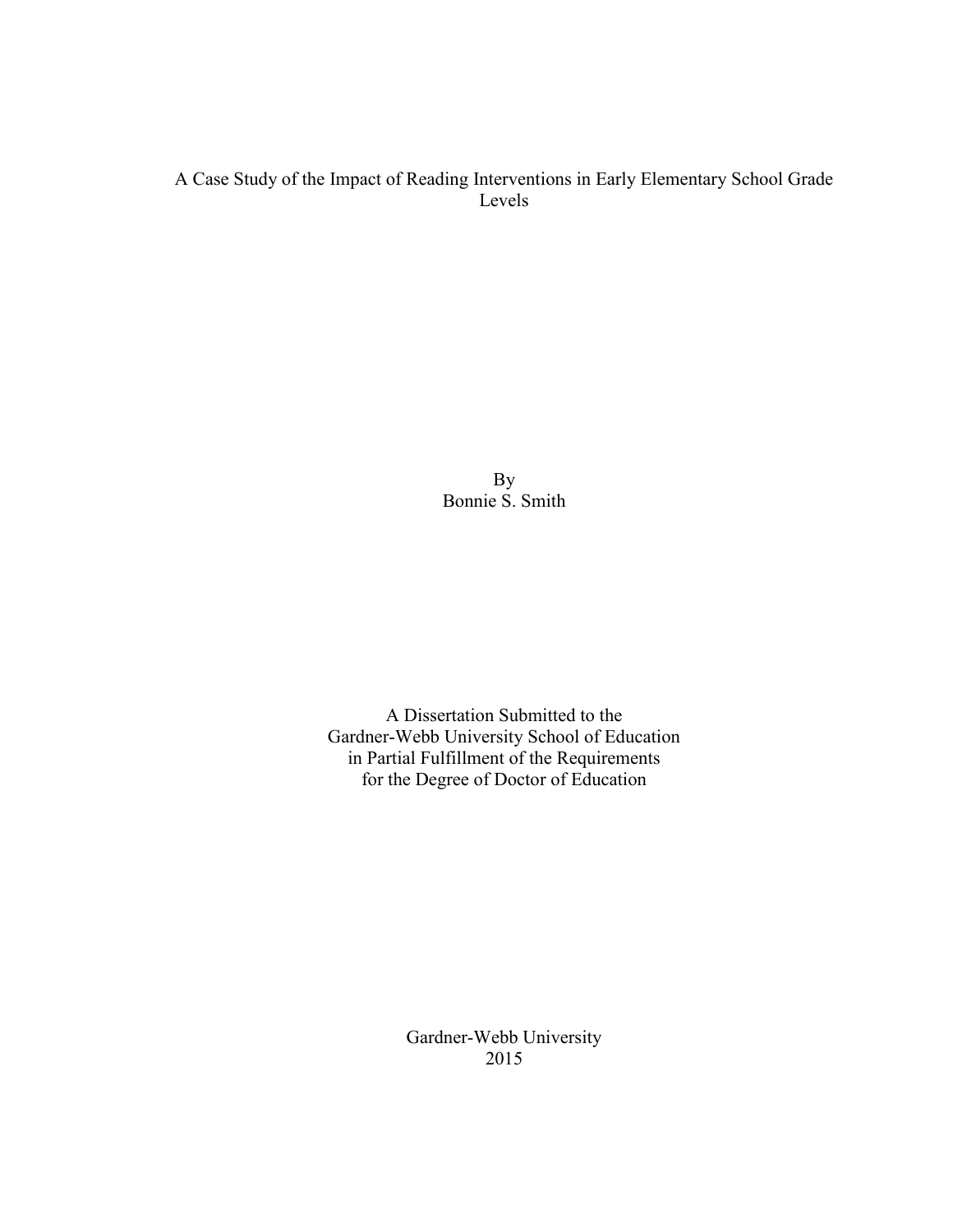# A Case Study of the Impact of Reading Interventions in Early Elementary School Grade Levels

By
Bonnie S. Smith

A Dissertation Submitted to the
Gardner-Webb University School of Education
in Partial Fulfillment of the Requirements
for the Degree of Doctor of Education

Gardner-Webb University
2015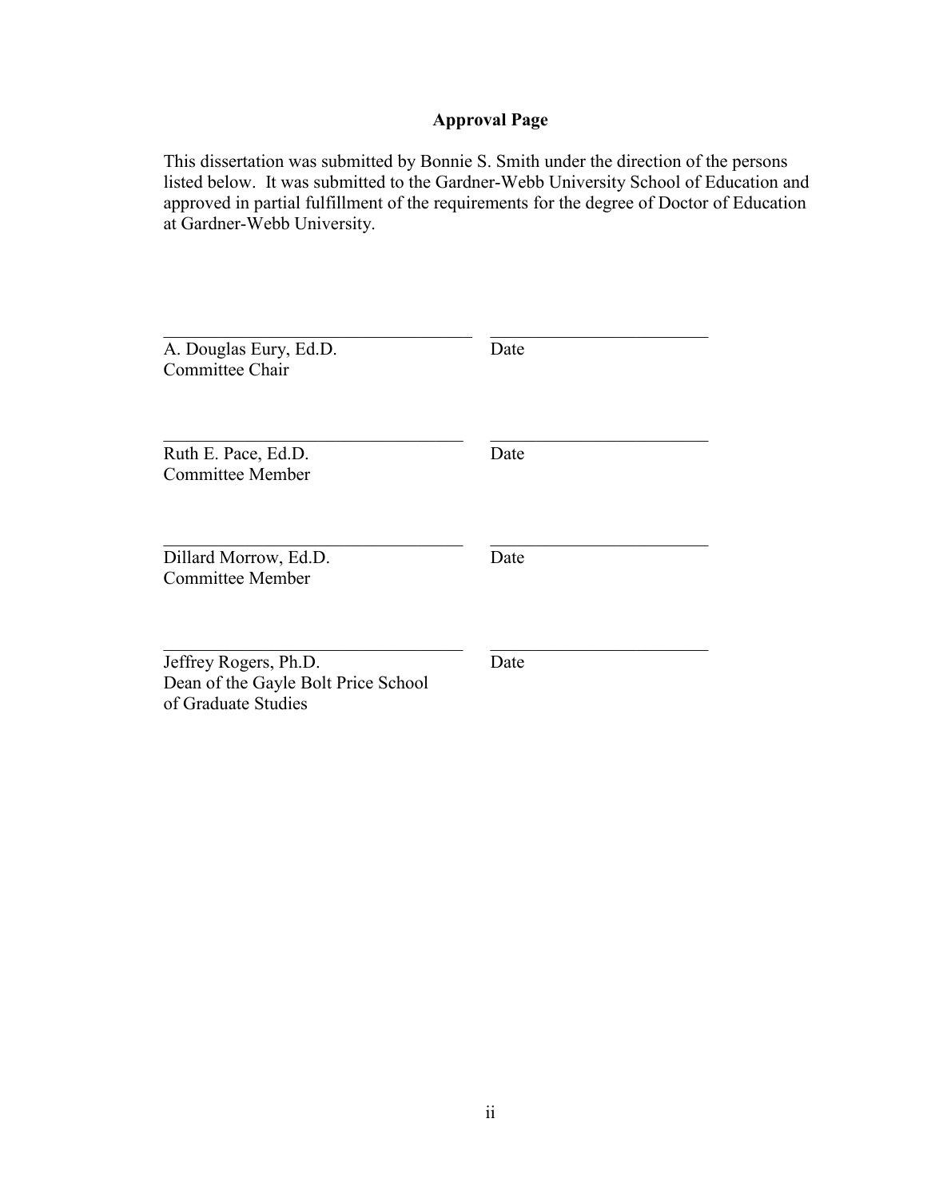## Approval Page

This dissertation was submitted by Bonnie S. Smith under the direction of the persons listed below. It was submitted to the Gardner-Webb University School of Education and approved in partial fulfillment of the requirements for the degree of Doctor of Education at Gardner-Webb University.

\_\_\_\_\_\_\_\_\_\_\_\_\_\_\_\_\_\_\_\_\_\_\_\_\_\_\_\_\_\_\_\_\_\_ \_\_\_\_\_\_\_\_\_\_\_\_\_\_\_\_\_\_\_\_\_\_\_\_\_\_
A. Douglas Eury, Ed.D. Date
Committee Chair

\_\_\_\_\_\_\_\_\_\_\_\_\_\_\_\_\_\_\_\_\_\_\_\_\_\_\_\_\_\_\_\_\_\_ \_\_\_\_\_\_\_\_\_\_\_\_\_\_\_\_\_\_\_\_\_\_\_\_\_\_
Ruth E. Pace, Ed.D. Date
Committee Member

\_\_\_\_\_\_\_\_\_\_\_\_\_\_\_\_\_\_\_\_\_\_\_\_\_\_\_\_\_\_\_\_\_\_ \_\_\_\_\_\_\_\_\_\_\_\_\_\_\_\_\_\_\_\_\_\_\_\_\_\_
Dillard Morrow, Ed.D. Date
Committee Member

\_\_\_\_\_\_\_\_\_\_\_\_\_\_\_\_\_\_\_\_\_\_\_\_\_\_\_\_\_\_\_\_\_\_ \_\_\_\_\_\_\_\_\_\_\_\_\_\_\_\_\_\_\_\_\_\_\_\_\_\_
Jeffrey Rogers, Ph.D. Date
Dean of the Gayle Bolt Price School
of Graduate Studies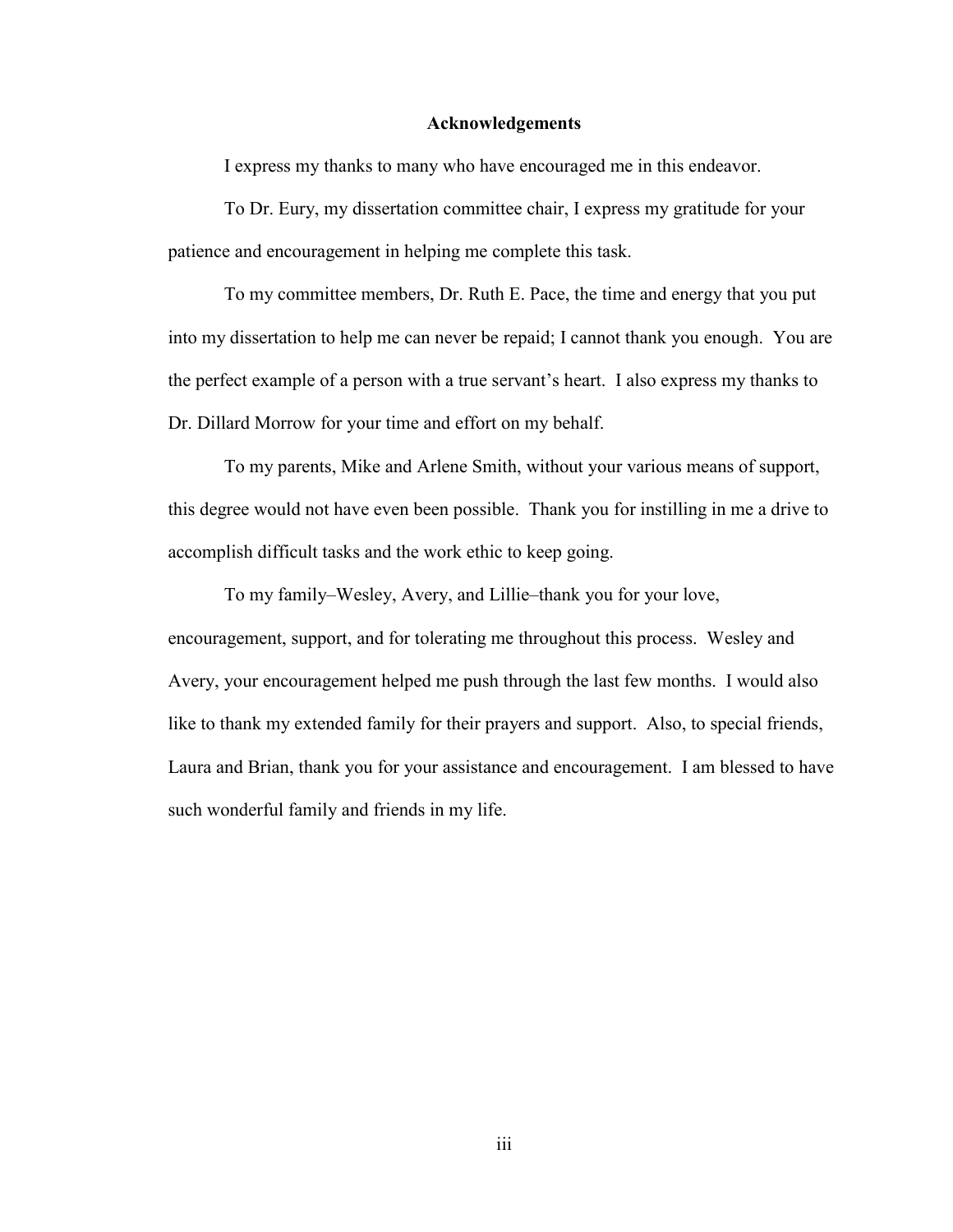## Acknowledgements

I express my thanks to many who have encouraged me in this endeavor.

To Dr. Eury, my dissertation committee chair, I express my gratitude for your patience and encouragement in helping me complete this task.

To my committee members, Dr. Ruth E. Pace, the time and energy that you put into my dissertation to help me can never be repaid; I cannot thank you enough. You are the perfect example of a person with a true servant's heart. I also express my thanks to Dr. Dillard Morrow for your time and effort on my behalf.

To my parents, Mike and Arlene Smith, without your various means of support, this degree would not have even been possible. Thank you for instilling in me a drive to accomplish difficult tasks and the work ethic to keep going.

To my family–Wesley, Avery, and Lillie–thank you for your love, encouragement, support, and for tolerating me throughout this process. Wesley and Avery, your encouragement helped me push through the last few months. I would also like to thank my extended family for their prayers and support. Also, to special friends, Laura and Brian, thank you for your assistance and encouragement. I am blessed to have such wonderful family and friends in my life.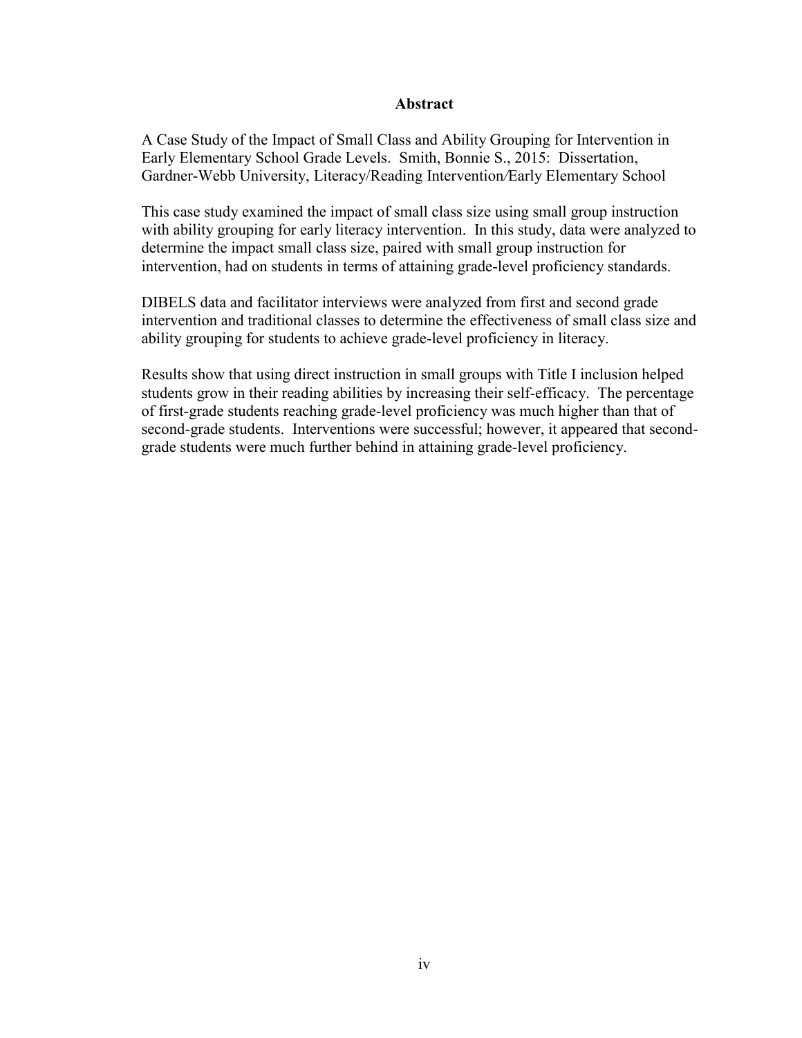## Abstract

A Case Study of the Impact of Small Class and Ability Grouping for Intervention in Early Elementary School Grade Levels. Smith, Bonnie S., 2015: Dissertation, Gardner-Webb University, Literacy/Reading Intervention/Early Elementary School

This case study examined the impact of small class size using small group instruction with ability grouping for early literacy intervention. In this study, data were analyzed to determine the impact small class size, paired with small group instruction for intervention, had on students in terms of attaining grade-level proficiency standards.

DIBELS data and facilitator interviews were analyzed from first and second grade intervention and traditional classes to determine the effectiveness of small class size and ability grouping for students to achieve grade-level proficiency in literacy.

Results show that using direct instruction in small groups with Title I inclusion helped students grow in their reading abilities by increasing their self-efficacy. The percentage of first-grade students reaching grade-level proficiency was much higher than that of second-grade students. Interventions were successful; however, it appeared that second-grade students were much further behind in attaining grade-level proficiency.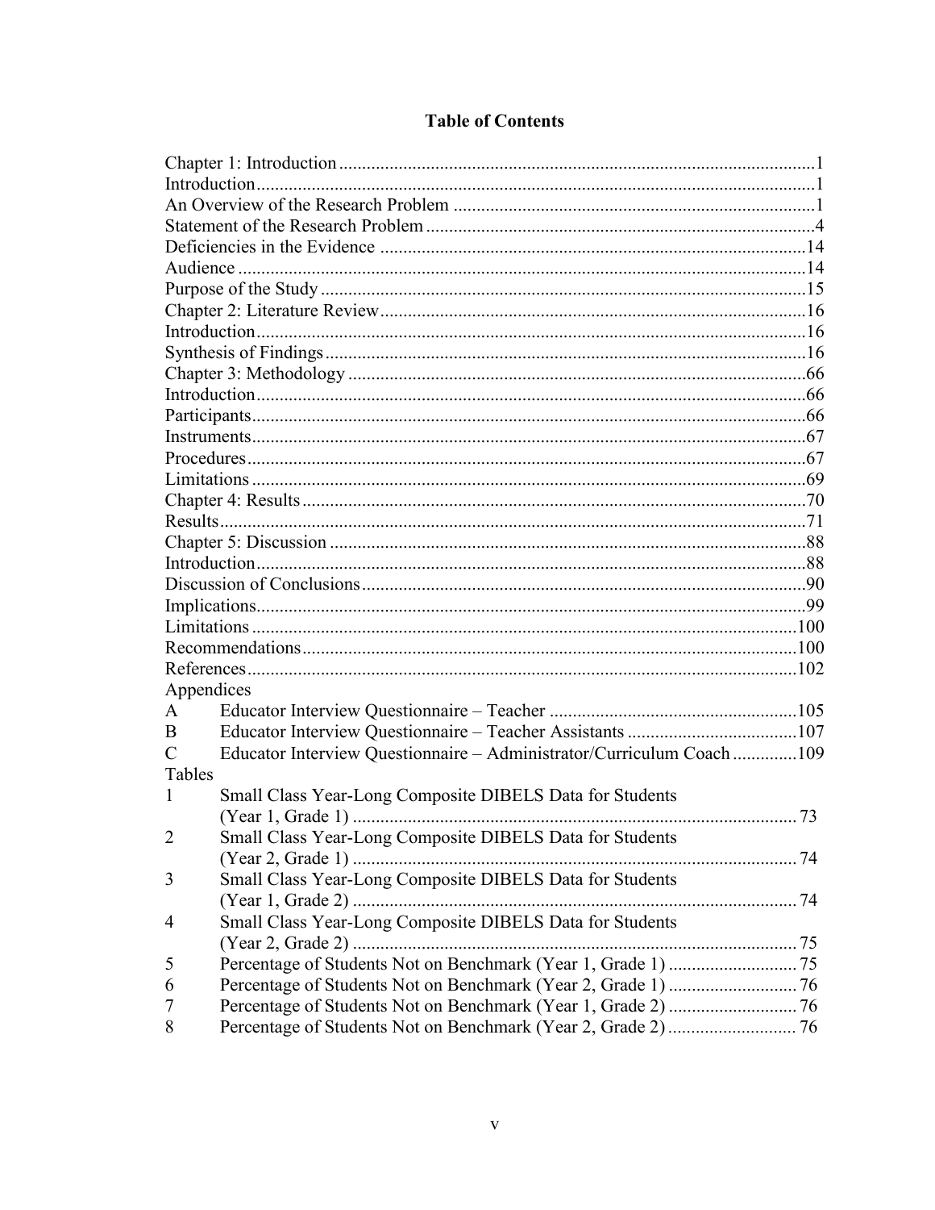# Table of Contents

Chapter 1: Introduction ..... 1
Introduction ..... 1
An Overview of the Research Problem ..... 1
Statement of the Research Problem ..... 4
Deficiencies in the Evidence ..... 14
Audience ..... 14
Purpose of the Study ..... 15
Chapter 2: Literature Review ..... 16
Introduction ..... 16
Synthesis of Findings ..... 16
Chapter 3: Methodology ..... 66
Introduction ..... 66
Participants ..... 66
Instruments ..... 67
Procedures ..... 67
Limitations ..... 69
Chapter 4: Results ..... 70
Results ..... 71
Chapter 5: Discussion ..... 88
Introduction ..... 88
Discussion of Conclusions ..... 90
Implications ..... 99
Limitations ..... 100
Recommendations ..... 100
References ..... 102

Appendices

A Educator Interview Questionnaire – Teacher ..... 105
B Educator Interview Questionnaire – Teacher Assistants ..... 107
C Educator Interview Questionnaire – Administrator/Curriculum Coach ..... 109

Tables

1 Small Class Year-Long Composite DIBELS Data for Students (Year 1, Grade 1) ..... 73
2 Small Class Year-Long Composite DIBELS Data for Students (Year 2, Grade 1) ..... 74
3 Small Class Year-Long Composite DIBELS Data for Students (Year 1, Grade 2) ..... 74
4 Small Class Year-Long Composite DIBELS Data for Students (Year 2, Grade 2) ..... 75
5 Percentage of Students Not on Benchmark (Year 1, Grade 1) ..... 75
6 Percentage of Students Not on Benchmark (Year 2, Grade 1) ..... 76
7 Percentage of Students Not on Benchmark (Year 1, Grade 2) ..... 76
8 Percentage of Students Not on Benchmark (Year 2, Grade 2) ..... 76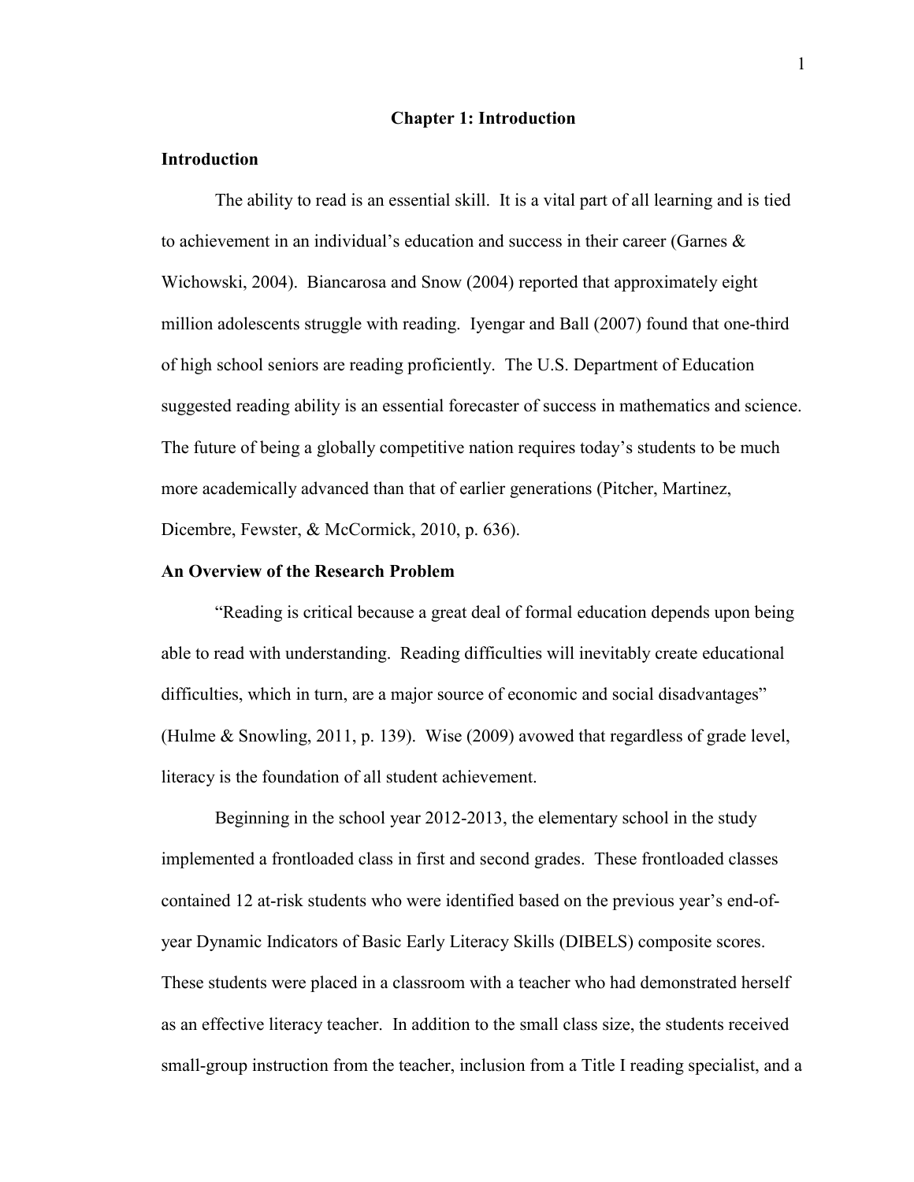# Chapter 1: Introduction

## Introduction

The ability to read is an essential skill. It is a vital part of all learning and is tied to achievement in an individual's education and success in their career (Garnes & Wichowski, 2004). Biancarosa and Snow (2004) reported that approximately eight million adolescents struggle with reading. Iyengar and Ball (2007) found that one-third of high school seniors are reading proficiently. The U.S. Department of Education suggested reading ability is an essential forecaster of success in mathematics and science. The future of being a globally competitive nation requires today's students to be much more academically advanced than that of earlier generations (Pitcher, Martinez, Dicembre, Fewster, & McCormick, 2010, p. 636).

## An Overview of the Research Problem

"Reading is critical because a great deal of formal education depends upon being able to read with understanding. Reading difficulties will inevitably create educational difficulties, which in turn, are a major source of economic and social disadvantages" (Hulme & Snowling, 2011, p. 139). Wise (2009) avowed that regardless of grade level, literacy is the foundation of all student achievement.

Beginning in the school year 2012-2013, the elementary school in the study implemented a frontloaded class in first and second grades. These frontloaded classes contained 12 at-risk students who were identified based on the previous year's end-of-year Dynamic Indicators of Basic Early Literacy Skills (DIBELS) composite scores. These students were placed in a classroom with a teacher who had demonstrated herself as an effective literacy teacher. In addition to the small class size, the students received small-group instruction from the teacher, inclusion from a Title I reading specialist, and a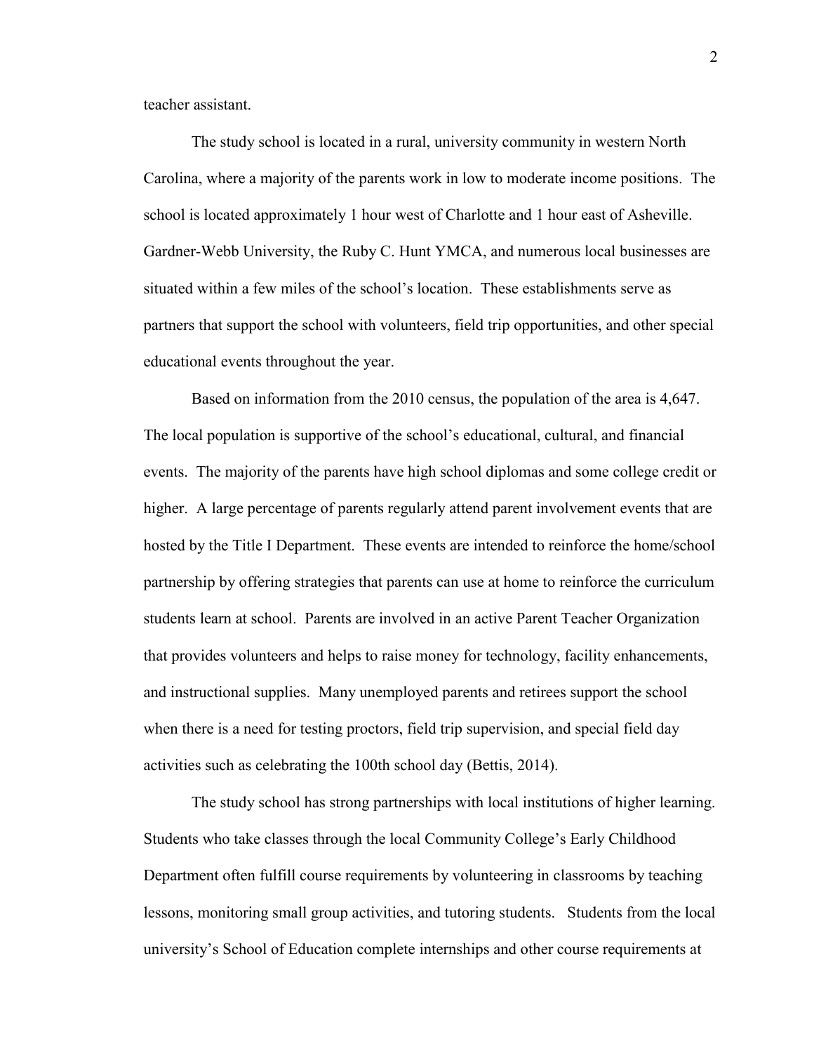teacher assistant.

The study school is located in a rural, university community in western North Carolina, where a majority of the parents work in low to moderate income positions. The school is located approximately 1 hour west of Charlotte and 1 hour east of Asheville. Gardner-Webb University, the Ruby C. Hunt YMCA, and numerous local businesses are situated within a few miles of the school's location. These establishments serve as partners that support the school with volunteers, field trip opportunities, and other special educational events throughout the year.

Based on information from the 2010 census, the population of the area is 4,647. The local population is supportive of the school's educational, cultural, and financial events. The majority of the parents have high school diplomas and some college credit or higher. A large percentage of parents regularly attend parent involvement events that are hosted by the Title I Department. These events are intended to reinforce the home/school partnership by offering strategies that parents can use at home to reinforce the curriculum students learn at school. Parents are involved in an active Parent Teacher Organization that provides volunteers and helps to raise money for technology, facility enhancements, and instructional supplies. Many unemployed parents and retirees support the school when there is a need for testing proctors, field trip supervision, and special field day activities such as celebrating the 100th school day (Bettis, 2014).

The study school has strong partnerships with local institutions of higher learning. Students who take classes through the local Community College's Early Childhood Department often fulfill course requirements by volunteering in classrooms by teaching lessons, monitoring small group activities, and tutoring students. Students from the local university's School of Education complete internships and other course requirements at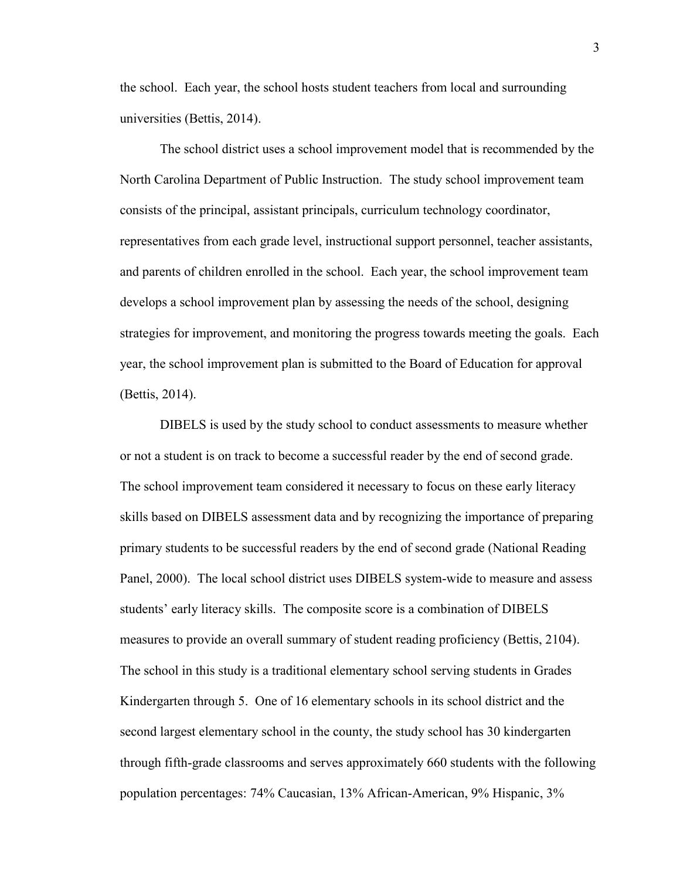the school. Each year, the school hosts student teachers from local and surrounding universities (Bettis, 2014).

The school district uses a school improvement model that is recommended by the North Carolina Department of Public Instruction. The study school improvement team consists of the principal, assistant principals, curriculum technology coordinator, representatives from each grade level, instructional support personnel, teacher assistants, and parents of children enrolled in the school. Each year, the school improvement team develops a school improvement plan by assessing the needs of the school, designing strategies for improvement, and monitoring the progress towards meeting the goals. Each year, the school improvement plan is submitted to the Board of Education for approval (Bettis, 2014).

DIBELS is used by the study school to conduct assessments to measure whether or not a student is on track to become a successful reader by the end of second grade. The school improvement team considered it necessary to focus on these early literacy skills based on DIBELS assessment data and by recognizing the importance of preparing primary students to be successful readers by the end of second grade (National Reading Panel, 2000). The local school district uses DIBELS system-wide to measure and assess students' early literacy skills. The composite score is a combination of DIBELS measures to provide an overall summary of student reading proficiency (Bettis, 2104). The school in this study is a traditional elementary school serving students in Grades Kindergarten through 5. One of 16 elementary schools in its school district and the second largest elementary school in the county, the study school has 30 kindergarten through fifth-grade classrooms and serves approximately 660 students with the following population percentages: 74% Caucasian, 13% African-American, 9% Hispanic, 3%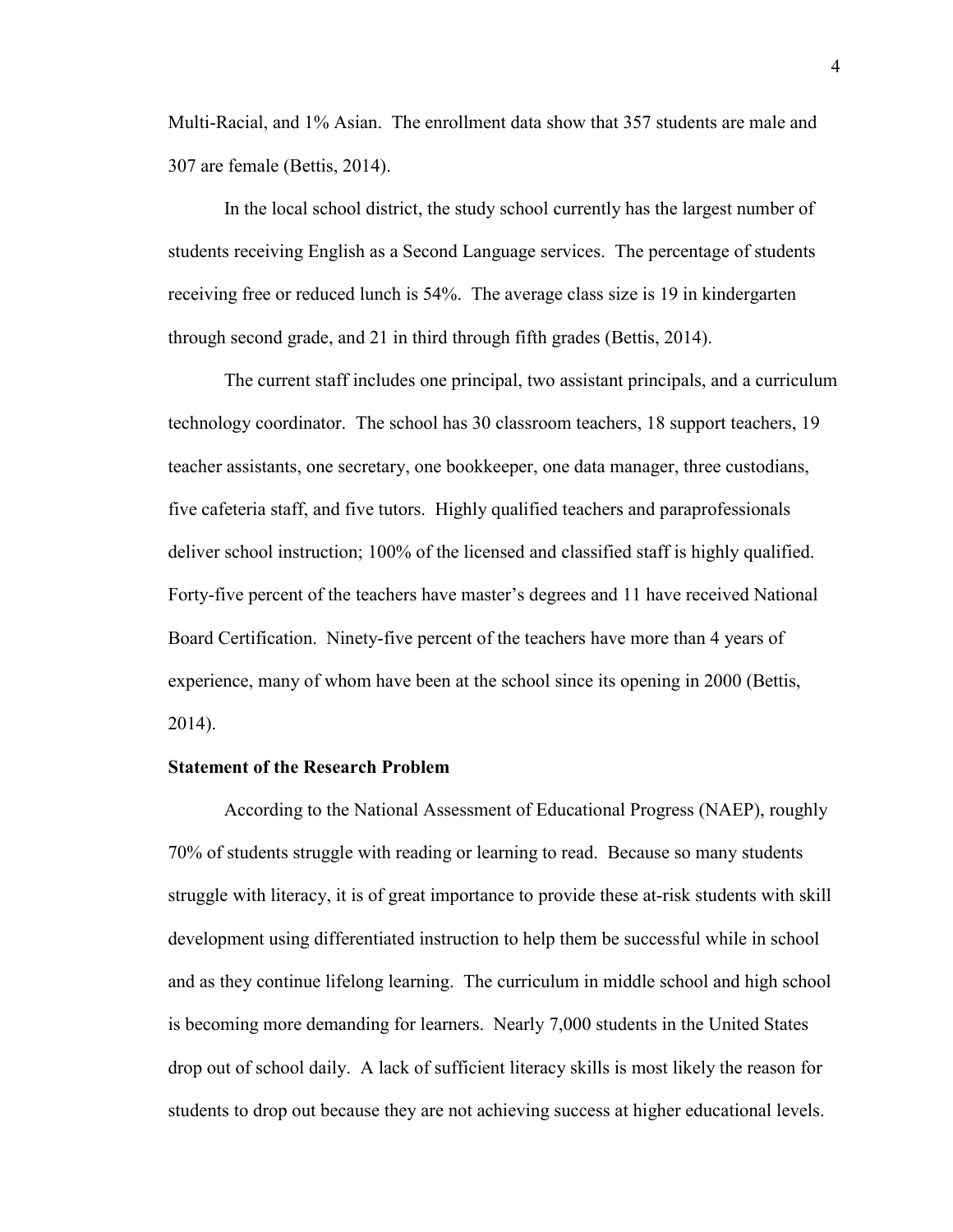Multi-Racial, and 1% Asian. The enrollment data show that 357 students are male and 307 are female (Bettis, 2014).

In the local school district, the study school currently has the largest number of students receiving English as a Second Language services. The percentage of students receiving free or reduced lunch is 54%. The average class size is 19 in kindergarten through second grade, and 21 in third through fifth grades (Bettis, 2014).

The current staff includes one principal, two assistant principals, and a curriculum technology coordinator. The school has 30 classroom teachers, 18 support teachers, 19 teacher assistants, one secretary, one bookkeeper, one data manager, three custodians, five cafeteria staff, and five tutors. Highly qualified teachers and paraprofessionals deliver school instruction; 100% of the licensed and classified staff is highly qualified. Forty-five percent of the teachers have master's degrees and 11 have received National Board Certification. Ninety-five percent of the teachers have more than 4 years of experience, many of whom have been at the school since its opening in 2000 (Bettis, 2014).

## Statement of the Research Problem

According to the National Assessment of Educational Progress (NAEP), roughly 70% of students struggle with reading or learning to read. Because so many students struggle with literacy, it is of great importance to provide these at-risk students with skill development using differentiated instruction to help them be successful while in school and as they continue lifelong learning. The curriculum in middle school and high school is becoming more demanding for learners. Nearly 7,000 students in the United States drop out of school daily. A lack of sufficient literacy skills is most likely the reason for students to drop out because they are not achieving success at higher educational levels.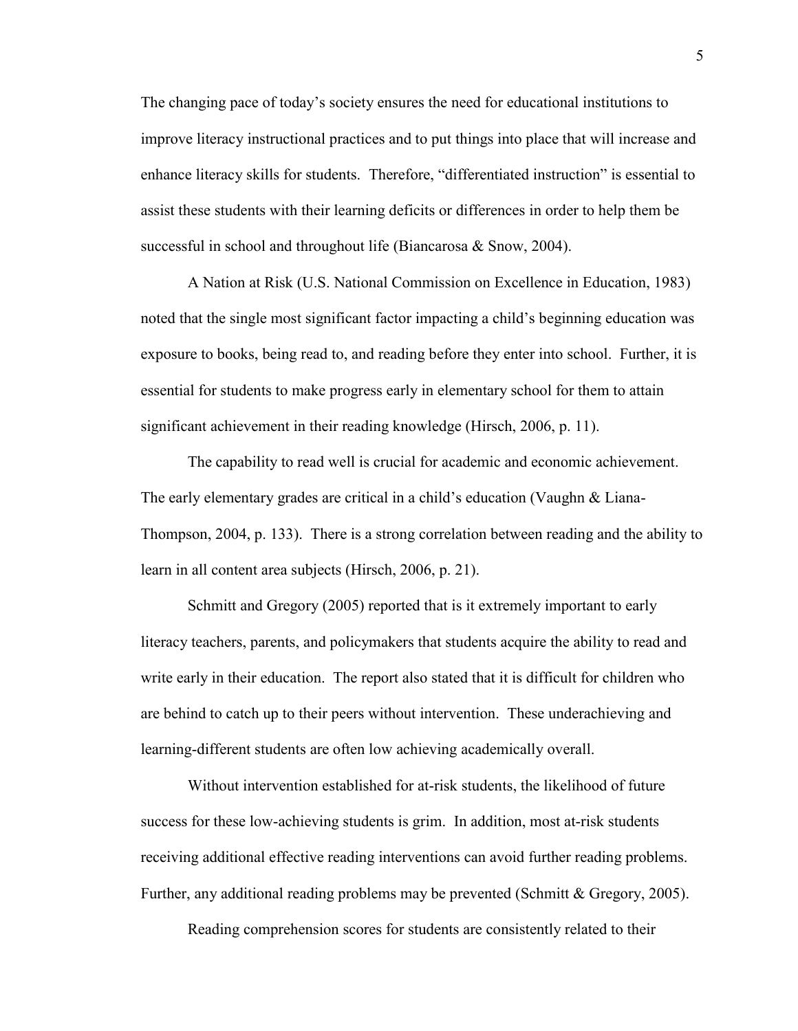The changing pace of today's society ensures the need for educational institutions to improve literacy instructional practices and to put things into place that will increase and enhance literacy skills for students. Therefore, "differentiated instruction" is essential to assist these students with their learning deficits or differences in order to help them be successful in school and throughout life (Biancarosa & Snow, 2004).

A Nation at Risk (U.S. National Commission on Excellence in Education, 1983) noted that the single most significant factor impacting a child's beginning education was exposure to books, being read to, and reading before they enter into school. Further, it is essential for students to make progress early in elementary school for them to attain significant achievement in their reading knowledge (Hirsch, 2006, p. 11).

The capability to read well is crucial for academic and economic achievement. The early elementary grades are critical in a child's education (Vaughn & Liana-Thompson, 2004, p. 133). There is a strong correlation between reading and the ability to learn in all content area subjects (Hirsch, 2006, p. 21).

Schmitt and Gregory (2005) reported that is it extremely important to early literacy teachers, parents, and policymakers that students acquire the ability to read and write early in their education. The report also stated that it is difficult for children who are behind to catch up to their peers without intervention. These underachieving and learning-different students are often low achieving academically overall.

Without intervention established for at-risk students, the likelihood of future success for these low-achieving students is grim. In addition, most at-risk students receiving additional effective reading interventions can avoid further reading problems. Further, any additional reading problems may be prevented (Schmitt & Gregory, 2005).

Reading comprehension scores for students are consistently related to their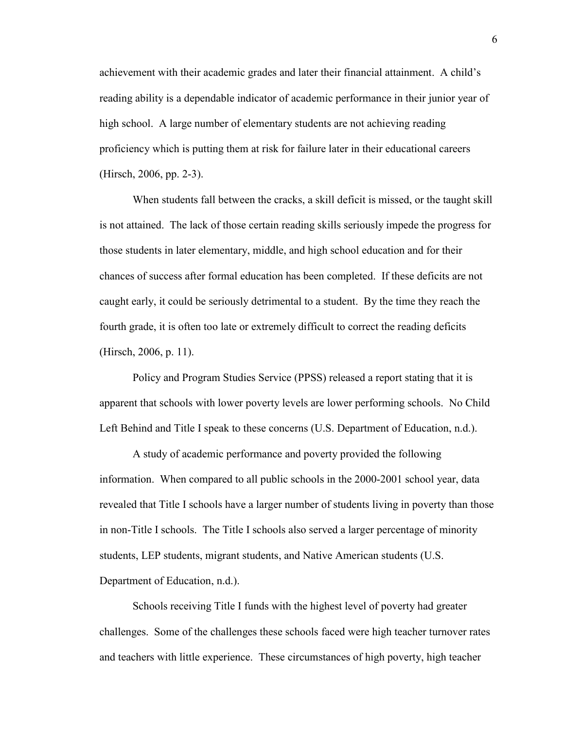achievement with their academic grades and later their financial attainment. A child's reading ability is a dependable indicator of academic performance in their junior year of high school. A large number of elementary students are not achieving reading proficiency which is putting them at risk for failure later in their educational careers (Hirsch, 2006, pp. 2-3).

When students fall between the cracks, a skill deficit is missed, or the taught skill is not attained. The lack of those certain reading skills seriously impede the progress for those students in later elementary, middle, and high school education and for their chances of success after formal education has been completed. If these deficits are not caught early, it could be seriously detrimental to a student. By the time they reach the fourth grade, it is often too late or extremely difficult to correct the reading deficits (Hirsch, 2006, p. 11).

Policy and Program Studies Service (PPSS) released a report stating that it is apparent that schools with lower poverty levels are lower performing schools. No Child Left Behind and Title I speak to these concerns (U.S. Department of Education, n.d.).

A study of academic performance and poverty provided the following information. When compared to all public schools in the 2000-2001 school year, data revealed that Title I schools have a larger number of students living in poverty than those in non-Title I schools. The Title I schools also served a larger percentage of minority students, LEP students, migrant students, and Native American students (U.S. Department of Education, n.d.).

Schools receiving Title I funds with the highest level of poverty had greater challenges. Some of the challenges these schools faced were high teacher turnover rates and teachers with little experience. These circumstances of high poverty, high teacher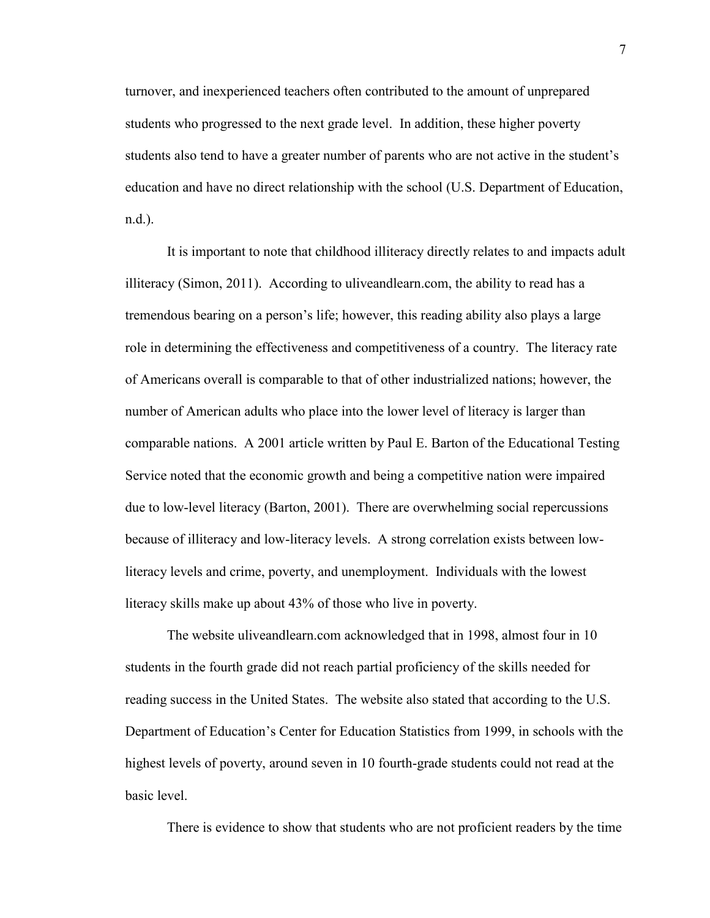turnover, and inexperienced teachers often contributed to the amount of unprepared students who progressed to the next grade level. In addition, these higher poverty students also tend to have a greater number of parents who are not active in the student's education and have no direct relationship with the school (U.S. Department of Education, n.d.).

It is important to note that childhood illiteracy directly relates to and impacts adult illiteracy (Simon, 2011). According to uliveandlearn.com, the ability to read has a tremendous bearing on a person's life; however, this reading ability also plays a large role in determining the effectiveness and competitiveness of a country. The literacy rate of Americans overall is comparable to that of other industrialized nations; however, the number of American adults who place into the lower level of literacy is larger than comparable nations. A 2001 article written by Paul E. Barton of the Educational Testing Service noted that the economic growth and being a competitive nation were impaired due to low-level literacy (Barton, 2001). There are overwhelming social repercussions because of illiteracy and low-literacy levels. A strong correlation exists between low-literacy levels and crime, poverty, and unemployment. Individuals with the lowest literacy skills make up about 43% of those who live in poverty.

The website uliveandlearn.com acknowledged that in 1998, almost four in 10 students in the fourth grade did not reach partial proficiency of the skills needed for reading success in the United States. The website also stated that according to the U.S. Department of Education's Center for Education Statistics from 1999, in schools with the highest levels of poverty, around seven in 10 fourth-grade students could not read at the basic level.

There is evidence to show that students who are not proficient readers by the time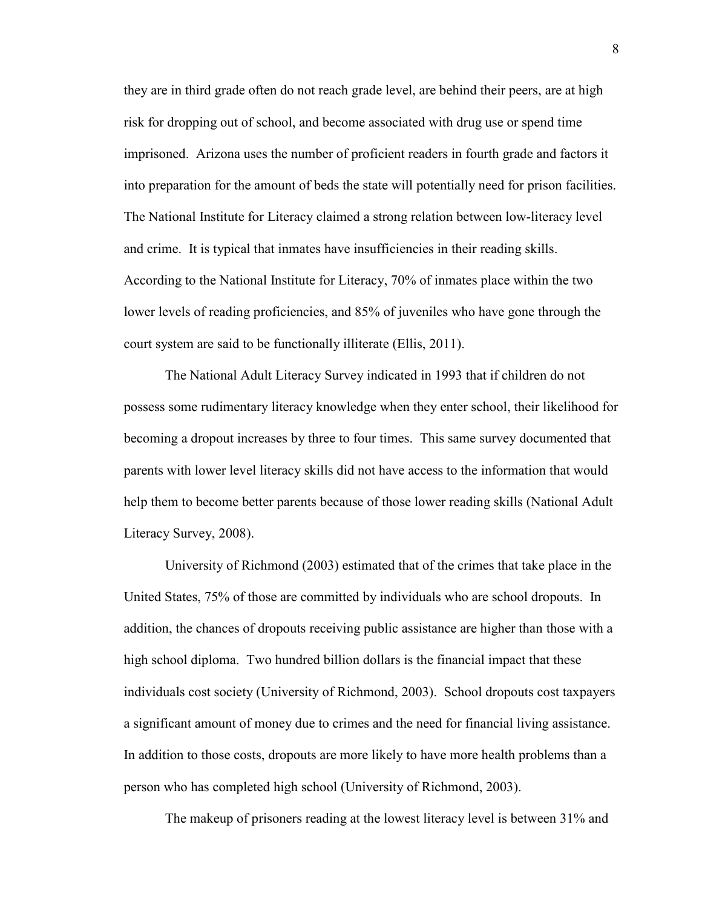they are in third grade often do not reach grade level, are behind their peers, are at high risk for dropping out of school, and become associated with drug use or spend time imprisoned. Arizona uses the number of proficient readers in fourth grade and factors it into preparation for the amount of beds the state will potentially need for prison facilities. The National Institute for Literacy claimed a strong relation between low-literacy level and crime. It is typical that inmates have insufficiencies in their reading skills. According to the National Institute for Literacy, 70% of inmates place within the two lower levels of reading proficiencies, and 85% of juveniles who have gone through the court system are said to be functionally illiterate (Ellis, 2011).

The National Adult Literacy Survey indicated in 1993 that if children do not possess some rudimentary literacy knowledge when they enter school, their likelihood for becoming a dropout increases by three to four times. This same survey documented that parents with lower level literacy skills did not have access to the information that would help them to become better parents because of those lower reading skills (National Adult Literacy Survey, 2008).

University of Richmond (2003) estimated that of the crimes that take place in the United States, 75% of those are committed by individuals who are school dropouts. In addition, the chances of dropouts receiving public assistance are higher than those with a high school diploma. Two hundred billion dollars is the financial impact that these individuals cost society (University of Richmond, 2003). School dropouts cost taxpayers a significant amount of money due to crimes and the need for financial living assistance. In addition to those costs, dropouts are more likely to have more health problems than a person who has completed high school (University of Richmond, 2003).

The makeup of prisoners reading at the lowest literacy level is between 31% and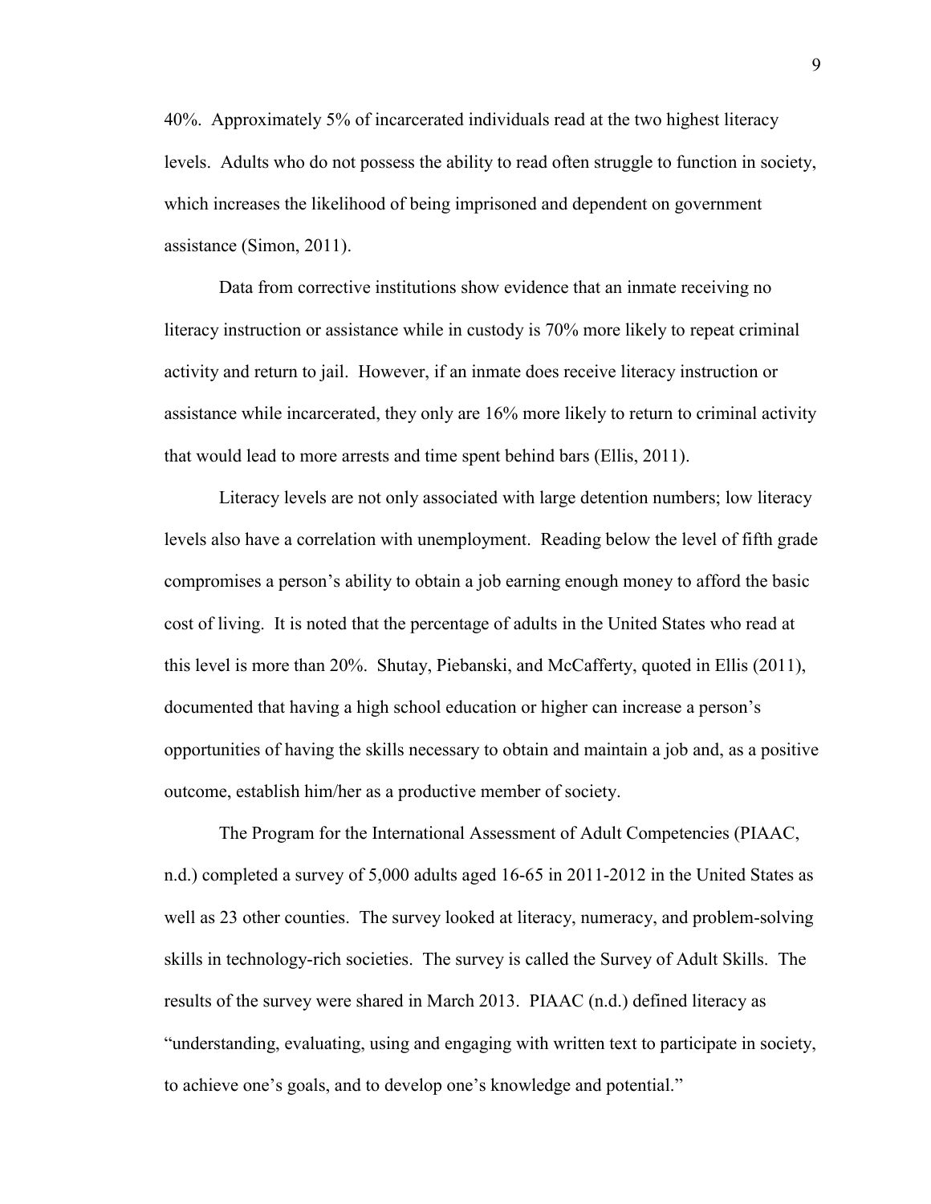40%. Approximately 5% of incarcerated individuals read at the two highest literacy levels. Adults who do not possess the ability to read often struggle to function in society, which increases the likelihood of being imprisoned and dependent on government assistance (Simon, 2011).

Data from corrective institutions show evidence that an inmate receiving no literacy instruction or assistance while in custody is 70% more likely to repeat criminal activity and return to jail. However, if an inmate does receive literacy instruction or assistance while incarcerated, they only are 16% more likely to return to criminal activity that would lead to more arrests and time spent behind bars (Ellis, 2011).

Literacy levels are not only associated with large detention numbers; low literacy levels also have a correlation with unemployment. Reading below the level of fifth grade compromises a person's ability to obtain a job earning enough money to afford the basic cost of living. It is noted that the percentage of adults in the United States who read at this level is more than 20%. Shutay, Piebanski, and McCafferty, quoted in Ellis (2011), documented that having a high school education or higher can increase a person's opportunities of having the skills necessary to obtain and maintain a job and, as a positive outcome, establish him/her as a productive member of society.

The Program for the International Assessment of Adult Competencies (PIAAC, n.d.) completed a survey of 5,000 adults aged 16-65 in 2011-2012 in the United States as well as 23 other counties. The survey looked at literacy, numeracy, and problem-solving skills in technology-rich societies. The survey is called the Survey of Adult Skills. The results of the survey were shared in March 2013. PIAAC (n.d.) defined literacy as "understanding, evaluating, using and engaging with written text to participate in society, to achieve one's goals, and to develop one's knowledge and potential."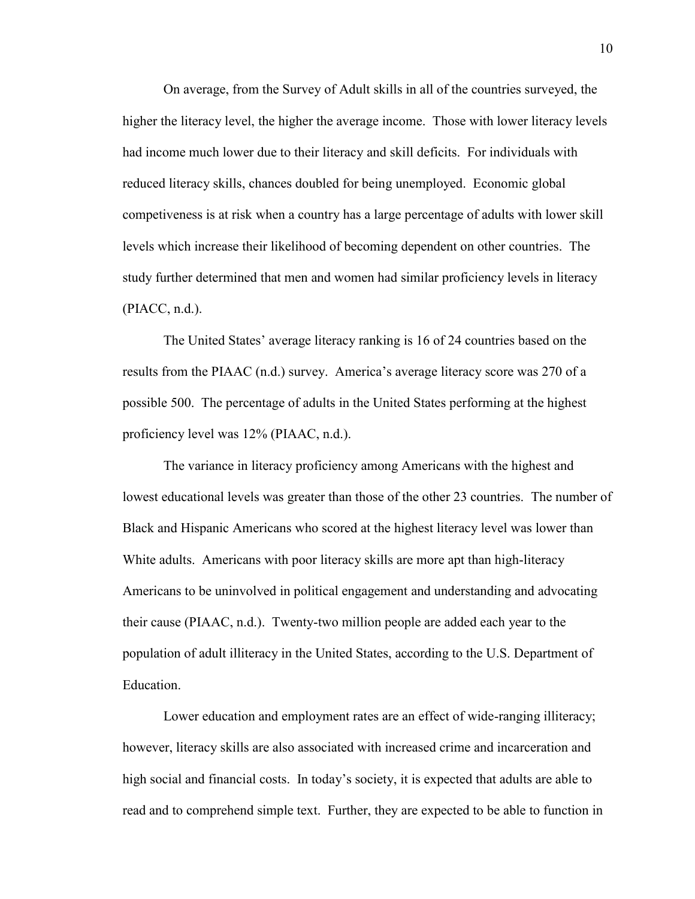On average, from the Survey of Adult skills in all of the countries surveyed, the higher the literacy level, the higher the average income. Those with lower literacy levels had income much lower due to their literacy and skill deficits. For individuals with reduced literacy skills, chances doubled for being unemployed. Economic global competiveness is at risk when a country has a large percentage of adults with lower skill levels which increase their likelihood of becoming dependent on other countries. The study further determined that men and women had similar proficiency levels in literacy (PIACC, n.d.).

The United States' average literacy ranking is 16 of 24 countries based on the results from the PIAAC (n.d.) survey. America's average literacy score was 270 of a possible 500. The percentage of adults in the United States performing at the highest proficiency level was 12% (PIAAC, n.d.).

The variance in literacy proficiency among Americans with the highest and lowest educational levels was greater than those of the other 23 countries. The number of Black and Hispanic Americans who scored at the highest literacy level was lower than White adults. Americans with poor literacy skills are more apt than high-literacy Americans to be uninvolved in political engagement and understanding and advocating their cause (PIAAC, n.d.). Twenty-two million people are added each year to the population of adult illiteracy in the United States, according to the U.S. Department of Education.

Lower education and employment rates are an effect of wide-ranging illiteracy; however, literacy skills are also associated with increased crime and incarceration and high social and financial costs. In today's society, it is expected that adults are able to read and to comprehend simple text. Further, they are expected to be able to function in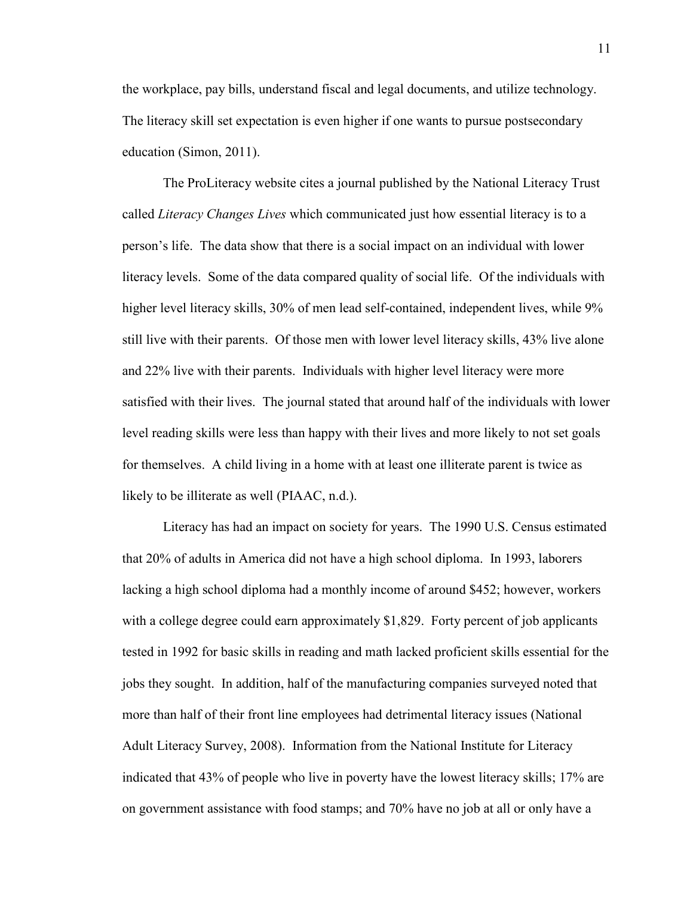the workplace, pay bills, understand fiscal and legal documents, and utilize technology. The literacy skill set expectation is even higher if one wants to pursue postsecondary education (Simon, 2011).

The ProLiteracy website cites a journal published by the National Literacy Trust called *Literacy Changes Lives* which communicated just how essential literacy is to a person's life. The data show that there is a social impact on an individual with lower literacy levels. Some of the data compared quality of social life. Of the individuals with higher level literacy skills, 30% of men lead self-contained, independent lives, while 9% still live with their parents. Of those men with lower level literacy skills, 43% live alone and 22% live with their parents. Individuals with higher level literacy were more satisfied with their lives. The journal stated that around half of the individuals with lower level reading skills were less than happy with their lives and more likely to not set goals for themselves. A child living in a home with at least one illiterate parent is twice as likely to be illiterate as well (PIAAC, n.d.).

Literacy has had an impact on society for years. The 1990 U.S. Census estimated that 20% of adults in America did not have a high school diploma. In 1993, laborers lacking a high school diploma had a monthly income of around $452; however, workers with a college degree could earn approximately $1,829. Forty percent of job applicants tested in 1992 for basic skills in reading and math lacked proficient skills essential for the jobs they sought. In addition, half of the manufacturing companies surveyed noted that more than half of their front line employees had detrimental literacy issues (National Adult Literacy Survey, 2008). Information from the National Institute for Literacy indicated that 43% of people who live in poverty have the lowest literacy skills; 17% are on government assistance with food stamps; and 70% have no job at all or only have a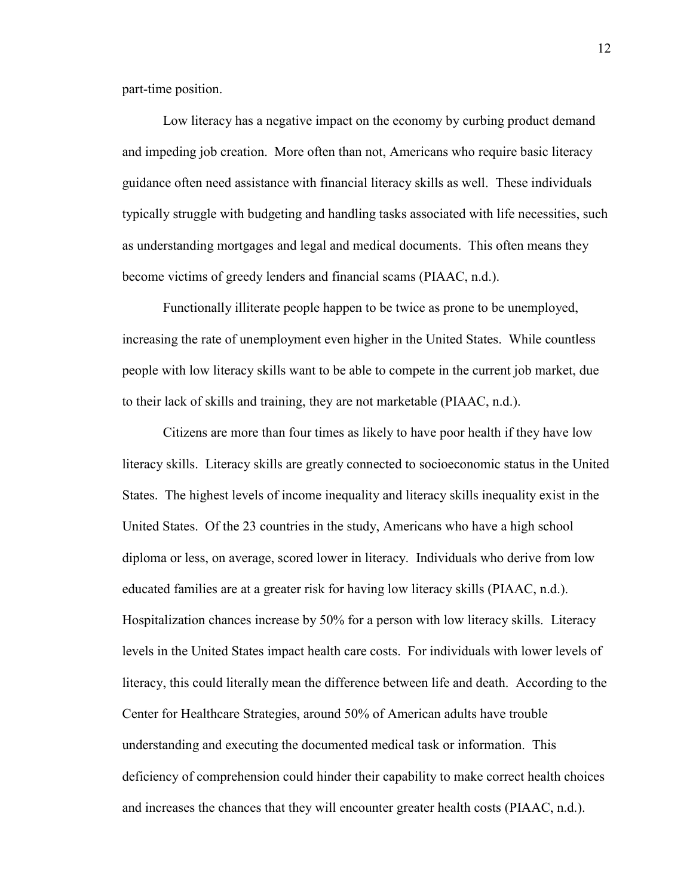part-time position.

Low literacy has a negative impact on the economy by curbing product demand and impeding job creation. More often than not, Americans who require basic literacy guidance often need assistance with financial literacy skills as well. These individuals typically struggle with budgeting and handling tasks associated with life necessities, such as understanding mortgages and legal and medical documents. This often means they become victims of greedy lenders and financial scams (PIAAC, n.d.).

Functionally illiterate people happen to be twice as prone to be unemployed, increasing the rate of unemployment even higher in the United States. While countless people with low literacy skills want to be able to compete in the current job market, due to their lack of skills and training, they are not marketable (PIAAC, n.d.).

Citizens are more than four times as likely to have poor health if they have low literacy skills. Literacy skills are greatly connected to socioeconomic status in the United States. The highest levels of income inequality and literacy skills inequality exist in the United States. Of the 23 countries in the study, Americans who have a high school diploma or less, on average, scored lower in literacy. Individuals who derive from low educated families are at a greater risk for having low literacy skills (PIAAC, n.d.). Hospitalization chances increase by 50% for a person with low literacy skills. Literacy levels in the United States impact health care costs. For individuals with lower levels of literacy, this could literally mean the difference between life and death. According to the Center for Healthcare Strategies, around 50% of American adults have trouble understanding and executing the documented medical task or information. This deficiency of comprehension could hinder their capability to make correct health choices and increases the chances that they will encounter greater health costs (PIAAC, n.d.).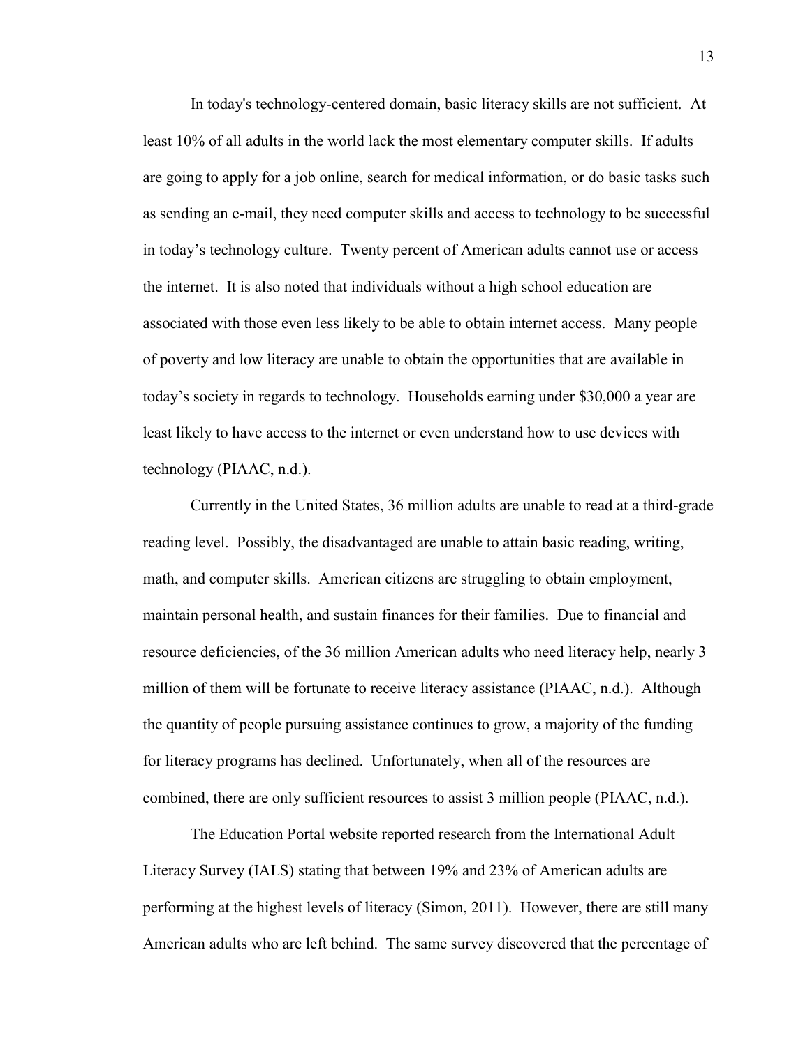In today's technology-centered domain, basic literacy skills are not sufficient. At least 10% of all adults in the world lack the most elementary computer skills. If adults are going to apply for a job online, search for medical information, or do basic tasks such as sending an e-mail, they need computer skills and access to technology to be successful in today's technology culture. Twenty percent of American adults cannot use or access the internet. It is also noted that individuals without a high school education are associated with those even less likely to be able to obtain internet access. Many people of poverty and low literacy are unable to obtain the opportunities that are available in today's society in regards to technology. Households earning under $30,000 a year are least likely to have access to the internet or even understand how to use devices with technology (PIAAC, n.d.).

Currently in the United States, 36 million adults are unable to read at a third-grade reading level. Possibly, the disadvantaged are unable to attain basic reading, writing, math, and computer skills. American citizens are struggling to obtain employment, maintain personal health, and sustain finances for their families. Due to financial and resource deficiencies, of the 36 million American adults who need literacy help, nearly 3 million of them will be fortunate to receive literacy assistance (PIAAC, n.d.). Although the quantity of people pursuing assistance continues to grow, a majority of the funding for literacy programs has declined. Unfortunately, when all of the resources are combined, there are only sufficient resources to assist 3 million people (PIAAC, n.d.).

The Education Portal website reported research from the International Adult Literacy Survey (IALS) stating that between 19% and 23% of American adults are performing at the highest levels of literacy (Simon, 2011). However, there are still many American adults who are left behind. The same survey discovered that the percentage of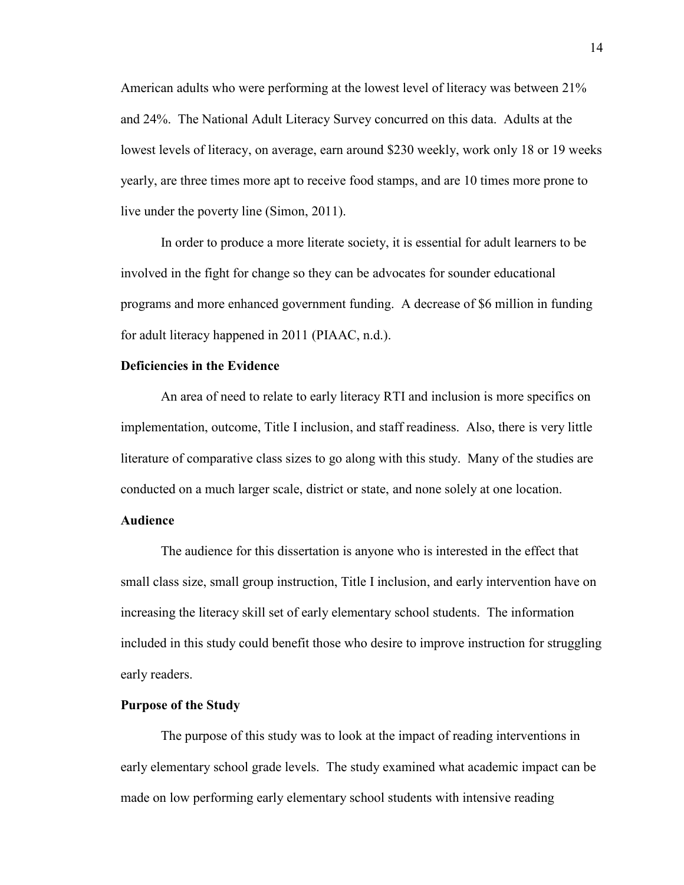American adults who were performing at the lowest level of literacy was between 21% and 24%. The National Adult Literacy Survey concurred on this data. Adults at the lowest levels of literacy, on average, earn around $230 weekly, work only 18 or 19 weeks yearly, are three times more apt to receive food stamps, and are 10 times more prone to live under the poverty line (Simon, 2011).

In order to produce a more literate society, it is essential for adult learners to be involved in the fight for change so they can be advocates for sounder educational programs and more enhanced government funding. A decrease of $6 million in funding for adult literacy happened in 2011 (PIAAC, n.d.).

### Deficiencies in the Evidence

An area of need to relate to early literacy RTI and inclusion is more specifics on implementation, outcome, Title I inclusion, and staff readiness. Also, there is very little literature of comparative class sizes to go along with this study. Many of the studies are conducted on a much larger scale, district or state, and none solely at one location.

### Audience

The audience for this dissertation is anyone who is interested in the effect that small class size, small group instruction, Title I inclusion, and early intervention have on increasing the literacy skill set of early elementary school students. The information included in this study could benefit those who desire to improve instruction for struggling early readers.

### Purpose of the Study

The purpose of this study was to look at the impact of reading interventions in early elementary school grade levels. The study examined what academic impact can be made on low performing early elementary school students with intensive reading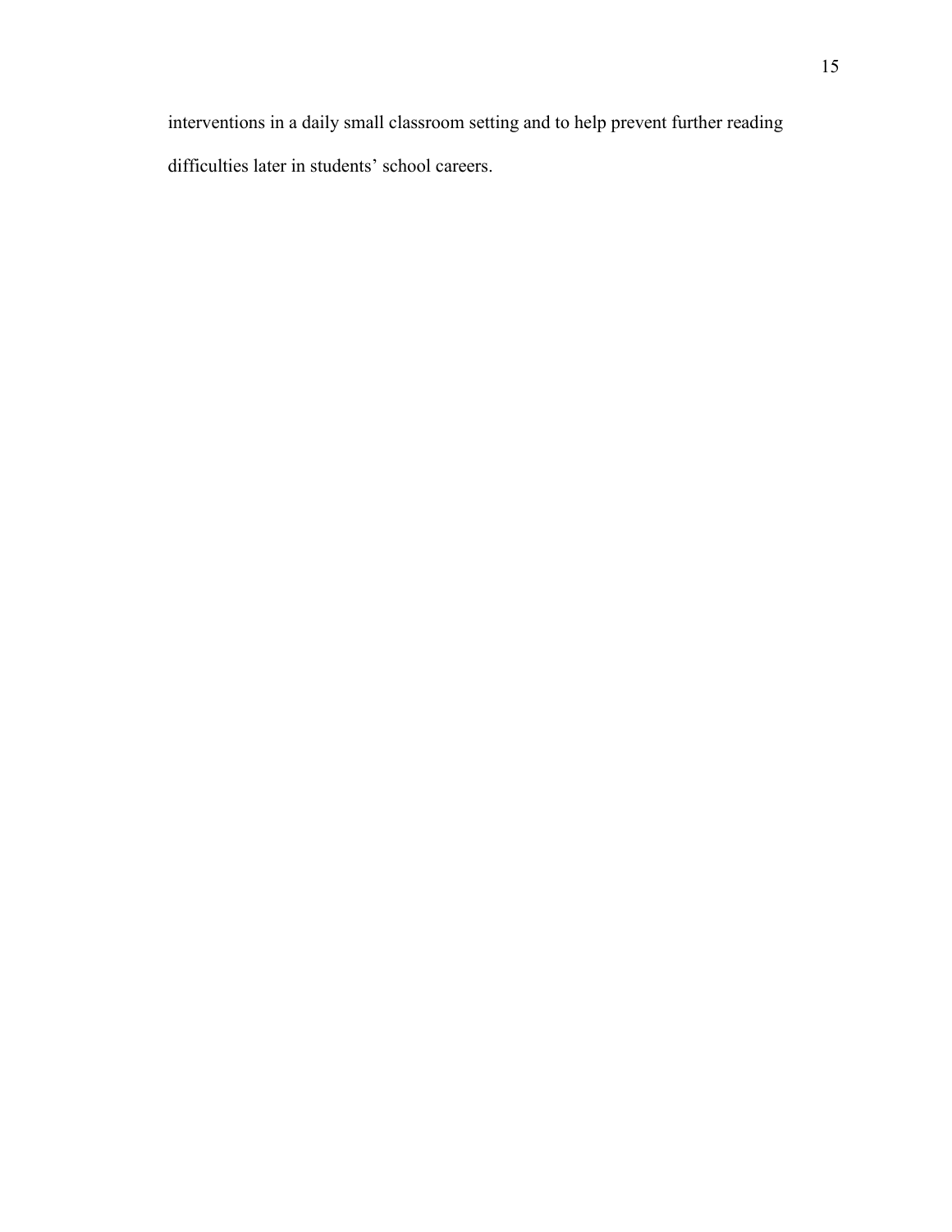interventions in a daily small classroom setting and to help prevent further reading difficulties later in students' school careers.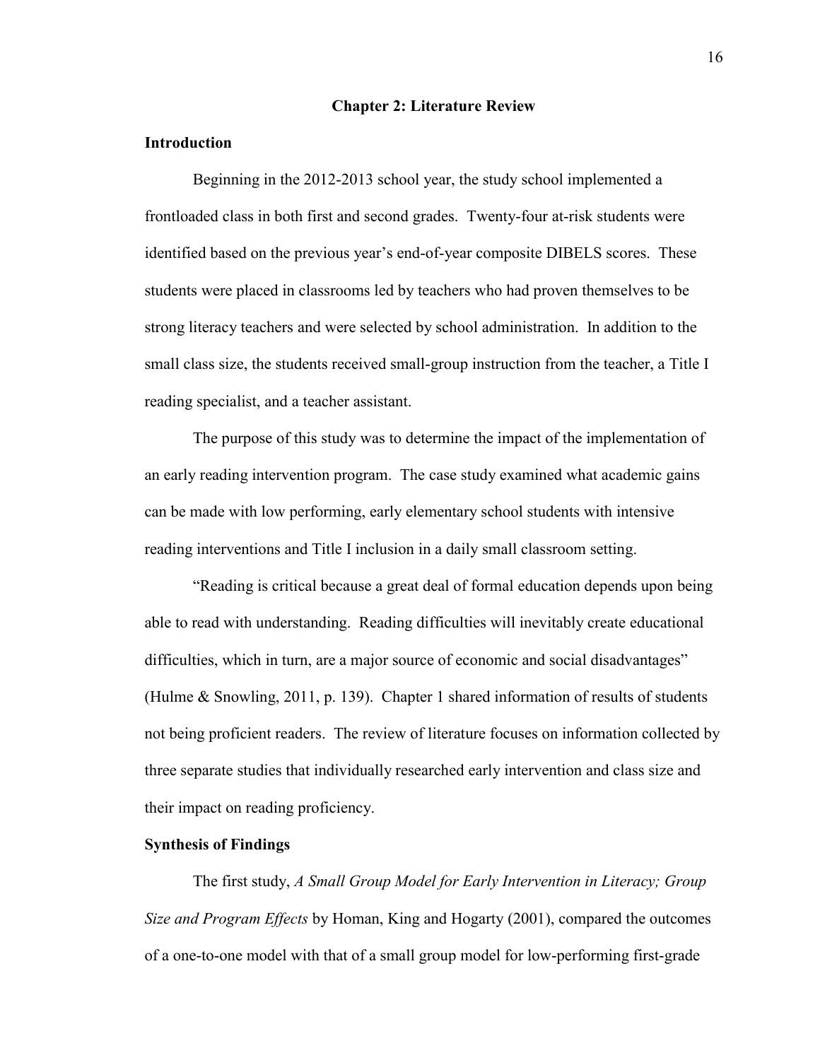# Chapter 2: Literature Review

## Introduction

Beginning in the 2012-2013 school year, the study school implemented a frontloaded class in both first and second grades. Twenty-four at-risk students were identified based on the previous year's end-of-year composite DIBELS scores. These students were placed in classrooms led by teachers who had proven themselves to be strong literacy teachers and were selected by school administration. In addition to the small class size, the students received small-group instruction from the teacher, a Title I reading specialist, and a teacher assistant.

The purpose of this study was to determine the impact of the implementation of an early reading intervention program. The case study examined what academic gains can be made with low performing, early elementary school students with intensive reading interventions and Title I inclusion in a daily small classroom setting.

"Reading is critical because a great deal of formal education depends upon being able to read with understanding. Reading difficulties will inevitably create educational difficulties, which in turn, are a major source of economic and social disadvantages" (Hulme & Snowling, 2011, p. 139). Chapter 1 shared information of results of students not being proficient readers. The review of literature focuses on information collected by three separate studies that individually researched early intervention and class size and their impact on reading proficiency.

## Synthesis of Findings

The first study, *A Small Group Model for Early Intervention in Literacy; Group Size and Program Effects* by Homan, King and Hogarty (2001), compared the outcomes of a one-to-one model with that of a small group model for low-performing first-grade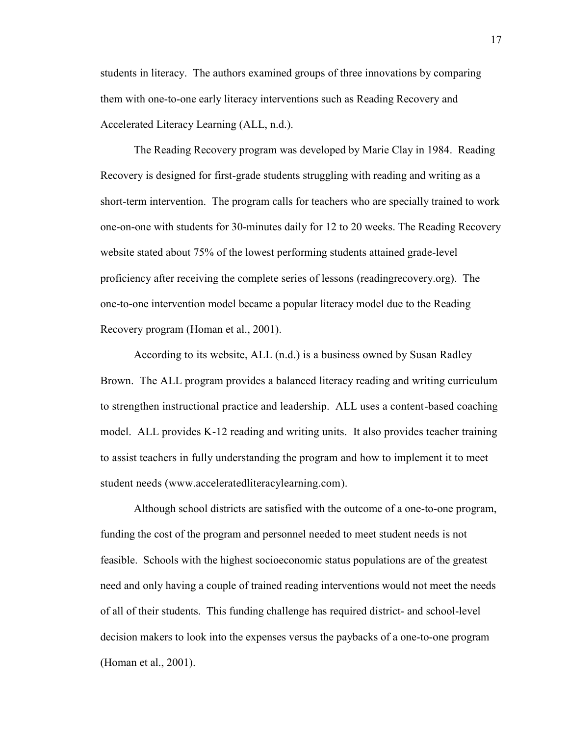students in literacy. The authors examined groups of three innovations by comparing them with one-to-one early literacy interventions such as Reading Recovery and Accelerated Literacy Learning (ALL, n.d.).

The Reading Recovery program was developed by Marie Clay in 1984. Reading Recovery is designed for first-grade students struggling with reading and writing as a short-term intervention. The program calls for teachers who are specially trained to work one-on-one with students for 30-minutes daily for 12 to 20 weeks. The Reading Recovery website stated about 75% of the lowest performing students attained grade-level proficiency after receiving the complete series of lessons (readingrecovery.org). The one-to-one intervention model became a popular literacy model due to the Reading Recovery program (Homan et al., 2001).

According to its website, ALL (n.d.) is a business owned by Susan Radley Brown. The ALL program provides a balanced literacy reading and writing curriculum to strengthen instructional practice and leadership. ALL uses a content-based coaching model. ALL provides K-12 reading and writing units. It also provides teacher training to assist teachers in fully understanding the program and how to implement it to meet student needs (www.acceleratedliteracylearning.com).

Although school districts are satisfied with the outcome of a one-to-one program, funding the cost of the program and personnel needed to meet student needs is not feasible. Schools with the highest socioeconomic status populations are of the greatest need and only having a couple of trained reading interventions would not meet the needs of all of their students. This funding challenge has required district- and school-level decision makers to look into the expenses versus the paybacks of a one-to-one program (Homan et al., 2001).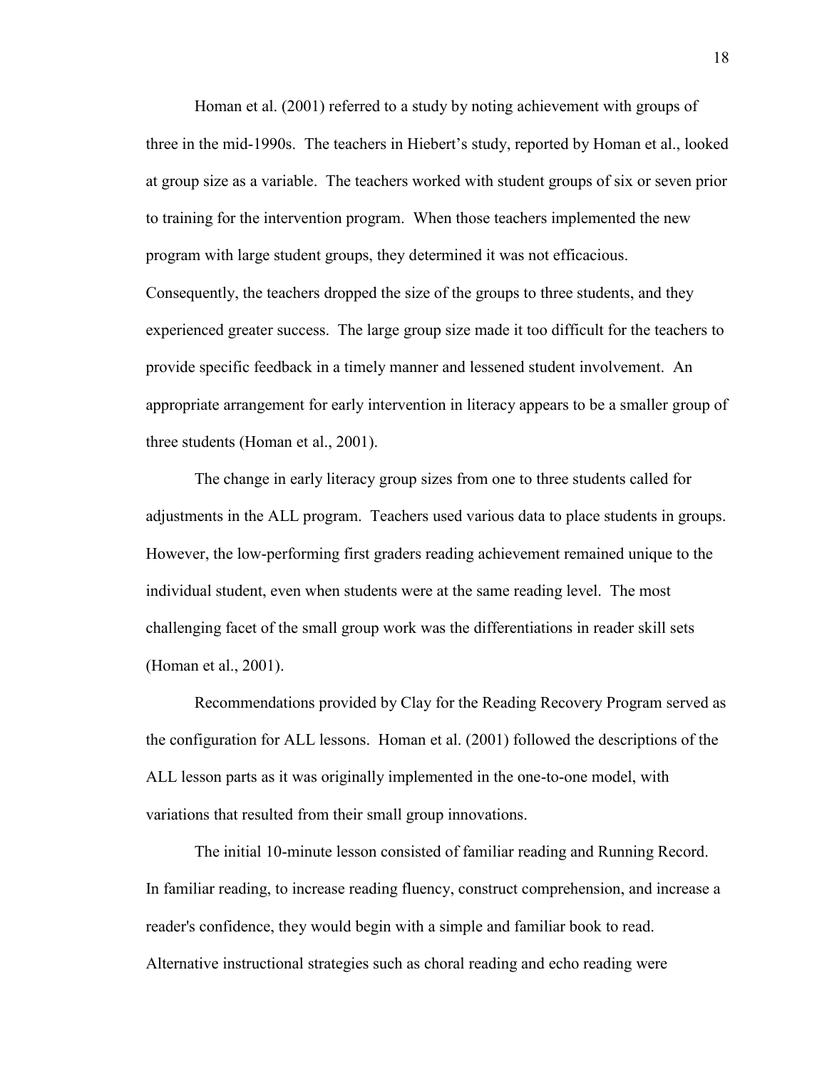Homan et al. (2001) referred to a study by noting achievement with groups of three in the mid-1990s. The teachers in Hiebert's study, reported by Homan et al., looked at group size as a variable. The teachers worked with student groups of six or seven prior to training for the intervention program. When those teachers implemented the new program with large student groups, they determined it was not efficacious. Consequently, the teachers dropped the size of the groups to three students, and they experienced greater success. The large group size made it too difficult for the teachers to provide specific feedback in a timely manner and lessened student involvement. An appropriate arrangement for early intervention in literacy appears to be a smaller group of three students (Homan et al., 2001).

The change in early literacy group sizes from one to three students called for adjustments in the ALL program. Teachers used various data to place students in groups. However, the low-performing first graders reading achievement remained unique to the individual student, even when students were at the same reading level. The most challenging facet of the small group work was the differentiations in reader skill sets (Homan et al., 2001).

Recommendations provided by Clay for the Reading Recovery Program served as the configuration for ALL lessons. Homan et al. (2001) followed the descriptions of the ALL lesson parts as it was originally implemented in the one-to-one model, with variations that resulted from their small group innovations.

The initial 10-minute lesson consisted of familiar reading and Running Record. In familiar reading, to increase reading fluency, construct comprehension, and increase a reader's confidence, they would begin with a simple and familiar book to read. Alternative instructional strategies such as choral reading and echo reading were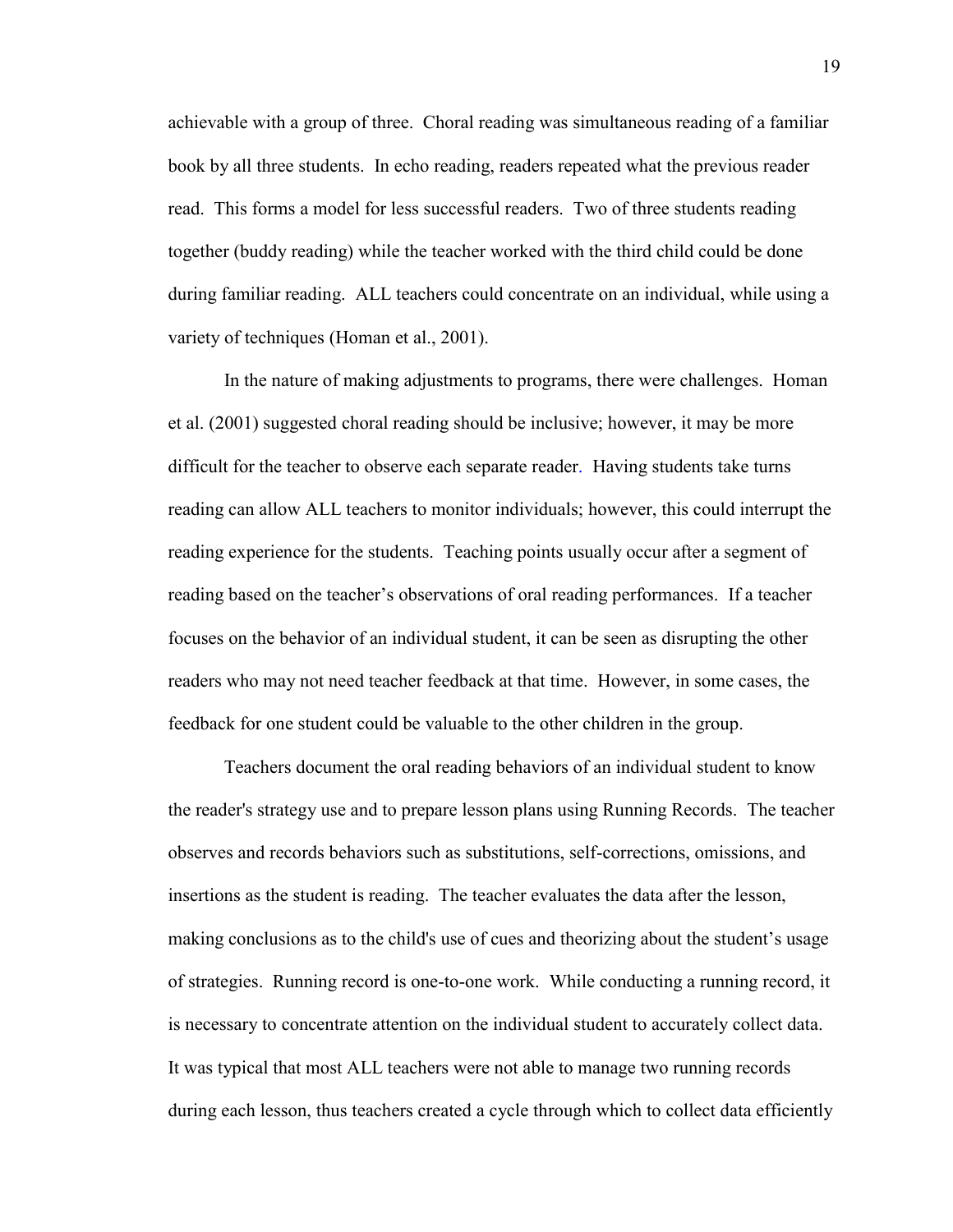achievable with a group of three. Choral reading was simultaneous reading of a familiar book by all three students. In echo reading, readers repeated what the previous reader read. This forms a model for less successful readers. Two of three students reading together (buddy reading) while the teacher worked with the third child could be done during familiar reading. ALL teachers could concentrate on an individual, while using a variety of techniques (Homan et al., 2001).

In the nature of making adjustments to programs, there were challenges. Homan et al. (2001) suggested choral reading should be inclusive; however, it may be more difficult for the teacher to observe each separate reader. Having students take turns reading can allow ALL teachers to monitor individuals; however, this could interrupt the reading experience for the students. Teaching points usually occur after a segment of reading based on the teacher's observations of oral reading performances. If a teacher focuses on the behavior of an individual student, it can be seen as disrupting the other readers who may not need teacher feedback at that time. However, in some cases, the feedback for one student could be valuable to the other children in the group.

Teachers document the oral reading behaviors of an individual student to know the reader's strategy use and to prepare lesson plans using Running Records. The teacher observes and records behaviors such as substitutions, self-corrections, omissions, and insertions as the student is reading. The teacher evaluates the data after the lesson, making conclusions as to the child's use of cues and theorizing about the student's usage of strategies. Running record is one-to-one work. While conducting a running record, it is necessary to concentrate attention on the individual student to accurately collect data. It was typical that most ALL teachers were not able to manage two running records during each lesson, thus teachers created a cycle through which to collect data efficiently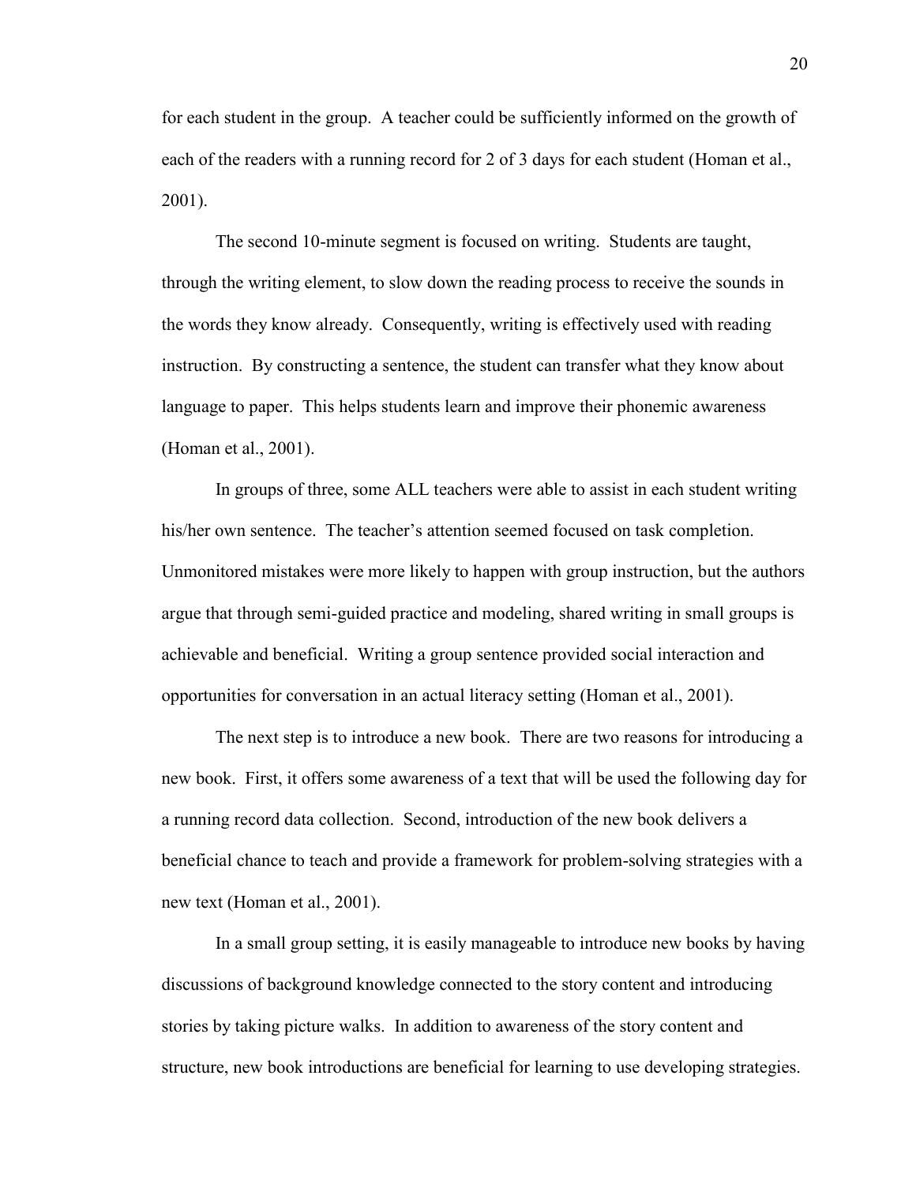for each student in the group. A teacher could be sufficiently informed on the growth of each of the readers with a running record for 2 of 3 days for each student (Homan et al., 2001).

The second 10-minute segment is focused on writing. Students are taught, through the writing element, to slow down the reading process to receive the sounds in the words they know already. Consequently, writing is effectively used with reading instruction. By constructing a sentence, the student can transfer what they know about language to paper. This helps students learn and improve their phonemic awareness (Homan et al., 2001).

In groups of three, some ALL teachers were able to assist in each student writing his/her own sentence. The teacher's attention seemed focused on task completion. Unmonitored mistakes were more likely to happen with group instruction, but the authors argue that through semi-guided practice and modeling, shared writing in small groups is achievable and beneficial. Writing a group sentence provided social interaction and opportunities for conversation in an actual literacy setting (Homan et al., 2001).

The next step is to introduce a new book. There are two reasons for introducing a new book. First, it offers some awareness of a text that will be used the following day for a running record data collection. Second, introduction of the new book delivers a beneficial chance to teach and provide a framework for problem-solving strategies with a new text (Homan et al., 2001).

In a small group setting, it is easily manageable to introduce new books by having discussions of background knowledge connected to the story content and introducing stories by taking picture walks. In addition to awareness of the story content and structure, new book introductions are beneficial for learning to use developing strategies.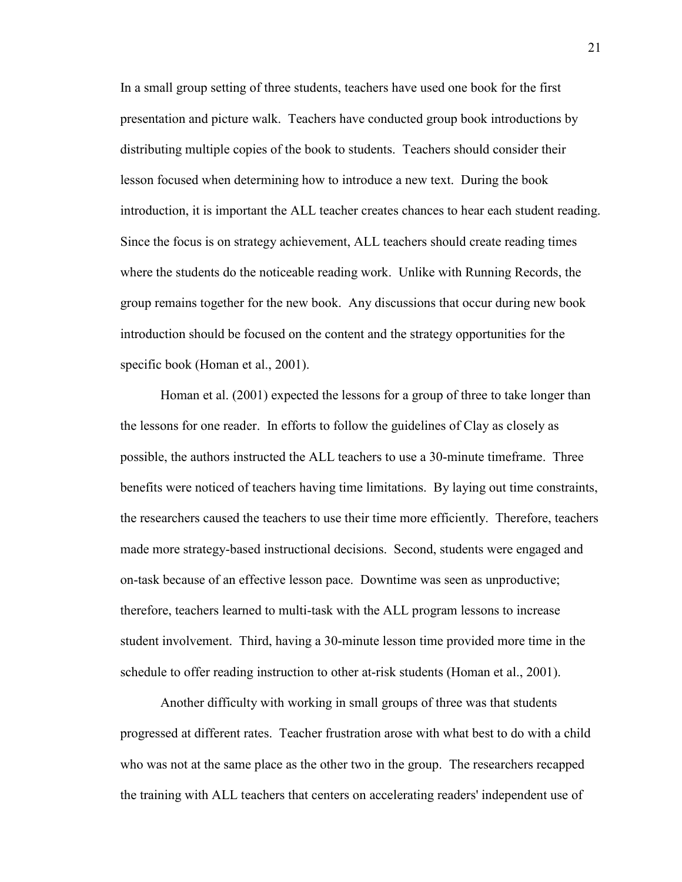In a small group setting of three students, teachers have used one book for the first presentation and picture walk. Teachers have conducted group book introductions by distributing multiple copies of the book to students. Teachers should consider their lesson focused when determining how to introduce a new text. During the book introduction, it is important the ALL teacher creates chances to hear each student reading. Since the focus is on strategy achievement, ALL teachers should create reading times where the students do the noticeable reading work. Unlike with Running Records, the group remains together for the new book. Any discussions that occur during new book introduction should be focused on the content and the strategy opportunities for the specific book (Homan et al., 2001).

Homan et al. (2001) expected the lessons for a group of three to take longer than the lessons for one reader. In efforts to follow the guidelines of Clay as closely as possible, the authors instructed the ALL teachers to use a 30-minute timeframe. Three benefits were noticed of teachers having time limitations. By laying out time constraints, the researchers caused the teachers to use their time more efficiently. Therefore, teachers made more strategy-based instructional decisions. Second, students were engaged and on-task because of an effective lesson pace. Downtime was seen as unproductive; therefore, teachers learned to multi-task with the ALL program lessons to increase student involvement. Third, having a 30-minute lesson time provided more time in the schedule to offer reading instruction to other at-risk students (Homan et al., 2001).

Another difficulty with working in small groups of three was that students progressed at different rates. Teacher frustration arose with what best to do with a child who was not at the same place as the other two in the group. The researchers recapped the training with ALL teachers that centers on accelerating readers' independent use of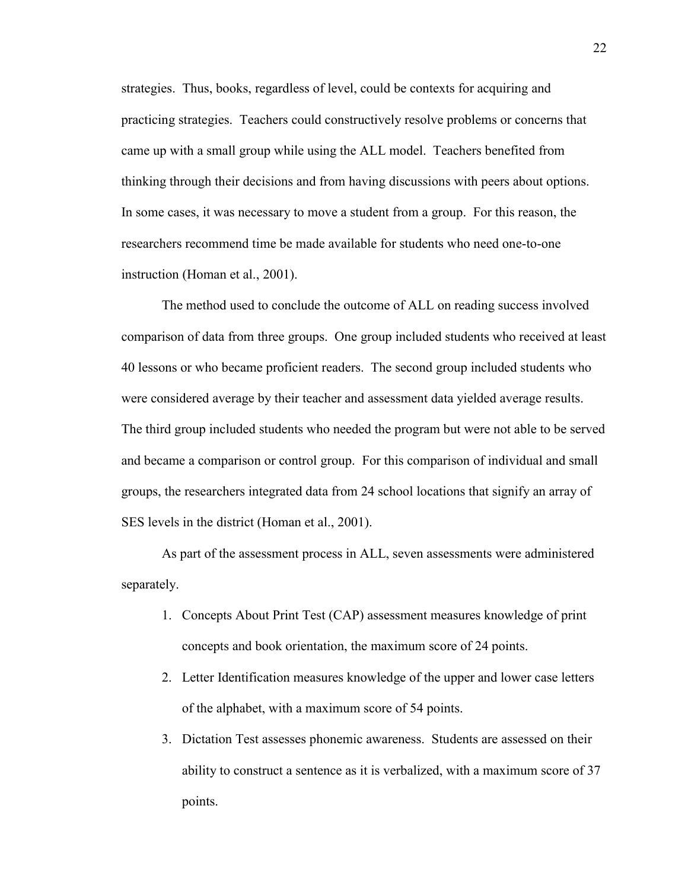strategies. Thus, books, regardless of level, could be contexts for acquiring and practicing strategies. Teachers could constructively resolve problems or concerns that came up with a small group while using the ALL model. Teachers benefited from thinking through their decisions and from having discussions with peers about options. In some cases, it was necessary to move a student from a group. For this reason, the researchers recommend time be made available for students who need one-to-one instruction (Homan et al., 2001).

The method used to conclude the outcome of ALL on reading success involved comparison of data from three groups. One group included students who received at least 40 lessons or who became proficient readers. The second group included students who were considered average by their teacher and assessment data yielded average results. The third group included students who needed the program but were not able to be served and became a comparison or control group. For this comparison of individual and small groups, the researchers integrated data from 24 school locations that signify an array of SES levels in the district (Homan et al., 2001).

As part of the assessment process in ALL, seven assessments were administered separately.

1. Concepts About Print Test (CAP) assessment measures knowledge of print concepts and book orientation, the maximum score of 24 points.
2. Letter Identification measures knowledge of the upper and lower case letters of the alphabet, with a maximum score of 54 points.
3. Dictation Test assesses phonemic awareness. Students are assessed on their ability to construct a sentence as it is verbalized, with a maximum score of 37 points.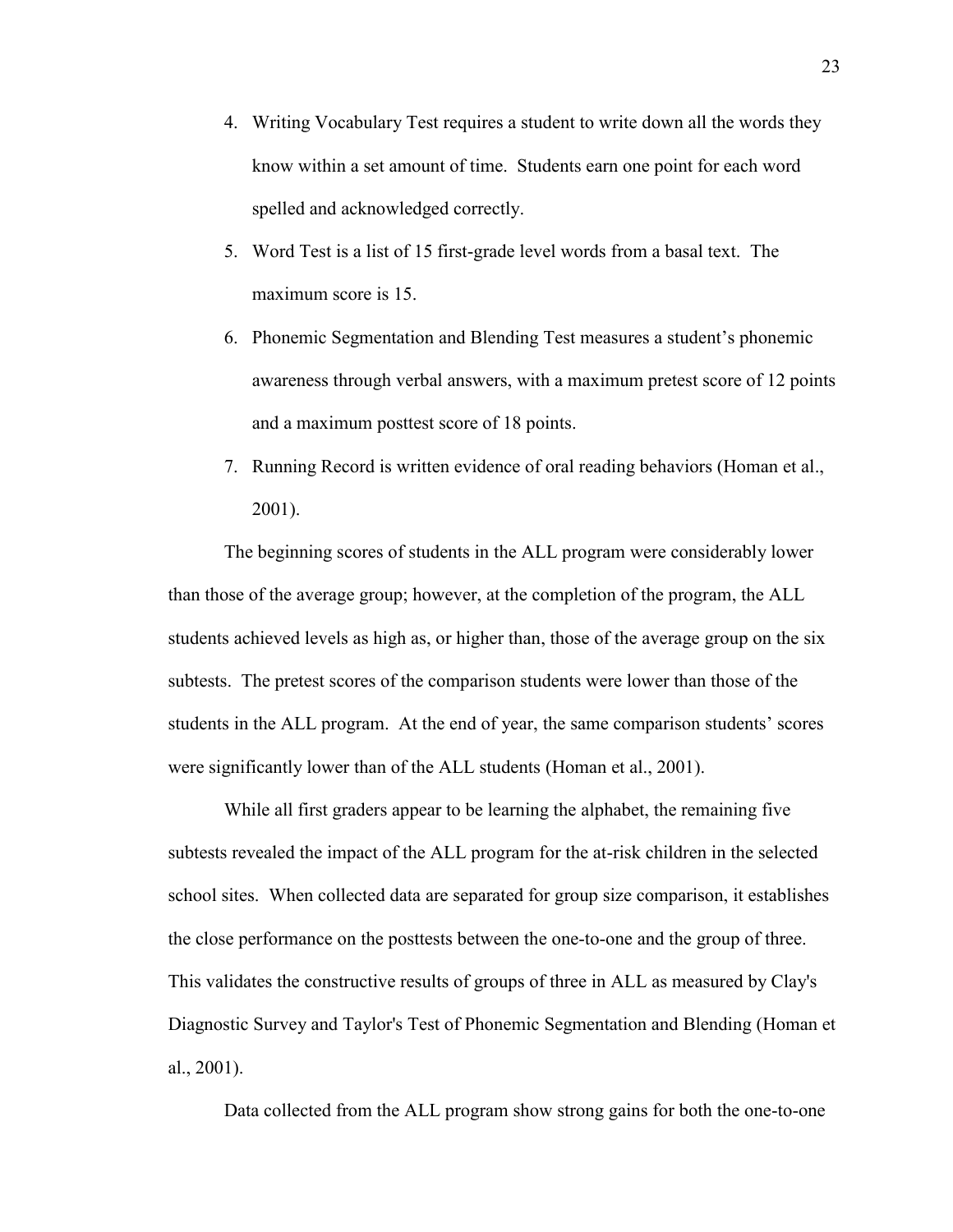4. Writing Vocabulary Test requires a student to write down all the words they know within a set amount of time. Students earn one point for each word spelled and acknowledged correctly.
5. Word Test is a list of 15 first-grade level words from a basal text. The maximum score is 15.
6. Phonemic Segmentation and Blending Test measures a student's phonemic awareness through verbal answers, with a maximum pretest score of 12 points and a maximum posttest score of 18 points.
7. Running Record is written evidence of oral reading behaviors (Homan et al., 2001).

The beginning scores of students in the ALL program were considerably lower than those of the average group; however, at the completion of the program, the ALL students achieved levels as high as, or higher than, those of the average group on the six subtests. The pretest scores of the comparison students were lower than those of the students in the ALL program. At the end of year, the same comparison students' scores were significantly lower than of the ALL students (Homan et al., 2001).

While all first graders appear to be learning the alphabet, the remaining five subtests revealed the impact of the ALL program for the at-risk children in the selected school sites. When collected data are separated for group size comparison, it establishes the close performance on the posttests between the one-to-one and the group of three. This validates the constructive results of groups of three in ALL as measured by Clay's Diagnostic Survey and Taylor's Test of Phonemic Segmentation and Blending (Homan et al., 2001).

Data collected from the ALL program show strong gains for both the one-to-one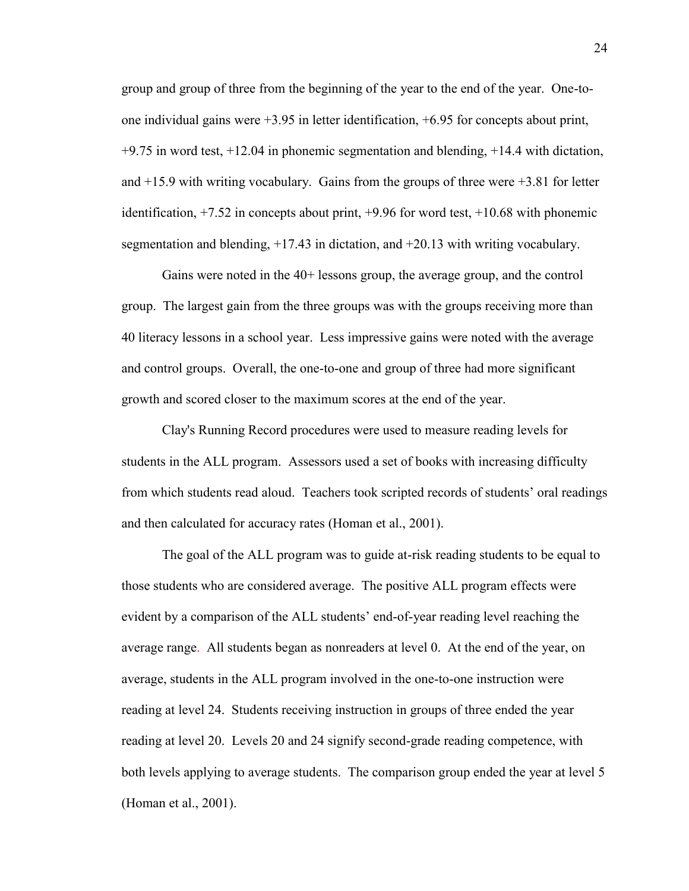group and group of three from the beginning of the year to the end of the year. One-to-one individual gains were +3.95 in letter identification, +6.95 for concepts about print, +9.75 in word test, +12.04 in phonemic segmentation and blending, +14.4 with dictation, and +15.9 with writing vocabulary. Gains from the groups of three were +3.81 for letter identification, +7.52 in concepts about print, +9.96 for word test, +10.68 with phonemic segmentation and blending, +17.43 in dictation, and +20.13 with writing vocabulary.

Gains were noted in the 40+ lessons group, the average group, and the control group. The largest gain from the three groups was with the groups receiving more than 40 literacy lessons in a school year. Less impressive gains were noted with the average and control groups. Overall, the one-to-one and group of three had more significant growth and scored closer to the maximum scores at the end of the year.

Clay's Running Record procedures were used to measure reading levels for students in the ALL program. Assessors used a set of books with increasing difficulty from which students read aloud. Teachers took scripted records of students' oral readings and then calculated for accuracy rates (Homan et al., 2001).

The goal of the ALL program was to guide at-risk reading students to be equal to those students who are considered average. The positive ALL program effects were evident by a comparison of the ALL students' end-of-year reading level reaching the average range. All students began as nonreaders at level 0. At the end of the year, on average, students in the ALL program involved in the one-to-one instruction were reading at level 24. Students receiving instruction in groups of three ended the year reading at level 20. Levels 20 and 24 signify second-grade reading competence, with both levels applying to average students. The comparison group ended the year at level 5 (Homan et al., 2001).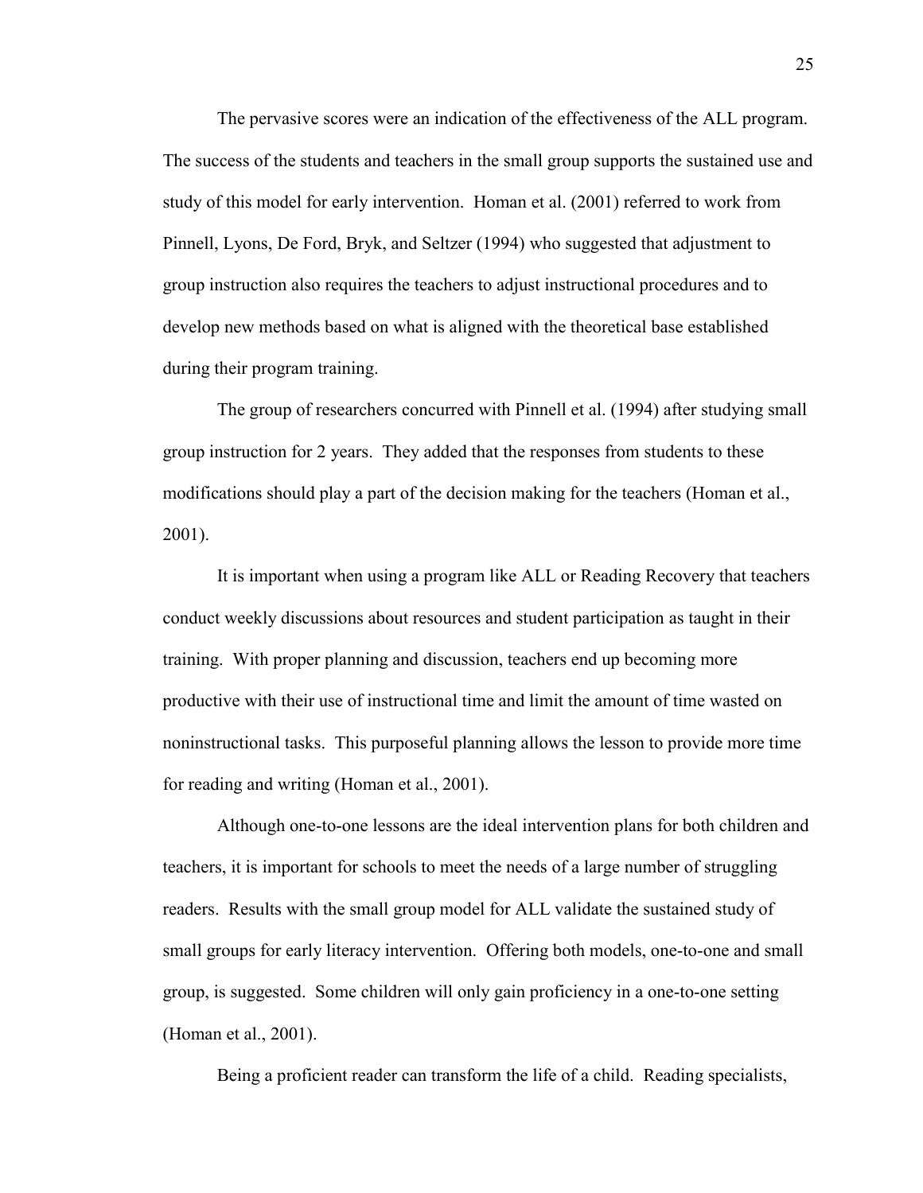The pervasive scores were an indication of the effectiveness of the ALL program. The success of the students and teachers in the small group supports the sustained use and study of this model for early intervention. Homan et al. (2001) referred to work from Pinnell, Lyons, De Ford, Bryk, and Seltzer (1994) who suggested that adjustment to group instruction also requires the teachers to adjust instructional procedures and to develop new methods based on what is aligned with the theoretical base established during their program training.

The group of researchers concurred with Pinnell et al. (1994) after studying small group instruction for 2 years. They added that the responses from students to these modifications should play a part of the decision making for the teachers (Homan et al., 2001).

It is important when using a program like ALL or Reading Recovery that teachers conduct weekly discussions about resources and student participation as taught in their training. With proper planning and discussion, teachers end up becoming more productive with their use of instructional time and limit the amount of time wasted on noninstructional tasks. This purposeful planning allows the lesson to provide more time for reading and writing (Homan et al., 2001).

Although one-to-one lessons are the ideal intervention plans for both children and teachers, it is important for schools to meet the needs of a large number of struggling readers. Results with the small group model for ALL validate the sustained study of small groups for early literacy intervention. Offering both models, one-to-one and small group, is suggested. Some children will only gain proficiency in a one-to-one setting (Homan et al., 2001).

Being a proficient reader can transform the life of a child. Reading specialists,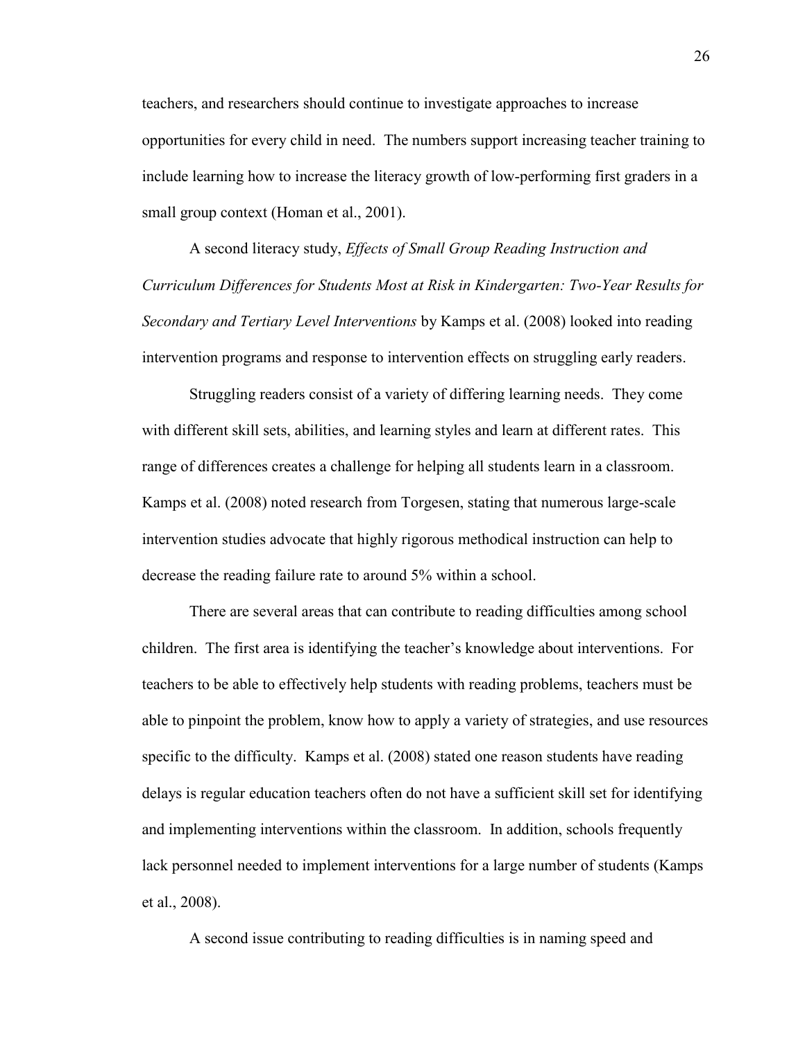teachers, and researchers should continue to investigate approaches to increase opportunities for every child in need. The numbers support increasing teacher training to include learning how to increase the literacy growth of low-performing first graders in a small group context (Homan et al., 2001).

A second literacy study, *Effects of Small Group Reading Instruction and Curriculum Differences for Students Most at Risk in Kindergarten: Two-Year Results for Secondary and Tertiary Level Interventions* by Kamps et al. (2008) looked into reading intervention programs and response to intervention effects on struggling early readers.

Struggling readers consist of a variety of differing learning needs. They come with different skill sets, abilities, and learning styles and learn at different rates. This range of differences creates a challenge for helping all students learn in a classroom. Kamps et al. (2008) noted research from Torgesen, stating that numerous large-scale intervention studies advocate that highly rigorous methodical instruction can help to decrease the reading failure rate to around 5% within a school.

There are several areas that can contribute to reading difficulties among school children. The first area is identifying the teacher's knowledge about interventions. For teachers to be able to effectively help students with reading problems, teachers must be able to pinpoint the problem, know how to apply a variety of strategies, and use resources specific to the difficulty. Kamps et al. (2008) stated one reason students have reading delays is regular education teachers often do not have a sufficient skill set for identifying and implementing interventions within the classroom. In addition, schools frequently lack personnel needed to implement interventions for a large number of students (Kamps et al., 2008).

A second issue contributing to reading difficulties is in naming speed and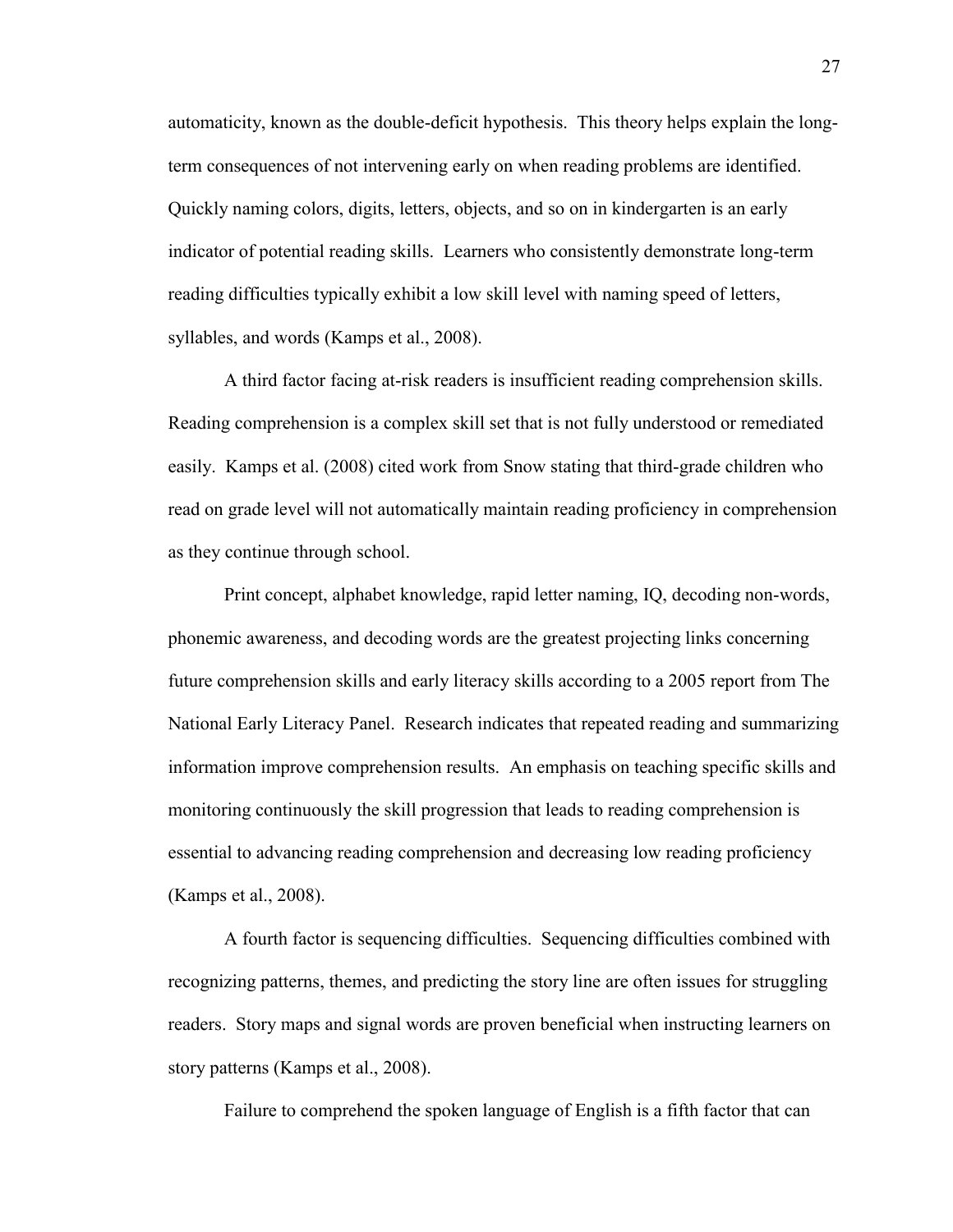automaticity, known as the double-deficit hypothesis. This theory helps explain the long-term consequences of not intervening early on when reading problems are identified. Quickly naming colors, digits, letters, objects, and so on in kindergarten is an early indicator of potential reading skills. Learners who consistently demonstrate long-term reading difficulties typically exhibit a low skill level with naming speed of letters, syllables, and words (Kamps et al., 2008).

A third factor facing at-risk readers is insufficient reading comprehension skills. Reading comprehension is a complex skill set that is not fully understood or remediated easily. Kamps et al. (2008) cited work from Snow stating that third-grade children who read on grade level will not automatically maintain reading proficiency in comprehension as they continue through school.

Print concept, alphabet knowledge, rapid letter naming, IQ, decoding non-words, phonemic awareness, and decoding words are the greatest projecting links concerning future comprehension skills and early literacy skills according to a 2005 report from The National Early Literacy Panel. Research indicates that repeated reading and summarizing information improve comprehension results. An emphasis on teaching specific skills and monitoring continuously the skill progression that leads to reading comprehension is essential to advancing reading comprehension and decreasing low reading proficiency (Kamps et al., 2008).

A fourth factor is sequencing difficulties. Sequencing difficulties combined with recognizing patterns, themes, and predicting the story line are often issues for struggling readers. Story maps and signal words are proven beneficial when instructing learners on story patterns (Kamps et al., 2008).

Failure to comprehend the spoken language of English is a fifth factor that can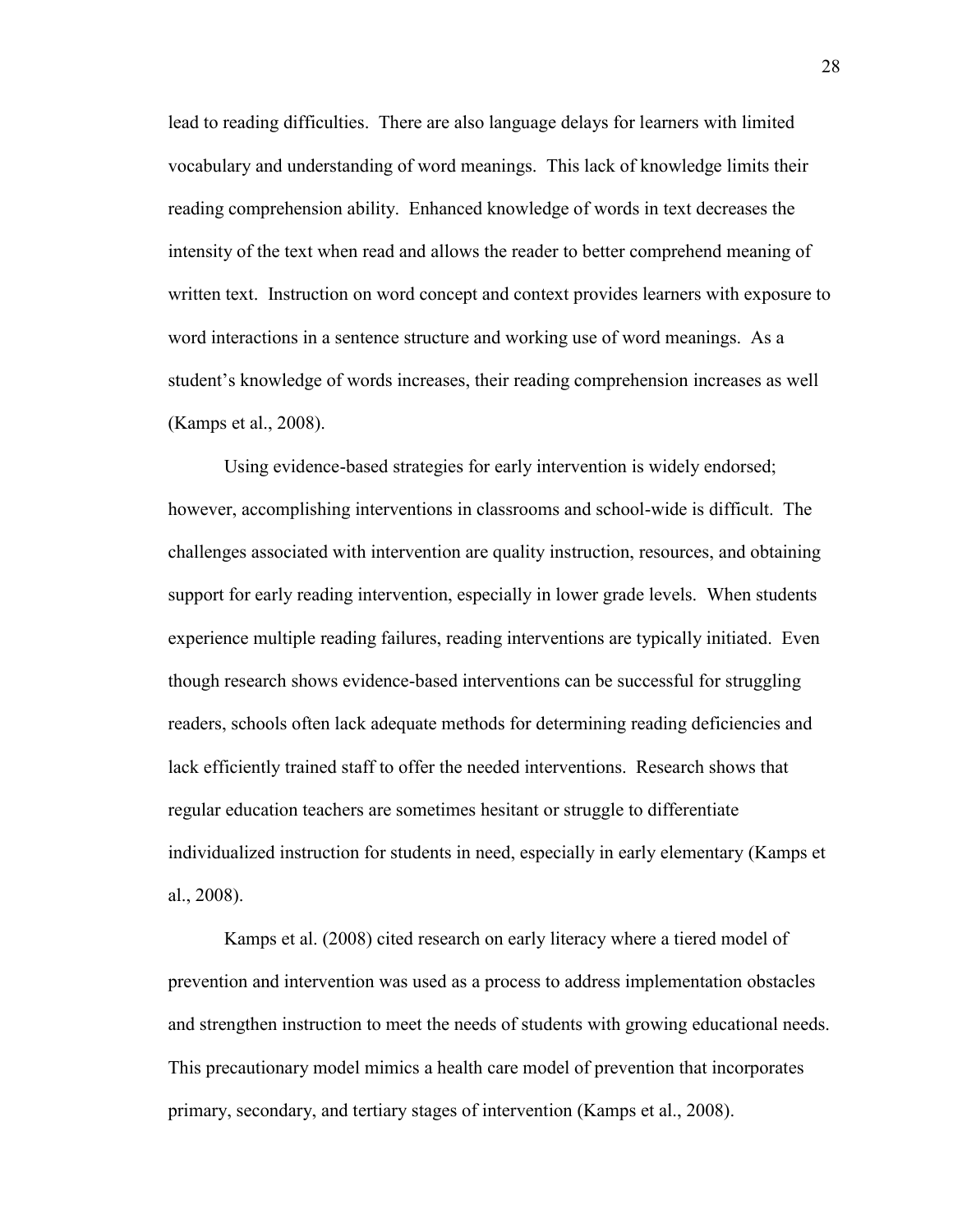lead to reading difficulties. There are also language delays for learners with limited vocabulary and understanding of word meanings. This lack of knowledge limits their reading comprehension ability. Enhanced knowledge of words in text decreases the intensity of the text when read and allows the reader to better comprehend meaning of written text. Instruction on word concept and context provides learners with exposure to word interactions in a sentence structure and working use of word meanings. As a student's knowledge of words increases, their reading comprehension increases as well (Kamps et al., 2008).

Using evidence-based strategies for early intervention is widely endorsed; however, accomplishing interventions in classrooms and school-wide is difficult. The challenges associated with intervention are quality instruction, resources, and obtaining support for early reading intervention, especially in lower grade levels. When students experience multiple reading failures, reading interventions are typically initiated. Even though research shows evidence-based interventions can be successful for struggling readers, schools often lack adequate methods for determining reading deficiencies and lack efficiently trained staff to offer the needed interventions. Research shows that regular education teachers are sometimes hesitant or struggle to differentiate individualized instruction for students in need, especially in early elementary (Kamps et al., 2008).

Kamps et al. (2008) cited research on early literacy where a tiered model of prevention and intervention was used as a process to address implementation obstacles and strengthen instruction to meet the needs of students with growing educational needs. This precautionary model mimics a health care model of prevention that incorporates primary, secondary, and tertiary stages of intervention (Kamps et al., 2008).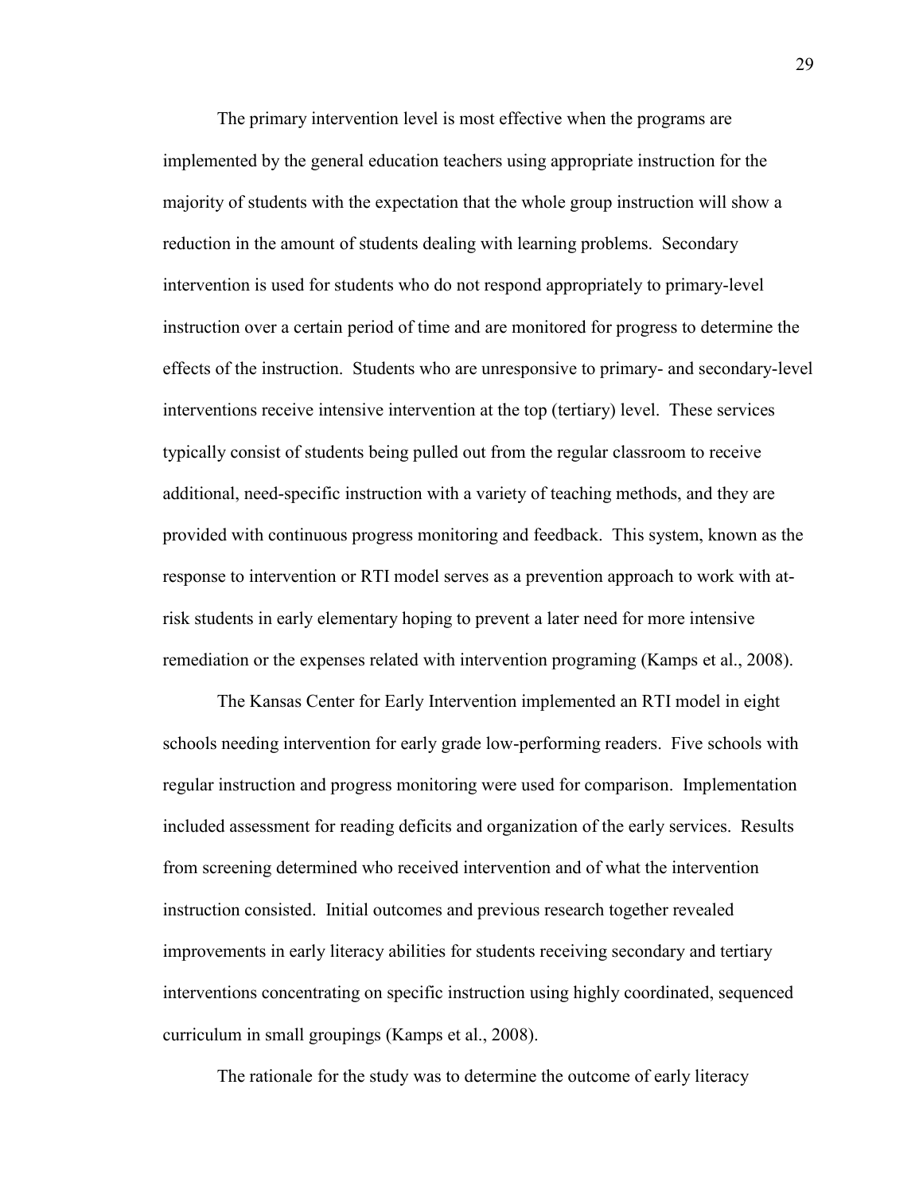The primary intervention level is most effective when the programs are implemented by the general education teachers using appropriate instruction for the majority of students with the expectation that the whole group instruction will show a reduction in the amount of students dealing with learning problems. Secondary intervention is used for students who do not respond appropriately to primary-level instruction over a certain period of time and are monitored for progress to determine the effects of the instruction. Students who are unresponsive to primary- and secondary-level interventions receive intensive intervention at the top (tertiary) level. These services typically consist of students being pulled out from the regular classroom to receive additional, need-specific instruction with a variety of teaching methods, and they are provided with continuous progress monitoring and feedback. This system, known as the response to intervention or RTI model serves as a prevention approach to work with at-risk students in early elementary hoping to prevent a later need for more intensive remediation or the expenses related with intervention programing (Kamps et al., 2008).

The Kansas Center for Early Intervention implemented an RTI model in eight schools needing intervention for early grade low-performing readers. Five schools with regular instruction and progress monitoring were used for comparison. Implementation included assessment for reading deficits and organization of the early services. Results from screening determined who received intervention and of what the intervention instruction consisted. Initial outcomes and previous research together revealed improvements in early literacy abilities for students receiving secondary and tertiary interventions concentrating on specific instruction using highly coordinated, sequenced curriculum in small groupings (Kamps et al., 2008).

The rationale for the study was to determine the outcome of early literacy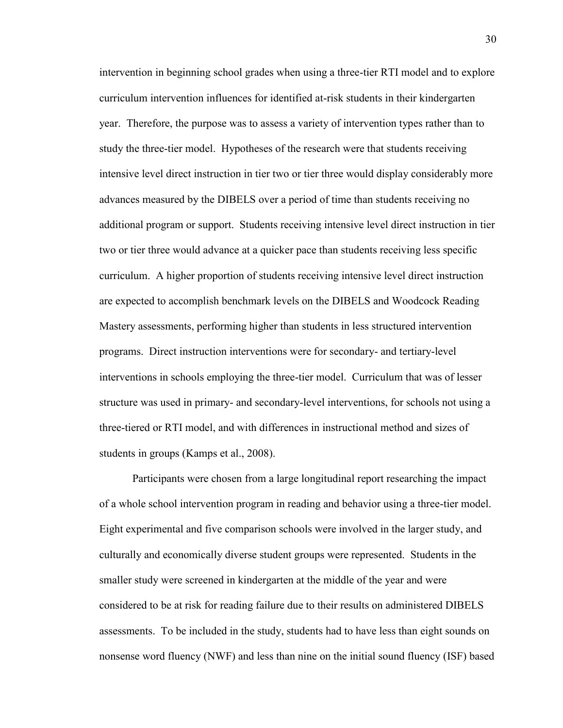intervention in beginning school grades when using a three-tier RTI model and to explore curriculum intervention influences for identified at-risk students in their kindergarten year. Therefore, the purpose was to assess a variety of intervention types rather than to study the three-tier model. Hypotheses of the research were that students receiving intensive level direct instruction in tier two or tier three would display considerably more advances measured by the DIBELS over a period of time than students receiving no additional program or support. Students receiving intensive level direct instruction in tier two or tier three would advance at a quicker pace than students receiving less specific curriculum. A higher proportion of students receiving intensive level direct instruction are expected to accomplish benchmark levels on the DIBELS and Woodcock Reading Mastery assessments, performing higher than students in less structured intervention programs. Direct instruction interventions were for secondary- and tertiary-level interventions in schools employing the three-tier model. Curriculum that was of lesser structure was used in primary- and secondary-level interventions, for schools not using a three-tiered or RTI model, and with differences in instructional method and sizes of students in groups (Kamps et al., 2008).

Participants were chosen from a large longitudinal report researching the impact of a whole school intervention program in reading and behavior using a three-tier model. Eight experimental and five comparison schools were involved in the larger study, and culturally and economically diverse student groups were represented. Students in the smaller study were screened in kindergarten at the middle of the year and were considered to be at risk for reading failure due to their results on administered DIBELS assessments. To be included in the study, students had to have less than eight sounds on nonsense word fluency (NWF) and less than nine on the initial sound fluency (ISF) based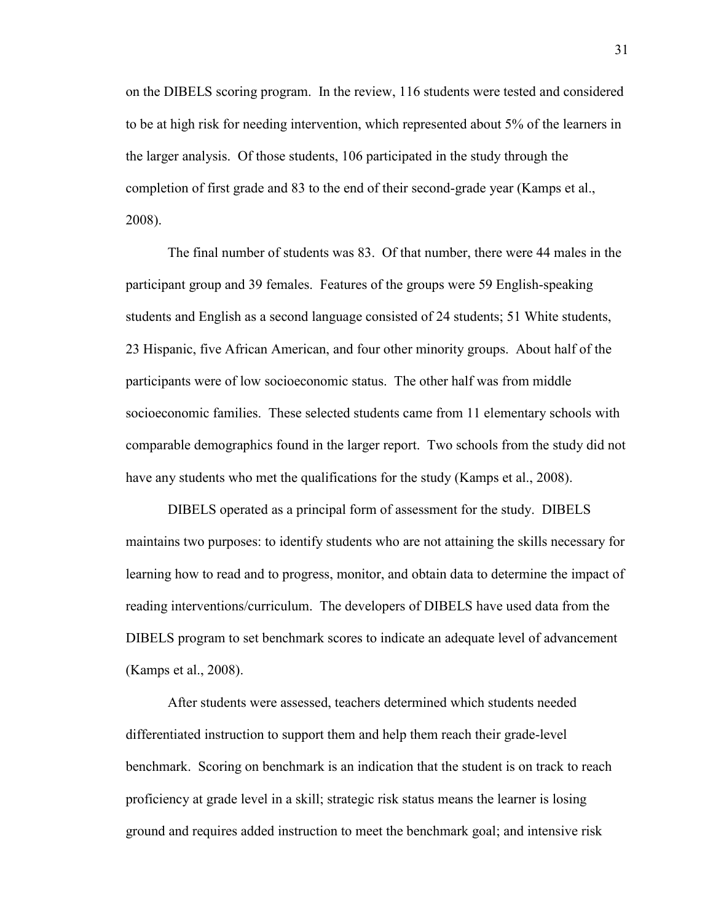on the DIBELS scoring program. In the review, 116 students were tested and considered to be at high risk for needing intervention, which represented about 5% of the learners in the larger analysis. Of those students, 106 participated in the study through the completion of first grade and 83 to the end of their second-grade year (Kamps et al., 2008).

The final number of students was 83. Of that number, there were 44 males in the participant group and 39 females. Features of the groups were 59 English-speaking students and English as a second language consisted of 24 students; 51 White students, 23 Hispanic, five African American, and four other minority groups. About half of the participants were of low socioeconomic status. The other half was from middle socioeconomic families. These selected students came from 11 elementary schools with comparable demographics found in the larger report. Two schools from the study did not have any students who met the qualifications for the study (Kamps et al., 2008).

DIBELS operated as a principal form of assessment for the study. DIBELS maintains two purposes: to identify students who are not attaining the skills necessary for learning how to read and to progress, monitor, and obtain data to determine the impact of reading interventions/curriculum. The developers of DIBELS have used data from the DIBELS program to set benchmark scores to indicate an adequate level of advancement (Kamps et al., 2008).

After students were assessed, teachers determined which students needed differentiated instruction to support them and help them reach their grade-level benchmark. Scoring on benchmark is an indication that the student is on track to reach proficiency at grade level in a skill; strategic risk status means the learner is losing ground and requires added instruction to meet the benchmark goal; and intensive risk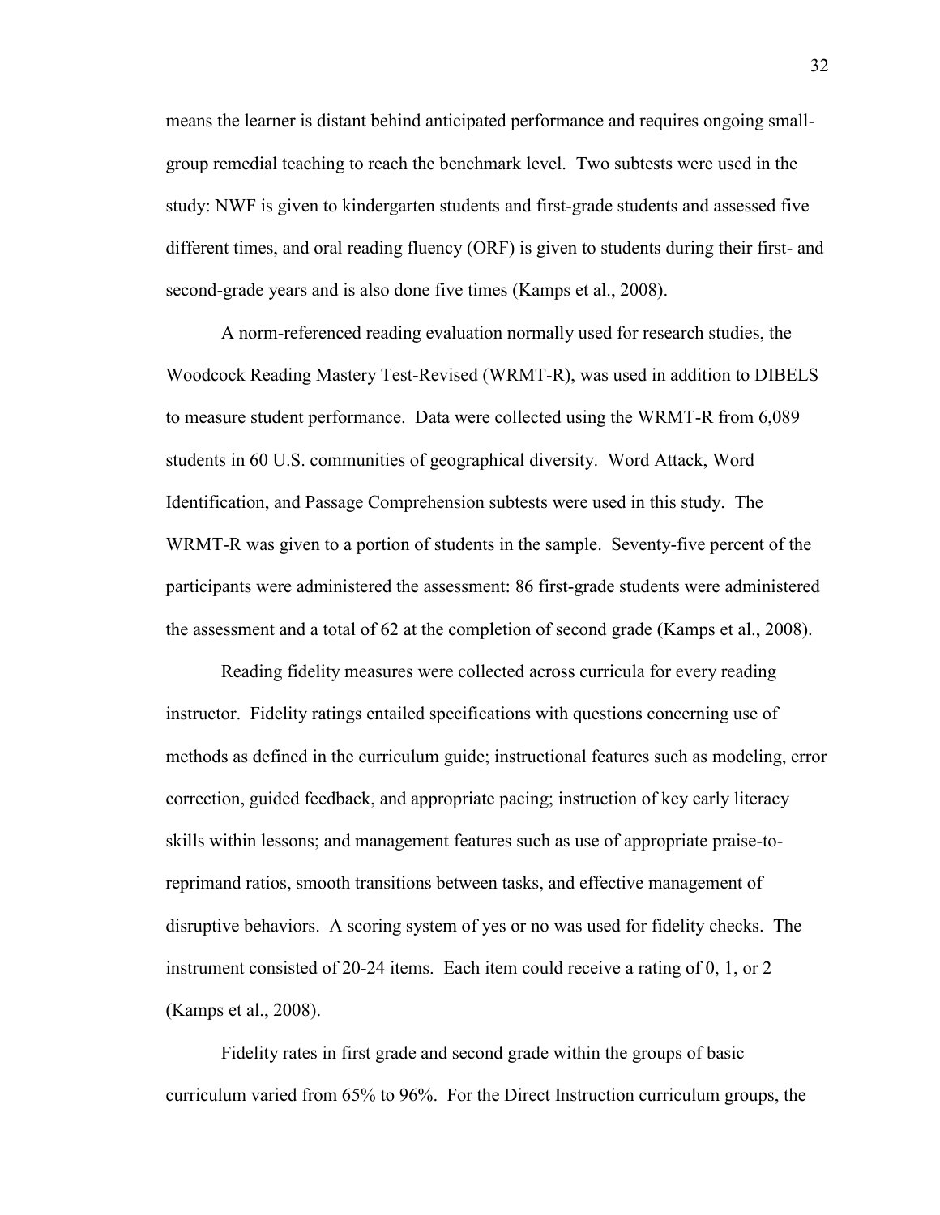means the learner is distant behind anticipated performance and requires ongoing small-group remedial teaching to reach the benchmark level. Two subtests were used in the study: NWF is given to kindergarten students and first-grade students and assessed five different times, and oral reading fluency (ORF) is given to students during their first- and second-grade years and is also done five times (Kamps et al., 2008).

A norm-referenced reading evaluation normally used for research studies, the Woodcock Reading Mastery Test-Revised (WRMT-R), was used in addition to DIBELS to measure student performance. Data were collected using the WRMT-R from 6,089 students in 60 U.S. communities of geographical diversity. Word Attack, Word Identification, and Passage Comprehension subtests were used in this study. The WRMT-R was given to a portion of students in the sample. Seventy-five percent of the participants were administered the assessment: 86 first-grade students were administered the assessment and a total of 62 at the completion of second grade (Kamps et al., 2008).

Reading fidelity measures were collected across curricula for every reading instructor. Fidelity ratings entailed specifications with questions concerning use of methods as defined in the curriculum guide; instructional features such as modeling, error correction, guided feedback, and appropriate pacing; instruction of key early literacy skills within lessons; and management features such as use of appropriate praise-to-reprimand ratios, smooth transitions between tasks, and effective management of disruptive behaviors. A scoring system of yes or no was used for fidelity checks. The instrument consisted of 20-24 items. Each item could receive a rating of 0, 1, or 2 (Kamps et al., 2008).

Fidelity rates in first grade and second grade within the groups of basic curriculum varied from 65% to 96%. For the Direct Instruction curriculum groups, the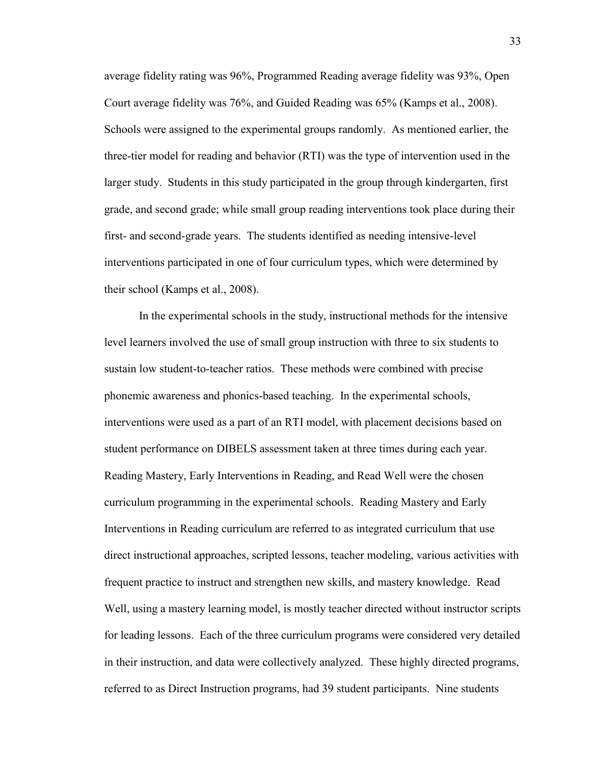average fidelity rating was 96%, Programmed Reading average fidelity was 93%, Open Court average fidelity was 76%, and Guided Reading was 65% (Kamps et al., 2008). Schools were assigned to the experimental groups randomly. As mentioned earlier, the three-tier model for reading and behavior (RTI) was the type of intervention used in the larger study. Students in this study participated in the group through kindergarten, first grade, and second grade; while small group reading interventions took place during their first- and second-grade years. The students identified as needing intensive-level interventions participated in one of four curriculum types, which were determined by their school (Kamps et al., 2008).

In the experimental schools in the study, instructional methods for the intensive level learners involved the use of small group instruction with three to six students to sustain low student-to-teacher ratios. These methods were combined with precise phonemic awareness and phonics-based teaching. In the experimental schools, interventions were used as a part of an RTI model, with placement decisions based on student performance on DIBELS assessment taken at three times during each year. Reading Mastery, Early Interventions in Reading, and Read Well were the chosen curriculum programming in the experimental schools. Reading Mastery and Early Interventions in Reading curriculum are referred to as integrated curriculum that use direct instructional approaches, scripted lessons, teacher modeling, various activities with frequent practice to instruct and strengthen new skills, and mastery knowledge. Read Well, using a mastery learning model, is mostly teacher directed without instructor scripts for leading lessons. Each of the three curriculum programs were considered very detailed in their instruction, and data were collectively analyzed. These highly directed programs, referred to as Direct Instruction programs, had 39 student participants. Nine students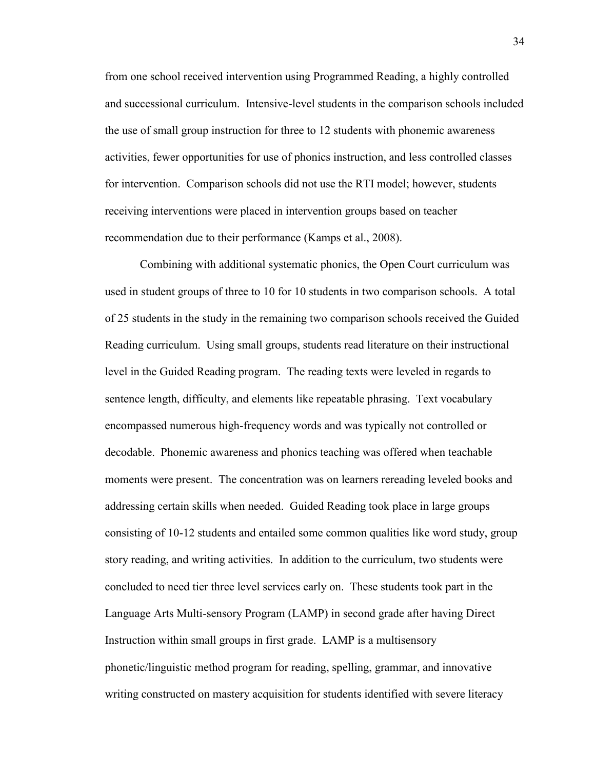from one school received intervention using Programmed Reading, a highly controlled and successional curriculum. Intensive-level students in the comparison schools included the use of small group instruction for three to 12 students with phonemic awareness activities, fewer opportunities for use of phonics instruction, and less controlled classes for intervention. Comparison schools did not use the RTI model; however, students receiving interventions were placed in intervention groups based on teacher recommendation due to their performance (Kamps et al., 2008).

Combining with additional systematic phonics, the Open Court curriculum was used in student groups of three to 10 for 10 students in two comparison schools. A total of 25 students in the study in the remaining two comparison schools received the Guided Reading curriculum. Using small groups, students read literature on their instructional level in the Guided Reading program. The reading texts were leveled in regards to sentence length, difficulty, and elements like repeatable phrasing. Text vocabulary encompassed numerous high-frequency words and was typically not controlled or decodable. Phonemic awareness and phonics teaching was offered when teachable moments were present. The concentration was on learners rereading leveled books and addressing certain skills when needed. Guided Reading took place in large groups consisting of 10-12 students and entailed some common qualities like word study, group story reading, and writing activities. In addition to the curriculum, two students were concluded to need tier three level services early on. These students took part in the Language Arts Multi-sensory Program (LAMP) in second grade after having Direct Instruction within small groups in first grade. LAMP is a multisensory phonetic/linguistic method program for reading, spelling, grammar, and innovative writing constructed on mastery acquisition for students identified with severe literacy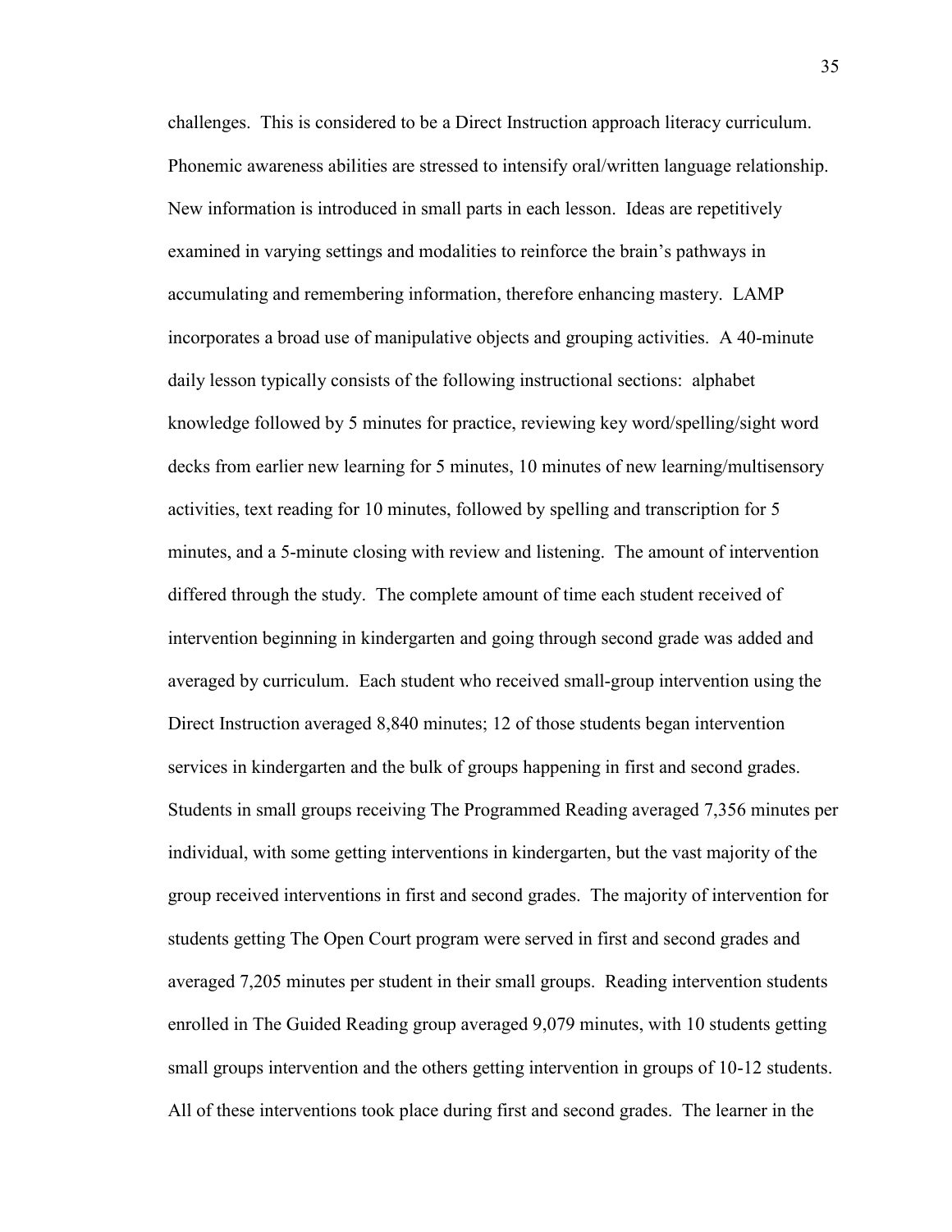challenges. This is considered to be a Direct Instruction approach literacy curriculum. Phonemic awareness abilities are stressed to intensify oral/written language relationship. New information is introduced in small parts in each lesson. Ideas are repetitively examined in varying settings and modalities to reinforce the brain's pathways in accumulating and remembering information, therefore enhancing mastery. LAMP incorporates a broad use of manipulative objects and grouping activities. A 40-minute daily lesson typically consists of the following instructional sections: alphabet knowledge followed by 5 minutes for practice, reviewing key word/spelling/sight word decks from earlier new learning for 5 minutes, 10 minutes of new learning/multisensory activities, text reading for 10 minutes, followed by spelling and transcription for 5 minutes, and a 5-minute closing with review and listening. The amount of intervention differed through the study. The complete amount of time each student received of intervention beginning in kindergarten and going through second grade was added and averaged by curriculum. Each student who received small-group intervention using the Direct Instruction averaged 8,840 minutes; 12 of those students began intervention services in kindergarten and the bulk of groups happening in first and second grades. Students in small groups receiving The Programmed Reading averaged 7,356 minutes per individual, with some getting interventions in kindergarten, but the vast majority of the group received interventions in first and second grades. The majority of intervention for students getting The Open Court program were served in first and second grades and averaged 7,205 minutes per student in their small groups. Reading intervention students enrolled in The Guided Reading group averaged 9,079 minutes, with 10 students getting small groups intervention and the others getting intervention in groups of 10-12 students. All of these interventions took place during first and second grades. The learner in the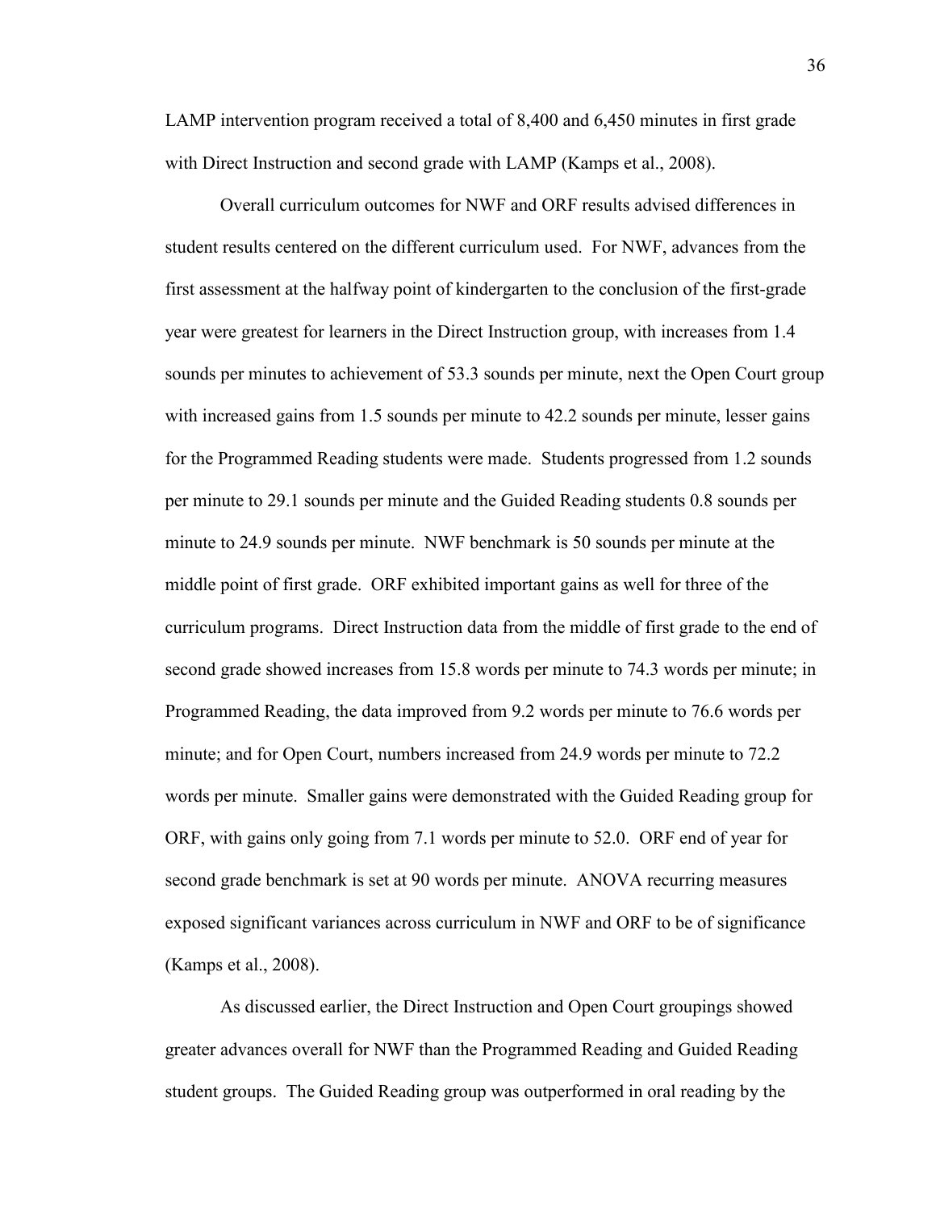LAMP intervention program received a total of 8,400 and 6,450 minutes in first grade with Direct Instruction and second grade with LAMP (Kamps et al., 2008).

Overall curriculum outcomes for NWF and ORF results advised differences in student results centered on the different curriculum used. For NWF, advances from the first assessment at the halfway point of kindergarten to the conclusion of the first-grade year were greatest for learners in the Direct Instruction group, with increases from 1.4 sounds per minutes to achievement of 53.3 sounds per minute, next the Open Court group with increased gains from 1.5 sounds per minute to 42.2 sounds per minute, lesser gains for the Programmed Reading students were made. Students progressed from 1.2 sounds per minute to 29.1 sounds per minute and the Guided Reading students 0.8 sounds per minute to 24.9 sounds per minute. NWF benchmark is 50 sounds per minute at the middle point of first grade. ORF exhibited important gains as well for three of the curriculum programs. Direct Instruction data from the middle of first grade to the end of second grade showed increases from 15.8 words per minute to 74.3 words per minute; in Programmed Reading, the data improved from 9.2 words per minute to 76.6 words per minute; and for Open Court, numbers increased from 24.9 words per minute to 72.2 words per minute. Smaller gains were demonstrated with the Guided Reading group for ORF, with gains only going from 7.1 words per minute to 52.0. ORF end of year for second grade benchmark is set at 90 words per minute. ANOVA recurring measures exposed significant variances across curriculum in NWF and ORF to be of significance (Kamps et al., 2008).

As discussed earlier, the Direct Instruction and Open Court groupings showed greater advances overall for NWF than the Programmed Reading and Guided Reading student groups. The Guided Reading group was outperformed in oral reading by the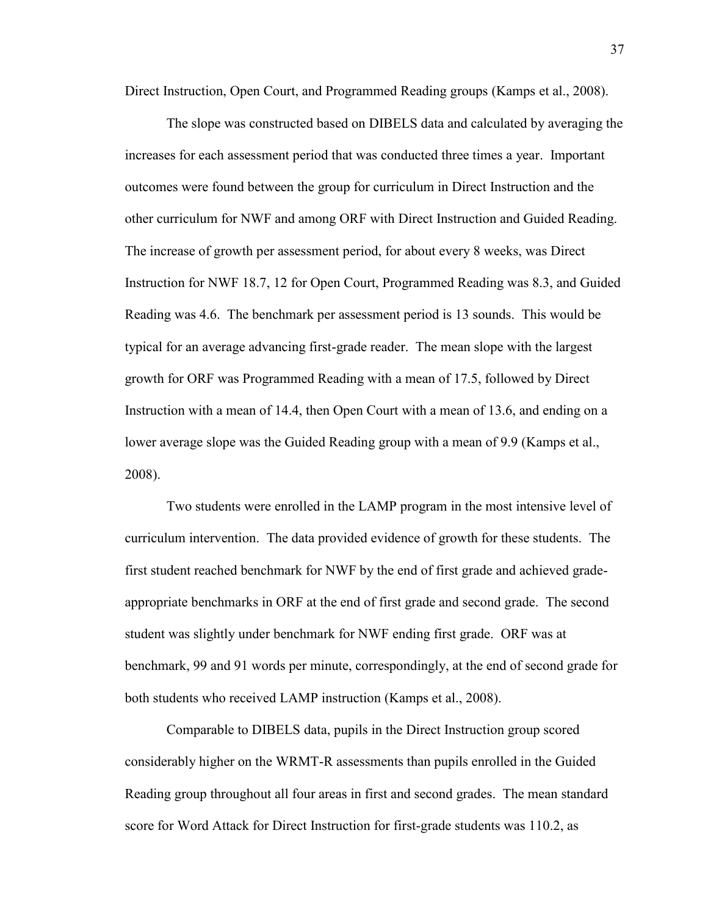Direct Instruction, Open Court, and Programmed Reading groups (Kamps et al., 2008).

The slope was constructed based on DIBELS data and calculated by averaging the increases for each assessment period that was conducted three times a year. Important outcomes were found between the group for curriculum in Direct Instruction and the other curriculum for NWF and among ORF with Direct Instruction and Guided Reading. The increase of growth per assessment period, for about every 8 weeks, was Direct Instruction for NWF 18.7, 12 for Open Court, Programmed Reading was 8.3, and Guided Reading was 4.6. The benchmark per assessment period is 13 sounds. This would be typical for an average advancing first-grade reader. The mean slope with the largest growth for ORF was Programmed Reading with a mean of 17.5, followed by Direct Instruction with a mean of 14.4, then Open Court with a mean of 13.6, and ending on a lower average slope was the Guided Reading group with a mean of 9.9 (Kamps et al., 2008).

Two students were enrolled in the LAMP program in the most intensive level of curriculum intervention. The data provided evidence of growth for these students. The first student reached benchmark for NWF by the end of first grade and achieved grade-appropriate benchmarks in ORF at the end of first grade and second grade. The second student was slightly under benchmark for NWF ending first grade. ORF was at benchmark, 99 and 91 words per minute, correspondingly, at the end of second grade for both students who received LAMP instruction (Kamps et al., 2008).

Comparable to DIBELS data, pupils in the Direct Instruction group scored considerably higher on the WRMT-R assessments than pupils enrolled in the Guided Reading group throughout all four areas in first and second grades. The mean standard score for Word Attack for Direct Instruction for first-grade students was 110.2, as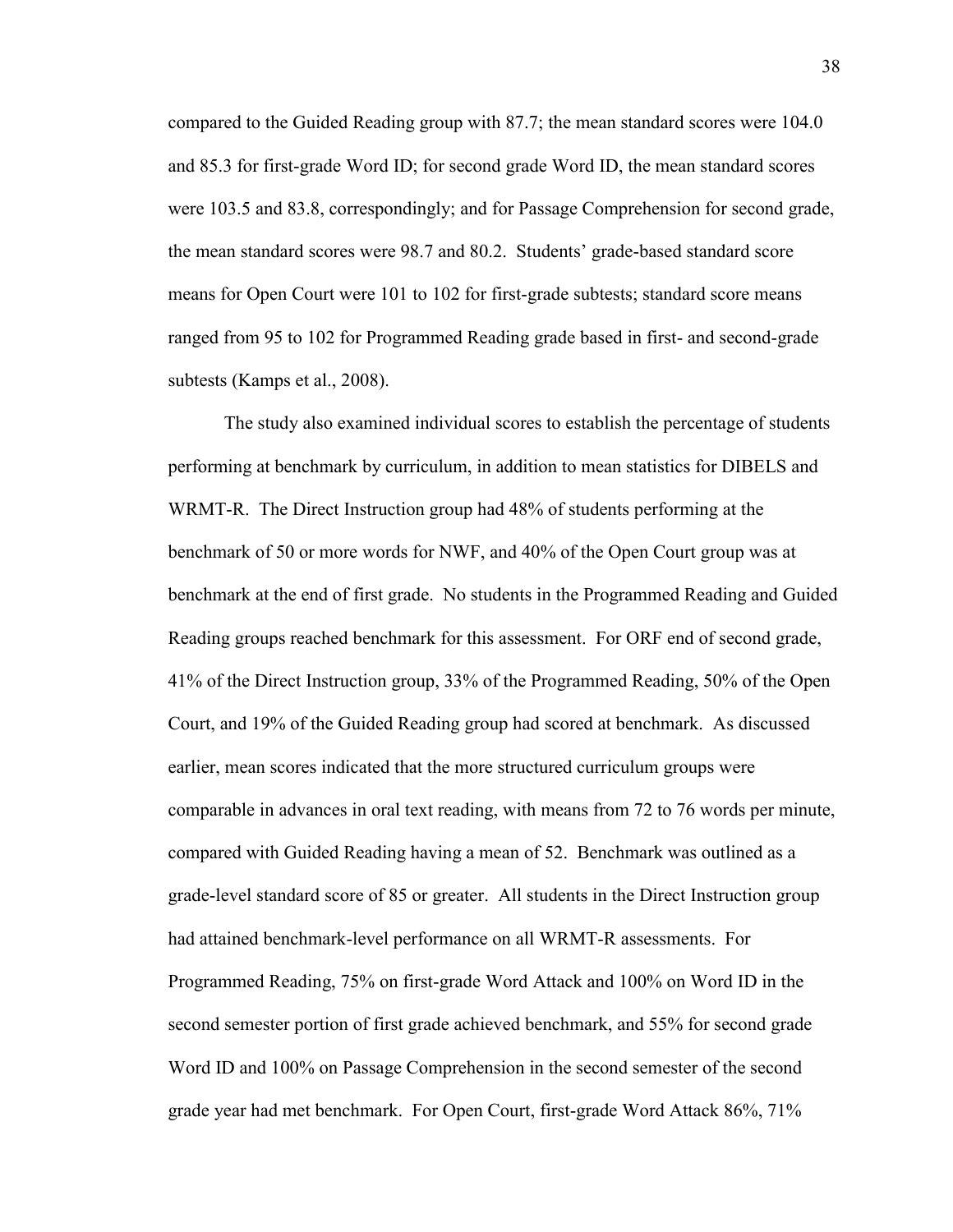compared to the Guided Reading group with 87.7; the mean standard scores were 104.0 and 85.3 for first-grade Word ID; for second grade Word ID, the mean standard scores were 103.5 and 83.8, correspondingly; and for Passage Comprehension for second grade, the mean standard scores were 98.7 and 80.2. Students' grade-based standard score means for Open Court were 101 to 102 for first-grade subtests; standard score means ranged from 95 to 102 for Programmed Reading grade based in first- and second-grade subtests (Kamps et al., 2008).

The study also examined individual scores to establish the percentage of students performing at benchmark by curriculum, in addition to mean statistics for DIBELS and WRMT-R. The Direct Instruction group had 48% of students performing at the benchmark of 50 or more words for NWF, and 40% of the Open Court group was at benchmark at the end of first grade. No students in the Programmed Reading and Guided Reading groups reached benchmark for this assessment. For ORF end of second grade, 41% of the Direct Instruction group, 33% of the Programmed Reading, 50% of the Open Court, and 19% of the Guided Reading group had scored at benchmark. As discussed earlier, mean scores indicated that the more structured curriculum groups were comparable in advances in oral text reading, with means from 72 to 76 words per minute, compared with Guided Reading having a mean of 52. Benchmark was outlined as a grade-level standard score of 85 or greater. All students in the Direct Instruction group had attained benchmark-level performance on all WRMT-R assessments. For Programmed Reading, 75% on first-grade Word Attack and 100% on Word ID in the second semester portion of first grade achieved benchmark, and 55% for second grade Word ID and 100% on Passage Comprehension in the second semester of the second grade year had met benchmark. For Open Court, first-grade Word Attack 86%, 71%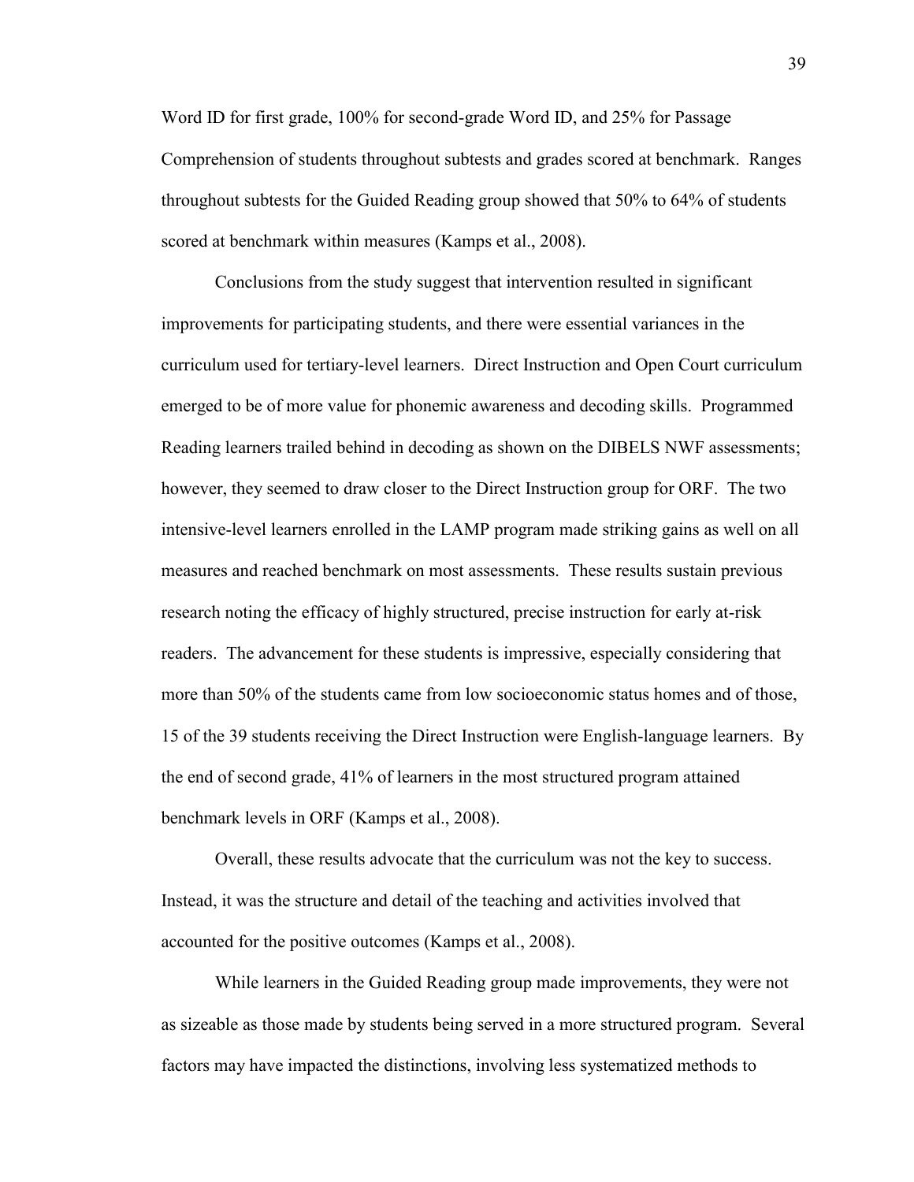Word ID for first grade, 100% for second-grade Word ID, and 25% for Passage Comprehension of students throughout subtests and grades scored at benchmark. Ranges throughout subtests for the Guided Reading group showed that 50% to 64% of students scored at benchmark within measures (Kamps et al., 2008).

Conclusions from the study suggest that intervention resulted in significant improvements for participating students, and there were essential variances in the curriculum used for tertiary-level learners. Direct Instruction and Open Court curriculum emerged to be of more value for phonemic awareness and decoding skills. Programmed Reading learners trailed behind in decoding as shown on the DIBELS NWF assessments; however, they seemed to draw closer to the Direct Instruction group for ORF. The two intensive-level learners enrolled in the LAMP program made striking gains as well on all measures and reached benchmark on most assessments. These results sustain previous research noting the efficacy of highly structured, precise instruction for early at-risk readers. The advancement for these students is impressive, especially considering that more than 50% of the students came from low socioeconomic status homes and of those, 15 of the 39 students receiving the Direct Instruction were English-language learners. By the end of second grade, 41% of learners in the most structured program attained benchmark levels in ORF (Kamps et al., 2008).

Overall, these results advocate that the curriculum was not the key to success. Instead, it was the structure and detail of the teaching and activities involved that accounted for the positive outcomes (Kamps et al., 2008).

While learners in the Guided Reading group made improvements, they were not as sizeable as those made by students being served in a more structured program. Several factors may have impacted the distinctions, involving less systematized methods to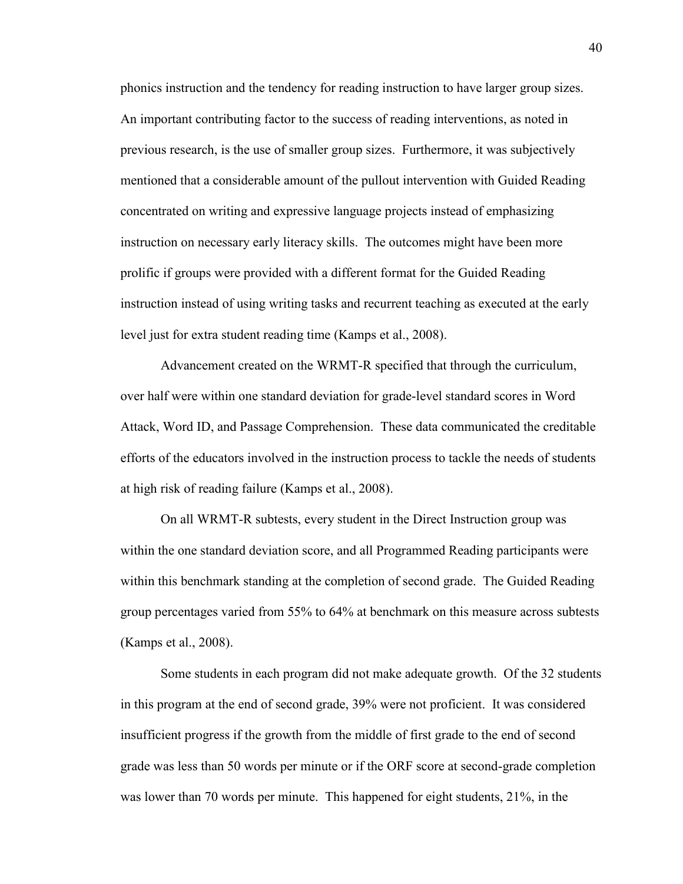phonics instruction and the tendency for reading instruction to have larger group sizes. An important contributing factor to the success of reading interventions, as noted in previous research, is the use of smaller group sizes. Furthermore, it was subjectively mentioned that a considerable amount of the pullout intervention with Guided Reading concentrated on writing and expressive language projects instead of emphasizing instruction on necessary early literacy skills. The outcomes might have been more prolific if groups were provided with a different format for the Guided Reading instruction instead of using writing tasks and recurrent teaching as executed at the early level just for extra student reading time (Kamps et al., 2008).

Advancement created on the WRMT-R specified that through the curriculum, over half were within one standard deviation for grade-level standard scores in Word Attack, Word ID, and Passage Comprehension. These data communicated the creditable efforts of the educators involved in the instruction process to tackle the needs of students at high risk of reading failure (Kamps et al., 2008).

On all WRMT-R subtests, every student in the Direct Instruction group was within the one standard deviation score, and all Programmed Reading participants were within this benchmark standing at the completion of second grade. The Guided Reading group percentages varied from 55% to 64% at benchmark on this measure across subtests (Kamps et al., 2008).

Some students in each program did not make adequate growth. Of the 32 students in this program at the end of second grade, 39% were not proficient. It was considered insufficient progress if the growth from the middle of first grade to the end of second grade was less than 50 words per minute or if the ORF score at second-grade completion was lower than 70 words per minute. This happened for eight students, 21%, in the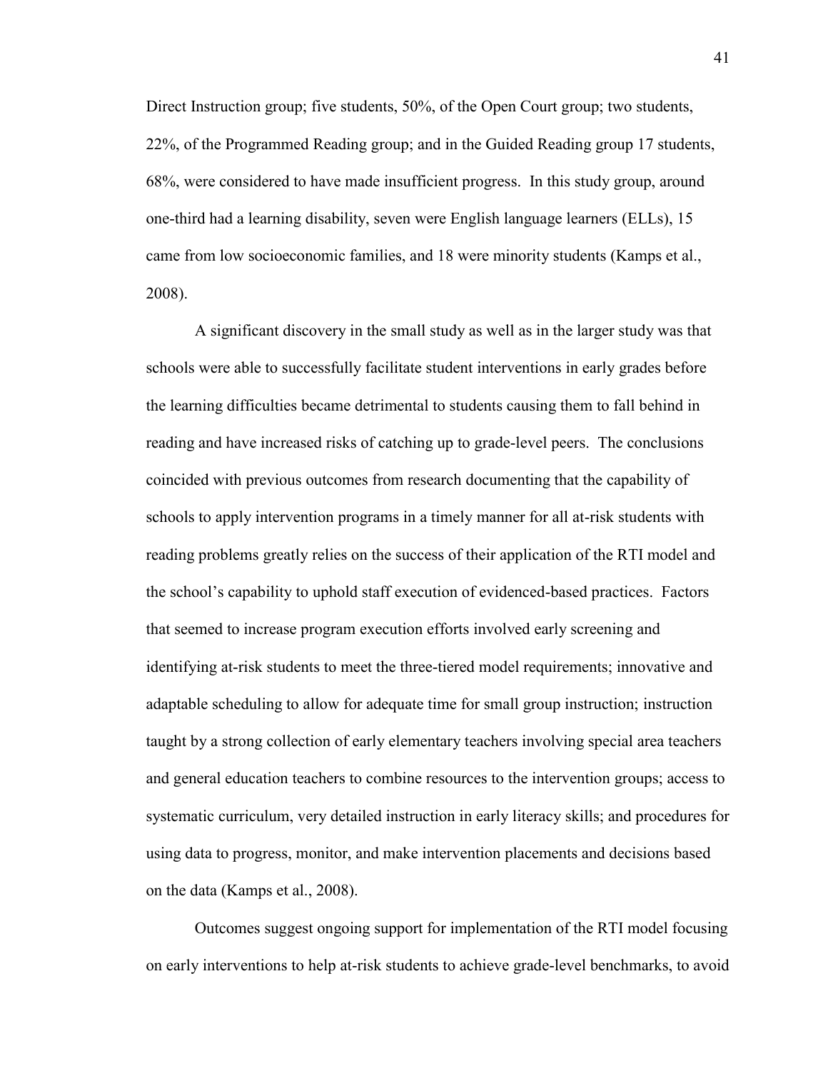Direct Instruction group; five students, 50%, of the Open Court group; two students, 22%, of the Programmed Reading group; and in the Guided Reading group 17 students, 68%, were considered to have made insufficient progress. In this study group, around one-third had a learning disability, seven were English language learners (ELLs), 15 came from low socioeconomic families, and 18 were minority students (Kamps et al., 2008).

A significant discovery in the small study as well as in the larger study was that schools were able to successfully facilitate student interventions in early grades before the learning difficulties became detrimental to students causing them to fall behind in reading and have increased risks of catching up to grade-level peers. The conclusions coincided with previous outcomes from research documenting that the capability of schools to apply intervention programs in a timely manner for all at-risk students with reading problems greatly relies on the success of their application of the RTI model and the school's capability to uphold staff execution of evidenced-based practices. Factors that seemed to increase program execution efforts involved early screening and identifying at-risk students to meet the three-tiered model requirements; innovative and adaptable scheduling to allow for adequate time for small group instruction; instruction taught by a strong collection of early elementary teachers involving special area teachers and general education teachers to combine resources to the intervention groups; access to systematic curriculum, very detailed instruction in early literacy skills; and procedures for using data to progress, monitor, and make intervention placements and decisions based on the data (Kamps et al., 2008).

Outcomes suggest ongoing support for implementation of the RTI model focusing on early interventions to help at-risk students to achieve grade-level benchmarks, to avoid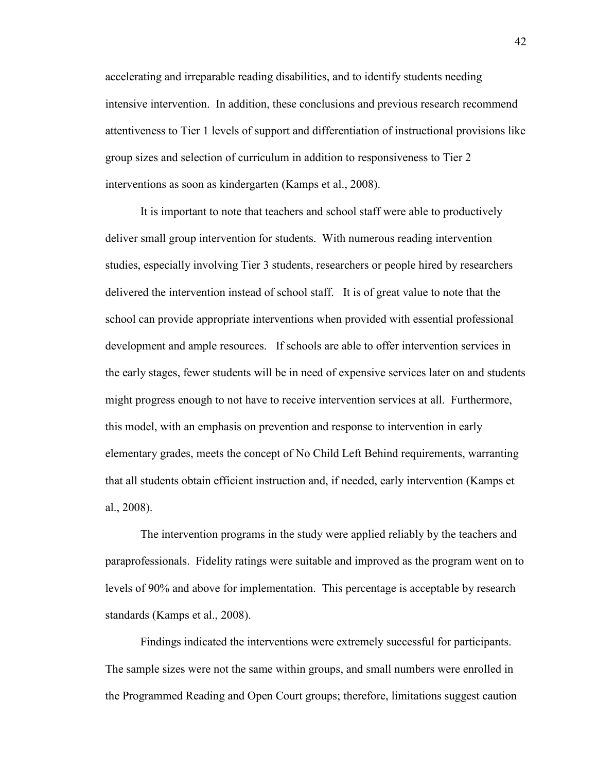accelerating and irreparable reading disabilities, and to identify students needing intensive intervention. In addition, these conclusions and previous research recommend attentiveness to Tier 1 levels of support and differentiation of instructional provisions like group sizes and selection of curriculum in addition to responsiveness to Tier 2 interventions as soon as kindergarten (Kamps et al., 2008).

It is important to note that teachers and school staff were able to productively deliver small group intervention for students. With numerous reading intervention studies, especially involving Tier 3 students, researchers or people hired by researchers delivered the intervention instead of school staff. It is of great value to note that the school can provide appropriate interventions when provided with essential professional development and ample resources. If schools are able to offer intervention services in the early stages, fewer students will be in need of expensive services later on and students might progress enough to not have to receive intervention services at all. Furthermore, this model, with an emphasis on prevention and response to intervention in early elementary grades, meets the concept of No Child Left Behind requirements, warranting that all students obtain efficient instruction and, if needed, early intervention (Kamps et al., 2008).

The intervention programs in the study were applied reliably by the teachers and paraprofessionals. Fidelity ratings were suitable and improved as the program went on to levels of 90% and above for implementation. This percentage is acceptable by research standards (Kamps et al., 2008).

Findings indicated the interventions were extremely successful for participants. The sample sizes were not the same within groups, and small numbers were enrolled in the Programmed Reading and Open Court groups; therefore, limitations suggest caution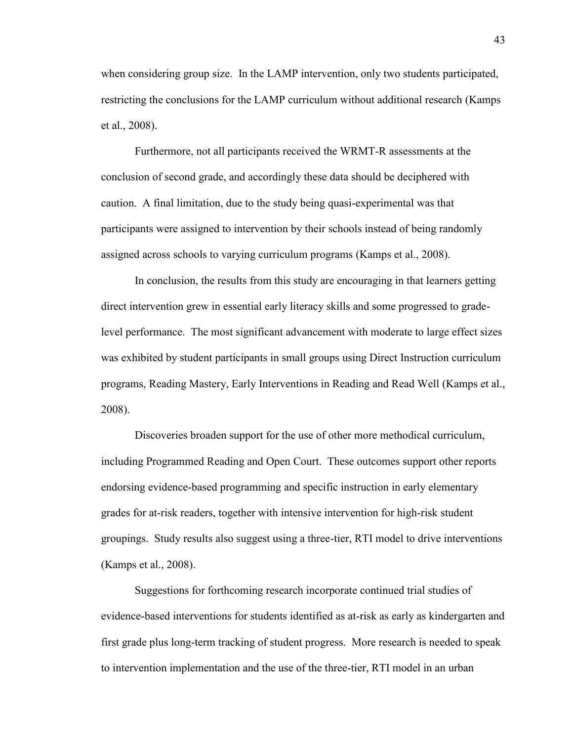when considering group size. In the LAMP intervention, only two students participated, restricting the conclusions for the LAMP curriculum without additional research (Kamps et al., 2008).

Furthermore, not all participants received the WRMT-R assessments at the conclusion of second grade, and accordingly these data should be deciphered with caution. A final limitation, due to the study being quasi-experimental was that participants were assigned to intervention by their schools instead of being randomly assigned across schools to varying curriculum programs (Kamps et al., 2008).

In conclusion, the results from this study are encouraging in that learners getting direct intervention grew in essential early literacy skills and some progressed to grade-level performance. The most significant advancement with moderate to large effect sizes was exhibited by student participants in small groups using Direct Instruction curriculum programs, Reading Mastery, Early Interventions in Reading and Read Well (Kamps et al., 2008).

Discoveries broaden support for the use of other more methodical curriculum, including Programmed Reading and Open Court. These outcomes support other reports endorsing evidence-based programming and specific instruction in early elementary grades for at-risk readers, together with intensive intervention for high-risk student groupings. Study results also suggest using a three-tier, RTI model to drive interventions (Kamps et al., 2008).

Suggestions for forthcoming research incorporate continued trial studies of evidence-based interventions for students identified as at-risk as early as kindergarten and first grade plus long-term tracking of student progress. More research is needed to speak to intervention implementation and the use of the three-tier, RTI model in an urban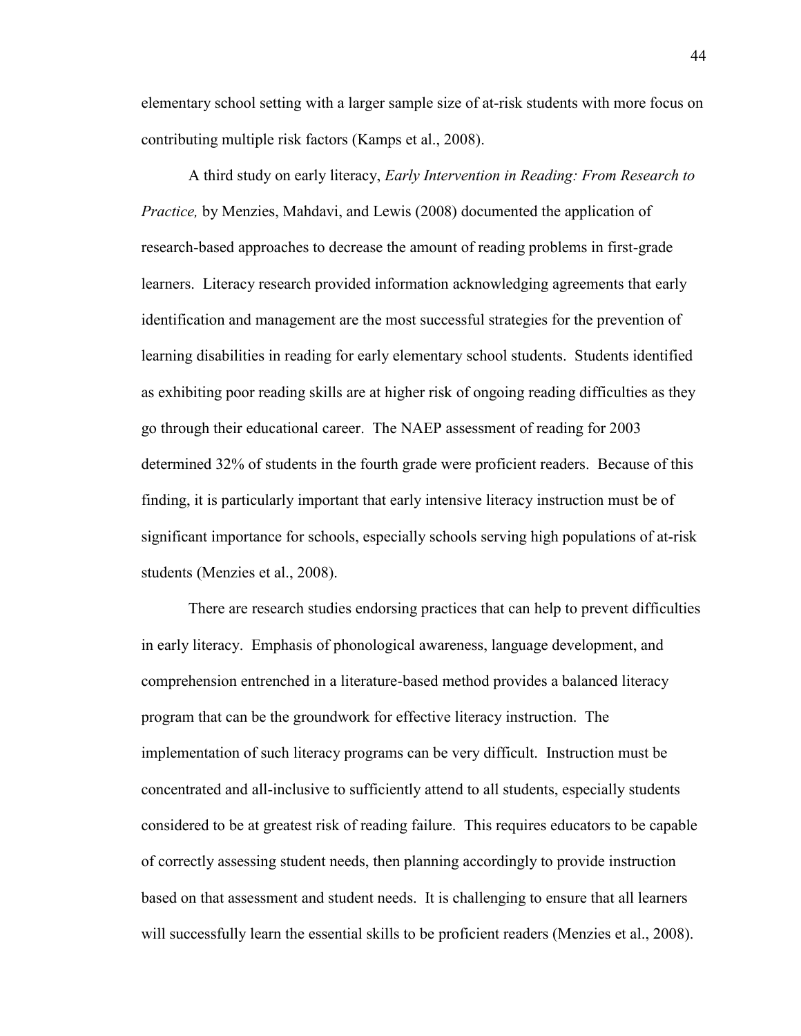elementary school setting with a larger sample size of at-risk students with more focus on contributing multiple risk factors (Kamps et al., 2008).

A third study on early literacy, *Early Intervention in Reading: From Research to Practice,* by Menzies, Mahdavi, and Lewis (2008) documented the application of research-based approaches to decrease the amount of reading problems in first-grade learners. Literacy research provided information acknowledging agreements that early identification and management are the most successful strategies for the prevention of learning disabilities in reading for early elementary school students. Students identified as exhibiting poor reading skills are at higher risk of ongoing reading difficulties as they go through their educational career. The NAEP assessment of reading for 2003 determined 32% of students in the fourth grade were proficient readers. Because of this finding, it is particularly important that early intensive literacy instruction must be of significant importance for schools, especially schools serving high populations of at-risk students (Menzies et al., 2008).

There are research studies endorsing practices that can help to prevent difficulties in early literacy. Emphasis of phonological awareness, language development, and comprehension entrenched in a literature-based method provides a balanced literacy program that can be the groundwork for effective literacy instruction. The implementation of such literacy programs can be very difficult. Instruction must be concentrated and all-inclusive to sufficiently attend to all students, especially students considered to be at greatest risk of reading failure. This requires educators to be capable of correctly assessing student needs, then planning accordingly to provide instruction based on that assessment and student needs. It is challenging to ensure that all learners will successfully learn the essential skills to be proficient readers (Menzies et al., 2008).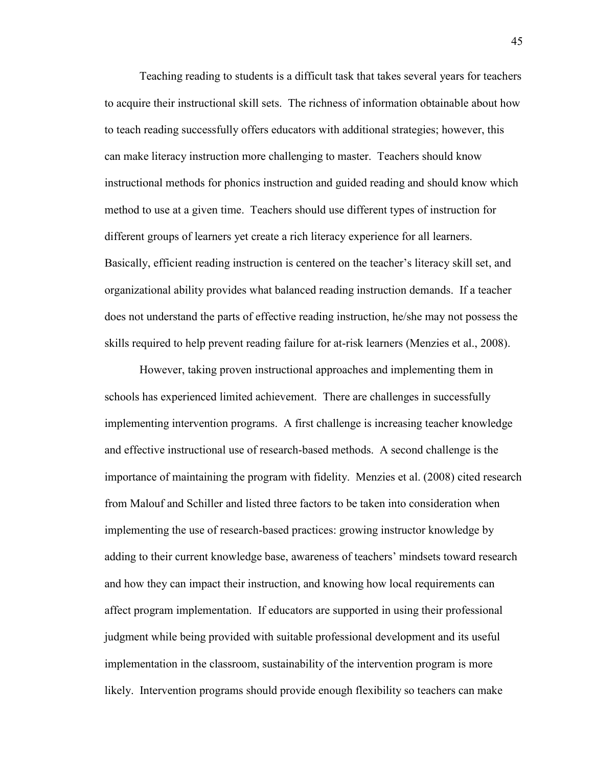Teaching reading to students is a difficult task that takes several years for teachers to acquire their instructional skill sets. The richness of information obtainable about how to teach reading successfully offers educators with additional strategies; however, this can make literacy instruction more challenging to master. Teachers should know instructional methods for phonics instruction and guided reading and should know which method to use at a given time. Teachers should use different types of instruction for different groups of learners yet create a rich literacy experience for all learners. Basically, efficient reading instruction is centered on the teacher's literacy skill set, and organizational ability provides what balanced reading instruction demands. If a teacher does not understand the parts of effective reading instruction, he/she may not possess the skills required to help prevent reading failure for at-risk learners (Menzies et al., 2008).

However, taking proven instructional approaches and implementing them in schools has experienced limited achievement. There are challenges in successfully implementing intervention programs. A first challenge is increasing teacher knowledge and effective instructional use of research-based methods. A second challenge is the importance of maintaining the program with fidelity. Menzies et al. (2008) cited research from Malouf and Schiller and listed three factors to be taken into consideration when implementing the use of research-based practices: growing instructor knowledge by adding to their current knowledge base, awareness of teachers' mindsets toward research and how they can impact their instruction, and knowing how local requirements can affect program implementation. If educators are supported in using their professional judgment while being provided with suitable professional development and its useful implementation in the classroom, sustainability of the intervention program is more likely. Intervention programs should provide enough flexibility so teachers can make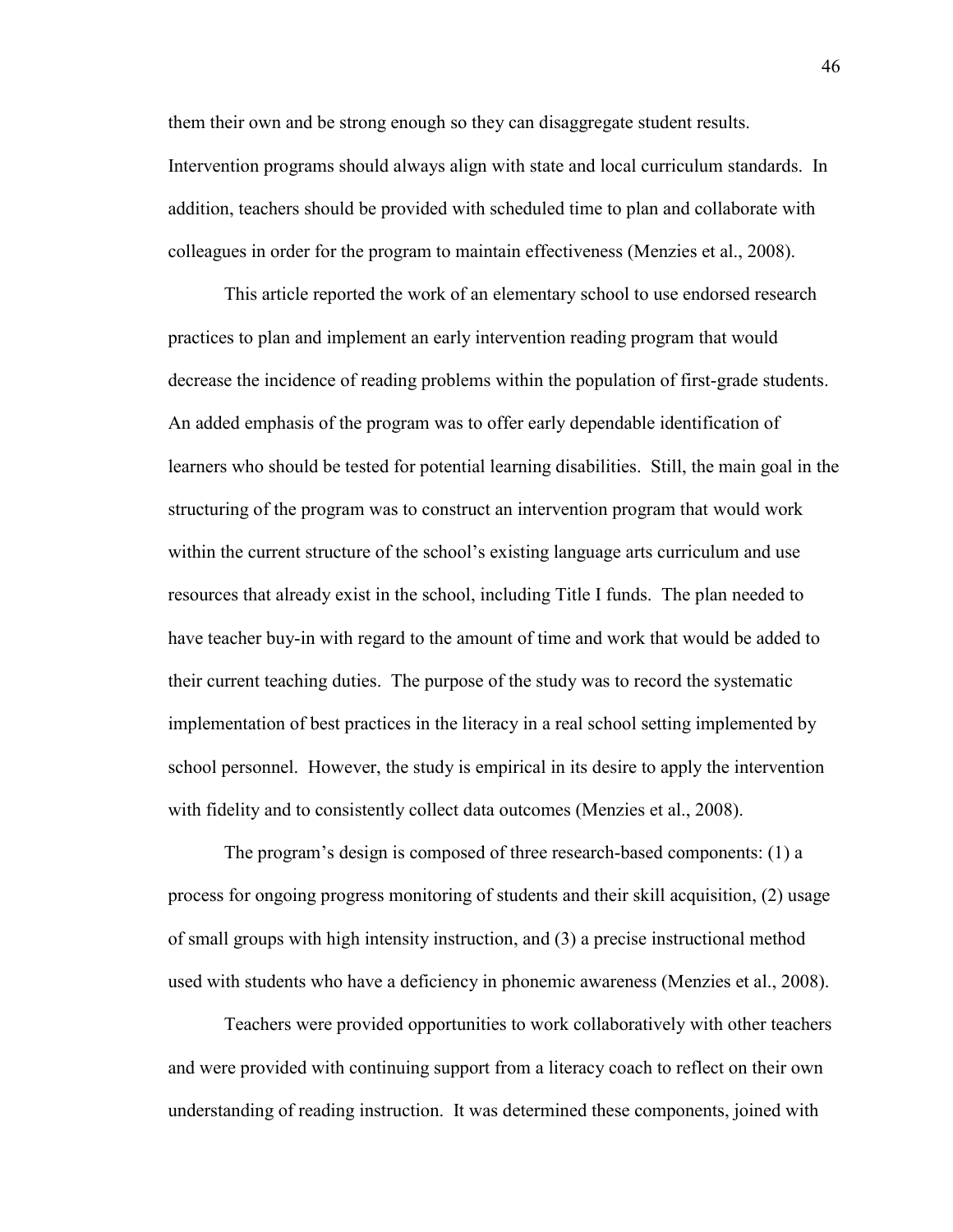them their own and be strong enough so they can disaggregate student results. Intervention programs should always align with state and local curriculum standards. In addition, teachers should be provided with scheduled time to plan and collaborate with colleagues in order for the program to maintain effectiveness (Menzies et al., 2008).

This article reported the work of an elementary school to use endorsed research practices to plan and implement an early intervention reading program that would decrease the incidence of reading problems within the population of first-grade students. An added emphasis of the program was to offer early dependable identification of learners who should be tested for potential learning disabilities. Still, the main goal in the structuring of the program was to construct an intervention program that would work within the current structure of the school's existing language arts curriculum and use resources that already exist in the school, including Title I funds. The plan needed to have teacher buy-in with regard to the amount of time and work that would be added to their current teaching duties. The purpose of the study was to record the systematic implementation of best practices in the literacy in a real school setting implemented by school personnel. However, the study is empirical in its desire to apply the intervention with fidelity and to consistently collect data outcomes (Menzies et al., 2008).

The program's design is composed of three research-based components: (1) a process for ongoing progress monitoring of students and their skill acquisition, (2) usage of small groups with high intensity instruction, and (3) a precise instructional method used with students who have a deficiency in phonemic awareness (Menzies et al., 2008).

Teachers were provided opportunities to work collaboratively with other teachers and were provided with continuing support from a literacy coach to reflect on their own understanding of reading instruction. It was determined these components, joined with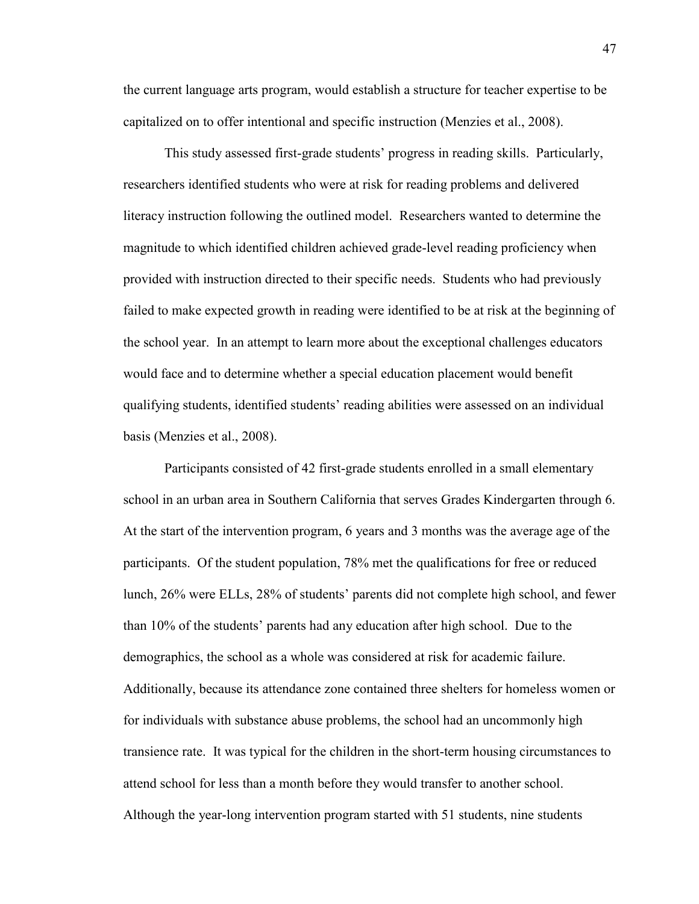the current language arts program, would establish a structure for teacher expertise to be capitalized on to offer intentional and specific instruction (Menzies et al., 2008).

This study assessed first-grade students' progress in reading skills. Particularly, researchers identified students who were at risk for reading problems and delivered literacy instruction following the outlined model. Researchers wanted to determine the magnitude to which identified children achieved grade-level reading proficiency when provided with instruction directed to their specific needs. Students who had previously failed to make expected growth in reading were identified to be at risk at the beginning of the school year. In an attempt to learn more about the exceptional challenges educators would face and to determine whether a special education placement would benefit qualifying students, identified students' reading abilities were assessed on an individual basis (Menzies et al., 2008).

Participants consisted of 42 first-grade students enrolled in a small elementary school in an urban area in Southern California that serves Grades Kindergarten through 6. At the start of the intervention program, 6 years and 3 months was the average age of the participants. Of the student population, 78% met the qualifications for free or reduced lunch, 26% were ELLs, 28% of students' parents did not complete high school, and fewer than 10% of the students' parents had any education after high school. Due to the demographics, the school as a whole was considered at risk for academic failure. Additionally, because its attendance zone contained three shelters for homeless women or for individuals with substance abuse problems, the school had an uncommonly high transience rate. It was typical for the children in the short-term housing circumstances to attend school for less than a month before they would transfer to another school. Although the year-long intervention program started with 51 students, nine students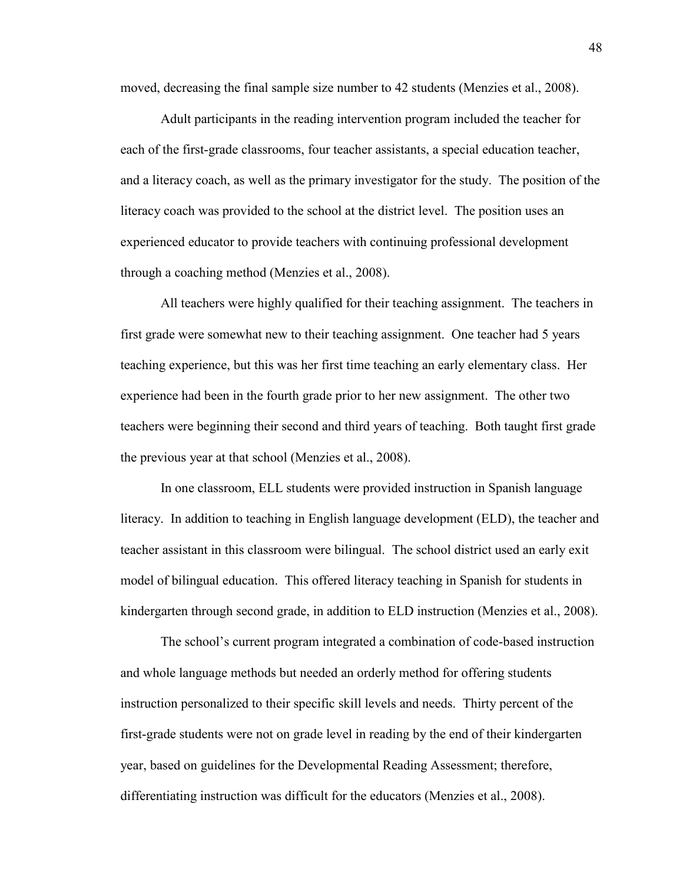moved, decreasing the final sample size number to 42 students (Menzies et al., 2008).

Adult participants in the reading intervention program included the teacher for each of the first-grade classrooms, four teacher assistants, a special education teacher, and a literacy coach, as well as the primary investigator for the study. The position of the literacy coach was provided to the school at the district level. The position uses an experienced educator to provide teachers with continuing professional development through a coaching method (Menzies et al., 2008).

All teachers were highly qualified for their teaching assignment. The teachers in first grade were somewhat new to their teaching assignment. One teacher had 5 years teaching experience, but this was her first time teaching an early elementary class. Her experience had been in the fourth grade prior to her new assignment. The other two teachers were beginning their second and third years of teaching. Both taught first grade the previous year at that school (Menzies et al., 2008).

In one classroom, ELL students were provided instruction in Spanish language literacy. In addition to teaching in English language development (ELD), the teacher and teacher assistant in this classroom were bilingual. The school district used an early exit model of bilingual education. This offered literacy teaching in Spanish for students in kindergarten through second grade, in addition to ELD instruction (Menzies et al., 2008).

The school's current program integrated a combination of code-based instruction and whole language methods but needed an orderly method for offering students instruction personalized to their specific skill levels and needs. Thirty percent of the first-grade students were not on grade level in reading by the end of their kindergarten year, based on guidelines for the Developmental Reading Assessment; therefore, differentiating instruction was difficult for the educators (Menzies et al., 2008).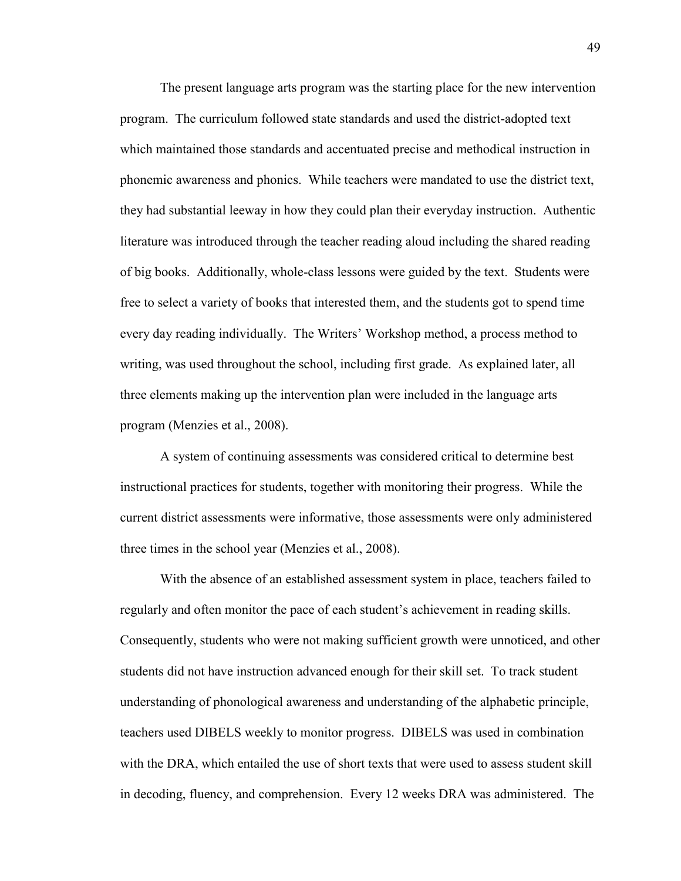The present language arts program was the starting place for the new intervention program. The curriculum followed state standards and used the district-adopted text which maintained those standards and accentuated precise and methodical instruction in phonemic awareness and phonics. While teachers were mandated to use the district text, they had substantial leeway in how they could plan their everyday instruction. Authentic literature was introduced through the teacher reading aloud including the shared reading of big books. Additionally, whole-class lessons were guided by the text. Students were free to select a variety of books that interested them, and the students got to spend time every day reading individually. The Writers' Workshop method, a process method to writing, was used throughout the school, including first grade. As explained later, all three elements making up the intervention plan were included in the language arts program (Menzies et al., 2008).

A system of continuing assessments was considered critical to determine best instructional practices for students, together with monitoring their progress. While the current district assessments were informative, those assessments were only administered three times in the school year (Menzies et al., 2008).

With the absence of an established assessment system in place, teachers failed to regularly and often monitor the pace of each student's achievement in reading skills. Consequently, students who were not making sufficient growth were unnoticed, and other students did not have instruction advanced enough for their skill set. To track student understanding of phonological awareness and understanding of the alphabetic principle, teachers used DIBELS weekly to monitor progress. DIBELS was used in combination with the DRA, which entailed the use of short texts that were used to assess student skill in decoding, fluency, and comprehension. Every 12 weeks DRA was administered. The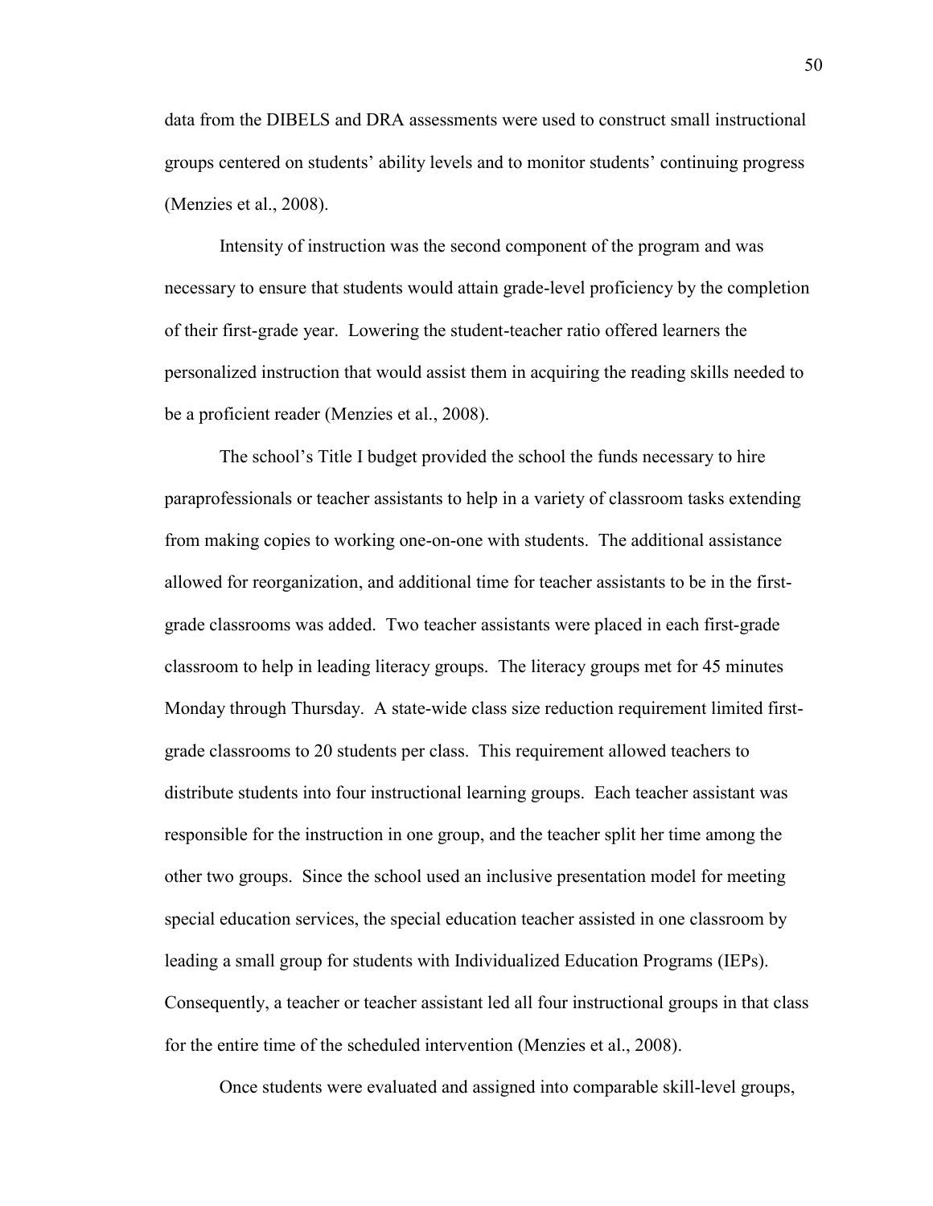data from the DIBELS and DRA assessments were used to construct small instructional groups centered on students' ability levels and to monitor students' continuing progress (Menzies et al., 2008).

Intensity of instruction was the second component of the program and was necessary to ensure that students would attain grade-level proficiency by the completion of their first-grade year. Lowering the student-teacher ratio offered learners the personalized instruction that would assist them in acquiring the reading skills needed to be a proficient reader (Menzies et al., 2008).

The school's Title I budget provided the school the funds necessary to hire paraprofessionals or teacher assistants to help in a variety of classroom tasks extending from making copies to working one-on-one with students. The additional assistance allowed for reorganization, and additional time for teacher assistants to be in the first-grade classrooms was added. Two teacher assistants were placed in each first-grade classroom to help in leading literacy groups. The literacy groups met for 45 minutes Monday through Thursday. A state-wide class size reduction requirement limited first-grade classrooms to 20 students per class. This requirement allowed teachers to distribute students into four instructional learning groups. Each teacher assistant was responsible for the instruction in one group, and the teacher split her time among the other two groups. Since the school used an inclusive presentation model for meeting special education services, the special education teacher assisted in one classroom by leading a small group for students with Individualized Education Programs (IEPs). Consequently, a teacher or teacher assistant led all four instructional groups in that class for the entire time of the scheduled intervention (Menzies et al., 2008).

Once students were evaluated and assigned into comparable skill-level groups,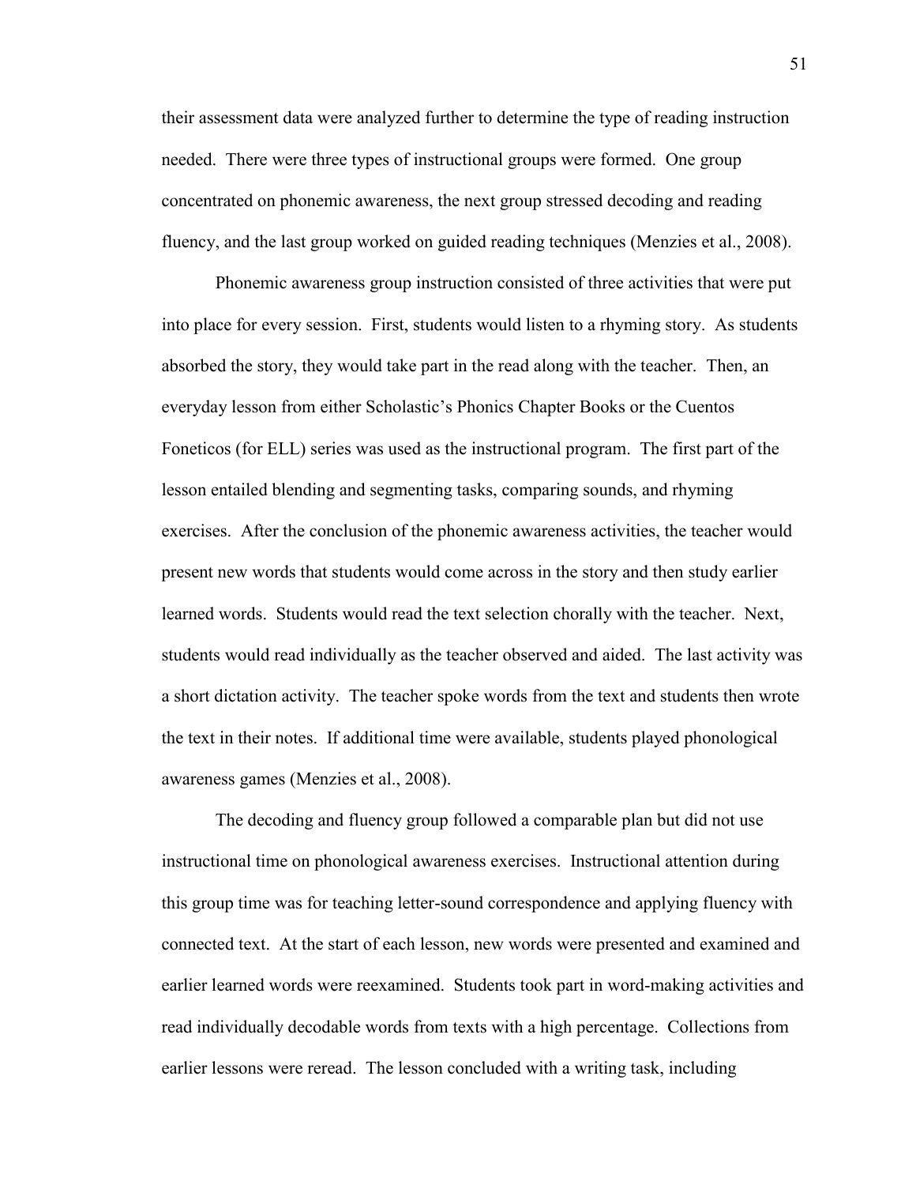their assessment data were analyzed further to determine the type of reading instruction needed. There were three types of instructional groups were formed. One group concentrated on phonemic awareness, the next group stressed decoding and reading fluency, and the last group worked on guided reading techniques (Menzies et al., 2008).

Phonemic awareness group instruction consisted of three activities that were put into place for every session. First, students would listen to a rhyming story. As students absorbed the story, they would take part in the read along with the teacher. Then, an everyday lesson from either Scholastic's Phonics Chapter Books or the Cuentos Foneticos (for ELL) series was used as the instructional program. The first part of the lesson entailed blending and segmenting tasks, comparing sounds, and rhyming exercises. After the conclusion of the phonemic awareness activities, the teacher would present new words that students would come across in the story and then study earlier learned words. Students would read the text selection chorally with the teacher. Next, students would read individually as the teacher observed and aided. The last activity was a short dictation activity. The teacher spoke words from the text and students then wrote the text in their notes. If additional time were available, students played phonological awareness games (Menzies et al., 2008).

The decoding and fluency group followed a comparable plan but did not use instructional time on phonological awareness exercises. Instructional attention during this group time was for teaching letter-sound correspondence and applying fluency with connected text. At the start of each lesson, new words were presented and examined and earlier learned words were reexamined. Students took part in word-making activities and read individually decodable words from texts with a high percentage. Collections from earlier lessons were reread. The lesson concluded with a writing task, including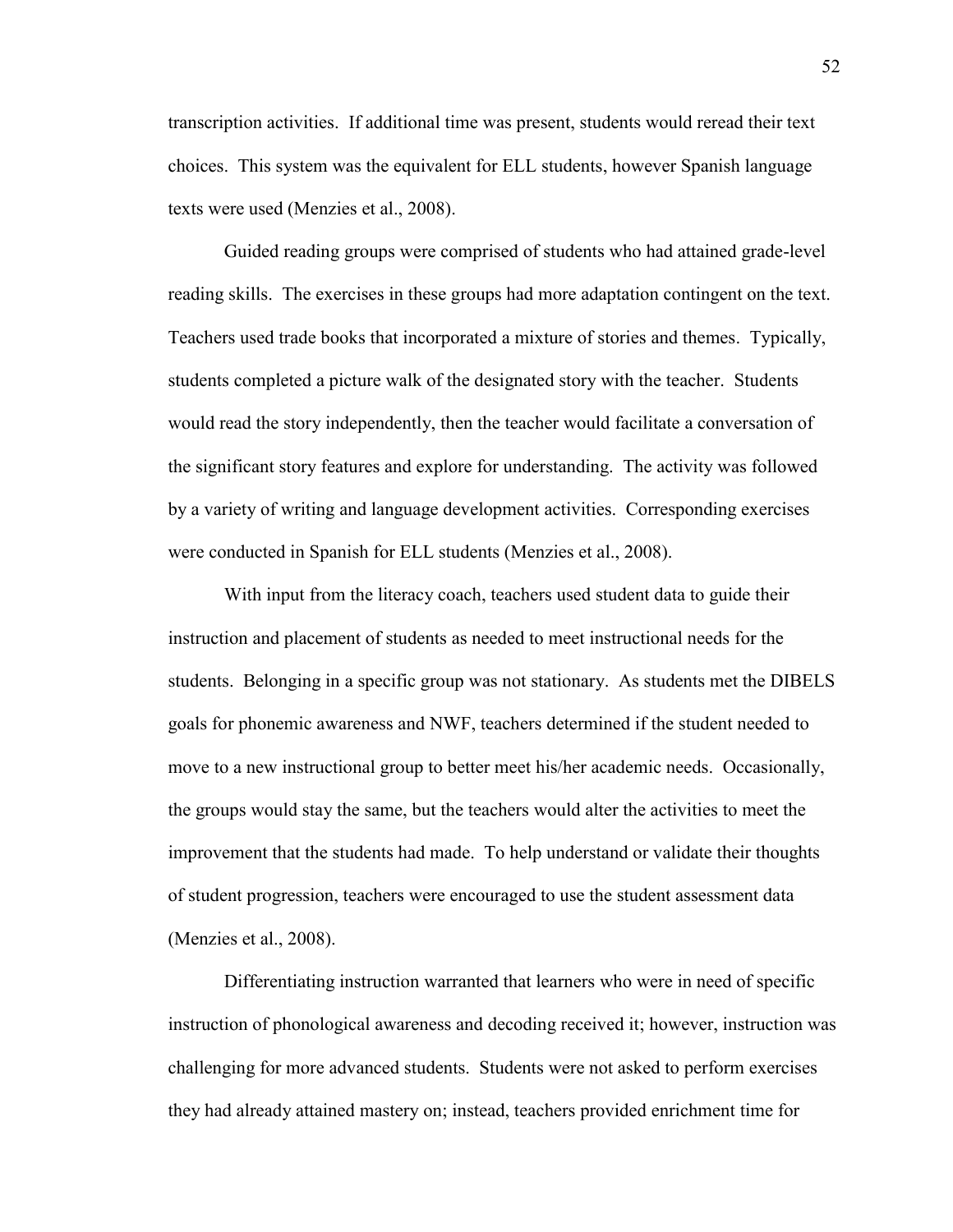transcription activities. If additional time was present, students would reread their text choices. This system was the equivalent for ELL students, however Spanish language texts were used (Menzies et al., 2008).

Guided reading groups were comprised of students who had attained grade-level reading skills. The exercises in these groups had more adaptation contingent on the text. Teachers used trade books that incorporated a mixture of stories and themes. Typically, students completed a picture walk of the designated story with the teacher. Students would read the story independently, then the teacher would facilitate a conversation of the significant story features and explore for understanding. The activity was followed by a variety of writing and language development activities. Corresponding exercises were conducted in Spanish for ELL students (Menzies et al., 2008).

With input from the literacy coach, teachers used student data to guide their instruction and placement of students as needed to meet instructional needs for the students. Belonging in a specific group was not stationary. As students met the DIBELS goals for phonemic awareness and NWF, teachers determined if the student needed to move to a new instructional group to better meet his/her academic needs. Occasionally, the groups would stay the same, but the teachers would alter the activities to meet the improvement that the students had made. To help understand or validate their thoughts of student progression, teachers were encouraged to use the student assessment data (Menzies et al., 2008).

Differentiating instruction warranted that learners who were in need of specific instruction of phonological awareness and decoding received it; however, instruction was challenging for more advanced students. Students were not asked to perform exercises they had already attained mastery on; instead, teachers provided enrichment time for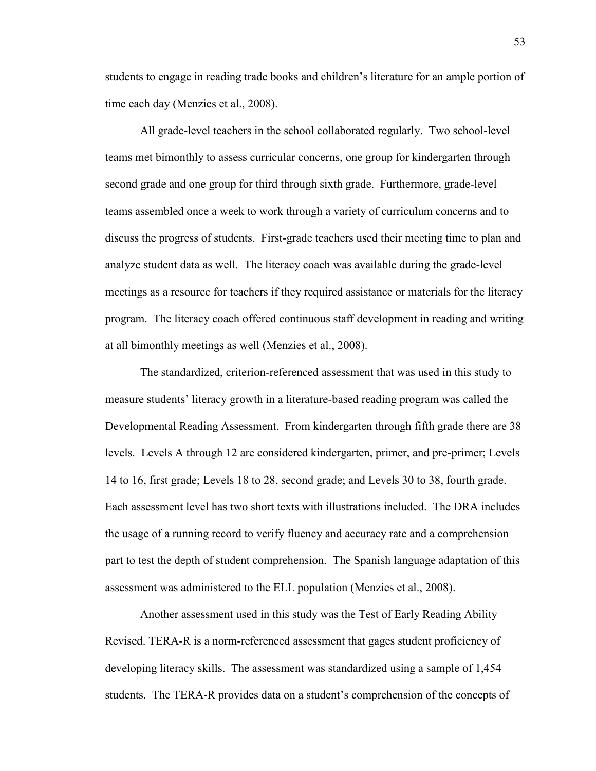students to engage in reading trade books and children's literature for an ample portion of time each day (Menzies et al., 2008).

All grade-level teachers in the school collaborated regularly. Two school-level teams met bimonthly to assess curricular concerns, one group for kindergarten through second grade and one group for third through sixth grade. Furthermore, grade-level teams assembled once a week to work through a variety of curriculum concerns and to discuss the progress of students. First-grade teachers used their meeting time to plan and analyze student data as well. The literacy coach was available during the grade-level meetings as a resource for teachers if they required assistance or materials for the literacy program. The literacy coach offered continuous staff development in reading and writing at all bimonthly meetings as well (Menzies et al., 2008).

The standardized, criterion-referenced assessment that was used in this study to measure students' literacy growth in a literature-based reading program was called the Developmental Reading Assessment. From kindergarten through fifth grade there are 38 levels. Levels A through 12 are considered kindergarten, primer, and pre-primer; Levels 14 to 16, first grade; Levels 18 to 28, second grade; and Levels 30 to 38, fourth grade. Each assessment level has two short texts with illustrations included. The DRA includes the usage of a running record to verify fluency and accuracy rate and a comprehension part to test the depth of student comprehension. The Spanish language adaptation of this assessment was administered to the ELL population (Menzies et al., 2008).

Another assessment used in this study was the Test of Early Reading Ability–Revised. TERA-R is a norm-referenced assessment that gages student proficiency of developing literacy skills. The assessment was standardized using a sample of 1,454 students. The TERA-R provides data on a student's comprehension of the concepts of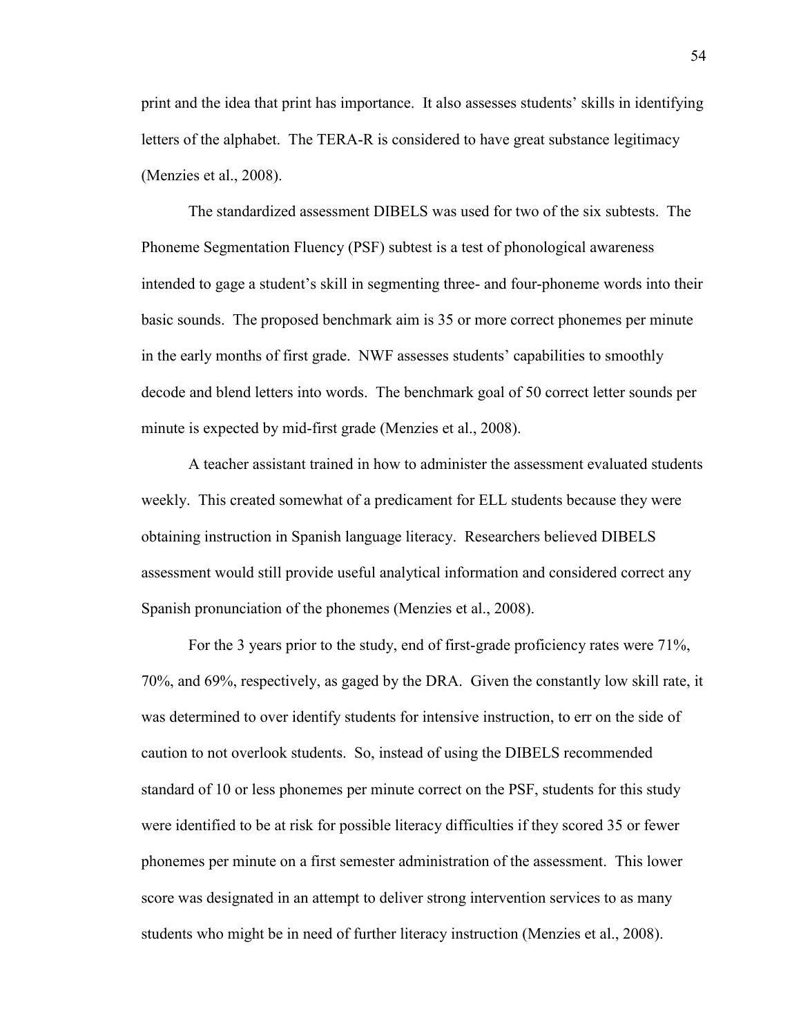print and the idea that print has importance. It also assesses students' skills in identifying letters of the alphabet. The TERA-R is considered to have great substance legitimacy (Menzies et al., 2008).

The standardized assessment DIBELS was used for two of the six subtests. The Phoneme Segmentation Fluency (PSF) subtest is a test of phonological awareness intended to gage a student's skill in segmenting three- and four-phoneme words into their basic sounds. The proposed benchmark aim is 35 or more correct phonemes per minute in the early months of first grade. NWF assesses students' capabilities to smoothly decode and blend letters into words. The benchmark goal of 50 correct letter sounds per minute is expected by mid-first grade (Menzies et al., 2008).

A teacher assistant trained in how to administer the assessment evaluated students weekly. This created somewhat of a predicament for ELL students because they were obtaining instruction in Spanish language literacy. Researchers believed DIBELS assessment would still provide useful analytical information and considered correct any Spanish pronunciation of the phonemes (Menzies et al., 2008).

For the 3 years prior to the study, end of first-grade proficiency rates were 71%, 70%, and 69%, respectively, as gaged by the DRA. Given the constantly low skill rate, it was determined to over identify students for intensive instruction, to err on the side of caution to not overlook students. So, instead of using the DIBELS recommended standard of 10 or less phonemes per minute correct on the PSF, students for this study were identified to be at risk for possible literacy difficulties if they scored 35 or fewer phonemes per minute on a first semester administration of the assessment. This lower score was designated in an attempt to deliver strong intervention services to as many students who might be in need of further literacy instruction (Menzies et al., 2008).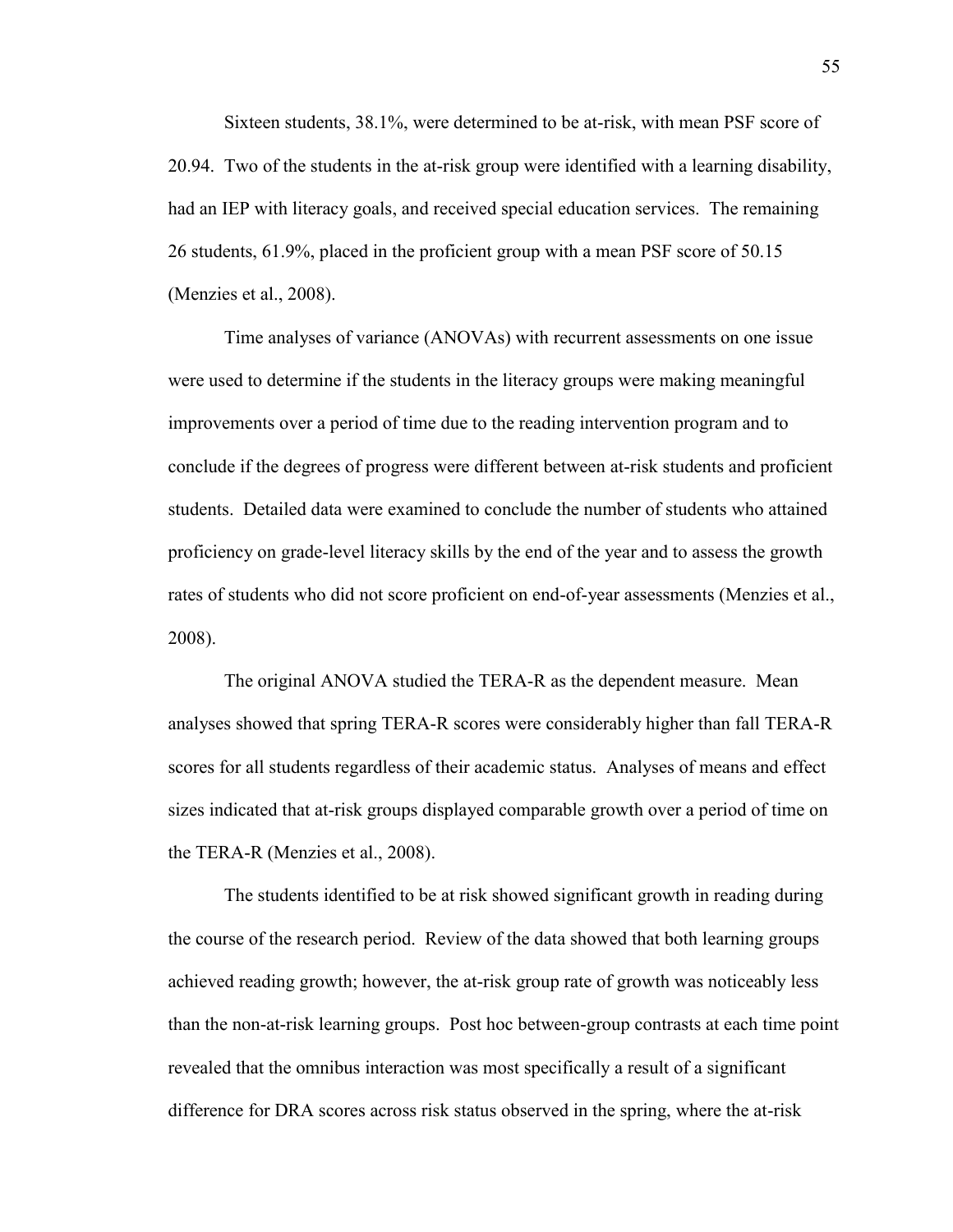Sixteen students, 38.1%, were determined to be at-risk, with mean PSF score of 20.94. Two of the students in the at-risk group were identified with a learning disability, had an IEP with literacy goals, and received special education services. The remaining 26 students, 61.9%, placed in the proficient group with a mean PSF score of 50.15 (Menzies et al., 2008).

Time analyses of variance (ANOVAs) with recurrent assessments on one issue were used to determine if the students in the literacy groups were making meaningful improvements over a period of time due to the reading intervention program and to conclude if the degrees of progress were different between at-risk students and proficient students. Detailed data were examined to conclude the number of students who attained proficiency on grade-level literacy skills by the end of the year and to assess the growth rates of students who did not score proficient on end-of-year assessments (Menzies et al., 2008).

The original ANOVA studied the TERA-R as the dependent measure. Mean analyses showed that spring TERA-R scores were considerably higher than fall TERA-R scores for all students regardless of their academic status. Analyses of means and effect sizes indicated that at-risk groups displayed comparable growth over a period of time on the TERA-R (Menzies et al., 2008).

The students identified to be at risk showed significant growth in reading during the course of the research period. Review of the data showed that both learning groups achieved reading growth; however, the at-risk group rate of growth was noticeably less than the non-at-risk learning groups. Post hoc between-group contrasts at each time point revealed that the omnibus interaction was most specifically a result of a significant difference for DRA scores across risk status observed in the spring, where the at-risk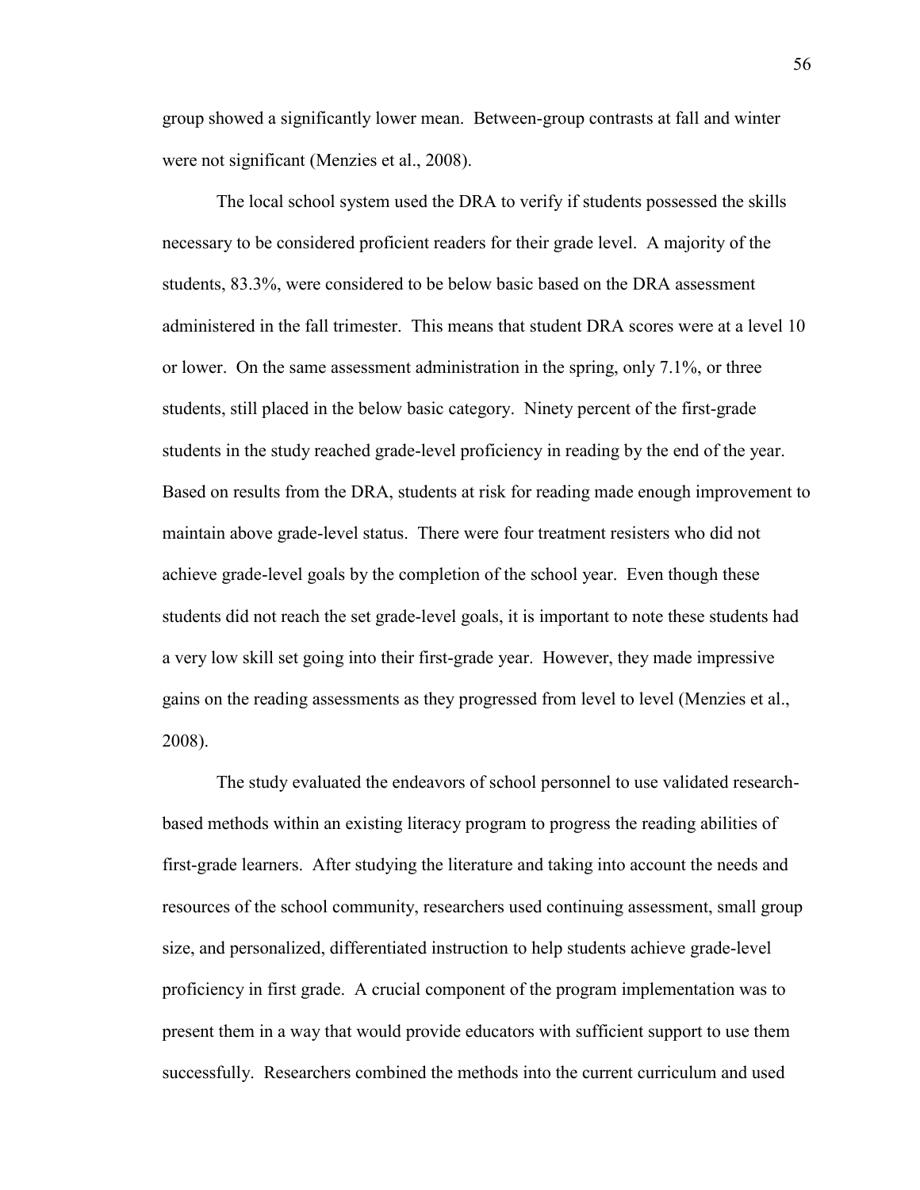group showed a significantly lower mean. Between-group contrasts at fall and winter were not significant (Menzies et al., 2008).

The local school system used the DRA to verify if students possessed the skills necessary to be considered proficient readers for their grade level. A majority of the students, 83.3%, were considered to be below basic based on the DRA assessment administered in the fall trimester. This means that student DRA scores were at a level 10 or lower. On the same assessment administration in the spring, only 7.1%, or three students, still placed in the below basic category. Ninety percent of the first-grade students in the study reached grade-level proficiency in reading by the end of the year. Based on results from the DRA, students at risk for reading made enough improvement to maintain above grade-level status. There were four treatment resisters who did not achieve grade-level goals by the completion of the school year. Even though these students did not reach the set grade-level goals, it is important to note these students had a very low skill set going into their first-grade year. However, they made impressive gains on the reading assessments as they progressed from level to level (Menzies et al., 2008).

The study evaluated the endeavors of school personnel to use validated research-based methods within an existing literacy program to progress the reading abilities of first-grade learners. After studying the literature and taking into account the needs and resources of the school community, researchers used continuing assessment, small group size, and personalized, differentiated instruction to help students achieve grade-level proficiency in first grade. A crucial component of the program implementation was to present them in a way that would provide educators with sufficient support to use them successfully. Researchers combined the methods into the current curriculum and used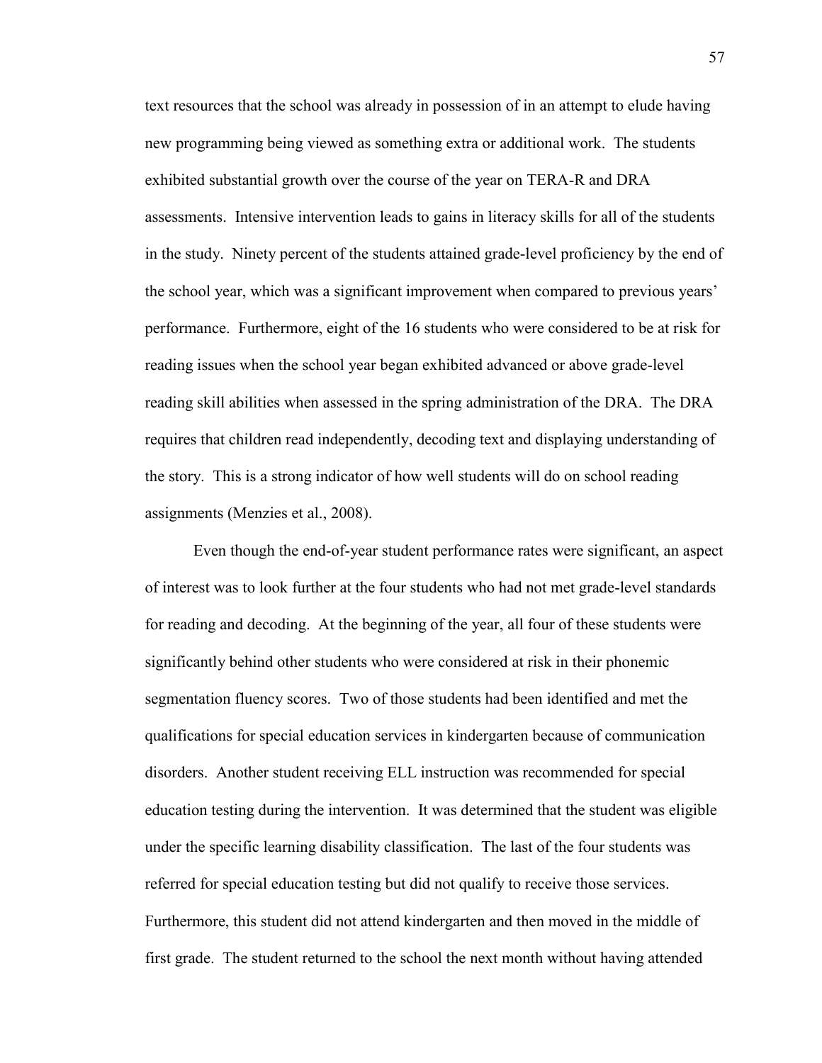text resources that the school was already in possession of in an attempt to elude having new programming being viewed as something extra or additional work. The students exhibited substantial growth over the course of the year on TERA-R and DRA assessments. Intensive intervention leads to gains in literacy skills for all of the students in the study. Ninety percent of the students attained grade-level proficiency by the end of the school year, which was a significant improvement when compared to previous years' performance. Furthermore, eight of the 16 students who were considered to be at risk for reading issues when the school year began exhibited advanced or above grade-level reading skill abilities when assessed in the spring administration of the DRA. The DRA requires that children read independently, decoding text and displaying understanding of the story. This is a strong indicator of how well students will do on school reading assignments (Menzies et al., 2008).

Even though the end-of-year student performance rates were significant, an aspect of interest was to look further at the four students who had not met grade-level standards for reading and decoding. At the beginning of the year, all four of these students were significantly behind other students who were considered at risk in their phonemic segmentation fluency scores. Two of those students had been identified and met the qualifications for special education services in kindergarten because of communication disorders. Another student receiving ELL instruction was recommended for special education testing during the intervention. It was determined that the student was eligible under the specific learning disability classification. The last of the four students was referred for special education testing but did not qualify to receive those services. Furthermore, this student did not attend kindergarten and then moved in the middle of first grade. The student returned to the school the next month without having attended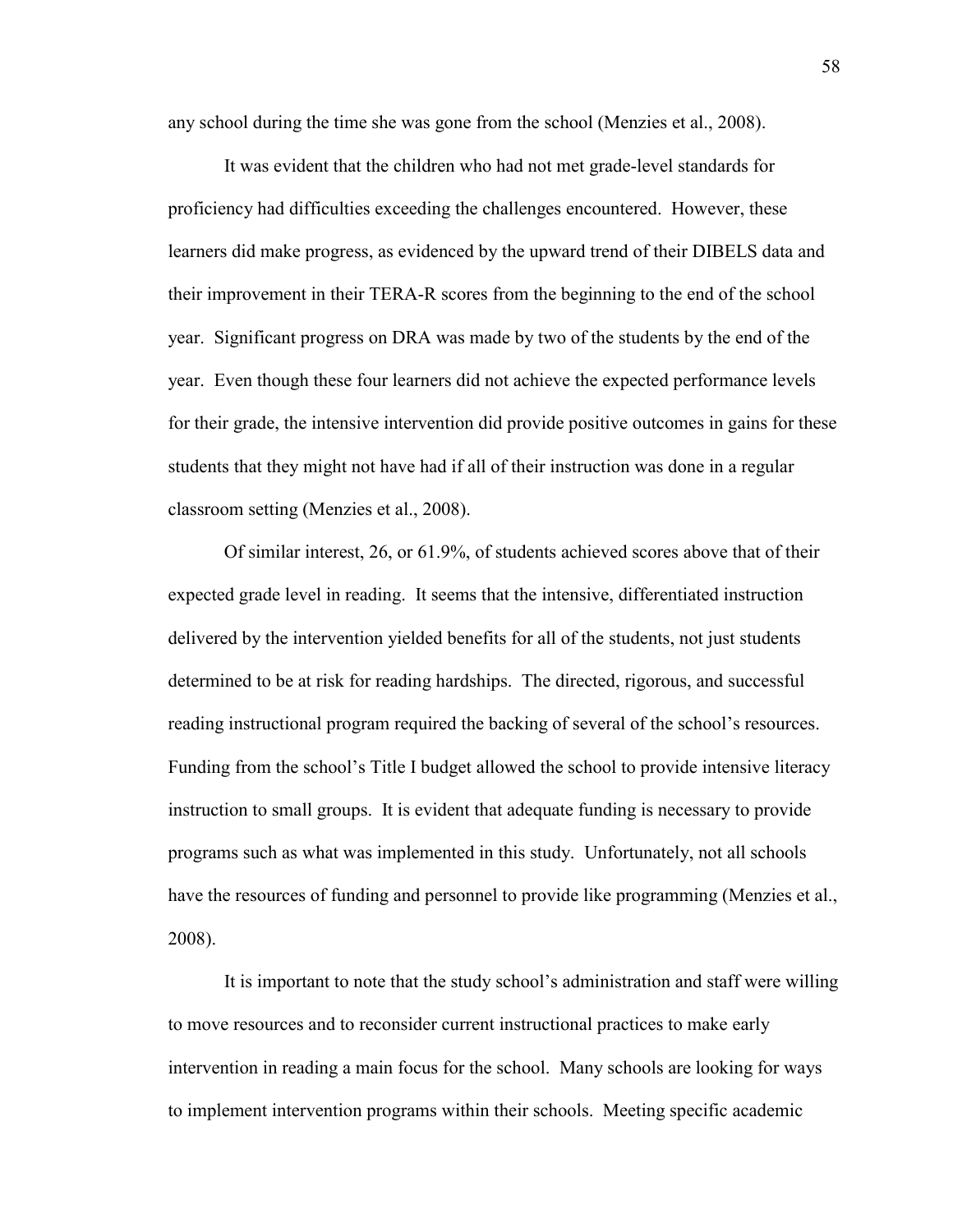any school during the time she was gone from the school (Menzies et al., 2008).

It was evident that the children who had not met grade-level standards for proficiency had difficulties exceeding the challenges encountered. However, these learners did make progress, as evidenced by the upward trend of their DIBELS data and their improvement in their TERA-R scores from the beginning to the end of the school year. Significant progress on DRA was made by two of the students by the end of the year. Even though these four learners did not achieve the expected performance levels for their grade, the intensive intervention did provide positive outcomes in gains for these students that they might not have had if all of their instruction was done in a regular classroom setting (Menzies et al., 2008).

Of similar interest, 26, or 61.9%, of students achieved scores above that of their expected grade level in reading. It seems that the intensive, differentiated instruction delivered by the intervention yielded benefits for all of the students, not just students determined to be at risk for reading hardships. The directed, rigorous, and successful reading instructional program required the backing of several of the school's resources. Funding from the school's Title I budget allowed the school to provide intensive literacy instruction to small groups. It is evident that adequate funding is necessary to provide programs such as what was implemented in this study. Unfortunately, not all schools have the resources of funding and personnel to provide like programming (Menzies et al., 2008).

It is important to note that the study school's administration and staff were willing to move resources and to reconsider current instructional practices to make early intervention in reading a main focus for the school. Many schools are looking for ways to implement intervention programs within their schools. Meeting specific academic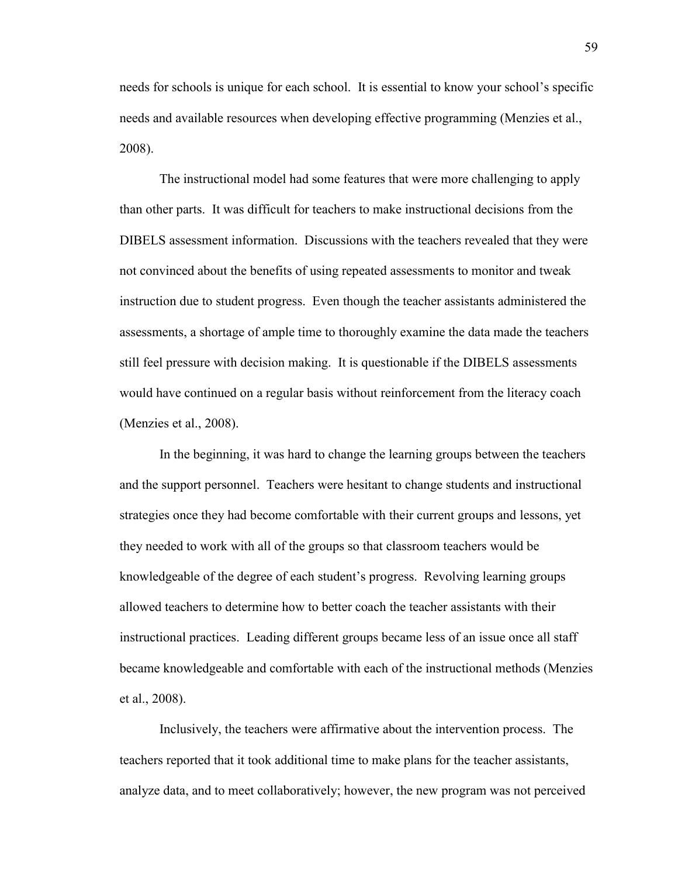needs for schools is unique for each school. It is essential to know your school's specific needs and available resources when developing effective programming (Menzies et al., 2008).

The instructional model had some features that were more challenging to apply than other parts. It was difficult for teachers to make instructional decisions from the DIBELS assessment information. Discussions with the teachers revealed that they were not convinced about the benefits of using repeated assessments to monitor and tweak instruction due to student progress. Even though the teacher assistants administered the assessments, a shortage of ample time to thoroughly examine the data made the teachers still feel pressure with decision making. It is questionable if the DIBELS assessments would have continued on a regular basis without reinforcement from the literacy coach (Menzies et al., 2008).

In the beginning, it was hard to change the learning groups between the teachers and the support personnel. Teachers were hesitant to change students and instructional strategies once they had become comfortable with their current groups and lessons, yet they needed to work with all of the groups so that classroom teachers would be knowledgeable of the degree of each student's progress. Revolving learning groups allowed teachers to determine how to better coach the teacher assistants with their instructional practices. Leading different groups became less of an issue once all staff became knowledgeable and comfortable with each of the instructional methods (Menzies et al., 2008).

Inclusively, the teachers were affirmative about the intervention process. The teachers reported that it took additional time to make plans for the teacher assistants, analyze data, and to meet collaboratively; however, the new program was not perceived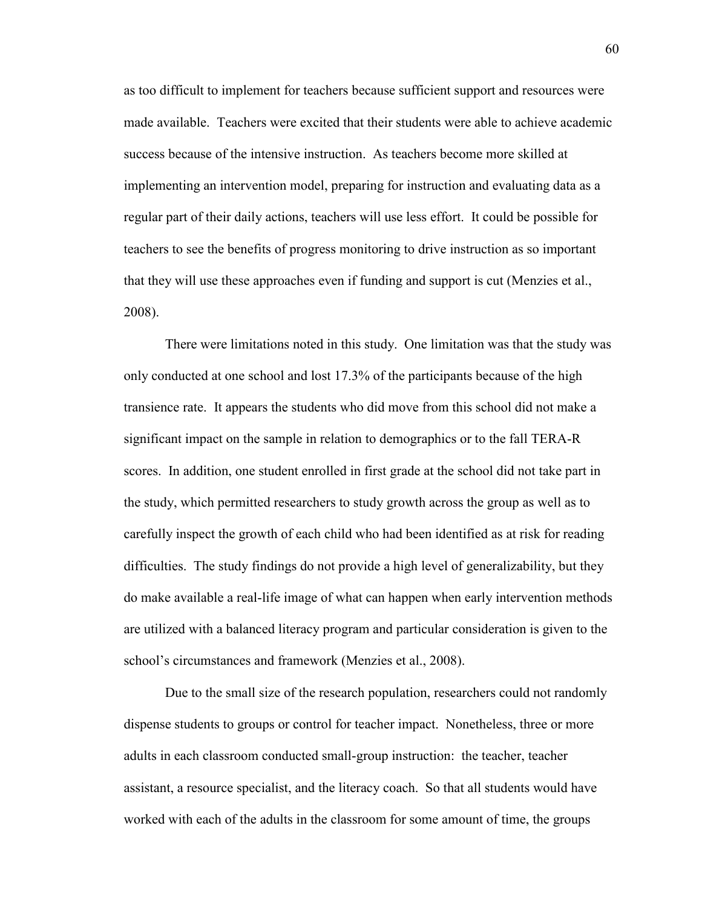as too difficult to implement for teachers because sufficient support and resources were made available. Teachers were excited that their students were able to achieve academic success because of the intensive instruction. As teachers become more skilled at implementing an intervention model, preparing for instruction and evaluating data as a regular part of their daily actions, teachers will use less effort. It could be possible for teachers to see the benefits of progress monitoring to drive instruction as so important that they will use these approaches even if funding and support is cut (Menzies et al., 2008).

There were limitations noted in this study. One limitation was that the study was only conducted at one school and lost 17.3% of the participants because of the high transience rate. It appears the students who did move from this school did not make a significant impact on the sample in relation to demographics or to the fall TERA-R scores. In addition, one student enrolled in first grade at the school did not take part in the study, which permitted researchers to study growth across the group as well as to carefully inspect the growth of each child who had been identified as at risk for reading difficulties. The study findings do not provide a high level of generalizability, but they do make available a real-life image of what can happen when early intervention methods are utilized with a balanced literacy program and particular consideration is given to the school's circumstances and framework (Menzies et al., 2008).

Due to the small size of the research population, researchers could not randomly dispense students to groups or control for teacher impact. Nonetheless, three or more adults in each classroom conducted small-group instruction: the teacher, teacher assistant, a resource specialist, and the literacy coach. So that all students would have worked with each of the adults in the classroom for some amount of time, the groups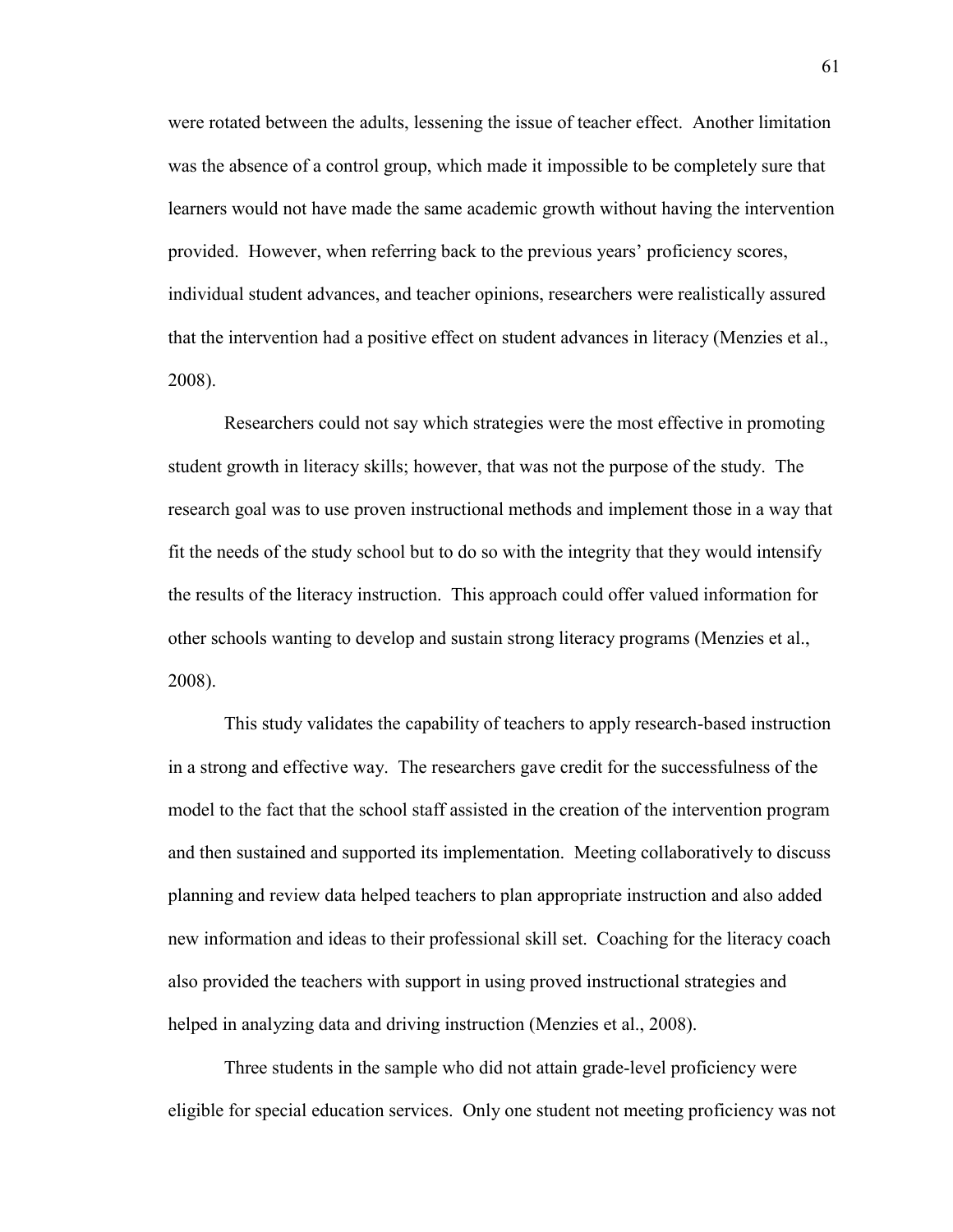were rotated between the adults, lessening the issue of teacher effect. Another limitation was the absence of a control group, which made it impossible to be completely sure that learners would not have made the same academic growth without having the intervention provided. However, when referring back to the previous years' proficiency scores, individual student advances, and teacher opinions, researchers were realistically assured that the intervention had a positive effect on student advances in literacy (Menzies et al., 2008).

Researchers could not say which strategies were the most effective in promoting student growth in literacy skills; however, that was not the purpose of the study. The research goal was to use proven instructional methods and implement those in a way that fit the needs of the study school but to do so with the integrity that they would intensify the results of the literacy instruction. This approach could offer valued information for other schools wanting to develop and sustain strong literacy programs (Menzies et al., 2008).

This study validates the capability of teachers to apply research-based instruction in a strong and effective way. The researchers gave credit for the successfulness of the model to the fact that the school staff assisted in the creation of the intervention program and then sustained and supported its implementation. Meeting collaboratively to discuss planning and review data helped teachers to plan appropriate instruction and also added new information and ideas to their professional skill set. Coaching for the literacy coach also provided the teachers with support in using proved instructional strategies and helped in analyzing data and driving instruction (Menzies et al., 2008).

Three students in the sample who did not attain grade-level proficiency were eligible for special education services. Only one student not meeting proficiency was not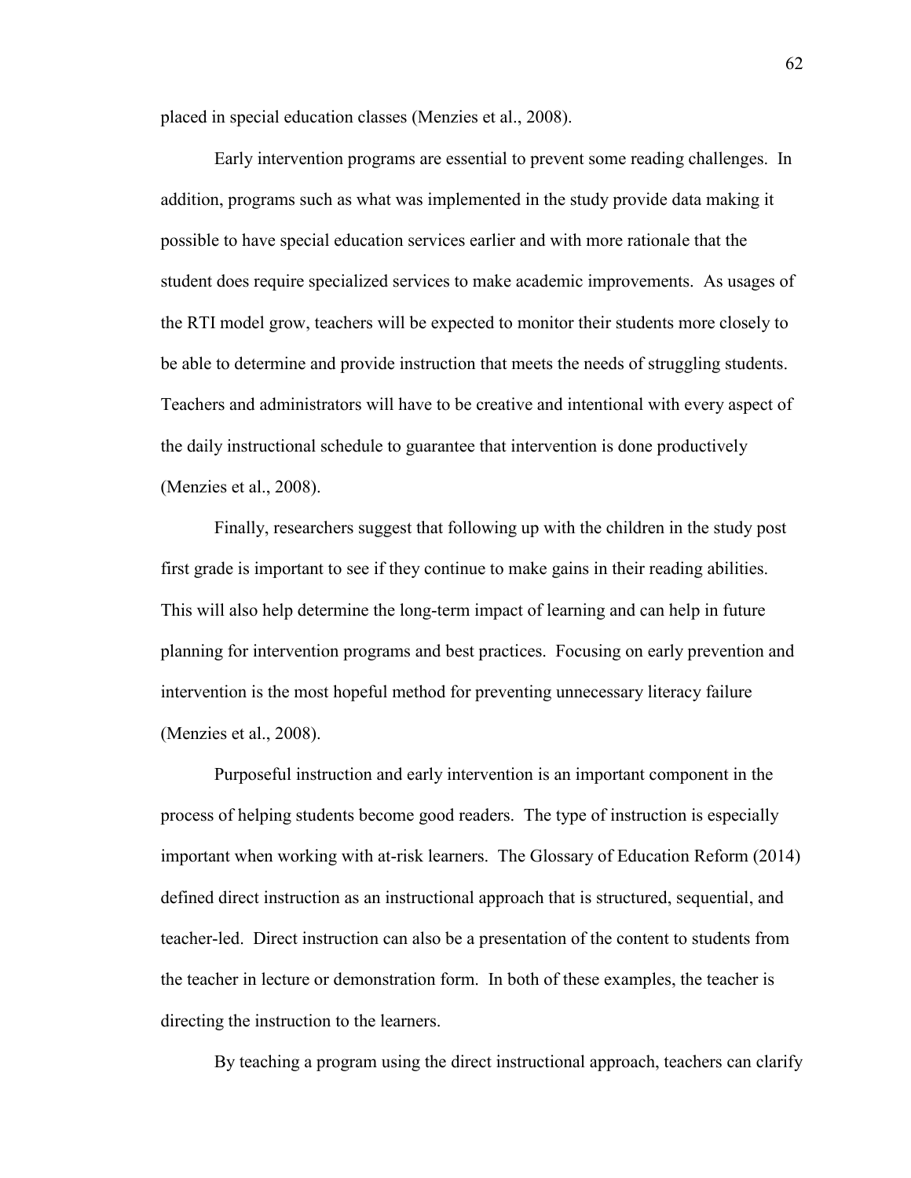placed in special education classes (Menzies et al., 2008).

Early intervention programs are essential to prevent some reading challenges. In addition, programs such as what was implemented in the study provide data making it possible to have special education services earlier and with more rationale that the student does require specialized services to make academic improvements. As usages of the RTI model grow, teachers will be expected to monitor their students more closely to be able to determine and provide instruction that meets the needs of struggling students. Teachers and administrators will have to be creative and intentional with every aspect of the daily instructional schedule to guarantee that intervention is done productively (Menzies et al., 2008).

Finally, researchers suggest that following up with the children in the study post first grade is important to see if they continue to make gains in their reading abilities. This will also help determine the long-term impact of learning and can help in future planning for intervention programs and best practices. Focusing on early prevention and intervention is the most hopeful method for preventing unnecessary literacy failure (Menzies et al., 2008).

Purposeful instruction and early intervention is an important component in the process of helping students become good readers. The type of instruction is especially important when working with at-risk learners. The Glossary of Education Reform (2014) defined direct instruction as an instructional approach that is structured, sequential, and teacher-led. Direct instruction can also be a presentation of the content to students from the teacher in lecture or demonstration form. In both of these examples, the teacher is directing the instruction to the learners.

By teaching a program using the direct instructional approach, teachers can clarify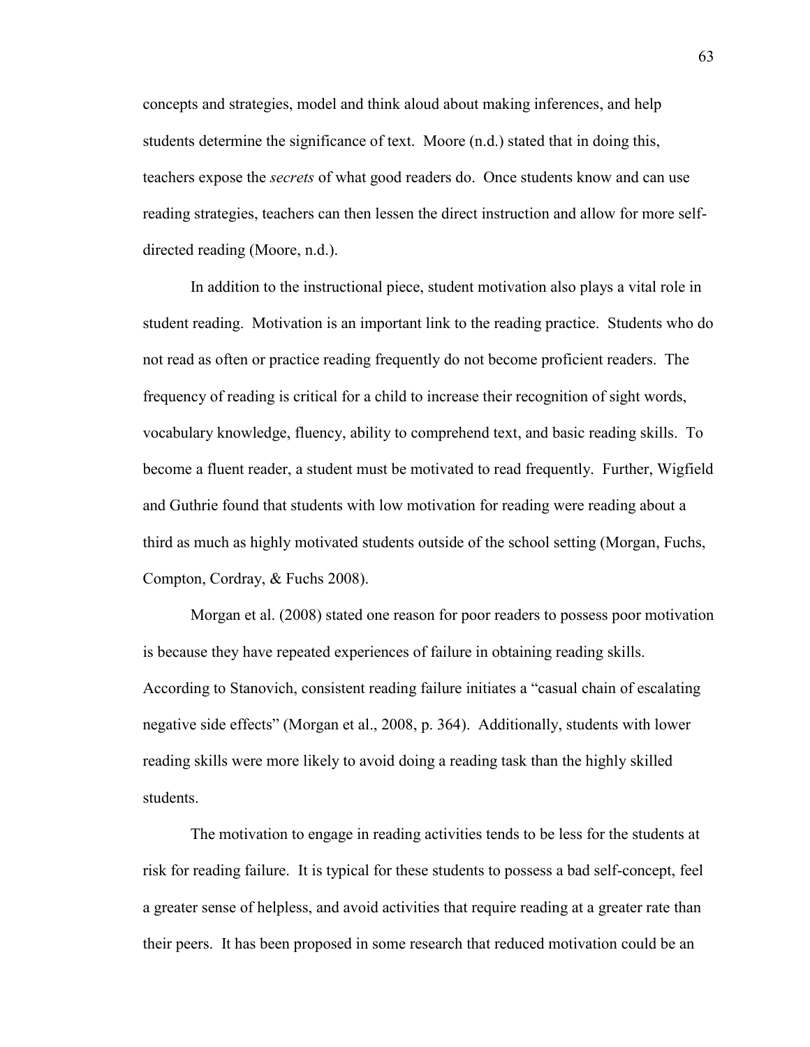concepts and strategies, model and think aloud about making inferences, and help students determine the significance of text. Moore (n.d.) stated that in doing this, teachers expose the *secrets* of what good readers do. Once students know and can use reading strategies, teachers can then lessen the direct instruction and allow for more self-directed reading (Moore, n.d.).

In addition to the instructional piece, student motivation also plays a vital role in student reading. Motivation is an important link to the reading practice. Students who do not read as often or practice reading frequently do not become proficient readers. The frequency of reading is critical for a child to increase their recognition of sight words, vocabulary knowledge, fluency, ability to comprehend text, and basic reading skills. To become a fluent reader, a student must be motivated to read frequently. Further, Wigfield and Guthrie found that students with low motivation for reading were reading about a third as much as highly motivated students outside of the school setting (Morgan, Fuchs, Compton, Cordray, & Fuchs 2008).

Morgan et al. (2008) stated one reason for poor readers to possess poor motivation is because they have repeated experiences of failure in obtaining reading skills. According to Stanovich, consistent reading failure initiates a "casual chain of escalating negative side effects" (Morgan et al., 2008, p. 364). Additionally, students with lower reading skills were more likely to avoid doing a reading task than the highly skilled students.

The motivation to engage in reading activities tends to be less for the students at risk for reading failure. It is typical for these students to possess a bad self-concept, feel a greater sense of helpless, and avoid activities that require reading at a greater rate than their peers. It has been proposed in some research that reduced motivation could be an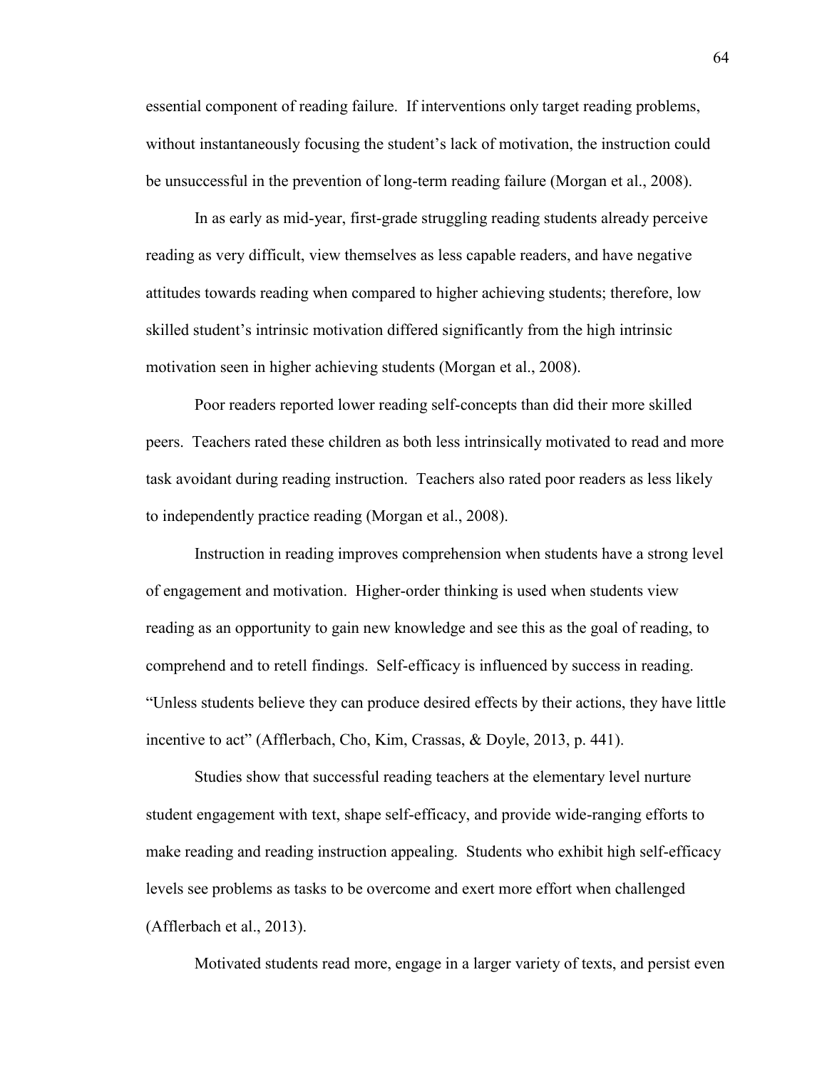essential component of reading failure. If interventions only target reading problems, without instantaneously focusing the student's lack of motivation, the instruction could be unsuccessful in the prevention of long-term reading failure (Morgan et al., 2008).

In as early as mid-year, first-grade struggling reading students already perceive reading as very difficult, view themselves as less capable readers, and have negative attitudes towards reading when compared to higher achieving students; therefore, low skilled student's intrinsic motivation differed significantly from the high intrinsic motivation seen in higher achieving students (Morgan et al., 2008).

Poor readers reported lower reading self-concepts than did their more skilled peers. Teachers rated these children as both less intrinsically motivated to read and more task avoidant during reading instruction. Teachers also rated poor readers as less likely to independently practice reading (Morgan et al., 2008).

Instruction in reading improves comprehension when students have a strong level of engagement and motivation. Higher-order thinking is used when students view reading as an opportunity to gain new knowledge and see this as the goal of reading, to comprehend and to retell findings. Self-efficacy is influenced by success in reading. "Unless students believe they can produce desired effects by their actions, they have little incentive to act" (Afflerbach, Cho, Kim, Crassas, & Doyle, 2013, p. 441).

Studies show that successful reading teachers at the elementary level nurture student engagement with text, shape self-efficacy, and provide wide-ranging efforts to make reading and reading instruction appealing. Students who exhibit high self-efficacy levels see problems as tasks to be overcome and exert more effort when challenged (Afflerbach et al., 2013).

Motivated students read more, engage in a larger variety of texts, and persist even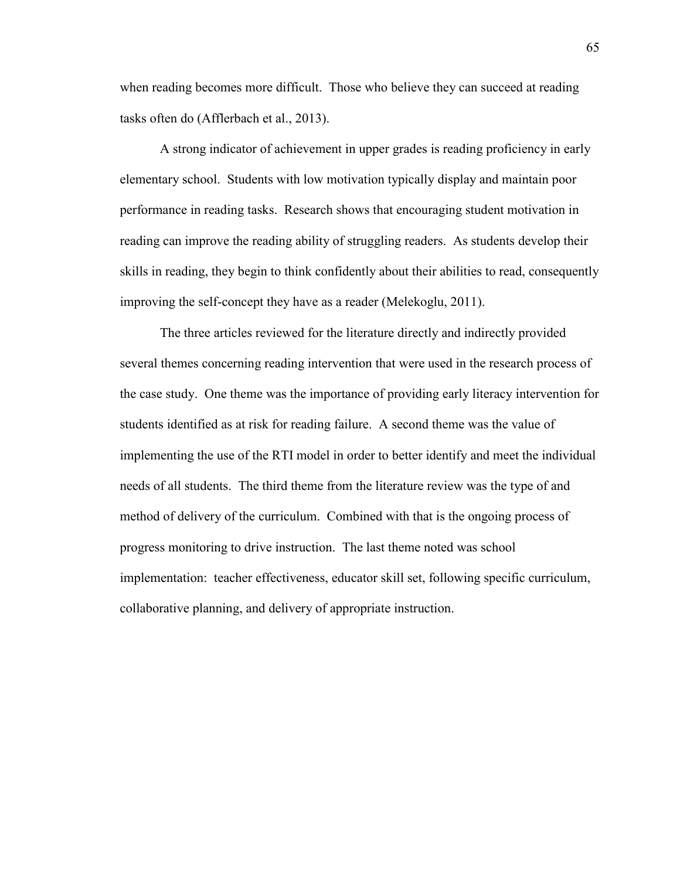when reading becomes more difficult. Those who believe they can succeed at reading tasks often do (Afflerbach et al., 2013).

A strong indicator of achievement in upper grades is reading proficiency in early elementary school. Students with low motivation typically display and maintain poor performance in reading tasks. Research shows that encouraging student motivation in reading can improve the reading ability of struggling readers. As students develop their skills in reading, they begin to think confidently about their abilities to read, consequently improving the self-concept they have as a reader (Melekoglu, 2011).

The three articles reviewed for the literature directly and indirectly provided several themes concerning reading intervention that were used in the research process of the case study. One theme was the importance of providing early literacy intervention for students identified as at risk for reading failure. A second theme was the value of implementing the use of the RTI model in order to better identify and meet the individual needs of all students. The third theme from the literature review was the type of and method of delivery of the curriculum. Combined with that is the ongoing process of progress monitoring to drive instruction. The last theme noted was school implementation: teacher effectiveness, educator skill set, following specific curriculum, collaborative planning, and delivery of appropriate instruction.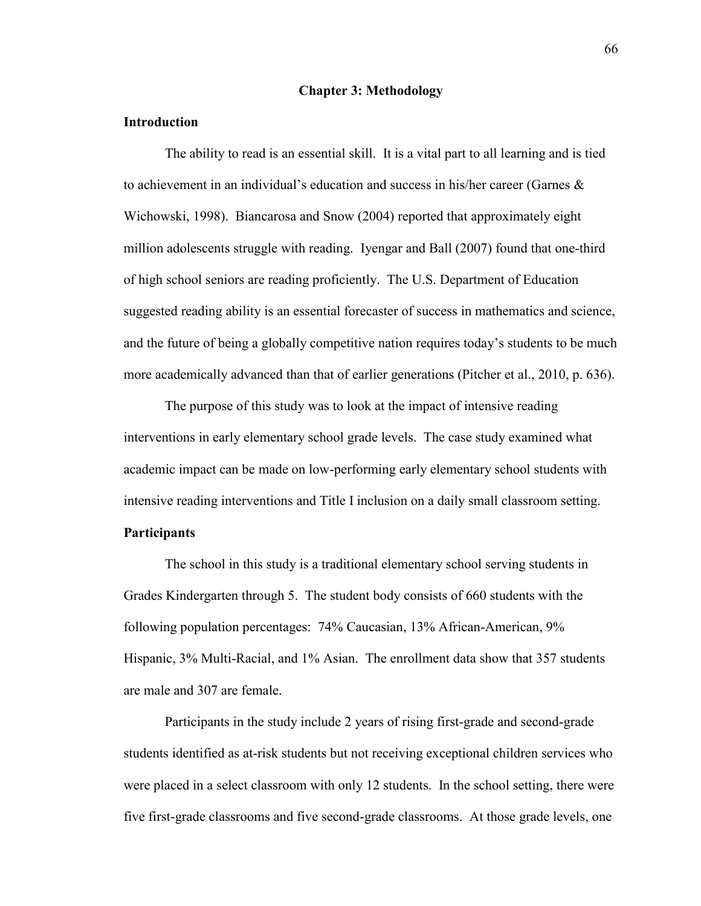# Chapter 3: Methodology

## Introduction

The ability to read is an essential skill. It is a vital part to all learning and is tied to achievement in an individual's education and success in his/her career (Garnes & Wichowski, 1998). Biancarosa and Snow (2004) reported that approximately eight million adolescents struggle with reading. Iyengar and Ball (2007) found that one-third of high school seniors are reading proficiently. The U.S. Department of Education suggested reading ability is an essential forecaster of success in mathematics and science, and the future of being a globally competitive nation requires today's students to be much more academically advanced than that of earlier generations (Pitcher et al., 2010, p. 636).

The purpose of this study was to look at the impact of intensive reading interventions in early elementary school grade levels. The case study examined what academic impact can be made on low-performing early elementary school students with intensive reading interventions and Title I inclusion on a daily small classroom setting.

## Participants

The school in this study is a traditional elementary school serving students in Grades Kindergarten through 5. The student body consists of 660 students with the following population percentages: 74% Caucasian, 13% African-American, 9% Hispanic, 3% Multi-Racial, and 1% Asian. The enrollment data show that 357 students are male and 307 are female.

Participants in the study include 2 years of rising first-grade and second-grade students identified as at-risk students but not receiving exceptional children services who were placed in a select classroom with only 12 students. In the school setting, there were five first-grade classrooms and five second-grade classrooms. At those grade levels, one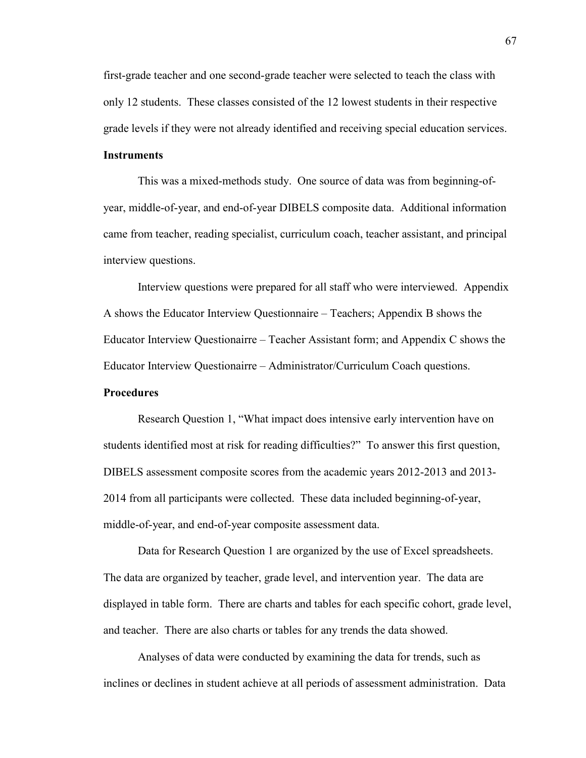first-grade teacher and one second-grade teacher were selected to teach the class with only 12 students. These classes consisted of the 12 lowest students in their respective grade levels if they were not already identified and receiving special education services.

**Instruments**

This was a mixed-methods study. One source of data was from beginning-of-year, middle-of-year, and end-of-year DIBELS composite data. Additional information came from teacher, reading specialist, curriculum coach, teacher assistant, and principal interview questions.

Interview questions were prepared for all staff who were interviewed. Appendix A shows the Educator Interview Questionnaire – Teachers; Appendix B shows the Educator Interview Questionairre – Teacher Assistant form; and Appendix C shows the Educator Interview Questionairre – Administrator/Curriculum Coach questions.

**Procedures**

Research Question 1, "What impact does intensive early intervention have on students identified most at risk for reading difficulties?" To answer this first question, DIBELS assessment composite scores from the academic years 2012-2013 and 2013-2014 from all participants were collected. These data included beginning-of-year, middle-of-year, and end-of-year composite assessment data.

Data for Research Question 1 are organized by the use of Excel spreadsheets. The data are organized by teacher, grade level, and intervention year. The data are displayed in table form. There are charts and tables for each specific cohort, grade level, and teacher. There are also charts or tables for any trends the data showed.

Analyses of data were conducted by examining the data for trends, such as inclines or declines in student achieve at all periods of assessment administration. Data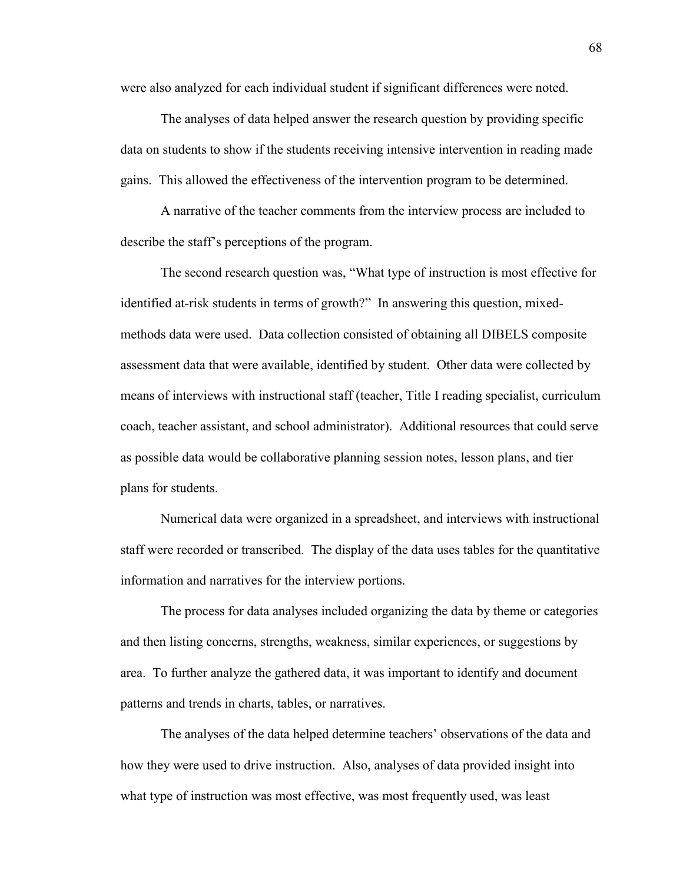were also analyzed for each individual student if significant differences were noted.

The analyses of data helped answer the research question by providing specific data on students to show if the students receiving intensive intervention in reading made gains. This allowed the effectiveness of the intervention program to be determined.

A narrative of the teacher comments from the interview process are included to describe the staff's perceptions of the program.

The second research question was, "What type of instruction is most effective for identified at-risk students in terms of growth?" In answering this question, mixed-methods data were used. Data collection consisted of obtaining all DIBELS composite assessment data that were available, identified by student. Other data were collected by means of interviews with instructional staff (teacher, Title I reading specialist, curriculum coach, teacher assistant, and school administrator). Additional resources that could serve as possible data would be collaborative planning session notes, lesson plans, and tier plans for students.

Numerical data were organized in a spreadsheet, and interviews with instructional staff were recorded or transcribed. The display of the data uses tables for the quantitative information and narratives for the interview portions.

The process for data analyses included organizing the data by theme or categories and then listing concerns, strengths, weakness, similar experiences, or suggestions by area. To further analyze the gathered data, it was important to identify and document patterns and trends in charts, tables, or narratives.

The analyses of the data helped determine teachers' observations of the data and how they were used to drive instruction. Also, analyses of data provided insight into what type of instruction was most effective, was most frequently used, was least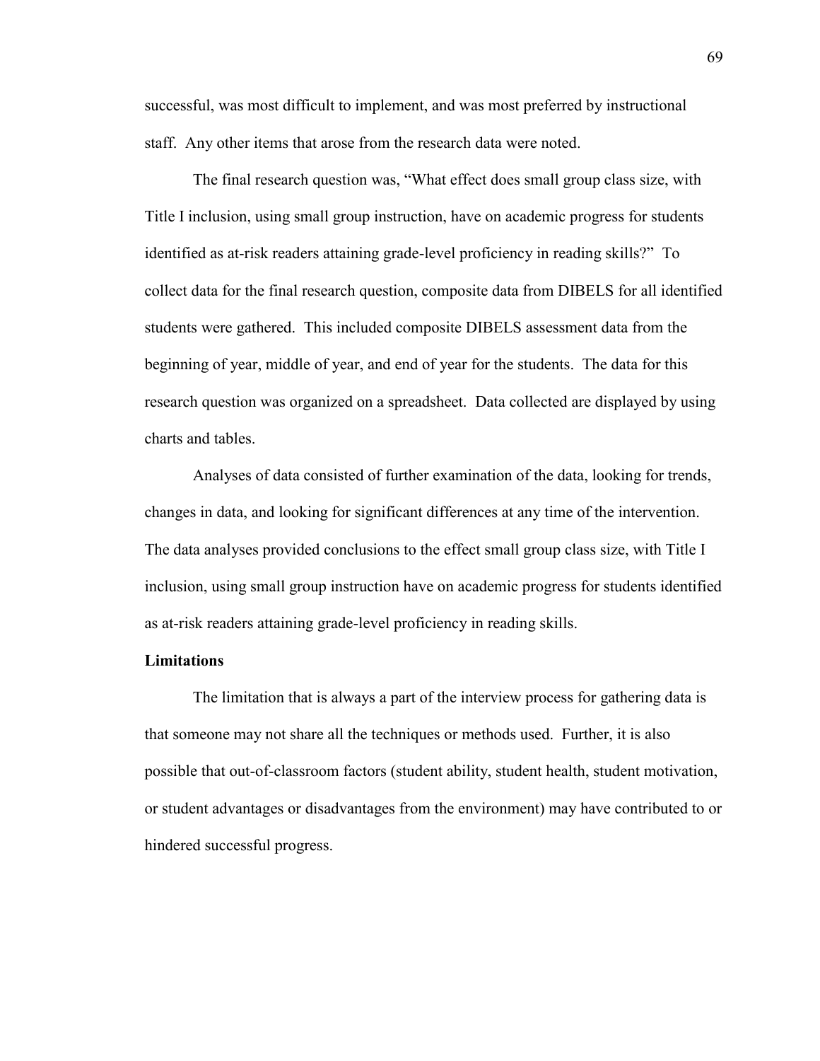successful, was most difficult to implement, and was most preferred by instructional staff. Any other items that arose from the research data were noted.

The final research question was, "What effect does small group class size, with Title I inclusion, using small group instruction, have on academic progress for students identified as at-risk readers attaining grade-level proficiency in reading skills?" To collect data for the final research question, composite data from DIBELS for all identified students were gathered. This included composite DIBELS assessment data from the beginning of year, middle of year, and end of year for the students. The data for this research question was organized on a spreadsheet. Data collected are displayed by using charts and tables.

Analyses of data consisted of further examination of the data, looking for trends, changes in data, and looking for significant differences at any time of the intervention. The data analyses provided conclusions to the effect small group class size, with Title I inclusion, using small group instruction have on academic progress for students identified as at-risk readers attaining grade-level proficiency in reading skills.

**Limitations**

The limitation that is always a part of the interview process for gathering data is that someone may not share all the techniques or methods used. Further, it is also possible that out-of-classroom factors (student ability, student health, student motivation, or student advantages or disadvantages from the environment) may have contributed to or hindered successful progress.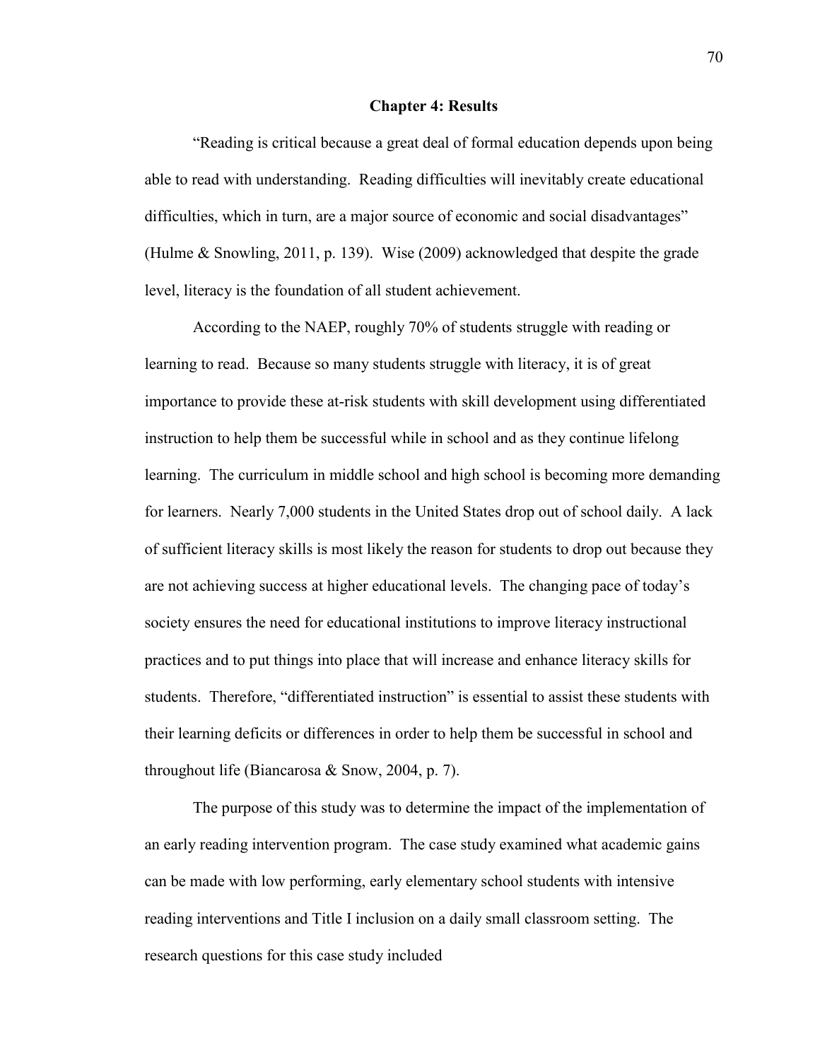# Chapter 4: Results

"Reading is critical because a great deal of formal education depends upon being able to read with understanding. Reading difficulties will inevitably create educational difficulties, which in turn, are a major source of economic and social disadvantages" (Hulme & Snowling, 2011, p. 139). Wise (2009) acknowledged that despite the grade level, literacy is the foundation of all student achievement.

According to the NAEP, roughly 70% of students struggle with reading or learning to read. Because so many students struggle with literacy, it is of great importance to provide these at-risk students with skill development using differentiated instruction to help them be successful while in school and as they continue lifelong learning. The curriculum in middle school and high school is becoming more demanding for learners. Nearly 7,000 students in the United States drop out of school daily. A lack of sufficient literacy skills is most likely the reason for students to drop out because they are not achieving success at higher educational levels. The changing pace of today's society ensures the need for educational institutions to improve literacy instructional practices and to put things into place that will increase and enhance literacy skills for students. Therefore, "differentiated instruction" is essential to assist these students with their learning deficits or differences in order to help them be successful in school and throughout life (Biancarosa & Snow, 2004, p. 7).

The purpose of this study was to determine the impact of the implementation of an early reading intervention program. The case study examined what academic gains can be made with low performing, early elementary school students with intensive reading interventions and Title I inclusion on a daily small classroom setting. The research questions for this case study included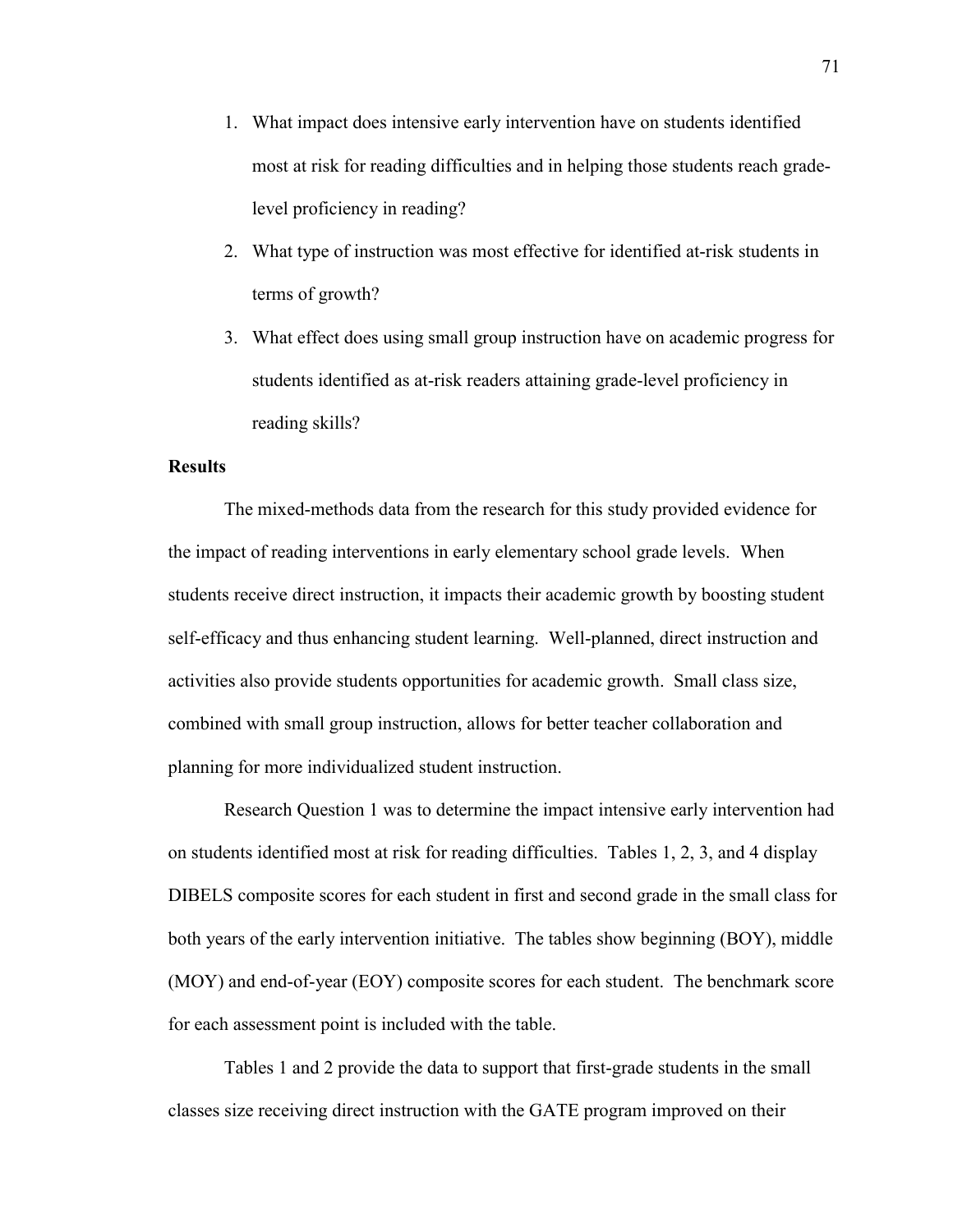1. What impact does intensive early intervention have on students identified most at risk for reading difficulties and in helping those students reach grade-level proficiency in reading?
2. What type of instruction was most effective for identified at-risk students in terms of growth?
3. What effect does using small group instruction have on academic progress for students identified as at-risk readers attaining grade-level proficiency in reading skills?

**Results**

The mixed-methods data from the research for this study provided evidence for the impact of reading interventions in early elementary school grade levels. When students receive direct instruction, it impacts their academic growth by boosting student self-efficacy and thus enhancing student learning. Well-planned, direct instruction and activities also provide students opportunities for academic growth. Small class size, combined with small group instruction, allows for better teacher collaboration and planning for more individualized student instruction.

Research Question 1 was to determine the impact intensive early intervention had on students identified most at risk for reading difficulties. Tables 1, 2, 3, and 4 display DIBELS composite scores for each student in first and second grade in the small class for both years of the early intervention initiative. The tables show beginning (BOY), middle (MOY) and end-of-year (EOY) composite scores for each student. The benchmark score for each assessment point is included with the table.

Tables 1 and 2 provide the data to support that first-grade students in the small classes size receiving direct instruction with the GATE program improved on their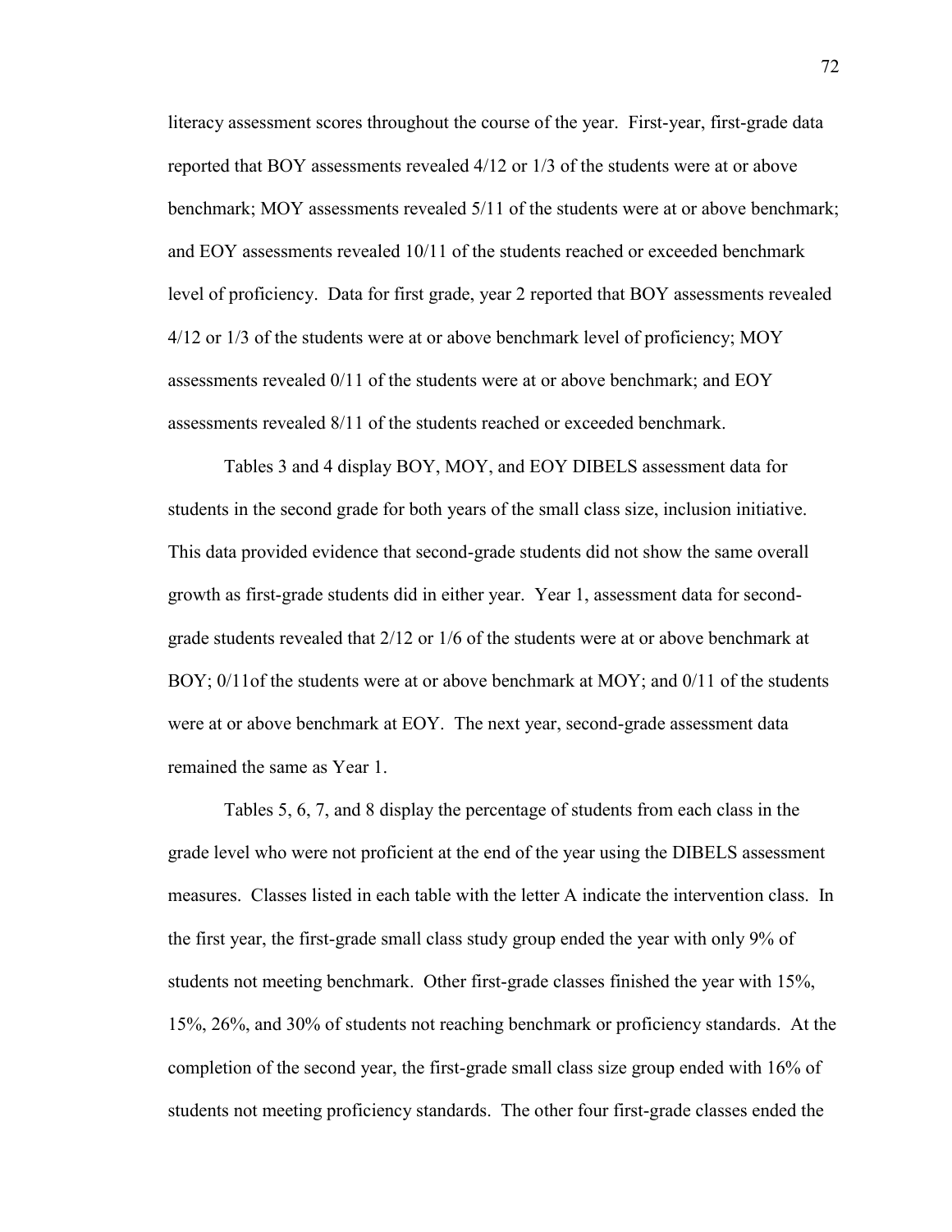literacy assessment scores throughout the course of the year. First-year, first-grade data reported that BOY assessments revealed 4/12 or 1/3 of the students were at or above benchmark; MOY assessments revealed 5/11 of the students were at or above benchmark; and EOY assessments revealed 10/11 of the students reached or exceeded benchmark level of proficiency. Data for first grade, year 2 reported that BOY assessments revealed 4/12 or 1/3 of the students were at or above benchmark level of proficiency; MOY assessments revealed 0/11 of the students were at or above benchmark; and EOY assessments revealed 8/11 of the students reached or exceeded benchmark.

Tables 3 and 4 display BOY, MOY, and EOY DIBELS assessment data for students in the second grade for both years of the small class size, inclusion initiative. This data provided evidence that second-grade students did not show the same overall growth as first-grade students did in either year. Year 1, assessment data for second-grade students revealed that 2/12 or 1/6 of the students were at or above benchmark at BOY; 0/11of the students were at or above benchmark at MOY; and 0/11 of the students were at or above benchmark at EOY. The next year, second-grade assessment data remained the same as Year 1.

Tables 5, 6, 7, and 8 display the percentage of students from each class in the grade level who were not proficient at the end of the year using the DIBELS assessment measures. Classes listed in each table with the letter A indicate the intervention class. In the first year, the first-grade small class study group ended the year with only 9% of students not meeting benchmark. Other first-grade classes finished the year with 15%, 15%, 26%, and 30% of students not reaching benchmark or proficiency standards. At the completion of the second year, the first-grade small class size group ended with 16% of students not meeting proficiency standards. The other four first-grade classes ended the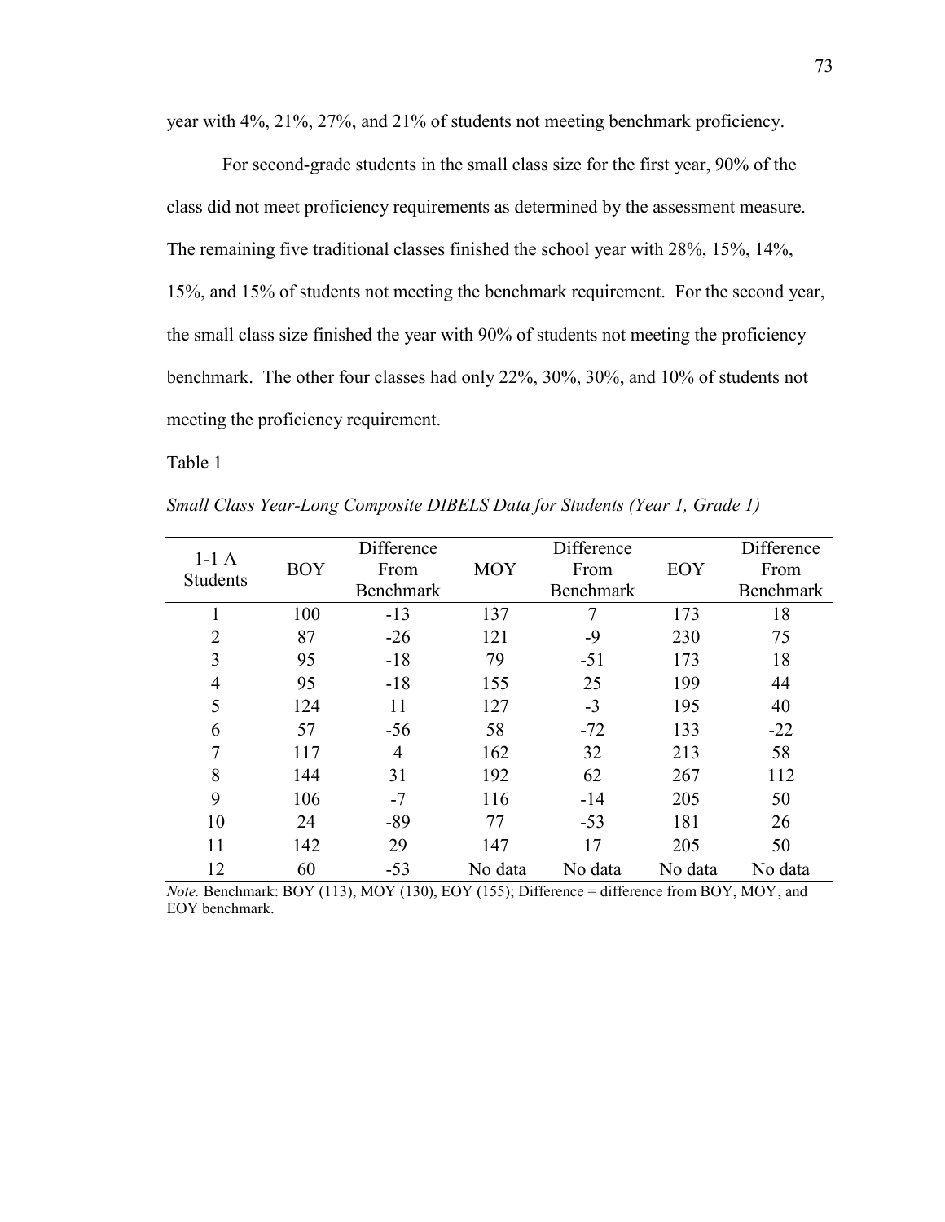year with 4%, 21%, 27%, and 21% of students not meeting benchmark proficiency.

For second-grade students in the small class size for the first year, 90% of the class did not meet proficiency requirements as determined by the assessment measure. The remaining five traditional classes finished the school year with 28%, 15%, 14%, 15%, and 15% of students not meeting the benchmark requirement. For the second year, the small class size finished the year with 90% of students not meeting the proficiency benchmark. The other four classes had only 22%, 30%, 30%, and 10% of students not meeting the proficiency requirement.

Table 1

*Small Class Year-Long Composite DIBELS Data for Students (Year 1, Grade 1)*

| 1-1 A Students | BOY | Difference From Benchmark | MOY | Difference From Benchmark | EOY | Difference From Benchmark |
|---|---|---|---|---|---|---|
| 1 | 100 | -13 | 137 | 7 | 173 | 18 |
| 2 | 87 | -26 | 121 | -9 | 230 | 75 |
| 3 | 95 | -18 | 79 | -51 | 173 | 18 |
| 4 | 95 | -18 | 155 | 25 | 199 | 44 |
| 5 | 124 | 11 | 127 | -3 | 195 | 40 |
| 6 | 57 | -56 | 58 | -72 | 133 | -22 |
| 7 | 117 | 4 | 162 | 32 | 213 | 58 |
| 8 | 144 | 31 | 192 | 62 | 267 | 112 |
| 9 | 106 | -7 | 116 | -14 | 205 | 50 |
| 10 | 24 | -89 | 77 | -53 | 181 | 26 |
| 11 | 142 | 29 | 147 | 17 | 205 | 50 |
| 12 | 60 | -53 | No data | No data | No data | No data |

*Note.* Benchmark: BOY (113), MOY (130), EOY (155); Difference = difference from BOY, MOY, and EOY benchmark.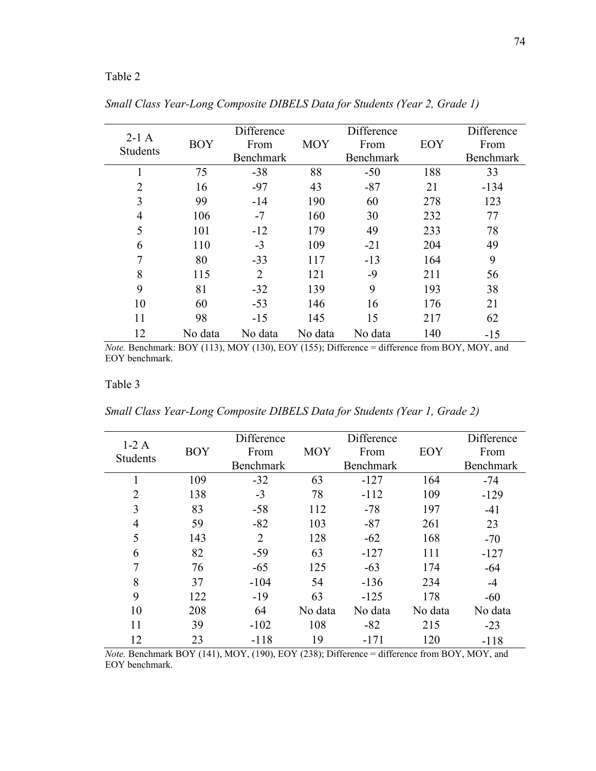Table 2

*Small Class Year-Long Composite DIBELS Data for Students (Year 2, Grade 1)*

| 2-1 A Students | BOY | Difference From Benchmark | MOY | Difference From Benchmark | EOY | Difference From Benchmark |
|---|---|---|---|---|---|---|
| 1 | 75 | -38 | 88 | -50 | 188 | 33 |
| 2 | 16 | -97 | 43 | -87 | 21 | -134 |
| 3 | 99 | -14 | 190 | 60 | 278 | 123 |
| 4 | 106 | -7 | 160 | 30 | 232 | 77 |
| 5 | 101 | -12 | 179 | 49 | 233 | 78 |
| 6 | 110 | -3 | 109 | -21 | 204 | 49 |
| 7 | 80 | -33 | 117 | -13 | 164 | 9 |
| 8 | 115 | 2 | 121 | -9 | 211 | 56 |
| 9 | 81 | -32 | 139 | 9 | 193 | 38 |
| 10 | 60 | -53 | 146 | 16 | 176 | 21 |
| 11 | 98 | -15 | 145 | 15 | 217 | 62 |
| 12 | No data | No data | No data | No data | 140 | -15 |

*Note.* Benchmark: BOY (113), MOY (130), EOY (155); Difference = difference from BOY, MOY, and EOY benchmark.

Table 3

*Small Class Year-Long Composite DIBELS Data for Students (Year 1, Grade 2)*

| 1-2 A Students | BOY | Difference From Benchmark | MOY | Difference From Benchmark | EOY | Difference From Benchmark |
|---|---|---|---|---|---|---|
| 1 | 109 | -32 | 63 | -127 | 164 | -74 |
| 2 | 138 | -3 | 78 | -112 | 109 | -129 |
| 3 | 83 | -58 | 112 | -78 | 197 | -41 |
| 4 | 59 | -82 | 103 | -87 | 261 | 23 |
| 5 | 143 | 2 | 128 | -62 | 168 | -70 |
| 6 | 82 | -59 | 63 | -127 | 111 | -127 |
| 7 | 76 | -65 | 125 | -63 | 174 | -64 |
| 8 | 37 | -104 | 54 | -136 | 234 | -4 |
| 9 | 122 | -19 | 63 | -125 | 178 | -60 |
| 10 | 208 | 64 | No data | No data | No data | No data |
| 11 | 39 | -102 | 108 | -82 | 215 | -23 |
| 12 | 23 | -118 | 19 | -171 | 120 | -118 |

*Note.* Benchmark BOY (141), MOY, (190), EOY (238); Difference = difference from BOY, MOY, and EOY benchmark.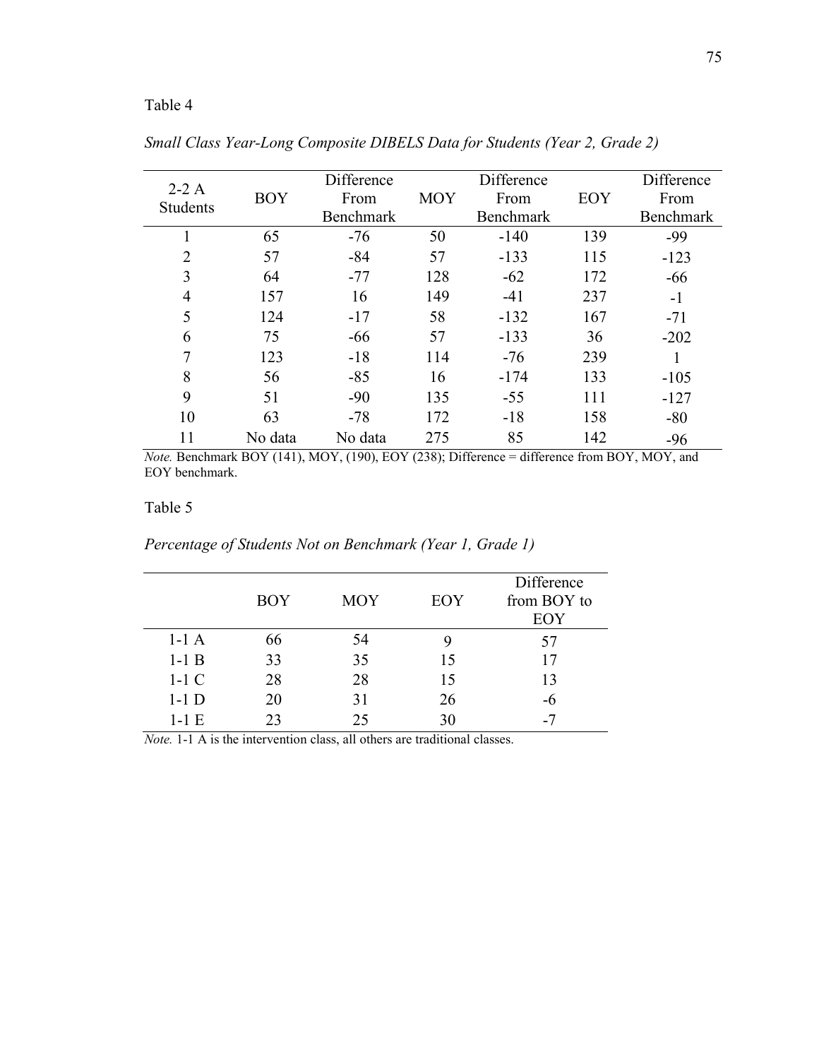Table 4

*Small Class Year-Long Composite DIBELS Data for Students (Year 2, Grade 2)*

| 2-2 A Students | BOY | Difference From Benchmark | MOY | Difference From Benchmark | EOY | Difference From Benchmark |
|---|---|---|---|---|---|---|
| 1 | 65 | -76 | 50 | -140 | 139 | -99 |
| 2 | 57 | -84 | 57 | -133 | 115 | -123 |
| 3 | 64 | -77 | 128 | -62 | 172 | -66 |
| 4 | 157 | 16 | 149 | -41 | 237 | -1 |
| 5 | 124 | -17 | 58 | -132 | 167 | -71 |
| 6 | 75 | -66 | 57 | -133 | 36 | -202 |
| 7 | 123 | -18 | 114 | -76 | 239 | 1 |
| 8 | 56 | -85 | 16 | -174 | 133 | -105 |
| 9 | 51 | -90 | 135 | -55 | 111 | -127 |
| 10 | 63 | -78 | 172 | -18 | 158 | -80 |
| 11 | No data | No data | 275 | 85 | 142 | -96 |

*Note.* Benchmark BOY (141), MOY, (190), EOY (238); Difference = difference from BOY, MOY, and EOY benchmark.

Table 5

*Percentage of Students Not on Benchmark (Year 1, Grade 1)*

| | BOY | MOY | EOY | Difference from BOY to EOY |
|---|---|---|---|---|
| 1-1 A | 66 | 54 | 9 | 57 |
| 1-1 B | 33 | 35 | 15 | 17 |
| 1-1 C | 28 | 28 | 15 | 13 |
| 1-1 D | 20 | 31 | 26 | -6 |
| 1-1 E | 23 | 25 | 30 | -7 |

*Note.* 1-1 A is the intervention class, all others are traditional classes.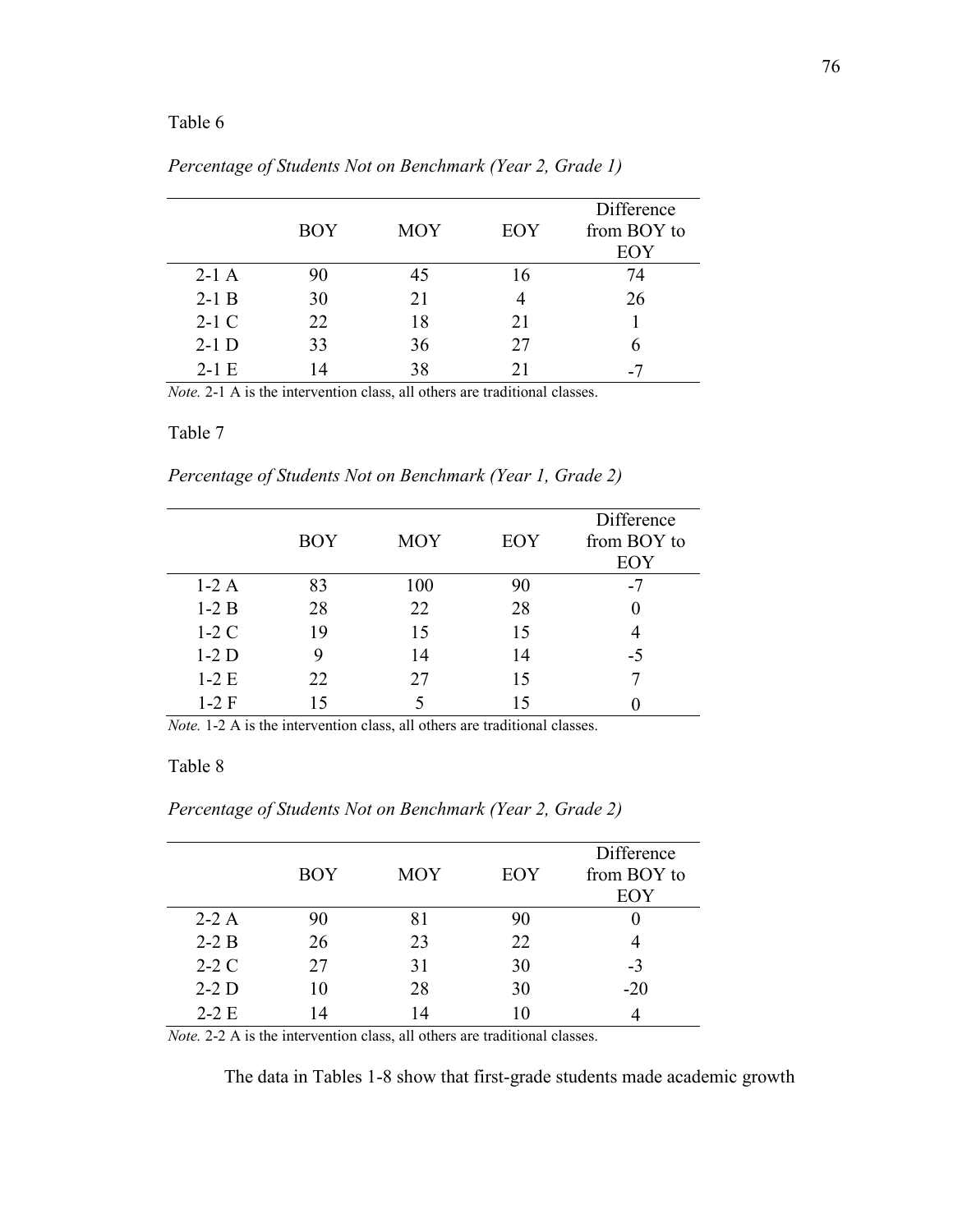Table 6

*Percentage of Students Not on Benchmark (Year 2, Grade 1)*

| | BOY | MOY | EOY | Difference from BOY to EOY |
|---|---|---|---|---|
| 2-1 A | 90 | 45 | 16 | 74 |
| 2-1 B | 30 | 21 | 4 | 26 |
| 2-1 C | 22 | 18 | 21 | 1 |
| 2-1 D | 33 | 36 | 27 | 6 |
| 2-1 E | 14 | 38 | 21 | -7 |

*Note.* 2-1 A is the intervention class, all others are traditional classes.

Table 7

*Percentage of Students Not on Benchmark (Year 1, Grade 2)*

| | BOY | MOY | EOY | Difference from BOY to EOY |
|---|---|---|---|---|
| 1-2 A | 83 | 100 | 90 | -7 |
| 1-2 B | 28 | 22 | 28 | 0 |
| 1-2 C | 19 | 15 | 15 | 4 |
| 1-2 D | 9 | 14 | 14 | -5 |
| 1-2 E | 22 | 27 | 15 | 7 |
| 1-2 F | 15 | 5 | 15 | 0 |

*Note.* 1-2 A is the intervention class, all others are traditional classes.

Table 8

*Percentage of Students Not on Benchmark (Year 2, Grade 2)*

| | BOY | MOY | EOY | Difference from BOY to EOY |
|---|---|---|---|---|
| 2-2 A | 90 | 81 | 90 | 0 |
| 2-2 B | 26 | 23 | 22 | 4 |
| 2-2 C | 27 | 31 | 30 | -3 |
| 2-2 D | 10 | 28 | 30 | -20 |
| 2-2 E | 14 | 14 | 10 | 4 |

*Note.* 2-2 A is the intervention class, all others are traditional classes.

The data in Tables 1-8 show that first-grade students made academic growth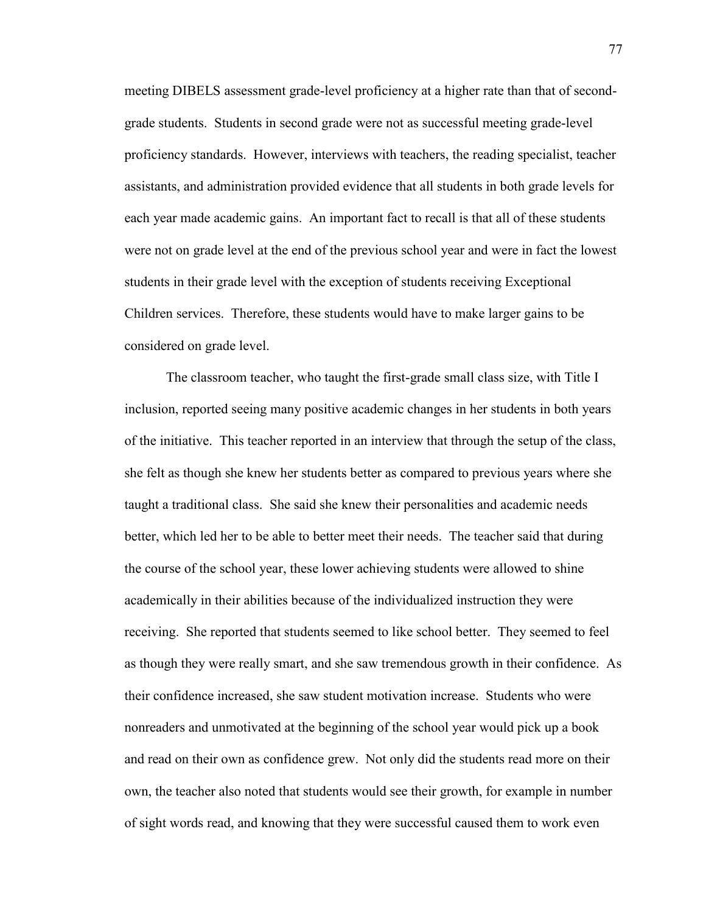meeting DIBELS assessment grade-level proficiency at a higher rate than that of second-grade students. Students in second grade were not as successful meeting grade-level proficiency standards. However, interviews with teachers, the reading specialist, teacher assistants, and administration provided evidence that all students in both grade levels for each year made academic gains. An important fact to recall is that all of these students were not on grade level at the end of the previous school year and were in fact the lowest students in their grade level with the exception of students receiving Exceptional Children services. Therefore, these students would have to make larger gains to be considered on grade level.

The classroom teacher, who taught the first-grade small class size, with Title I inclusion, reported seeing many positive academic changes in her students in both years of the initiative. This teacher reported in an interview that through the setup of the class, she felt as though she knew her students better as compared to previous years where she taught a traditional class. She said she knew their personalities and academic needs better, which led her to be able to better meet their needs. The teacher said that during the course of the school year, these lower achieving students were allowed to shine academically in their abilities because of the individualized instruction they were receiving. She reported that students seemed to like school better. They seemed to feel as though they were really smart, and she saw tremendous growth in their confidence. As their confidence increased, she saw student motivation increase. Students who were nonreaders and unmotivated at the beginning of the school year would pick up a book and read on their own as confidence grew. Not only did the students read more on their own, the teacher also noted that students would see their growth, for example in number of sight words read, and knowing that they were successful caused them to work even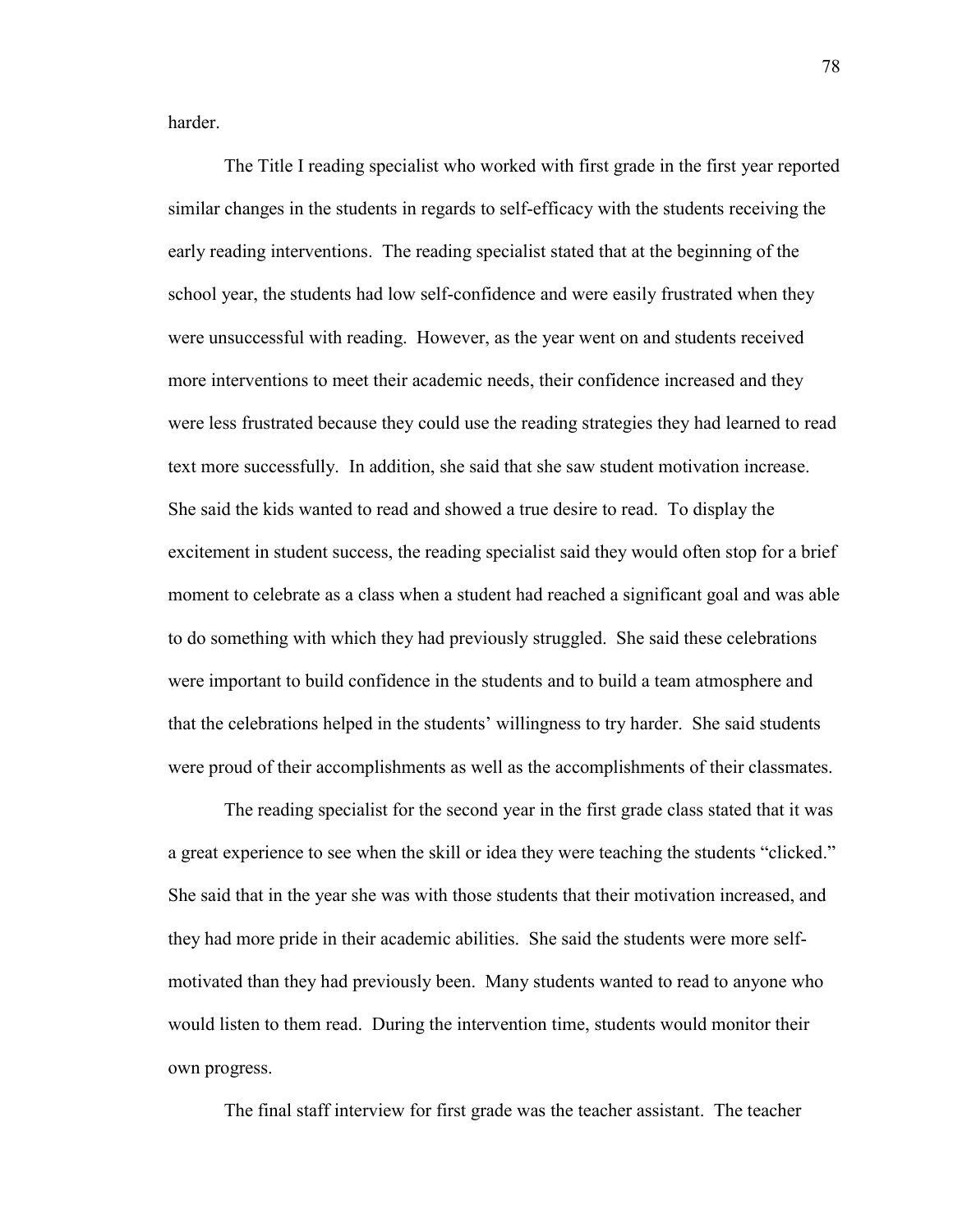harder.

The Title I reading specialist who worked with first grade in the first year reported similar changes in the students in regards to self-efficacy with the students receiving the early reading interventions. The reading specialist stated that at the beginning of the school year, the students had low self-confidence and were easily frustrated when they were unsuccessful with reading. However, as the year went on and students received more interventions to meet their academic needs, their confidence increased and they were less frustrated because they could use the reading strategies they had learned to read text more successfully. In addition, she said that she saw student motivation increase. She said the kids wanted to read and showed a true desire to read. To display the excitement in student success, the reading specialist said they would often stop for a brief moment to celebrate as a class when a student had reached a significant goal and was able to do something with which they had previously struggled. She said these celebrations were important to build confidence in the students and to build a team atmosphere and that the celebrations helped in the students' willingness to try harder. She said students were proud of their accomplishments as well as the accomplishments of their classmates.

The reading specialist for the second year in the first grade class stated that it was a great experience to see when the skill or idea they were teaching the students "clicked." She said that in the year she was with those students that their motivation increased, and they had more pride in their academic abilities. She said the students were more self-motivated than they had previously been. Many students wanted to read to anyone who would listen to them read. During the intervention time, students would monitor their own progress.

The final staff interview for first grade was the teacher assistant. The teacher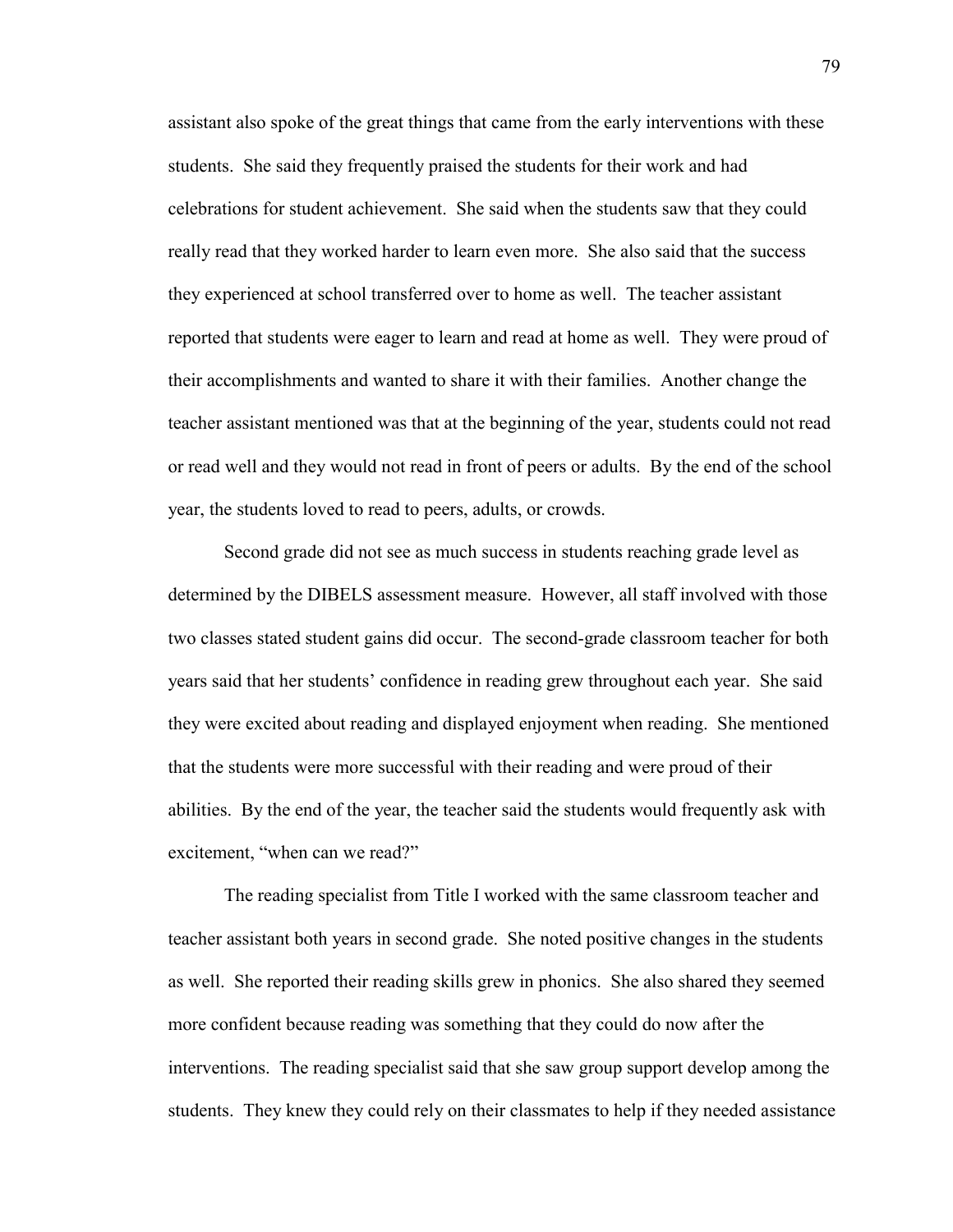assistant also spoke of the great things that came from the early interventions with these students. She said they frequently praised the students for their work and had celebrations for student achievement. She said when the students saw that they could really read that they worked harder to learn even more. She also said that the success they experienced at school transferred over to home as well. The teacher assistant reported that students were eager to learn and read at home as well. They were proud of their accomplishments and wanted to share it with their families. Another change the teacher assistant mentioned was that at the beginning of the year, students could not read or read well and they would not read in front of peers or adults. By the end of the school year, the students loved to read to peers, adults, or crowds.

Second grade did not see as much success in students reaching grade level as determined by the DIBELS assessment measure. However, all staff involved with those two classes stated student gains did occur. The second-grade classroom teacher for both years said that her students' confidence in reading grew throughout each year. She said they were excited about reading and displayed enjoyment when reading. She mentioned that the students were more successful with their reading and were proud of their abilities. By the end of the year, the teacher said the students would frequently ask with excitement, "when can we read?"

The reading specialist from Title I worked with the same classroom teacher and teacher assistant both years in second grade. She noted positive changes in the students as well. She reported their reading skills grew in phonics. She also shared they seemed more confident because reading was something that they could do now after the interventions. The reading specialist said that she saw group support develop among the students. They knew they could rely on their classmates to help if they needed assistance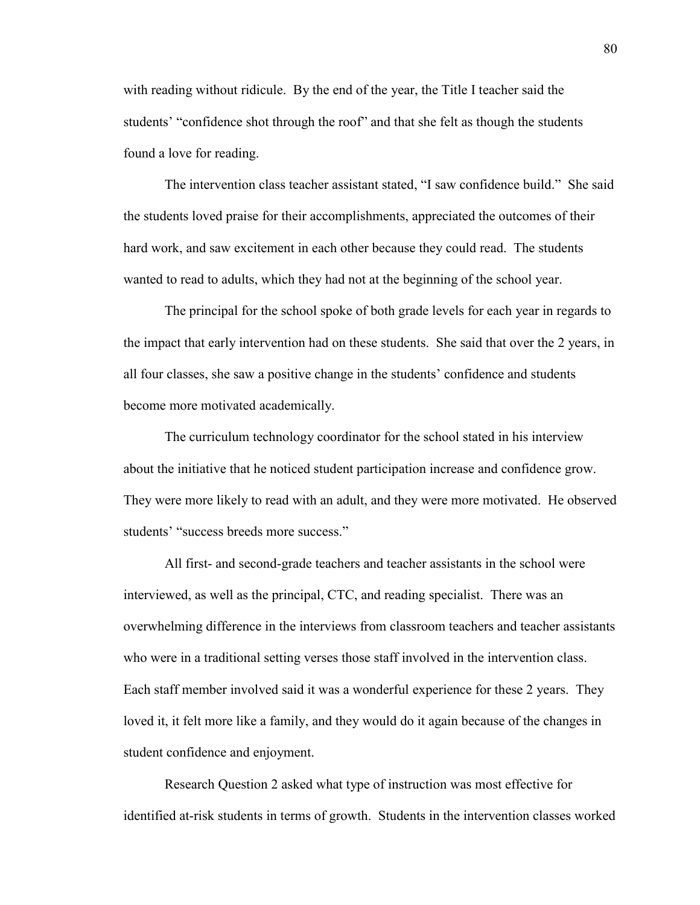with reading without ridicule. By the end of the year, the Title I teacher said the students' "confidence shot through the roof" and that she felt as though the students found a love for reading.

The intervention class teacher assistant stated, "I saw confidence build." She said the students loved praise for their accomplishments, appreciated the outcomes of their hard work, and saw excitement in each other because they could read. The students wanted to read to adults, which they had not at the beginning of the school year.

The principal for the school spoke of both grade levels for each year in regards to the impact that early intervention had on these students. She said that over the 2 years, in all four classes, she saw a positive change in the students' confidence and students become more motivated academically.

The curriculum technology coordinator for the school stated in his interview about the initiative that he noticed student participation increase and confidence grow. They were more likely to read with an adult, and they were more motivated. He observed students' "success breeds more success."

All first- and second-grade teachers and teacher assistants in the school were interviewed, as well as the principal, CTC, and reading specialist. There was an overwhelming difference in the interviews from classroom teachers and teacher assistants who were in a traditional setting verses those staff involved in the intervention class. Each staff member involved said it was a wonderful experience for these 2 years. They loved it, it felt more like a family, and they would do it again because of the changes in student confidence and enjoyment.

Research Question 2 asked what type of instruction was most effective for identified at-risk students in terms of growth. Students in the intervention classes worked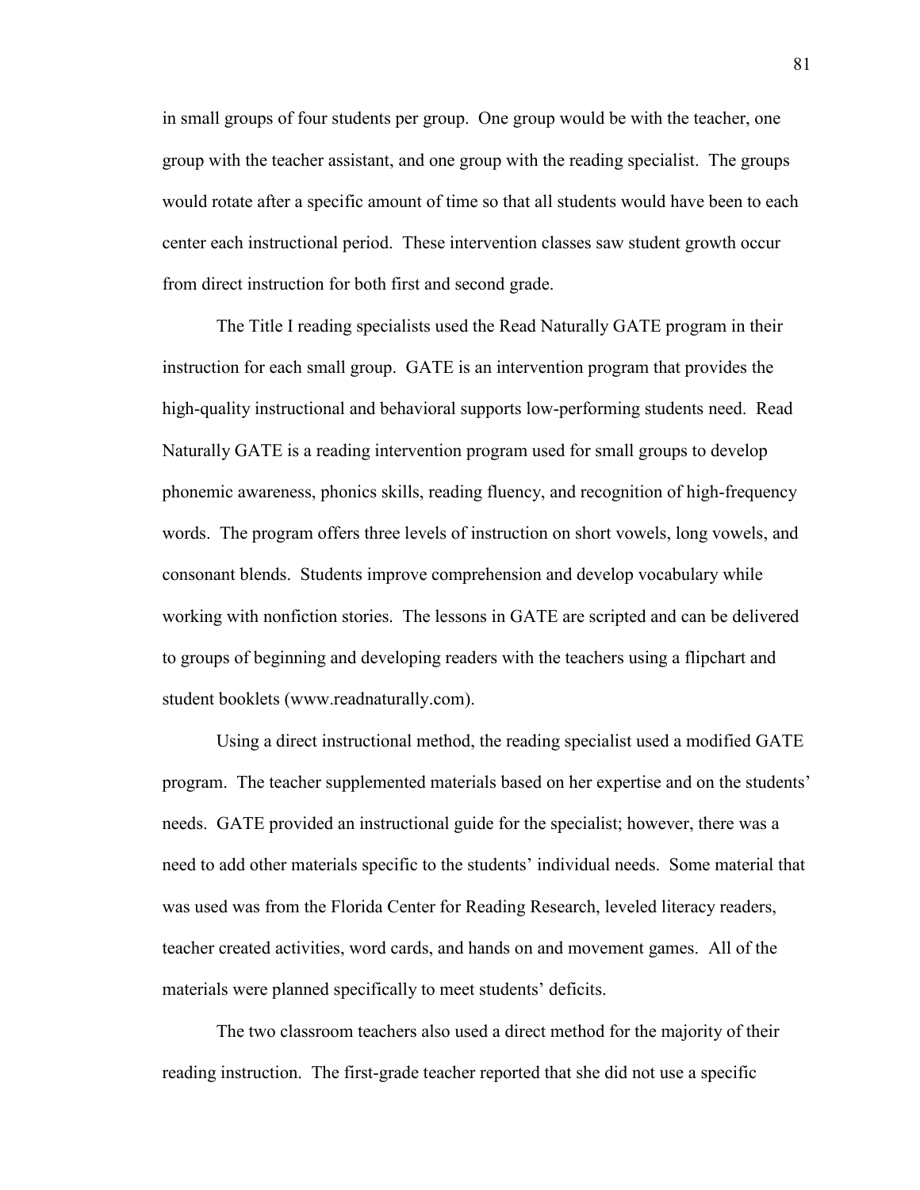in small groups of four students per group. One group would be with the teacher, one group with the teacher assistant, and one group with the reading specialist. The groups would rotate after a specific amount of time so that all students would have been to each center each instructional period. These intervention classes saw student growth occur from direct instruction for both first and second grade.

The Title I reading specialists used the Read Naturally GATE program in their instruction for each small group. GATE is an intervention program that provides the high-quality instructional and behavioral supports low-performing students need. Read Naturally GATE is a reading intervention program used for small groups to develop phonemic awareness, phonics skills, reading fluency, and recognition of high-frequency words. The program offers three levels of instruction on short vowels, long vowels, and consonant blends. Students improve comprehension and develop vocabulary while working with nonfiction stories. The lessons in GATE are scripted and can be delivered to groups of beginning and developing readers with the teachers using a flipchart and student booklets (www.readnaturally.com).

Using a direct instructional method, the reading specialist used a modified GATE program. The teacher supplemented materials based on her expertise and on the students' needs. GATE provided an instructional guide for the specialist; however, there was a need to add other materials specific to the students' individual needs. Some material that was used was from the Florida Center for Reading Research, leveled literacy readers, teacher created activities, word cards, and hands on and movement games. All of the materials were planned specifically to meet students' deficits.

The two classroom teachers also used a direct method for the majority of their reading instruction. The first-grade teacher reported that she did not use a specific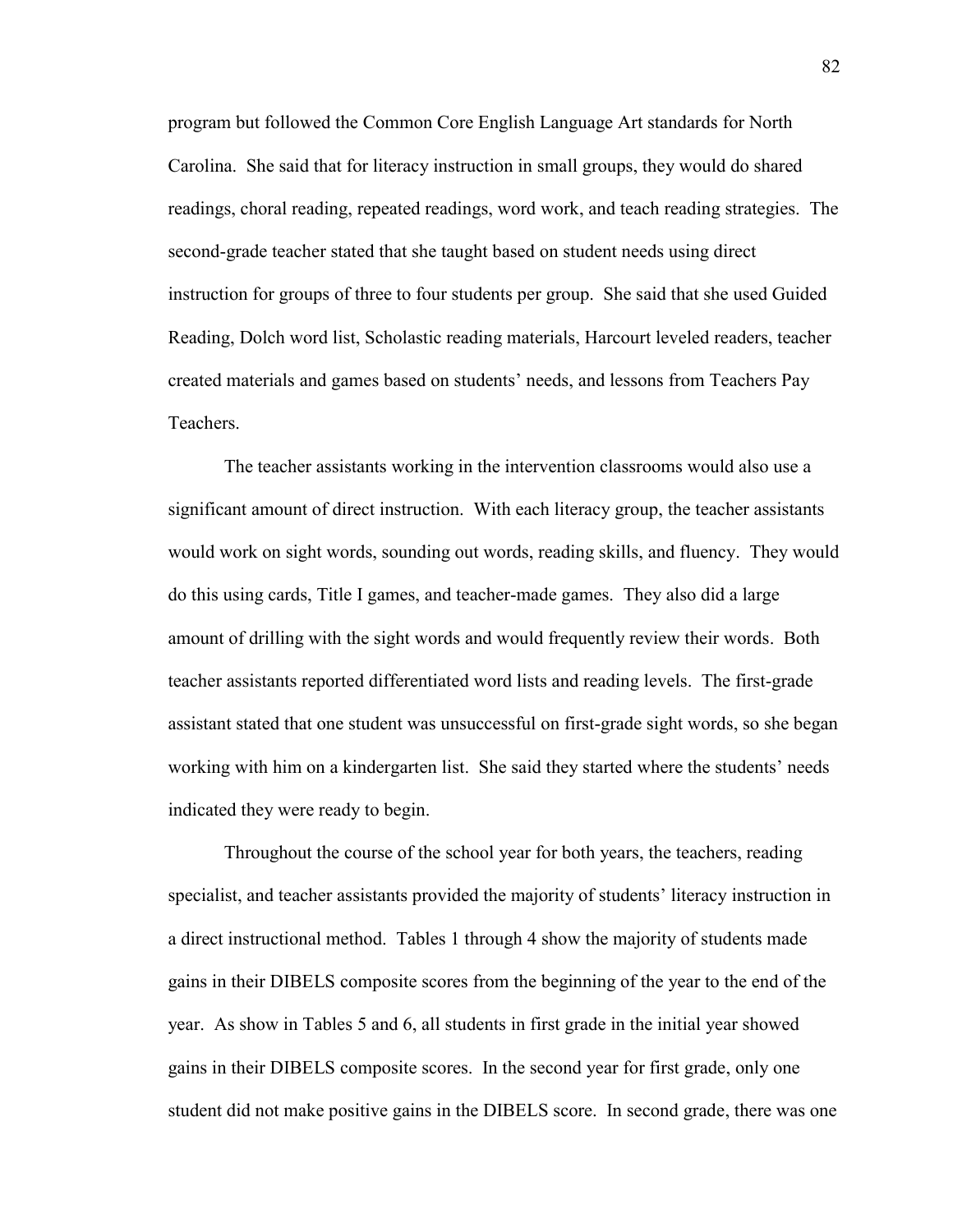program but followed the Common Core English Language Art standards for North Carolina. She said that for literacy instruction in small groups, they would do shared readings, choral reading, repeated readings, word work, and teach reading strategies. The second-grade teacher stated that she taught based on student needs using direct instruction for groups of three to four students per group. She said that she used Guided Reading, Dolch word list, Scholastic reading materials, Harcourt leveled readers, teacher created materials and games based on students' needs, and lessons from Teachers Pay Teachers.

The teacher assistants working in the intervention classrooms would also use a significant amount of direct instruction. With each literacy group, the teacher assistants would work on sight words, sounding out words, reading skills, and fluency. They would do this using cards, Title I games, and teacher-made games. They also did a large amount of drilling with the sight words and would frequently review their words. Both teacher assistants reported differentiated word lists and reading levels. The first-grade assistant stated that one student was unsuccessful on first-grade sight words, so she began working with him on a kindergarten list. She said they started where the students' needs indicated they were ready to begin.

Throughout the course of the school year for both years, the teachers, reading specialist, and teacher assistants provided the majority of students' literacy instruction in a direct instructional method. Tables 1 through 4 show the majority of students made gains in their DIBELS composite scores from the beginning of the year to the end of the year. As show in Tables 5 and 6, all students in first grade in the initial year showed gains in their DIBELS composite scores. In the second year for first grade, only one student did not make positive gains in the DIBELS score. In second grade, there was one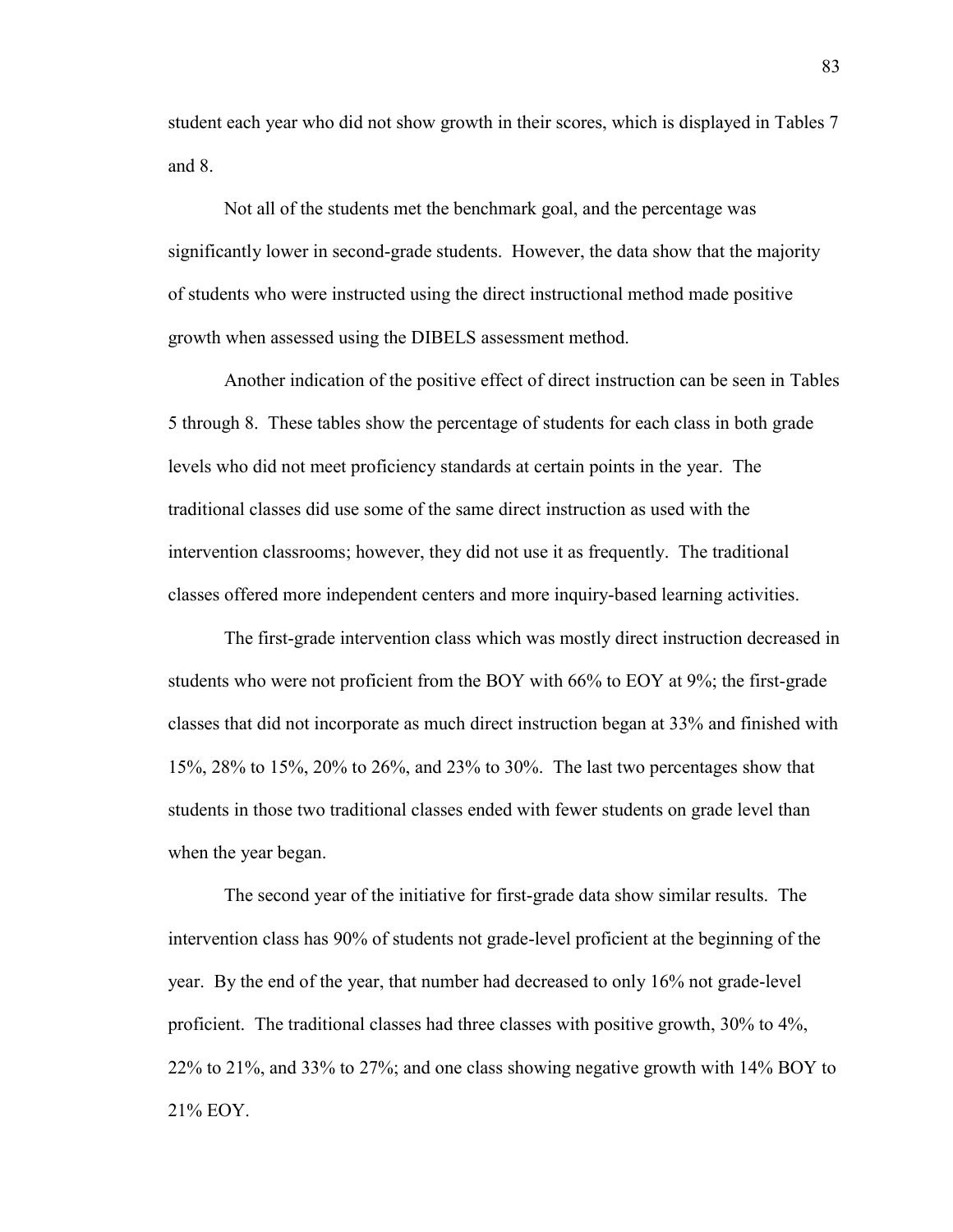student each year who did not show growth in their scores, which is displayed in Tables 7 and 8.

Not all of the students met the benchmark goal, and the percentage was significantly lower in second-grade students. However, the data show that the majority of students who were instructed using the direct instructional method made positive growth when assessed using the DIBELS assessment method.

Another indication of the positive effect of direct instruction can be seen in Tables 5 through 8. These tables show the percentage of students for each class in both grade levels who did not meet proficiency standards at certain points in the year. The traditional classes did use some of the same direct instruction as used with the intervention classrooms; however, they did not use it as frequently. The traditional classes offered more independent centers and more inquiry-based learning activities.

The first-grade intervention class which was mostly direct instruction decreased in students who were not proficient from the BOY with 66% to EOY at 9%; the first-grade classes that did not incorporate as much direct instruction began at 33% and finished with 15%, 28% to 15%, 20% to 26%, and 23% to 30%. The last two percentages show that students in those two traditional classes ended with fewer students on grade level than when the year began.

The second year of the initiative for first-grade data show similar results. The intervention class has 90% of students not grade-level proficient at the beginning of the year. By the end of the year, that number had decreased to only 16% not grade-level proficient. The traditional classes had three classes with positive growth, 30% to 4%, 22% to 21%, and 33% to 27%; and one class showing negative growth with 14% BOY to 21% EOY.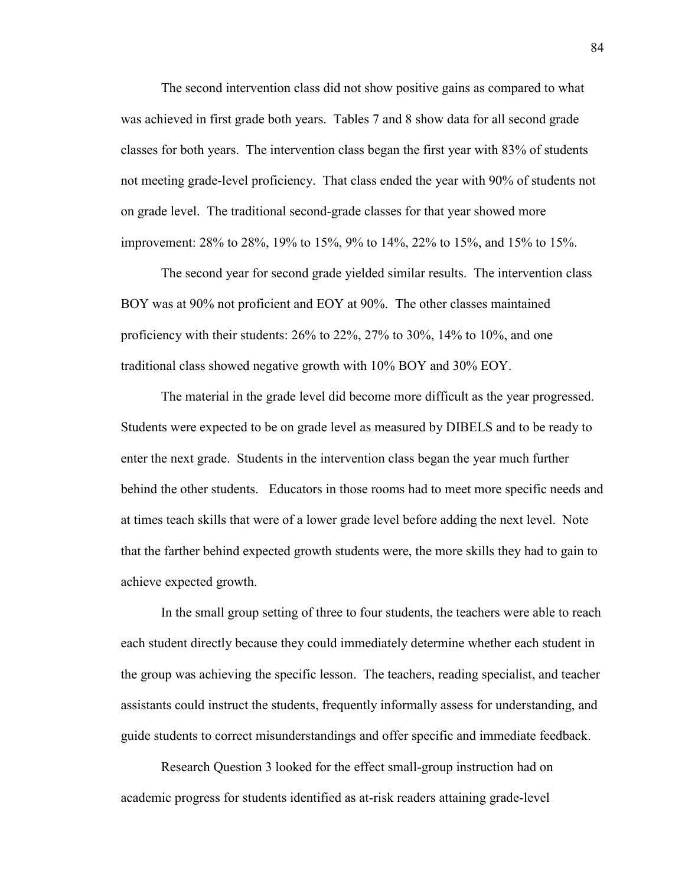The second intervention class did not show positive gains as compared to what was achieved in first grade both years. Tables 7 and 8 show data for all second grade classes for both years. The intervention class began the first year with 83% of students not meeting grade-level proficiency. That class ended the year with 90% of students not on grade level. The traditional second-grade classes for that year showed more improvement: 28% to 28%, 19% to 15%, 9% to 14%, 22% to 15%, and 15% to 15%.

The second year for second grade yielded similar results. The intervention class BOY was at 90% not proficient and EOY at 90%. The other classes maintained proficiency with their students: 26% to 22%, 27% to 30%, 14% to 10%, and one traditional class showed negative growth with 10% BOY and 30% EOY.

The material in the grade level did become more difficult as the year progressed. Students were expected to be on grade level as measured by DIBELS and to be ready to enter the next grade. Students in the intervention class began the year much further behind the other students. Educators in those rooms had to meet more specific needs and at times teach skills that were of a lower grade level before adding the next level. Note that the farther behind expected growth students were, the more skills they had to gain to achieve expected growth.

In the small group setting of three to four students, the teachers were able to reach each student directly because they could immediately determine whether each student in the group was achieving the specific lesson. The teachers, reading specialist, and teacher assistants could instruct the students, frequently informally assess for understanding, and guide students to correct misunderstandings and offer specific and immediate feedback.

Research Question 3 looked for the effect small-group instruction had on academic progress for students identified as at-risk readers attaining grade-level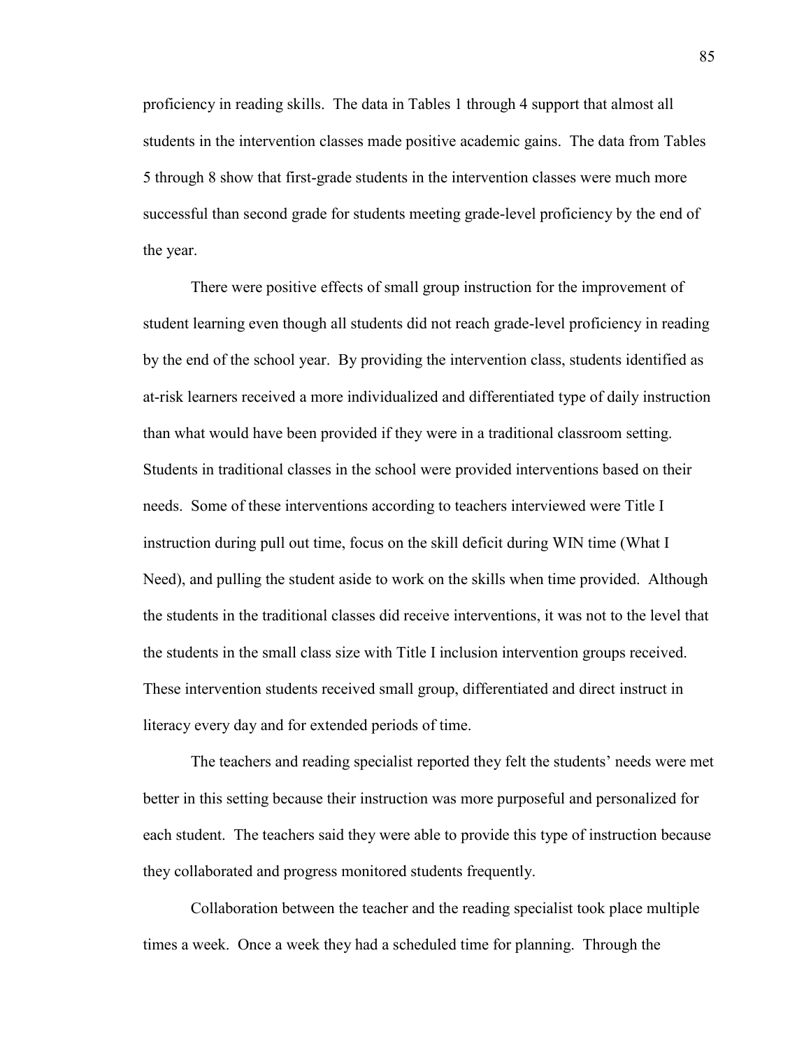proficiency in reading skills. The data in Tables 1 through 4 support that almost all students in the intervention classes made positive academic gains. The data from Tables 5 through 8 show that first-grade students in the intervention classes were much more successful than second grade for students meeting grade-level proficiency by the end of the year.

There were positive effects of small group instruction for the improvement of student learning even though all students did not reach grade-level proficiency in reading by the end of the school year. By providing the intervention class, students identified as at-risk learners received a more individualized and differentiated type of daily instruction than what would have been provided if they were in a traditional classroom setting. Students in traditional classes in the school were provided interventions based on their needs. Some of these interventions according to teachers interviewed were Title I instruction during pull out time, focus on the skill deficit during WIN time (What I Need), and pulling the student aside to work on the skills when time provided. Although the students in the traditional classes did receive interventions, it was not to the level that the students in the small class size with Title I inclusion intervention groups received. These intervention students received small group, differentiated and direct instruct in literacy every day and for extended periods of time.

The teachers and reading specialist reported they felt the students' needs were met better in this setting because their instruction was more purposeful and personalized for each student. The teachers said they were able to provide this type of instruction because they collaborated and progress monitored students frequently.

Collaboration between the teacher and the reading specialist took place multiple times a week. Once a week they had a scheduled time for planning. Through the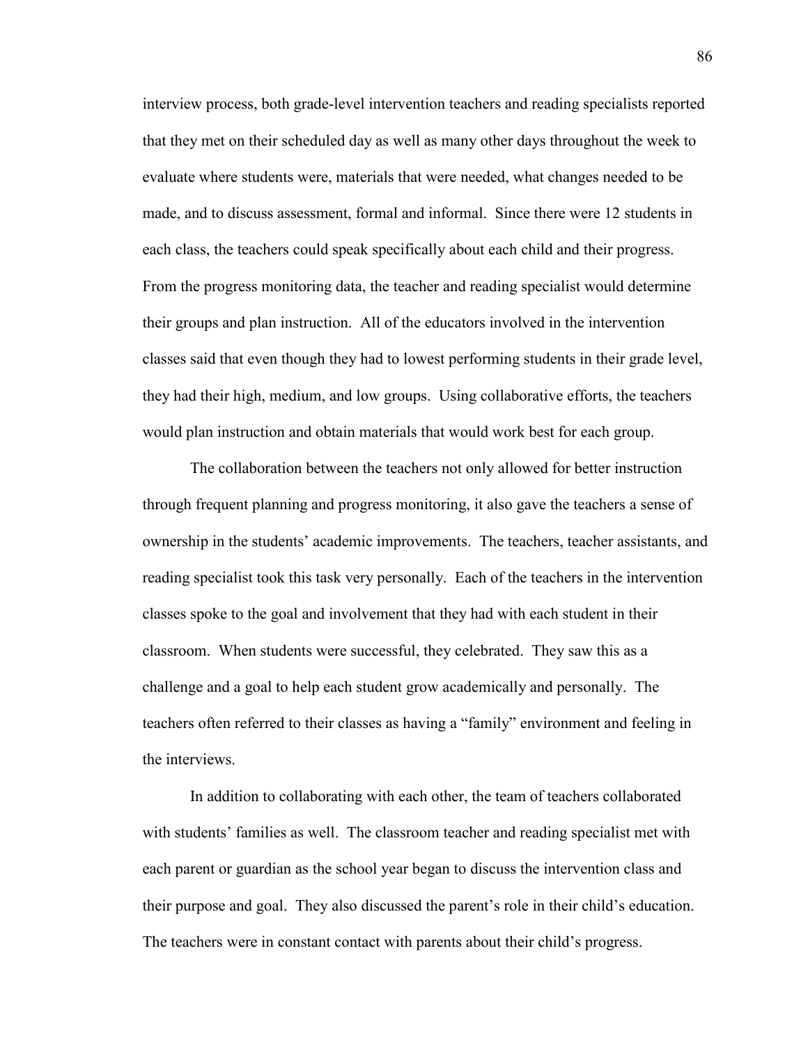interview process, both grade-level intervention teachers and reading specialists reported that they met on their scheduled day as well as many other days throughout the week to evaluate where students were, materials that were needed, what changes needed to be made, and to discuss assessment, formal and informal. Since there were 12 students in each class, the teachers could speak specifically about each child and their progress. From the progress monitoring data, the teacher and reading specialist would determine their groups and plan instruction. All of the educators involved in the intervention classes said that even though they had to lowest performing students in their grade level, they had their high, medium, and low groups. Using collaborative efforts, the teachers would plan instruction and obtain materials that would work best for each group.

The collaboration between the teachers not only allowed for better instruction through frequent planning and progress monitoring, it also gave the teachers a sense of ownership in the students' academic improvements. The teachers, teacher assistants, and reading specialist took this task very personally. Each of the teachers in the intervention classes spoke to the goal and involvement that they had with each student in their classroom. When students were successful, they celebrated. They saw this as a challenge and a goal to help each student grow academically and personally. The teachers often referred to their classes as having a "family" environment and feeling in the interviews.

In addition to collaborating with each other, the team of teachers collaborated with students' families as well. The classroom teacher and reading specialist met with each parent or guardian as the school year began to discuss the intervention class and their purpose and goal. They also discussed the parent's role in their child's education. The teachers were in constant contact with parents about their child's progress.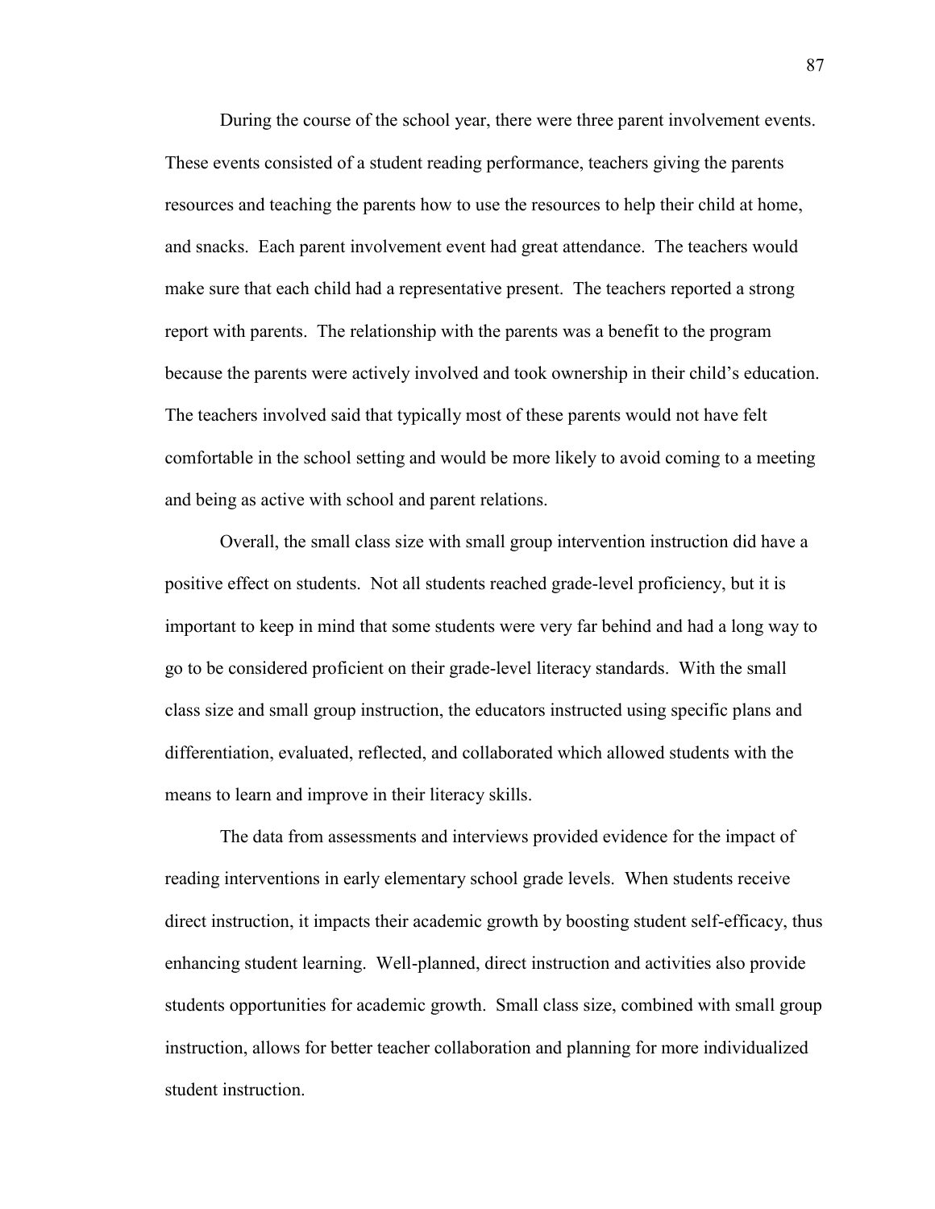During the course of the school year, there were three parent involvement events. These events consisted of a student reading performance, teachers giving the parents resources and teaching the parents how to use the resources to help their child at home, and snacks. Each parent involvement event had great attendance. The teachers would make sure that each child had a representative present. The teachers reported a strong report with parents. The relationship with the parents was a benefit to the program because the parents were actively involved and took ownership in their child's education. The teachers involved said that typically most of these parents would not have felt comfortable in the school setting and would be more likely to avoid coming to a meeting and being as active with school and parent relations.

Overall, the small class size with small group intervention instruction did have a positive effect on students. Not all students reached grade-level proficiency, but it is important to keep in mind that some students were very far behind and had a long way to go to be considered proficient on their grade-level literacy standards. With the small class size and small group instruction, the educators instructed using specific plans and differentiation, evaluated, reflected, and collaborated which allowed students with the means to learn and improve in their literacy skills.

The data from assessments and interviews provided evidence for the impact of reading interventions in early elementary school grade levels. When students receive direct instruction, it impacts their academic growth by boosting student self-efficacy, thus enhancing student learning. Well-planned, direct instruction and activities also provide students opportunities for academic growth. Small class size, combined with small group instruction, allows for better teacher collaboration and planning for more individualized student instruction.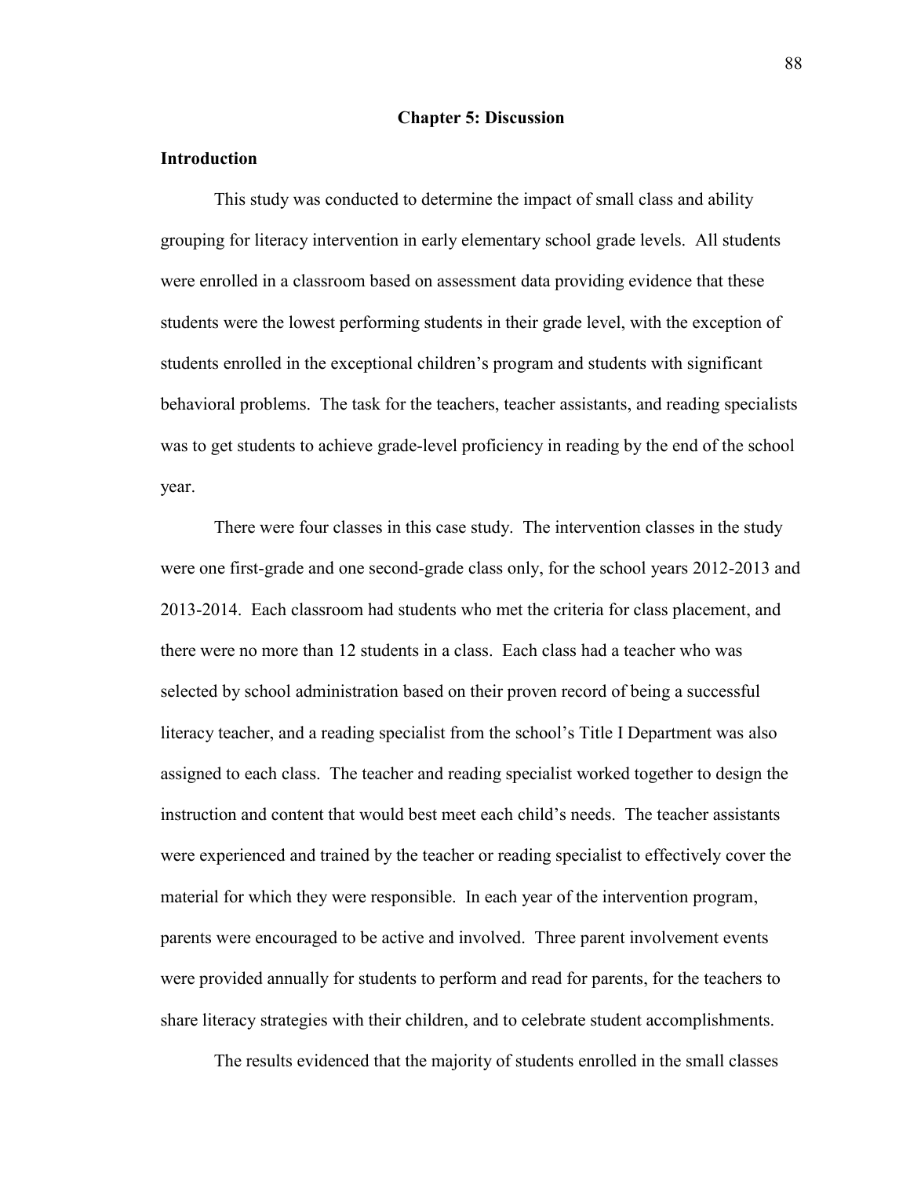# Chapter 5: Discussion

## Introduction

This study was conducted to determine the impact of small class and ability grouping for literacy intervention in early elementary school grade levels. All students were enrolled in a classroom based on assessment data providing evidence that these students were the lowest performing students in their grade level, with the exception of students enrolled in the exceptional children's program and students with significant behavioral problems. The task for the teachers, teacher assistants, and reading specialists was to get students to achieve grade-level proficiency in reading by the end of the school year.

There were four classes in this case study. The intervention classes in the study were one first-grade and one second-grade class only, for the school years 2012-2013 and 2013-2014. Each classroom had students who met the criteria for class placement, and there were no more than 12 students in a class. Each class had a teacher who was selected by school administration based on their proven record of being a successful literacy teacher, and a reading specialist from the school's Title I Department was also assigned to each class. The teacher and reading specialist worked together to design the instruction and content that would best meet each child's needs. The teacher assistants were experienced and trained by the teacher or reading specialist to effectively cover the material for which they were responsible. In each year of the intervention program, parents were encouraged to be active and involved. Three parent involvement events were provided annually for students to perform and read for parents, for the teachers to share literacy strategies with their children, and to celebrate student accomplishments.

The results evidenced that the majority of students enrolled in the small classes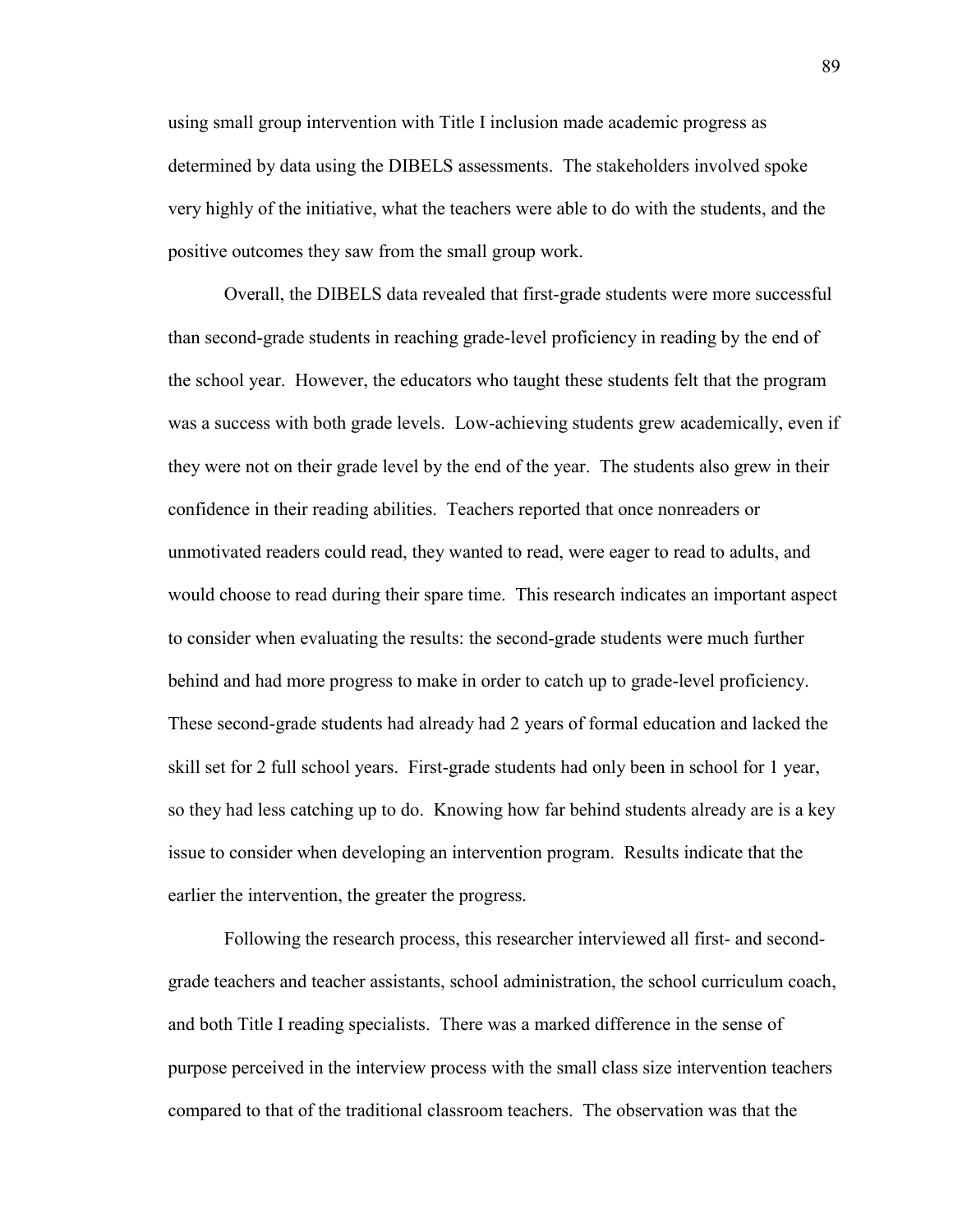using small group intervention with Title I inclusion made academic progress as determined by data using the DIBELS assessments. The stakeholders involved spoke very highly of the initiative, what the teachers were able to do with the students, and the positive outcomes they saw from the small group work.

Overall, the DIBELS data revealed that first-grade students were more successful than second-grade students in reaching grade-level proficiency in reading by the end of the school year. However, the educators who taught these students felt that the program was a success with both grade levels. Low-achieving students grew academically, even if they were not on their grade level by the end of the year. The students also grew in their confidence in their reading abilities. Teachers reported that once nonreaders or unmotivated readers could read, they wanted to read, were eager to read to adults, and would choose to read during their spare time. This research indicates an important aspect to consider when evaluating the results: the second-grade students were much further behind and had more progress to make in order to catch up to grade-level proficiency. These second-grade students had already had 2 years of formal education and lacked the skill set for 2 full school years. First-grade students had only been in school for 1 year, so they had less catching up to do. Knowing how far behind students already are is a key issue to consider when developing an intervention program. Results indicate that the earlier the intervention, the greater the progress.

Following the research process, this researcher interviewed all first- and second-grade teachers and teacher assistants, school administration, the school curriculum coach, and both Title I reading specialists. There was a marked difference in the sense of purpose perceived in the interview process with the small class size intervention teachers compared to that of the traditional classroom teachers. The observation was that the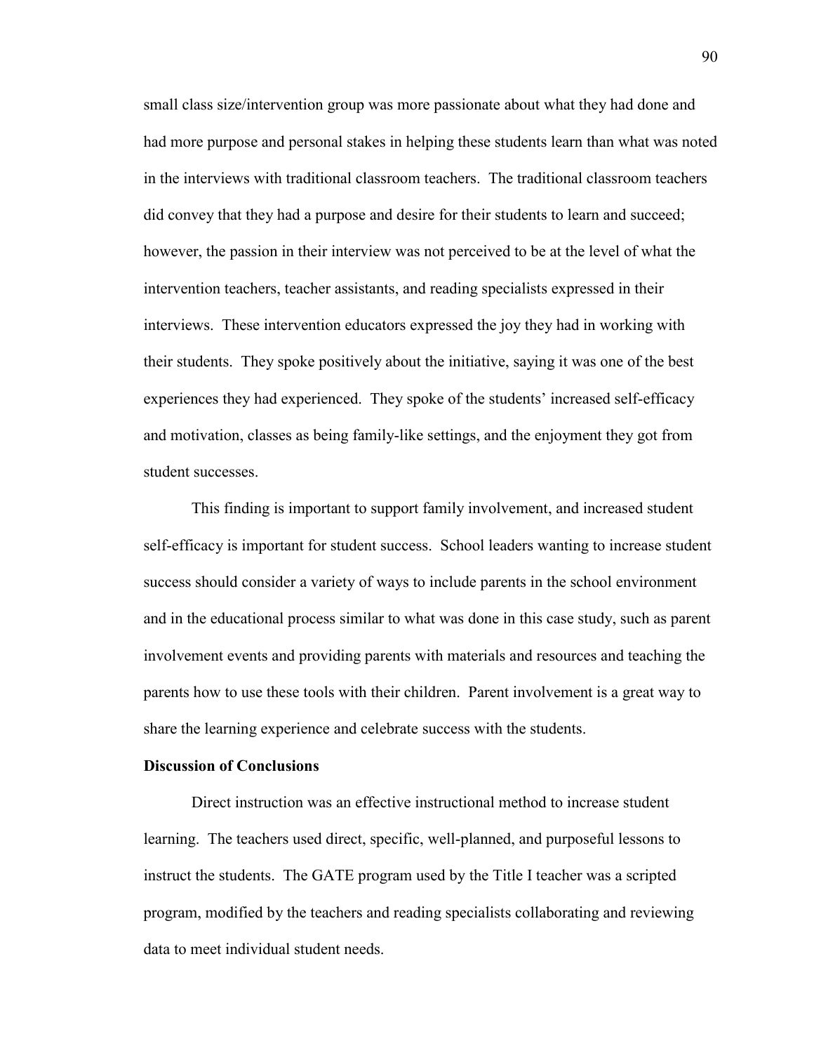small class size/intervention group was more passionate about what they had done and had more purpose and personal stakes in helping these students learn than what was noted in the interviews with traditional classroom teachers. The traditional classroom teachers did convey that they had a purpose and desire for their students to learn and succeed; however, the passion in their interview was not perceived to be at the level of what the intervention teachers, teacher assistants, and reading specialists expressed in their interviews. These intervention educators expressed the joy they had in working with their students. They spoke positively about the initiative, saying it was one of the best experiences they had experienced. They spoke of the students' increased self-efficacy and motivation, classes as being family-like settings, and the enjoyment they got from student successes.

This finding is important to support family involvement, and increased student self-efficacy is important for student success. School leaders wanting to increase student success should consider a variety of ways to include parents in the school environment and in the educational process similar to what was done in this case study, such as parent involvement events and providing parents with materials and resources and teaching the parents how to use these tools with their children. Parent involvement is a great way to share the learning experience and celebrate success with the students.

**Discussion of Conclusions**

Direct instruction was an effective instructional method to increase student learning. The teachers used direct, specific, well-planned, and purposeful lessons to instruct the students. The GATE program used by the Title I teacher was a scripted program, modified by the teachers and reading specialists collaborating and reviewing data to meet individual student needs.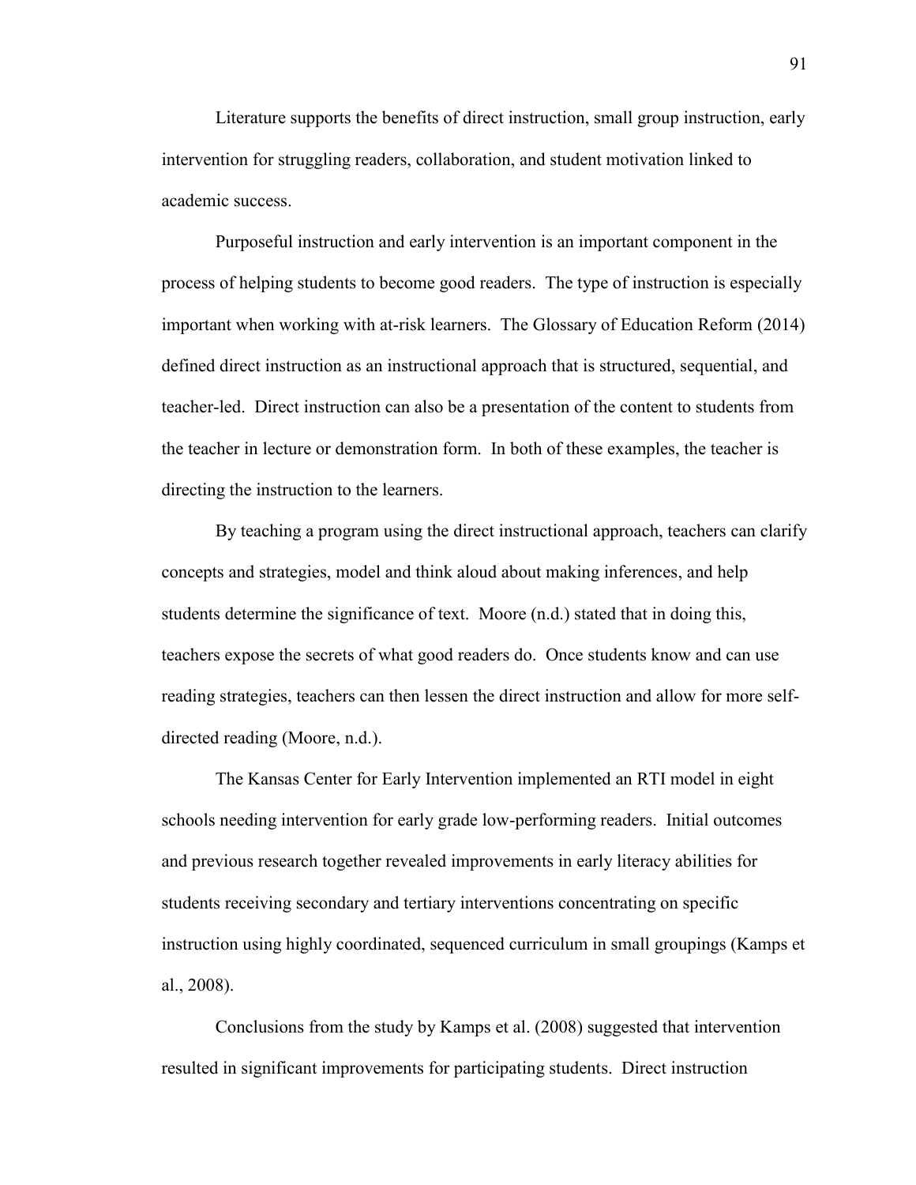Literature supports the benefits of direct instruction, small group instruction, early intervention for struggling readers, collaboration, and student motivation linked to academic success.

Purposeful instruction and early intervention is an important component in the process of helping students to become good readers. The type of instruction is especially important when working with at-risk learners. The Glossary of Education Reform (2014) defined direct instruction as an instructional approach that is structured, sequential, and teacher-led. Direct instruction can also be a presentation of the content to students from the teacher in lecture or demonstration form. In both of these examples, the teacher is directing the instruction to the learners.

By teaching a program using the direct instructional approach, teachers can clarify concepts and strategies, model and think aloud about making inferences, and help students determine the significance of text. Moore (n.d.) stated that in doing this, teachers expose the secrets of what good readers do. Once students know and can use reading strategies, teachers can then lessen the direct instruction and allow for more self-directed reading (Moore, n.d.).

The Kansas Center for Early Intervention implemented an RTI model in eight schools needing intervention for early grade low-performing readers. Initial outcomes and previous research together revealed improvements in early literacy abilities for students receiving secondary and tertiary interventions concentrating on specific instruction using highly coordinated, sequenced curriculum in small groupings (Kamps et al., 2008).

Conclusions from the study by Kamps et al. (2008) suggested that intervention resulted in significant improvements for participating students. Direct instruction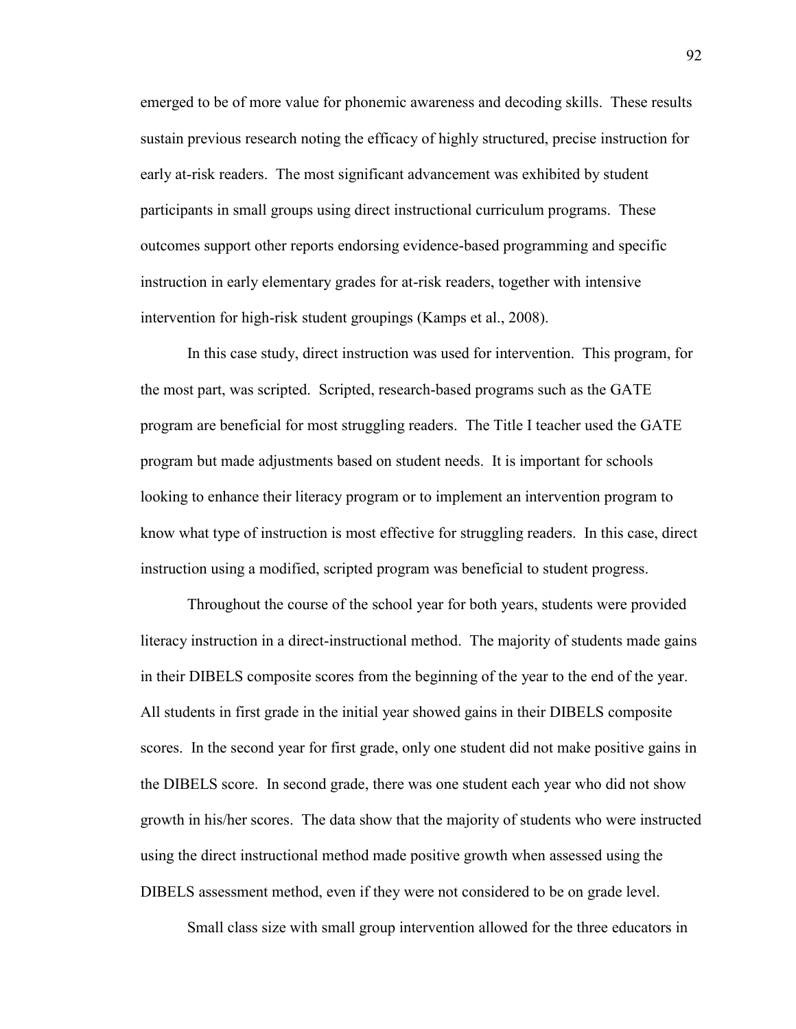emerged to be of more value for phonemic awareness and decoding skills. These results sustain previous research noting the efficacy of highly structured, precise instruction for early at-risk readers. The most significant advancement was exhibited by student participants in small groups using direct instructional curriculum programs. These outcomes support other reports endorsing evidence-based programming and specific instruction in early elementary grades for at-risk readers, together with intensive intervention for high-risk student groupings (Kamps et al., 2008).

In this case study, direct instruction was used for intervention. This program, for the most part, was scripted. Scripted, research-based programs such as the GATE program are beneficial for most struggling readers. The Title I teacher used the GATE program but made adjustments based on student needs. It is important for schools looking to enhance their literacy program or to implement an intervention program to know what type of instruction is most effective for struggling readers. In this case, direct instruction using a modified, scripted program was beneficial to student progress.

Throughout the course of the school year for both years, students were provided literacy instruction in a direct-instructional method. The majority of students made gains in their DIBELS composite scores from the beginning of the year to the end of the year. All students in first grade in the initial year showed gains in their DIBELS composite scores. In the second year for first grade, only one student did not make positive gains in the DIBELS score. In second grade, there was one student each year who did not show growth in his/her scores. The data show that the majority of students who were instructed using the direct instructional method made positive growth when assessed using the DIBELS assessment method, even if they were not considered to be on grade level.

Small class size with small group intervention allowed for the three educators in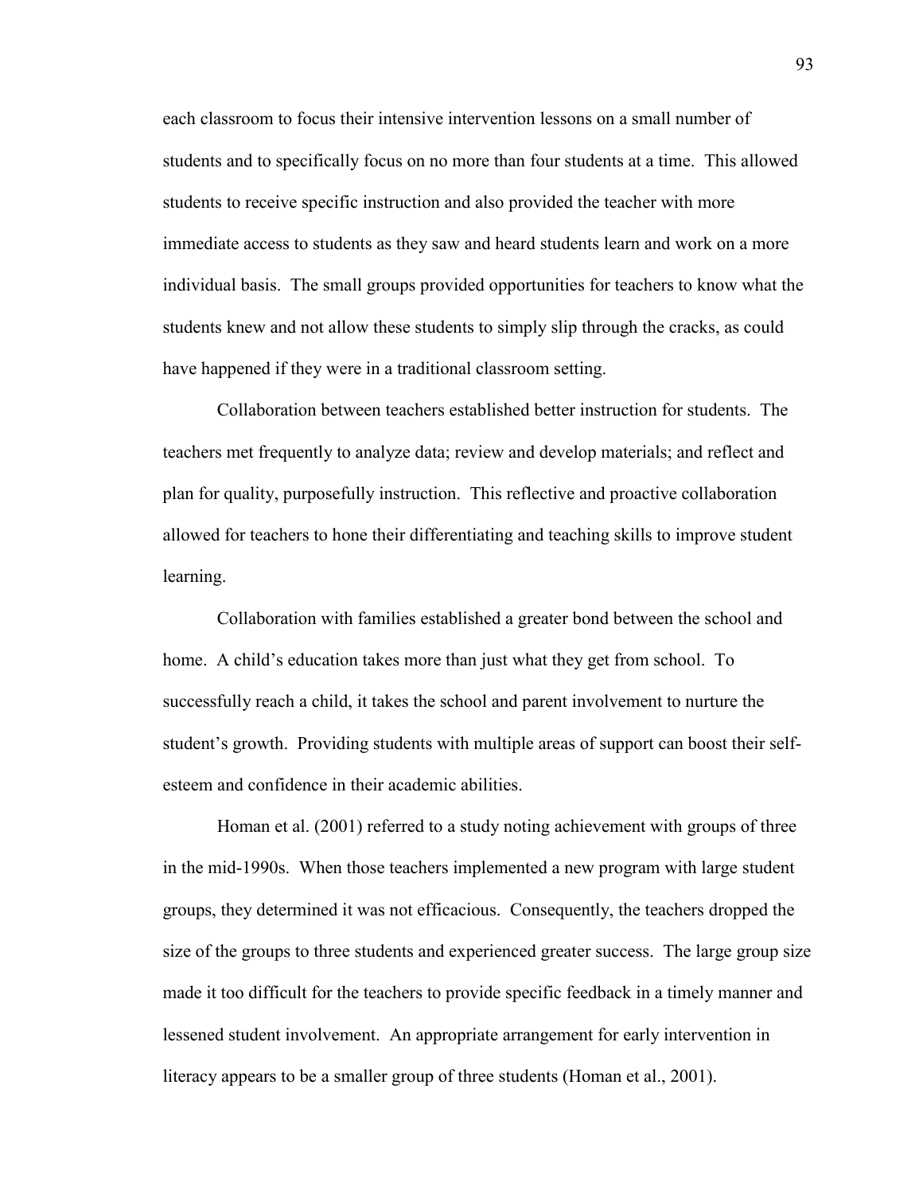each classroom to focus their intensive intervention lessons on a small number of students and to specifically focus on no more than four students at a time. This allowed students to receive specific instruction and also provided the teacher with more immediate access to students as they saw and heard students learn and work on a more individual basis. The small groups provided opportunities for teachers to know what the students knew and not allow these students to simply slip through the cracks, as could have happened if they were in a traditional classroom setting.

Collaboration between teachers established better instruction for students. The teachers met frequently to analyze data; review and develop materials; and reflect and plan for quality, purposefully instruction. This reflective and proactive collaboration allowed for teachers to hone their differentiating and teaching skills to improve student learning.

Collaboration with families established a greater bond between the school and home. A child's education takes more than just what they get from school. To successfully reach a child, it takes the school and parent involvement to nurture the student's growth. Providing students with multiple areas of support can boost their self-esteem and confidence in their academic abilities.

Homan et al. (2001) referred to a study noting achievement with groups of three in the mid-1990s. When those teachers implemented a new program with large student groups, they determined it was not efficacious. Consequently, the teachers dropped the size of the groups to three students and experienced greater success. The large group size made it too difficult for the teachers to provide specific feedback in a timely manner and lessened student involvement. An appropriate arrangement for early intervention in literacy appears to be a smaller group of three students (Homan et al., 2001).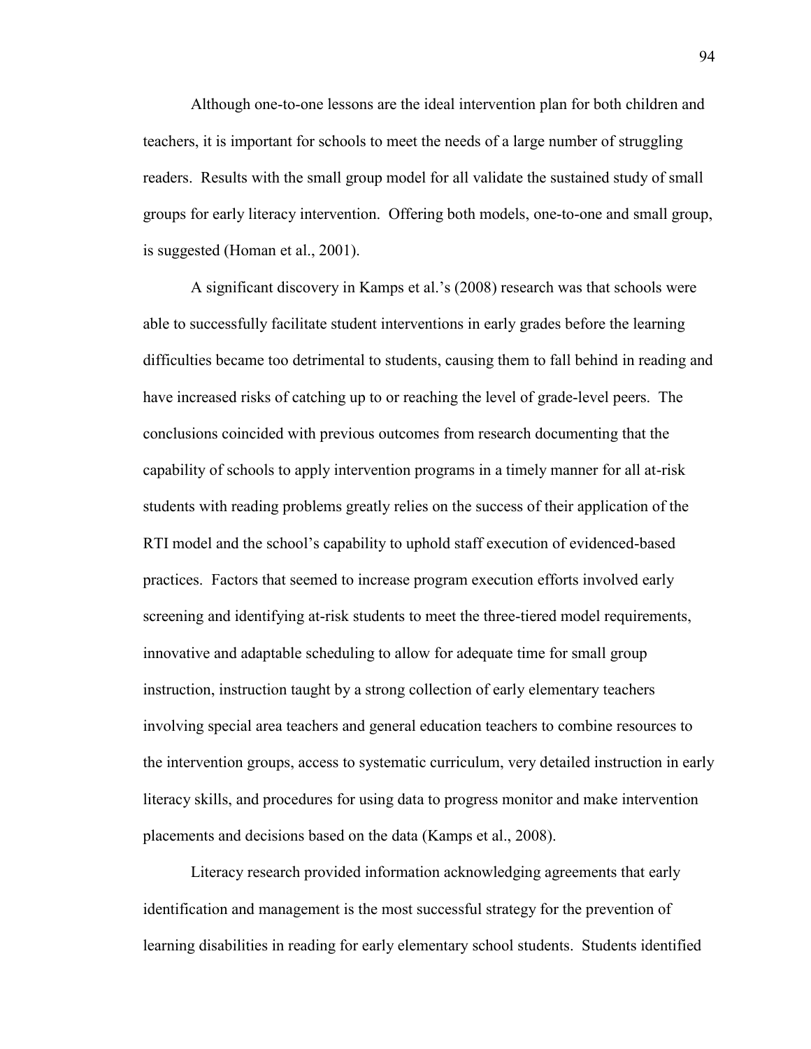Although one-to-one lessons are the ideal intervention plan for both children and teachers, it is important for schools to meet the needs of a large number of struggling readers. Results with the small group model for all validate the sustained study of small groups for early literacy intervention. Offering both models, one-to-one and small group, is suggested (Homan et al., 2001).

A significant discovery in Kamps et al.'s (2008) research was that schools were able to successfully facilitate student interventions in early grades before the learning difficulties became too detrimental to students, causing them to fall behind in reading and have increased risks of catching up to or reaching the level of grade-level peers. The conclusions coincided with previous outcomes from research documenting that the capability of schools to apply intervention programs in a timely manner for all at-risk students with reading problems greatly relies on the success of their application of the RTI model and the school's capability to uphold staff execution of evidenced-based practices. Factors that seemed to increase program execution efforts involved early screening and identifying at-risk students to meet the three-tiered model requirements, innovative and adaptable scheduling to allow for adequate time for small group instruction, instruction taught by a strong collection of early elementary teachers involving special area teachers and general education teachers to combine resources to the intervention groups, access to systematic curriculum, very detailed instruction in early literacy skills, and procedures for using data to progress monitor and make intervention placements and decisions based on the data (Kamps et al., 2008).

Literacy research provided information acknowledging agreements that early identification and management is the most successful strategy for the prevention of learning disabilities in reading for early elementary school students. Students identified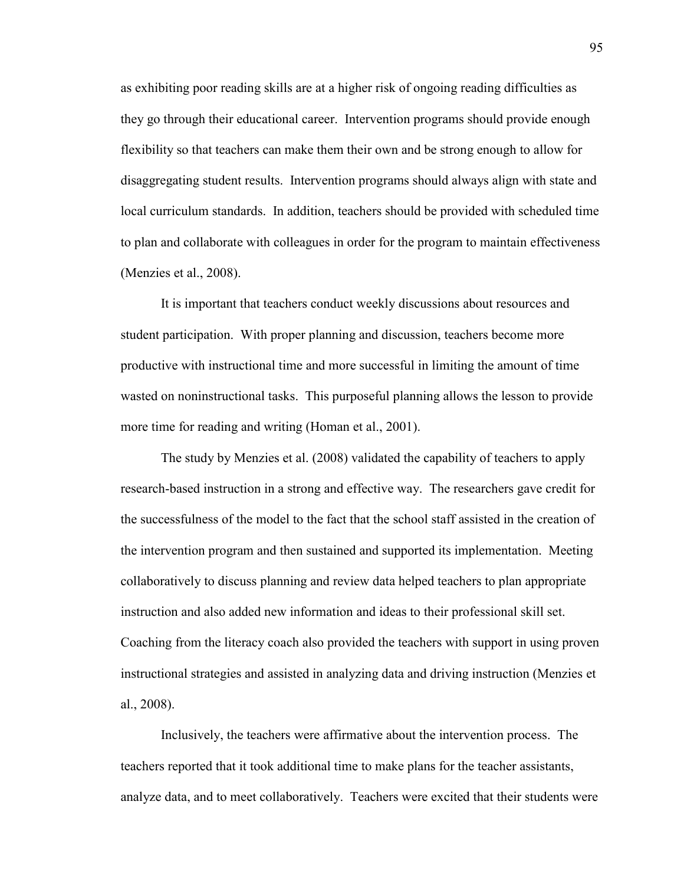as exhibiting poor reading skills are at a higher risk of ongoing reading difficulties as they go through their educational career. Intervention programs should provide enough flexibility so that teachers can make them their own and be strong enough to allow for disaggregating student results. Intervention programs should always align with state and local curriculum standards. In addition, teachers should be provided with scheduled time to plan and collaborate with colleagues in order for the program to maintain effectiveness (Menzies et al., 2008).

It is important that teachers conduct weekly discussions about resources and student participation. With proper planning and discussion, teachers become more productive with instructional time and more successful in limiting the amount of time wasted on noninstructional tasks. This purposeful planning allows the lesson to provide more time for reading and writing (Homan et al., 2001).

The study by Menzies et al. (2008) validated the capability of teachers to apply research-based instruction in a strong and effective way. The researchers gave credit for the successfulness of the model to the fact that the school staff assisted in the creation of the intervention program and then sustained and supported its implementation. Meeting collaboratively to discuss planning and review data helped teachers to plan appropriate instruction and also added new information and ideas to their professional skill set. Coaching from the literacy coach also provided the teachers with support in using proven instructional strategies and assisted in analyzing data and driving instruction (Menzies et al., 2008).

Inclusively, the teachers were affirmative about the intervention process. The teachers reported that it took additional time to make plans for the teacher assistants, analyze data, and to meet collaboratively. Teachers were excited that their students were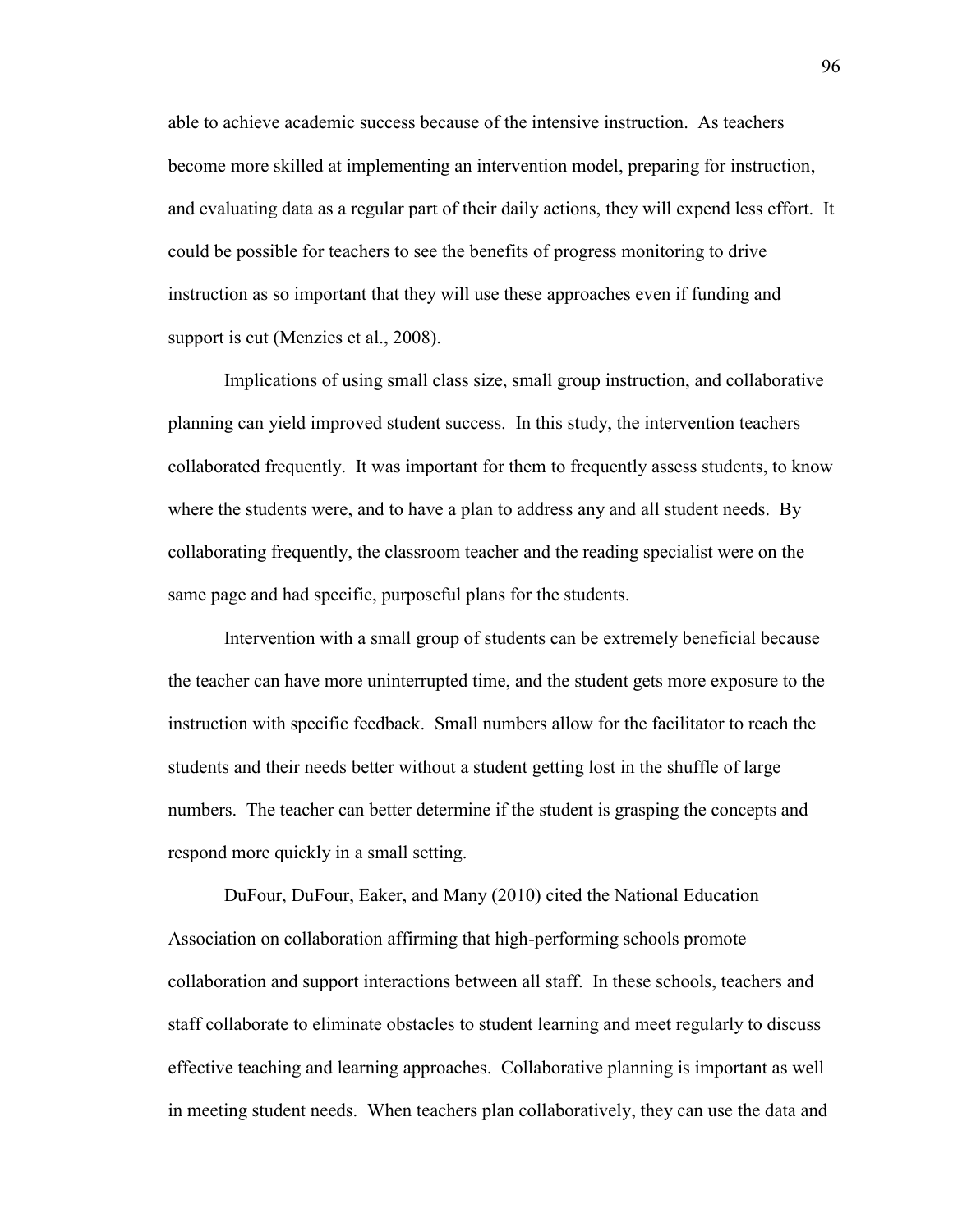able to achieve academic success because of the intensive instruction. As teachers become more skilled at implementing an intervention model, preparing for instruction, and evaluating data as a regular part of their daily actions, they will expend less effort. It could be possible for teachers to see the benefits of progress monitoring to drive instruction as so important that they will use these approaches even if funding and support is cut (Menzies et al., 2008).

Implications of using small class size, small group instruction, and collaborative planning can yield improved student success. In this study, the intervention teachers collaborated frequently. It was important for them to frequently assess students, to know where the students were, and to have a plan to address any and all student needs. By collaborating frequently, the classroom teacher and the reading specialist were on the same page and had specific, purposeful plans for the students.

Intervention with a small group of students can be extremely beneficial because the teacher can have more uninterrupted time, and the student gets more exposure to the instruction with specific feedback. Small numbers allow for the facilitator to reach the students and their needs better without a student getting lost in the shuffle of large numbers. The teacher can better determine if the student is grasping the concepts and respond more quickly in a small setting.

DuFour, DuFour, Eaker, and Many (2010) cited the National Education Association on collaboration affirming that high-performing schools promote collaboration and support interactions between all staff. In these schools, teachers and staff collaborate to eliminate obstacles to student learning and meet regularly to discuss effective teaching and learning approaches. Collaborative planning is important as well in meeting student needs. When teachers plan collaboratively, they can use the data and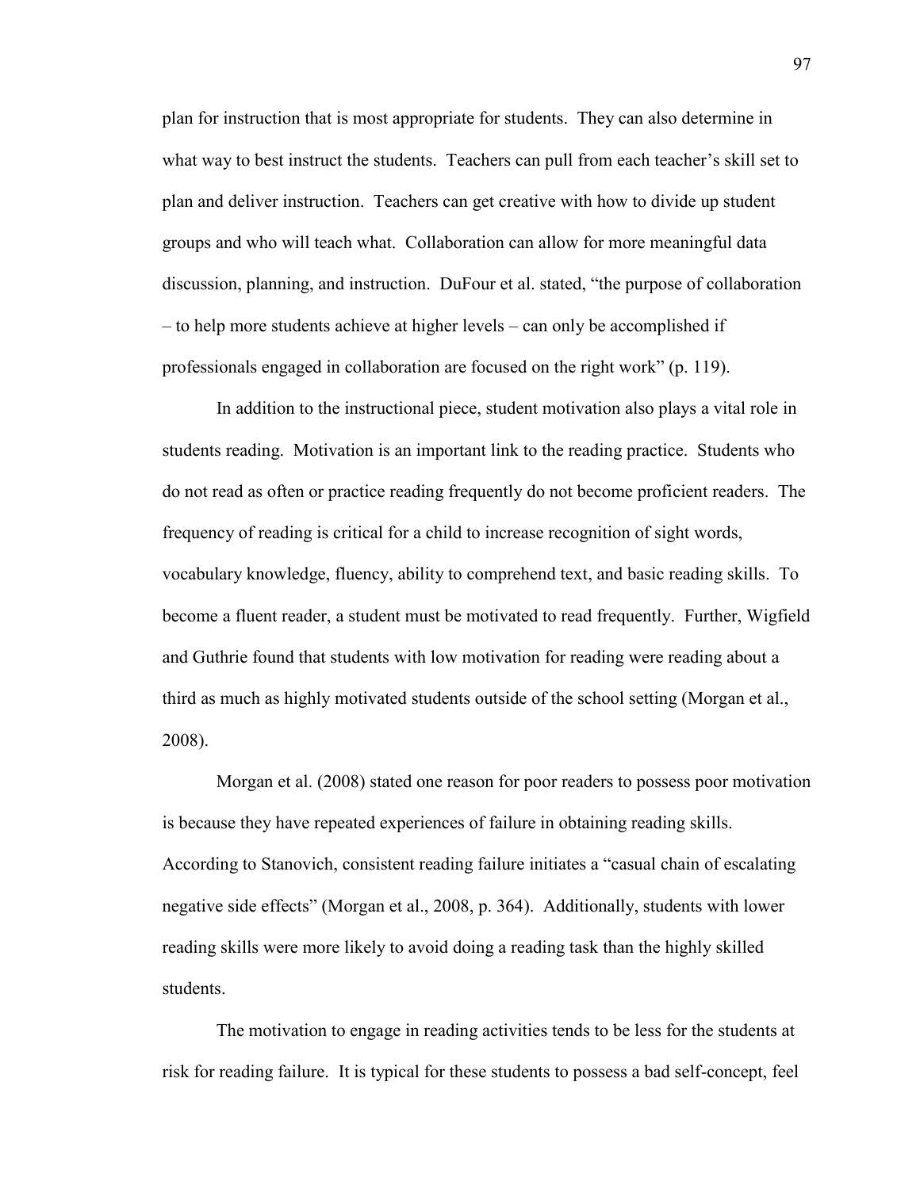plan for instruction that is most appropriate for students. They can also determine in what way to best instruct the students. Teachers can pull from each teacher's skill set to plan and deliver instruction. Teachers can get creative with how to divide up student groups and who will teach what. Collaboration can allow for more meaningful data discussion, planning, and instruction. DuFour et al. stated, "the purpose of collaboration – to help more students achieve at higher levels – can only be accomplished if professionals engaged in collaboration are focused on the right work" (p. 119).

In addition to the instructional piece, student motivation also plays a vital role in students reading. Motivation is an important link to the reading practice. Students who do not read as often or practice reading frequently do not become proficient readers. The frequency of reading is critical for a child to increase recognition of sight words, vocabulary knowledge, fluency, ability to comprehend text, and basic reading skills. To become a fluent reader, a student must be motivated to read frequently. Further, Wigfield and Guthrie found that students with low motivation for reading were reading about a third as much as highly motivated students outside of the school setting (Morgan et al., 2008).

Morgan et al. (2008) stated one reason for poor readers to possess poor motivation is because they have repeated experiences of failure in obtaining reading skills. According to Stanovich, consistent reading failure initiates a "casual chain of escalating negative side effects" (Morgan et al., 2008, p. 364). Additionally, students with lower reading skills were more likely to avoid doing a reading task than the highly skilled students.

The motivation to engage in reading activities tends to be less for the students at risk for reading failure. It is typical for these students to possess a bad self-concept, feel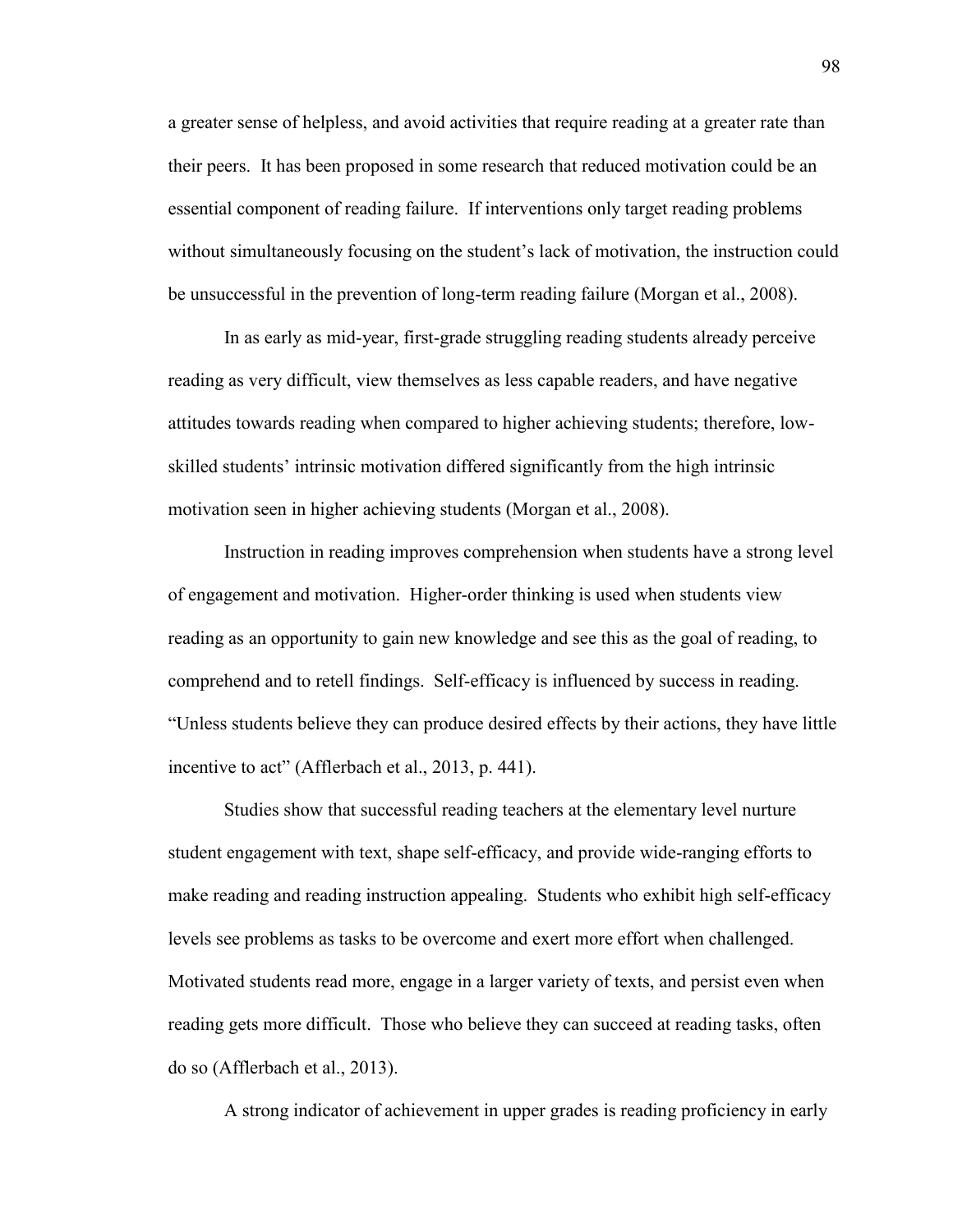a greater sense of helpless, and avoid activities that require reading at a greater rate than their peers. It has been proposed in some research that reduced motivation could be an essential component of reading failure. If interventions only target reading problems without simultaneously focusing on the student's lack of motivation, the instruction could be unsuccessful in the prevention of long-term reading failure (Morgan et al., 2008).

In as early as mid-year, first-grade struggling reading students already perceive reading as very difficult, view themselves as less capable readers, and have negative attitudes towards reading when compared to higher achieving students; therefore, low-skilled students' intrinsic motivation differed significantly from the high intrinsic motivation seen in higher achieving students (Morgan et al., 2008).

Instruction in reading improves comprehension when students have a strong level of engagement and motivation. Higher-order thinking is used when students view reading as an opportunity to gain new knowledge and see this as the goal of reading, to comprehend and to retell findings. Self-efficacy is influenced by success in reading. "Unless students believe they can produce desired effects by their actions, they have little incentive to act" (Afflerbach et al., 2013, p. 441).

Studies show that successful reading teachers at the elementary level nurture student engagement with text, shape self-efficacy, and provide wide-ranging efforts to make reading and reading instruction appealing. Students who exhibit high self-efficacy levels see problems as tasks to be overcome and exert more effort when challenged. Motivated students read more, engage in a larger variety of texts, and persist even when reading gets more difficult. Those who believe they can succeed at reading tasks, often do so (Afflerbach et al., 2013).

A strong indicator of achievement in upper grades is reading proficiency in early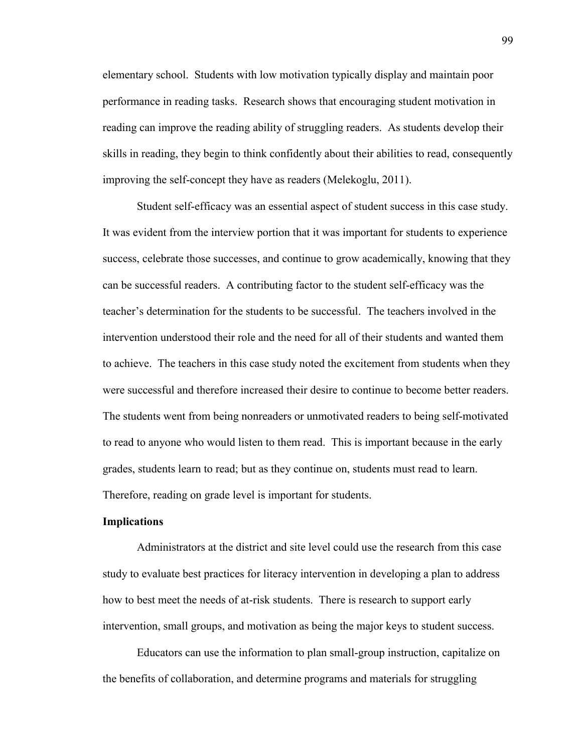elementary school. Students with low motivation typically display and maintain poor performance in reading tasks. Research shows that encouraging student motivation in reading can improve the reading ability of struggling readers. As students develop their skills in reading, they begin to think confidently about their abilities to read, consequently improving the self-concept they have as readers (Melekoglu, 2011).

Student self-efficacy was an essential aspect of student success in this case study. It was evident from the interview portion that it was important for students to experience success, celebrate those successes, and continue to grow academically, knowing that they can be successful readers. A contributing factor to the student self-efficacy was the teacher's determination for the students to be successful. The teachers involved in the intervention understood their role and the need for all of their students and wanted them to achieve. The teachers in this case study noted the excitement from students when they were successful and therefore increased their desire to continue to become better readers. The students went from being nonreaders or unmotivated readers to being self-motivated to read to anyone who would listen to them read. This is important because in the early grades, students learn to read; but as they continue on, students must read to learn. Therefore, reading on grade level is important for students.

**Implications**

Administrators at the district and site level could use the research from this case study to evaluate best practices for literacy intervention in developing a plan to address how to best meet the needs of at-risk students. There is research to support early intervention, small groups, and motivation as being the major keys to student success.

Educators can use the information to plan small-group instruction, capitalize on the benefits of collaboration, and determine programs and materials for struggling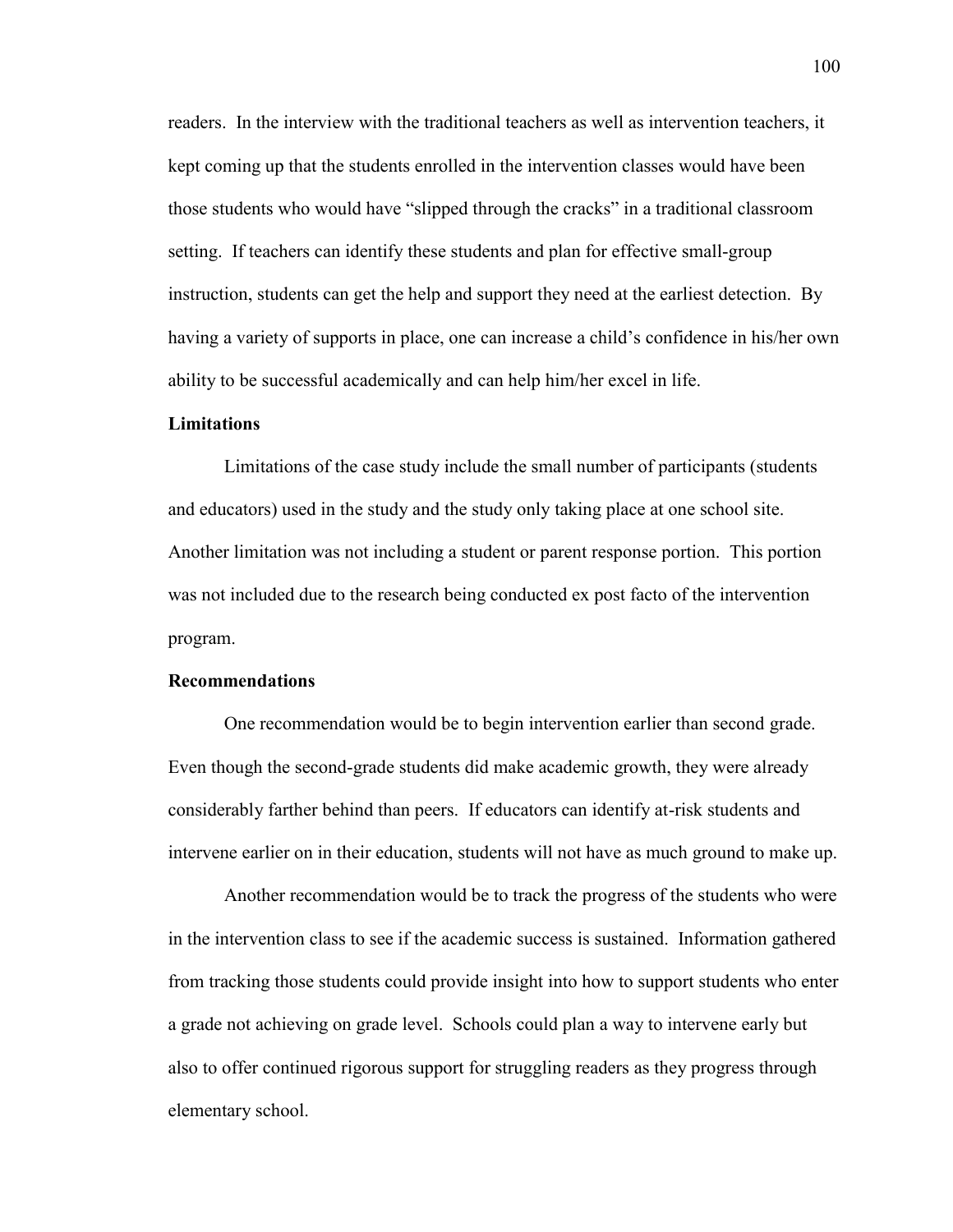readers. In the interview with the traditional teachers as well as intervention teachers, it kept coming up that the students enrolled in the intervention classes would have been those students who would have "slipped through the cracks" in a traditional classroom setting. If teachers can identify these students and plan for effective small-group instruction, students can get the help and support they need at the earliest detection. By having a variety of supports in place, one can increase a child's confidence in his/her own ability to be successful academically and can help him/her excel in life.

**Limitations**

Limitations of the case study include the small number of participants (students and educators) used in the study and the study only taking place at one school site. Another limitation was not including a student or parent response portion. This portion was not included due to the research being conducted ex post facto of the intervention program.

**Recommendations**

One recommendation would be to begin intervention earlier than second grade. Even though the second-grade students did make academic growth, they were already considerably farther behind than peers. If educators can identify at-risk students and intervene earlier on in their education, students will not have as much ground to make up.

Another recommendation would be to track the progress of the students who were in the intervention class to see if the academic success is sustained. Information gathered from tracking those students could provide insight into how to support students who enter a grade not achieving on grade level. Schools could plan a way to intervene early but also to offer continued rigorous support for struggling readers as they progress through elementary school.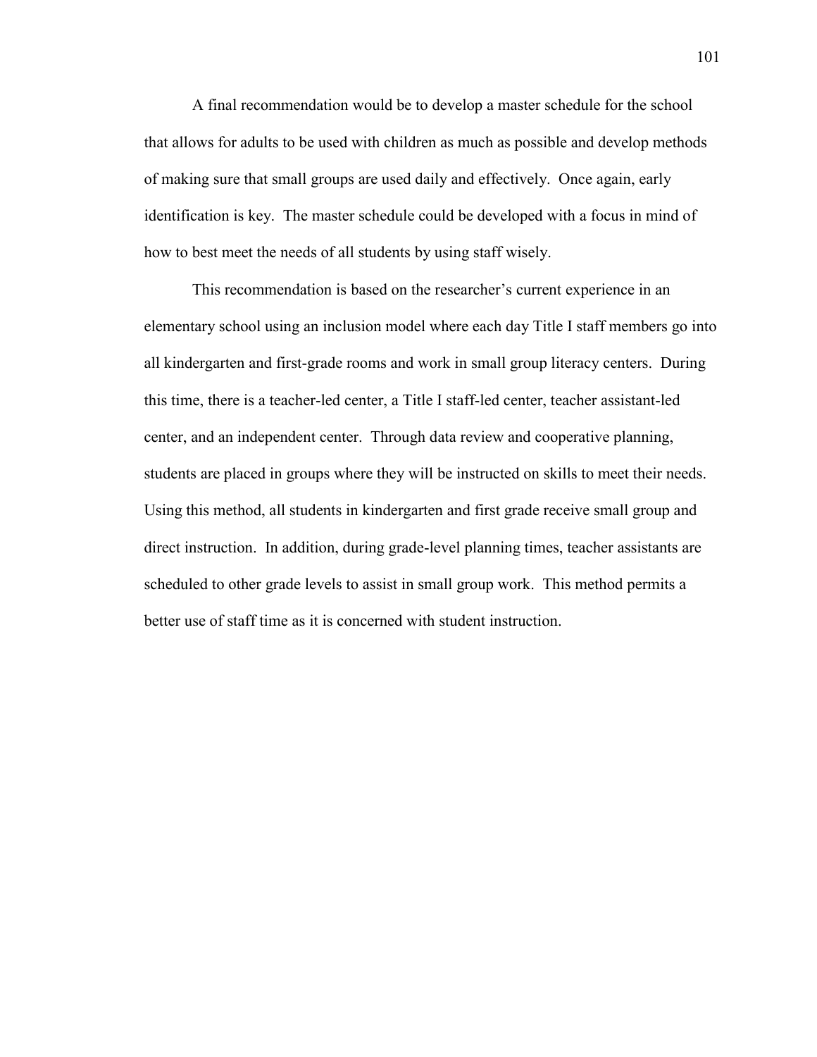A final recommendation would be to develop a master schedule for the school that allows for adults to be used with children as much as possible and develop methods of making sure that small groups are used daily and effectively. Once again, early identification is key. The master schedule could be developed with a focus in mind of how to best meet the needs of all students by using staff wisely.

This recommendation is based on the researcher's current experience in an elementary school using an inclusion model where each day Title I staff members go into all kindergarten and first-grade rooms and work in small group literacy centers. During this time, there is a teacher-led center, a Title I staff-led center, teacher assistant-led center, and an independent center. Through data review and cooperative planning, students are placed in groups where they will be instructed on skills to meet their needs. Using this method, all students in kindergarten and first grade receive small group and direct instruction. In addition, during grade-level planning times, teacher assistants are scheduled to other grade levels to assist in small group work. This method permits a better use of staff time as it is concerned with student instruction.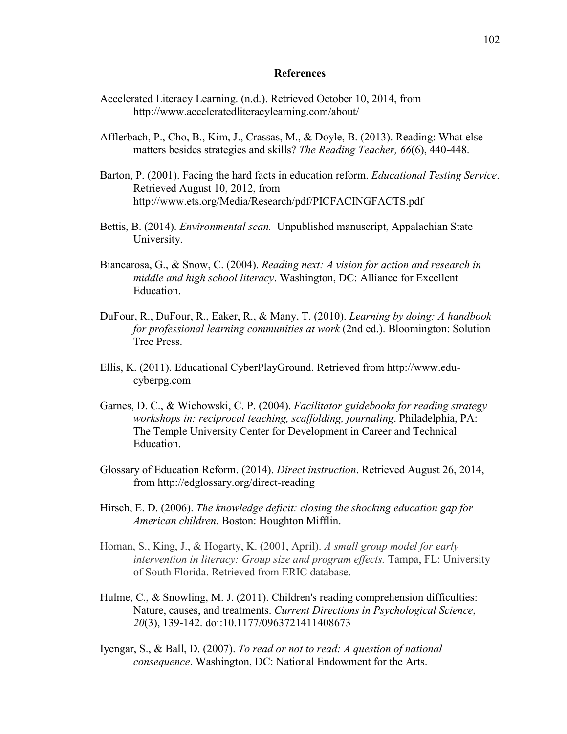# References

Accelerated Literacy Learning. (n.d.). Retrieved October 10, 2014, from http://www.acceleratedliteracylearning.com/about/

Afflerbach, P., Cho, B., Kim, J., Crassas, M., & Doyle, B. (2013). Reading: What else matters besides strategies and skills? *The Reading Teacher, 66*(6), 440-448.

Barton, P. (2001). Facing the hard facts in education reform. *Educational Testing Service*. Retrieved August 10, 2012, from http://www.ets.org/Media/Research/pdf/PICFACINGFACTS.pdf

Bettis, B. (2014). *Environmental scan.* Unpublished manuscript, Appalachian State University.

Biancarosa, G., & Snow, C. (2004). *Reading next: A vision for action and research in middle and high school literacy*. Washington, DC: Alliance for Excellent Education.

DuFour, R., DuFour, R., Eaker, R., & Many, T. (2010). *Learning by doing: A handbook for professional learning communities at work* (2nd ed.). Bloomington: Solution Tree Press.

Ellis, K. (2011). Educational CyberPlayGround. Retrieved from http://www.edu-cyberpg.com

Garnes, D. C., & Wichowski, C. P. (2004). *Facilitator guidebooks for reading strategy workshops in: reciprocal teaching, scaffolding, journaling*. Philadelphia, PA: The Temple University Center for Development in Career and Technical Education.

Glossary of Education Reform. (2014). *Direct instruction*. Retrieved August 26, 2014, from http://edglossary.org/direct-reading

Hirsch, E. D. (2006). *The knowledge deficit: closing the shocking education gap for American children*. Boston: Houghton Mifflin.

Homan, S., King, J., & Hogarty, K. (2001, April). *A small group model for early intervention in literacy: Group size and program effects.* Tampa, FL: University of South Florida. Retrieved from ERIC database.

Hulme, C., & Snowling, M. J. (2011). Children's reading comprehension difficulties: Nature, causes, and treatments. *Current Directions in Psychological Science*, *20*(3), 139-142. doi:10.1177/0963721411408673

Iyengar, S., & Ball, D. (2007). *To read or not to read: A question of national consequence*. Washington, DC: National Endowment for the Arts.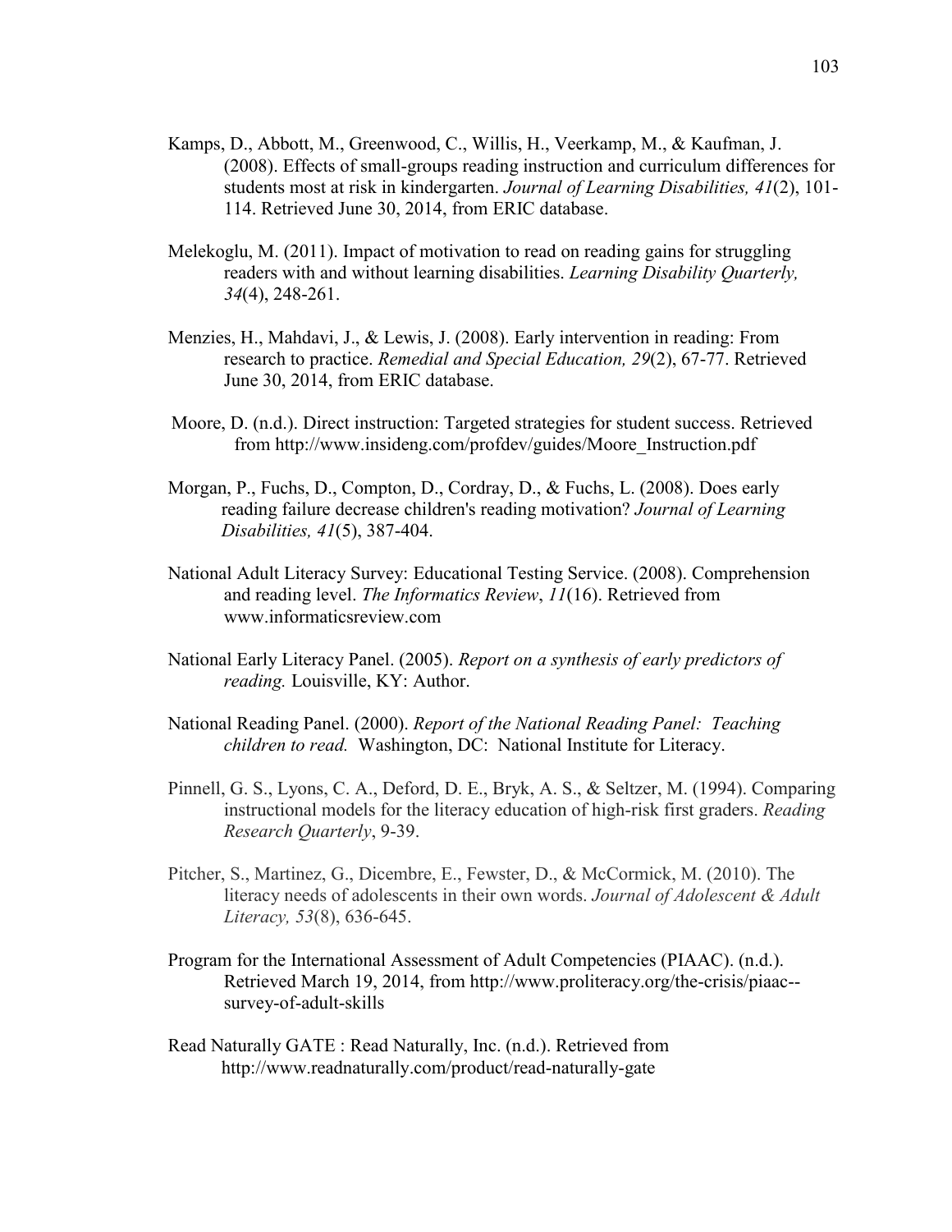Kamps, D., Abbott, M., Greenwood, C., Willis, H., Veerkamp, M., & Kaufman, J. (2008). Effects of small-groups reading instruction and curriculum differences for students most at risk in kindergarten. *Journal of Learning Disabilities, 41*(2), 101-114. Retrieved June 30, 2014, from ERIC database.

Melekoglu, M. (2011). Impact of motivation to read on reading gains for struggling readers with and without learning disabilities. *Learning Disability Quarterly, 34*(4), 248-261.

Menzies, H., Mahdavi, J., & Lewis, J. (2008). Early intervention in reading: From research to practice. *Remedial and Special Education, 29*(2), 67-77. Retrieved June 30, 2014, from ERIC database.

Moore, D. (n.d.). Direct instruction: Targeted strategies for student success. Retrieved from http://www.insideng.com/profdev/guides/Moore_Instruction.pdf

Morgan, P., Fuchs, D., Compton, D., Cordray, D., & Fuchs, L. (2008). Does early reading failure decrease children's reading motivation? *Journal of Learning Disabilities, 41*(5), 387-404.

National Adult Literacy Survey: Educational Testing Service. (2008). Comprehension and reading level. *The Informatics Review*, *11*(16). Retrieved from www.informaticsreview.com

National Early Literacy Panel. (2005). *Report on a synthesis of early predictors of reading.* Louisville, KY: Author.

National Reading Panel. (2000). *Report of the National Reading Panel: Teaching children to read.* Washington, DC: National Institute for Literacy.

Pinnell, G. S., Lyons, C. A., Deford, D. E., Bryk, A. S., & Seltzer, M. (1994). Comparing instructional models for the literacy education of high-risk first graders. *Reading Research Quarterly*, 9-39.

Pitcher, S., Martinez, G., Dicembre, E., Fewster, D., & McCormick, M. (2010). The literacy needs of adolescents in their own words. *Journal of Adolescent & Adult Literacy, 53*(8), 636-645.

Program for the International Assessment of Adult Competencies (PIAAC). (n.d.). Retrieved March 19, 2014, from http://www.proliteracy.org/the-crisis/piaac--survey-of-adult-skills

Read Naturally GATE : Read Naturally, Inc. (n.d.). Retrieved from http://www.readnaturally.com/product/read-naturally-gate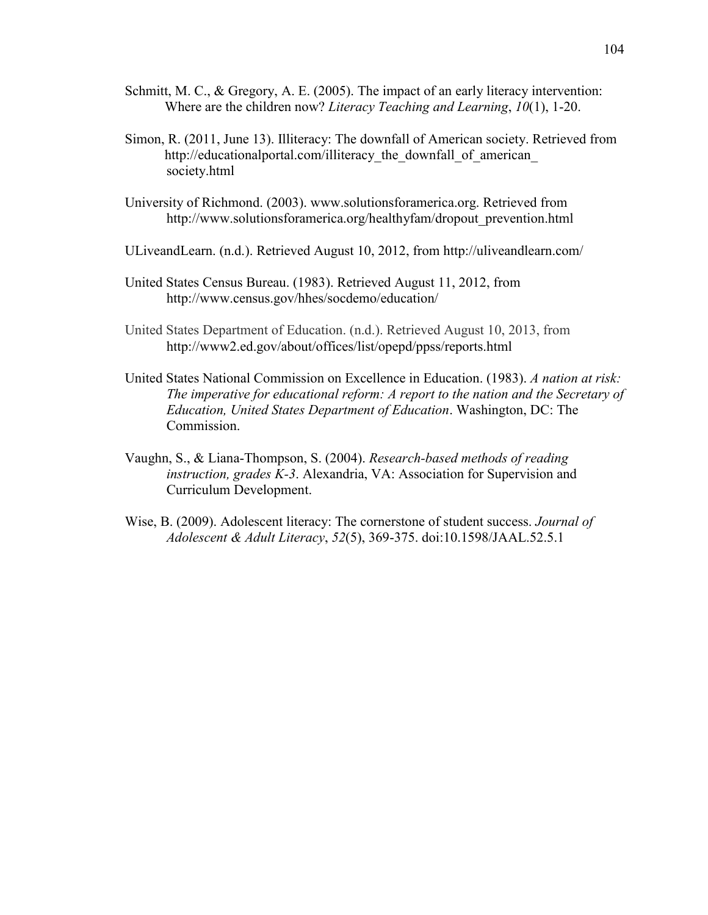Schmitt, M. C., & Gregory, A. E. (2005). The impact of an early literacy intervention: Where are the children now? *Literacy Teaching and Learning*, *10*(1), 1-20.

Simon, R. (2011, June 13). Illiteracy: The downfall of American society. Retrieved from http://educationalportal.com/illiteracy_the_downfall_of_american_society.html

University of Richmond. (2003). www.solutionsforamerica.org. Retrieved from http://www.solutionsforamerica.org/healthyfam/dropout_prevention.html

ULiveandLearn. (n.d.). Retrieved August 10, 2012, from http://uliveandlearn.com/

United States Census Bureau. (1983). Retrieved August 11, 2012, from http://www.census.gov/hhes/socdemo/education/

United States Department of Education. (n.d.). Retrieved August 10, 2013, from http://www2.ed.gov/about/offices/list/opepd/ppss/reports.html

United States National Commission on Excellence in Education. (1983). *A nation at risk: The imperative for educational reform: A report to the nation and the Secretary of Education, United States Department of Education*. Washington, DC: The Commission.

Vaughn, S., & Liana-Thompson, S. (2004). *Research-based methods of reading instruction, grades K-3*. Alexandria, VA: Association for Supervision and Curriculum Development.

Wise, B. (2009). Adolescent literacy: The cornerstone of student success. *Journal of Adolescent & Adult Literacy*, *52*(5), 369-375. doi:10.1598/JAAL.52.5.1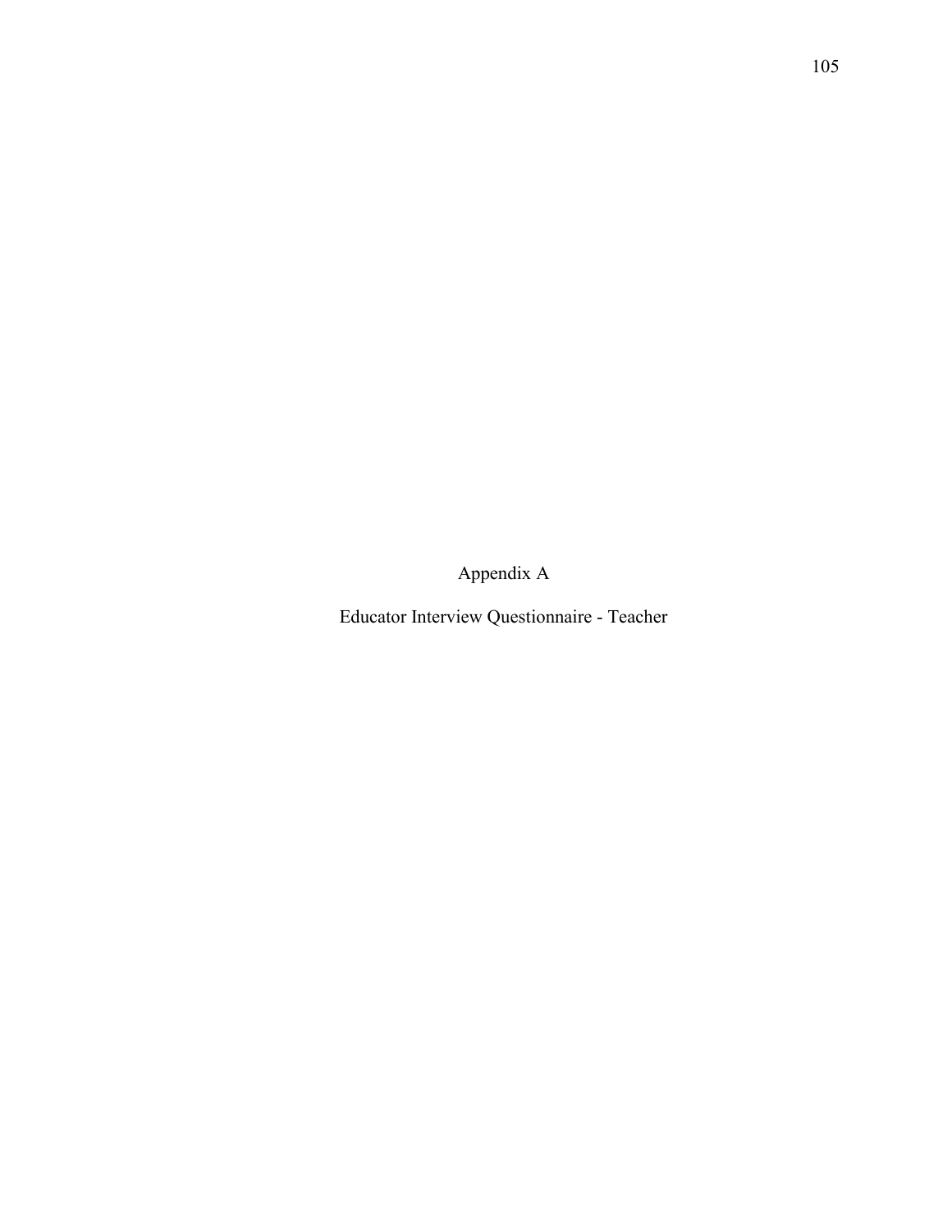# Appendix A

## Educator Interview Questionnaire - Teacher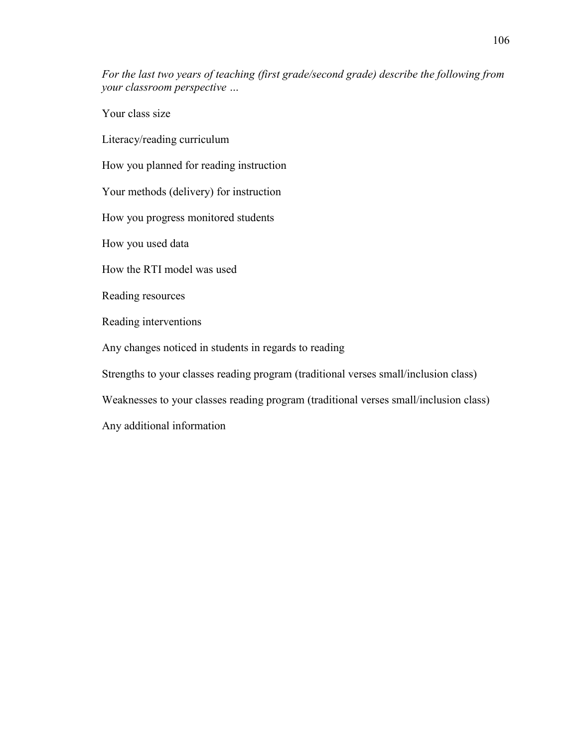*For the last two years of teaching (first grade/second grade) describe the following from your classroom perspective …*

Your class size

Literacy/reading curriculum

How you planned for reading instruction

Your methods (delivery) for instruction

How you progress monitored students

How you used data

How the RTI model was used

Reading resources

Reading interventions

Any changes noticed in students in regards to reading

Strengths to your classes reading program (traditional verses small/inclusion class)

Weaknesses to your classes reading program (traditional verses small/inclusion class)

Any additional information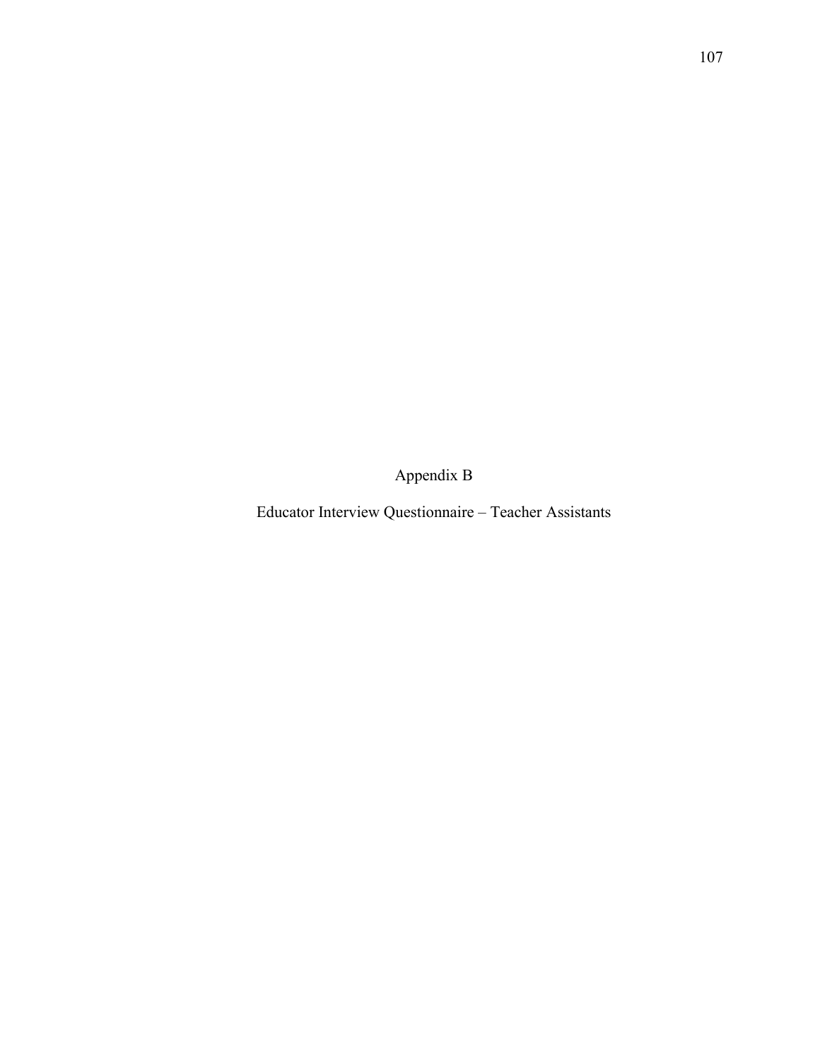# Appendix B

## Educator Interview Questionnaire – Teacher Assistants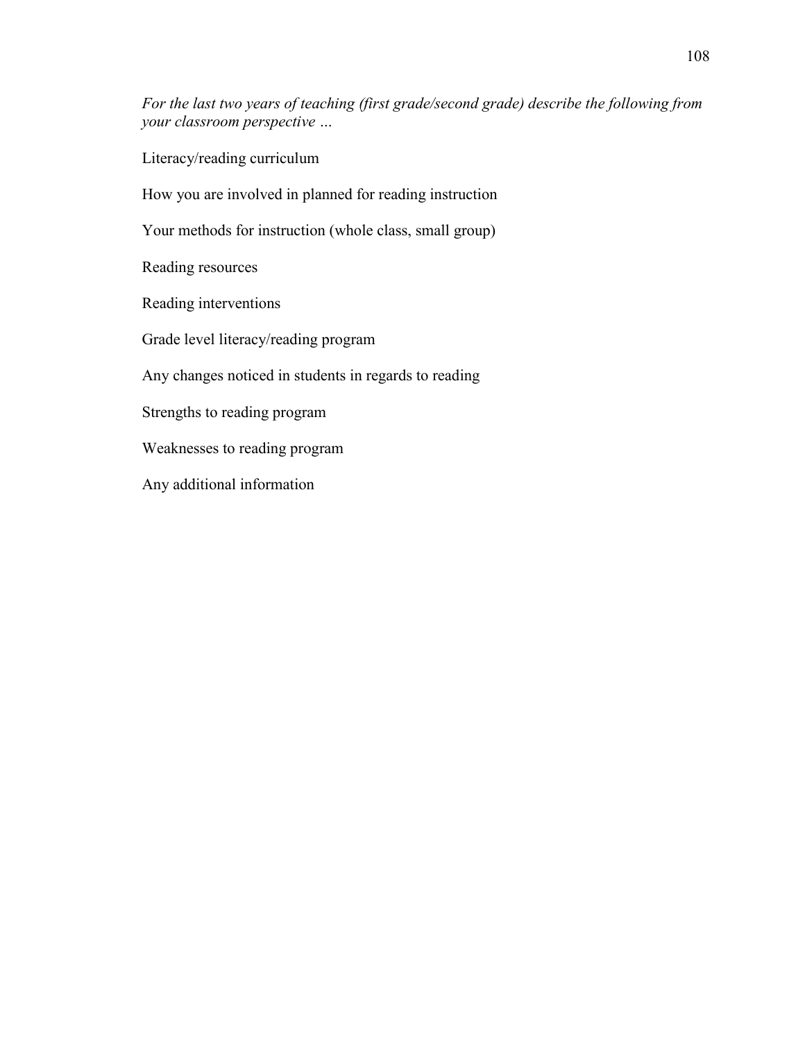*For the last two years of teaching (first grade/second grade) describe the following from your classroom perspective …*

Literacy/reading curriculum

How you are involved in planned for reading instruction

Your methods for instruction (whole class, small group)

Reading resources

Reading interventions

Grade level literacy/reading program

Any changes noticed in students in regards to reading

Strengths to reading program

Weaknesses to reading program

Any additional information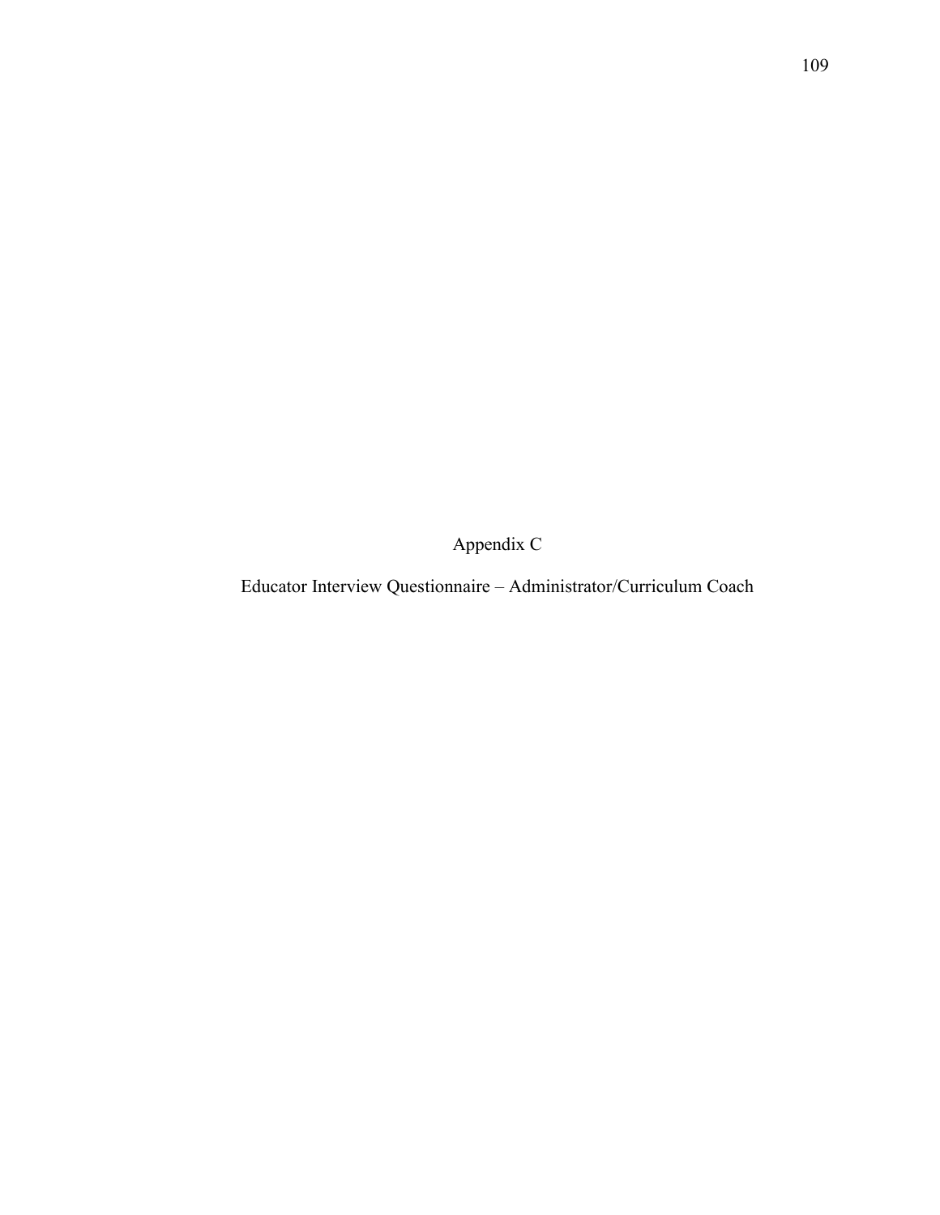# Appendix C

## Educator Interview Questionnaire – Administrator/Curriculum Coach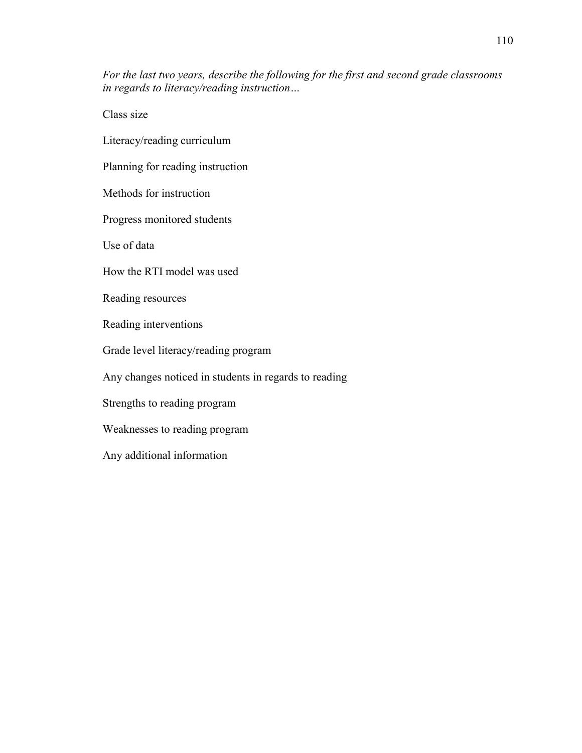*For the last two years, describe the following for the first and second grade classrooms in regards to literacy/reading instruction…*

Class size

Literacy/reading curriculum

Planning for reading instruction

Methods for instruction

Progress monitored students

Use of data

How the RTI model was used

Reading resources

Reading interventions

Grade level literacy/reading program

Any changes noticed in students in regards to reading

Strengths to reading program

Weaknesses to reading program

Any additional information